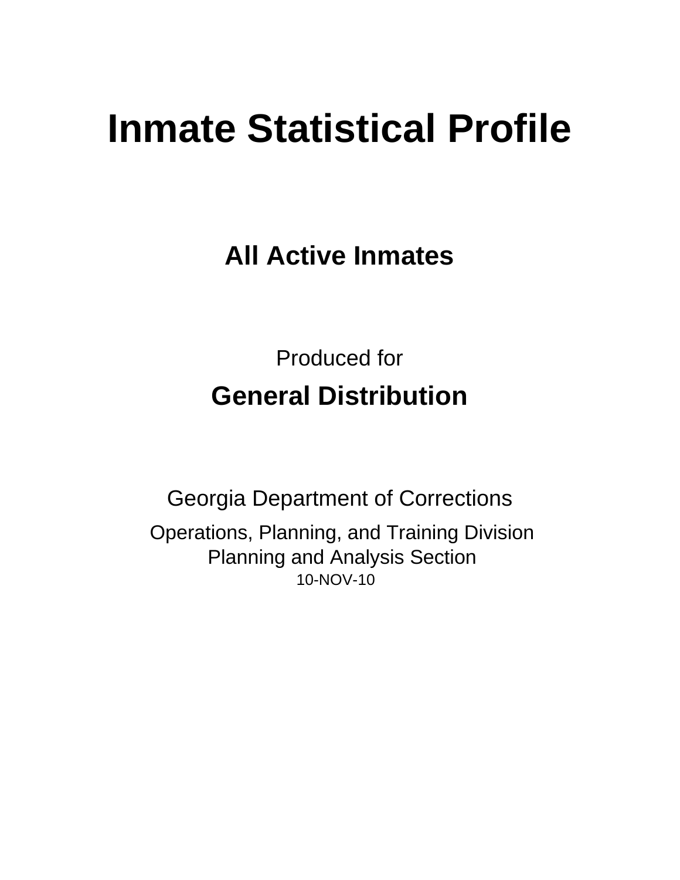# Inmate Statistical Profile

## All Active Inmates

Produced for

## General Distribution

Georgia Department of Corrections

Operations, Planning, and Training Division
Planning and Analysis Section
10-NOV-10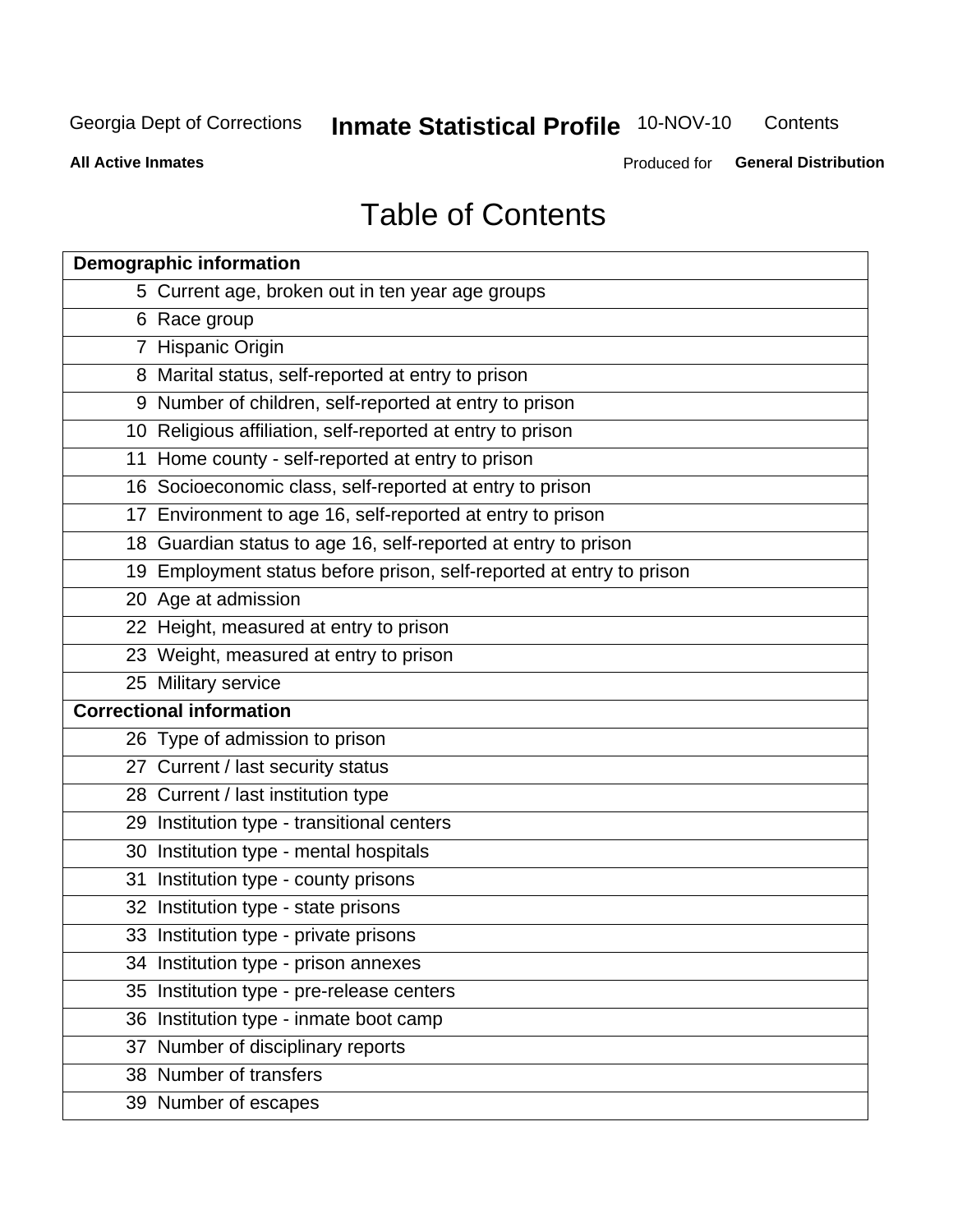# Table of Contents

| Demographic information | |
|---|---|
| 5 | Current age, broken out in ten year age groups |
| 6 | Race group |
| 7 | Hispanic Origin |
| 8 | Marital status, self-reported at entry to prison |
| 9 | Number of children, self-reported at entry to prison |
| 10 | Religious affiliation, self-reported at entry to prison |
| 11 | Home county - self-reported at entry to prison |
| 16 | Socioeconomic class, self-reported at entry to prison |
| 17 | Environment to age 16, self-reported at entry to prison |
| 18 | Guardian status to age 16, self-reported at entry to prison |
| 19 | Employment status before prison, self-reported at entry to prison |
| 20 | Age at admission |
| 22 | Height, measured at entry to prison |
| 23 | Weight, measured at entry to prison |
| 25 | Military service |
| **Correctional information** | |
| 26 | Type of admission to prison |
| 27 | Current / last security status |
| 28 | Current / last institution type |
| 29 | Institution type - transitional centers |
| 30 | Institution type - mental hospitals |
| 31 | Institution type - county prisons |
| 32 | Institution type - state prisons |
| 33 | Institution type - private prisons |
| 34 | Institution type - prison annexes |
| 35 | Institution type - pre-release centers |
| 36 | Institution type - inmate boot camp |
| 37 | Number of disciplinary reports |
| 38 | Number of transfers |
| 39 | Number of escapes |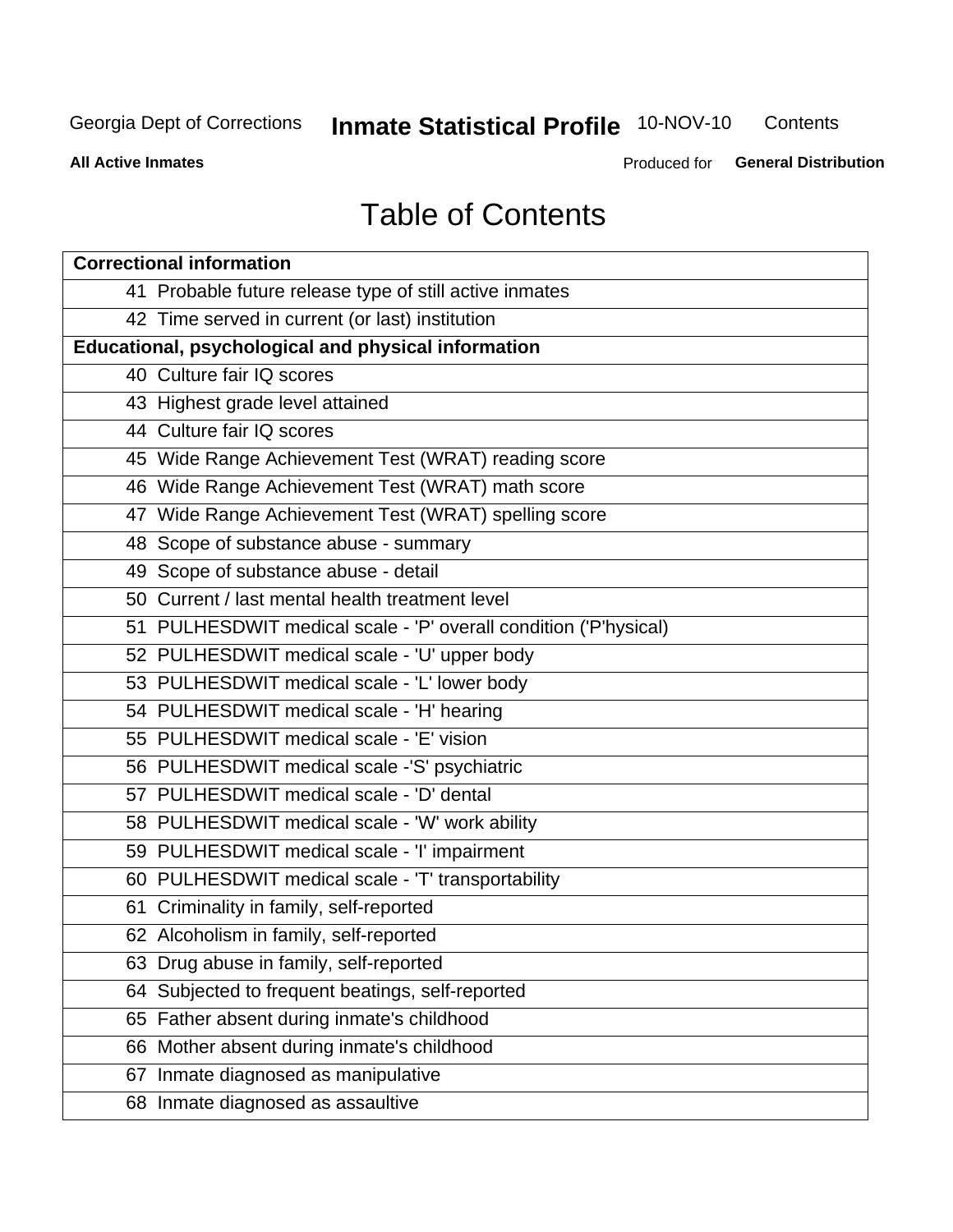# Table of Contents

| Correctional information | |
|---|---|
| 41 | Probable future release type of still active inmates |
| 42 | Time served in current (or last) institution |
| **Educational, psychological and physical information** | |
| 40 | Culture fair IQ scores |
| 43 | Highest grade level attained |
| 44 | Culture fair IQ scores |
| 45 | Wide Range Achievement Test (WRAT) reading score |
| 46 | Wide Range Achievement Test (WRAT) math score |
| 47 | Wide Range Achievement Test (WRAT) spelling score |
| 48 | Scope of substance abuse - summary |
| 49 | Scope of substance abuse - detail |
| 50 | Current / last mental health treatment level |
| 51 | PULHESDWIT medical scale - 'P' overall condition ('P'hysical) |
| 52 | PULHESDWIT medical scale - 'U' upper body |
| 53 | PULHESDWIT medical scale - 'L' lower body |
| 54 | PULHESDWIT medical scale - 'H' hearing |
| 55 | PULHESDWIT medical scale - 'E' vision |
| 56 | PULHESDWIT medical scale -'S' psychiatric |
| 57 | PULHESDWIT medical scale - 'D' dental |
| 58 | PULHESDWIT medical scale - 'W' work ability |
| 59 | PULHESDWIT medical scale - 'I' impairment |
| 60 | PULHESDWIT medical scale - 'T' transportability |
| 61 | Criminality in family, self-reported |
| 62 | Alcoholism in family, self-reported |
| 63 | Drug abuse in family, self-reported |
| 64 | Subjected to frequent beatings, self-reported |
| 65 | Father absent during inmate's childhood |
| 66 | Mother absent during inmate's childhood |
| 67 | Inmate diagnosed as manipulative |
| 68 | Inmate diagnosed as assaultive |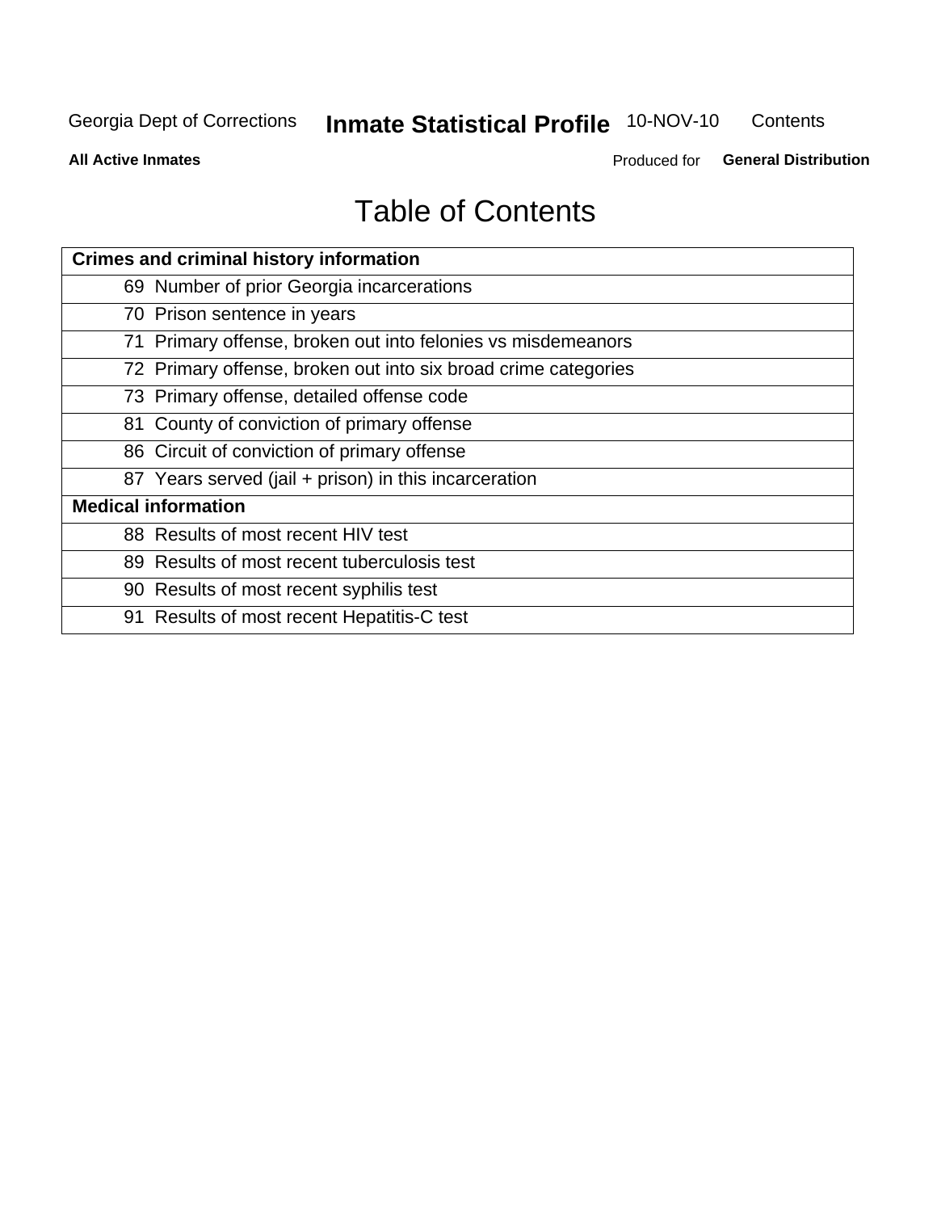# Table of Contents

| Crimes and criminal history information | |
|---|---|
| 69 | Number of prior Georgia incarcerations |
| 70 | Prison sentence in years |
| 71 | Primary offense, broken out into felonies vs misdemeanors |
| 72 | Primary offense, broken out into six broad crime categories |
| 73 | Primary offense, detailed offense code |
| 81 | County of conviction of primary offense |
| 86 | Circuit of conviction of primary offense |
| 87 | Years served (jail + prison) in this incarceration |
| **Medical information** | |
| 88 | Results of most recent HIV test |
| 89 | Results of most recent tuberculosis test |
| 90 | Results of most recent syphilis test |
| 91 | Results of most recent Hepatitis-C test |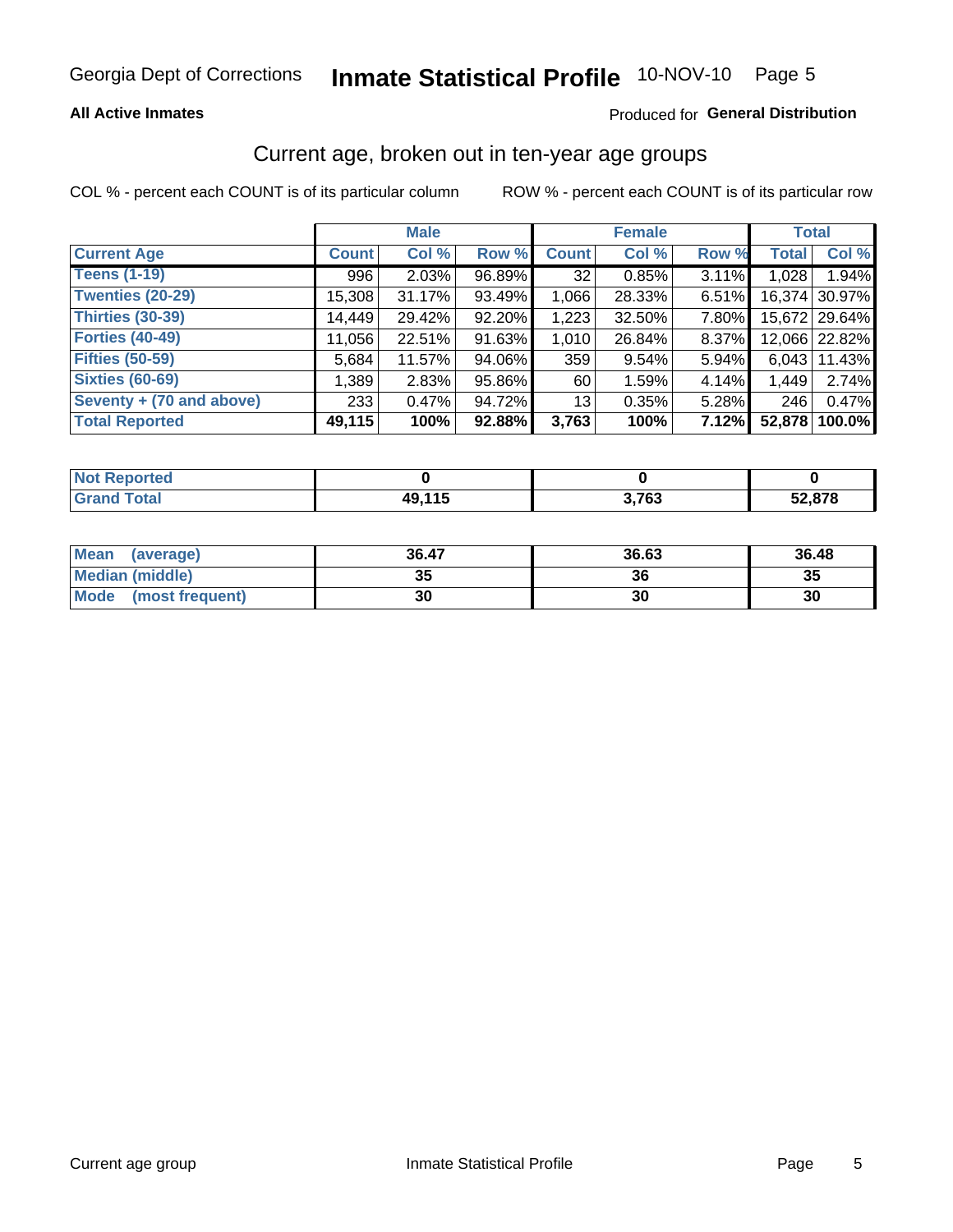Georgia Dept of Corrections **Inmate Statistical Profile** 10-NOV-10

**All Active Inmates**

Produced for **General Distribution**

## Current age, broken out in ten-year age groups

COL % - percent each COUNT is of its particular column

ROW % - percent each COUNT is of its particular row

| | Male | | | Female | | | Total | |
|---|---|---|---|---|---|---|---|---|
| **Current Age** | **Count** | **Col %** | **Row %** | **Count** | **Col %** | **Row %** | **Total** | **Col %** |
| **Teens (1-19)** | 996 | 2.03% | 96.89% | 32 | 0.85% | 3.11% | 1,028 | 1.94% |
| **Twenties (20-29)** | 15,308 | 31.17% | 93.49% | 1,066 | 28.33% | 6.51% | 16,374 | 30.97% |
| **Thirties (30-39)** | 14,449 | 29.42% | 92.20% | 1,223 | 32.50% | 7.80% | 15,672 | 29.64% |
| **Forties (40-49)** | 11,056 | 22.51% | 91.63% | 1,010 | 26.84% | 8.37% | 12,066 | 22.82% |
| **Fifties (50-59)** | 5,684 | 11.57% | 94.06% | 359 | 9.54% | 5.94% | 6,043 | 11.43% |
| **Sixties (60-69)** | 1,389 | 2.83% | 95.86% | 60 | 1.59% | 4.14% | 1,449 | 2.74% |
| **Seventy + (70 and above)** | 233 | 0.47% | 94.72% | 13 | 0.35% | 5.28% | 246 | 0.47% |
| **Total Reported** | **49,115** | **100%** | **92.88%** | **3,763** | **100%** | **7.12%** | **52,878** | **100.0%** |

| | Male | Female | Total |
|---|---|---|---|
| **Not Reported** | **0** | **0** | **0** |
| **Grand Total** | **49,115** | **3,763** | **52,878** |

| | Male | Female | Total |
|---|---|---|---|
| **Mean (average)** | **36.47** | **36.63** | **36.48** |
| **Median (middle)** | **35** | **36** | **35** |
| **Mode (most frequent)** | **30** | **30** | **30** |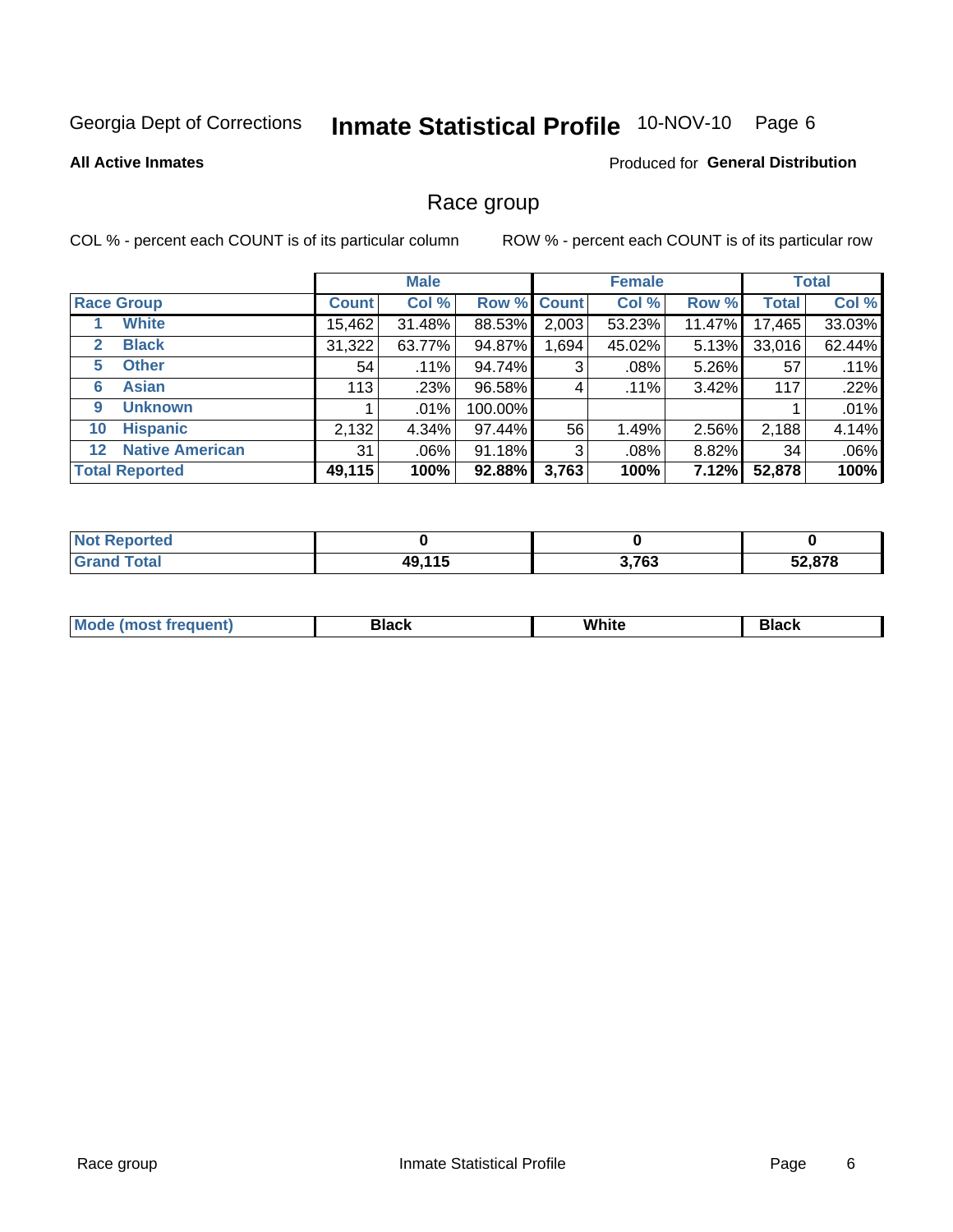Georgia Dept of Corrections **Inmate Statistical Profile** 10-NOV-10

**All Active Inmates**

Produced for **General Distribution**

## Race group

COL % - percent each COUNT is of its particular column ROW % - percent each COUNT is of its particular row

| | | Male | | | Female | | | Total | |
|---|---|---|---|---|---|---|---|---|---|
| **Race Group** | | **Count** | **Col %** | **Row %** | **Count** | **Col %** | **Row %** | **Total** | **Col %** |
| 1 | White | 15,462 | 31.48% | 88.53% | 2,003 | 53.23% | 11.47% | 17,465 | 33.03% |
| 2 | Black | 31,322 | 63.77% | 94.87% | 1,694 | 45.02% | 5.13% | 33,016 | 62.44% |
| 5 | Other | 54 | .11% | 94.74% | 3 | .08% | 5.26% | 57 | .11% |
| 6 | Asian | 113 | .23% | 96.58% | 4 | .11% | 3.42% | 117 | .22% |
| 9 | Unknown | 1 | .01% | 100.00% | | | | 1 | .01% |
| 10 | Hispanic | 2,132 | 4.34% | 97.44% | 56 | 1.49% | 2.56% | 2,188 | 4.14% |
| 12 | Native American | 31 | .06% | 91.18% | 3 | .08% | 8.82% | 34 | .06% |
| **Total Reported** | | **49,115** | **100%** | **92.88%** | **3,763** | **100%** | **7.12%** | **52,878** | **100%** |

| | Male | Female | Total |
|---|---|---|---|
| Not Reported | **0** | **0** | **0** |
| Grand Total | **49,115** | **3,763** | **52,878** |

| | Male | Female | Total |
|---|---|---|---|
| Mode (most frequent) | **Black** | **White** | **Black** |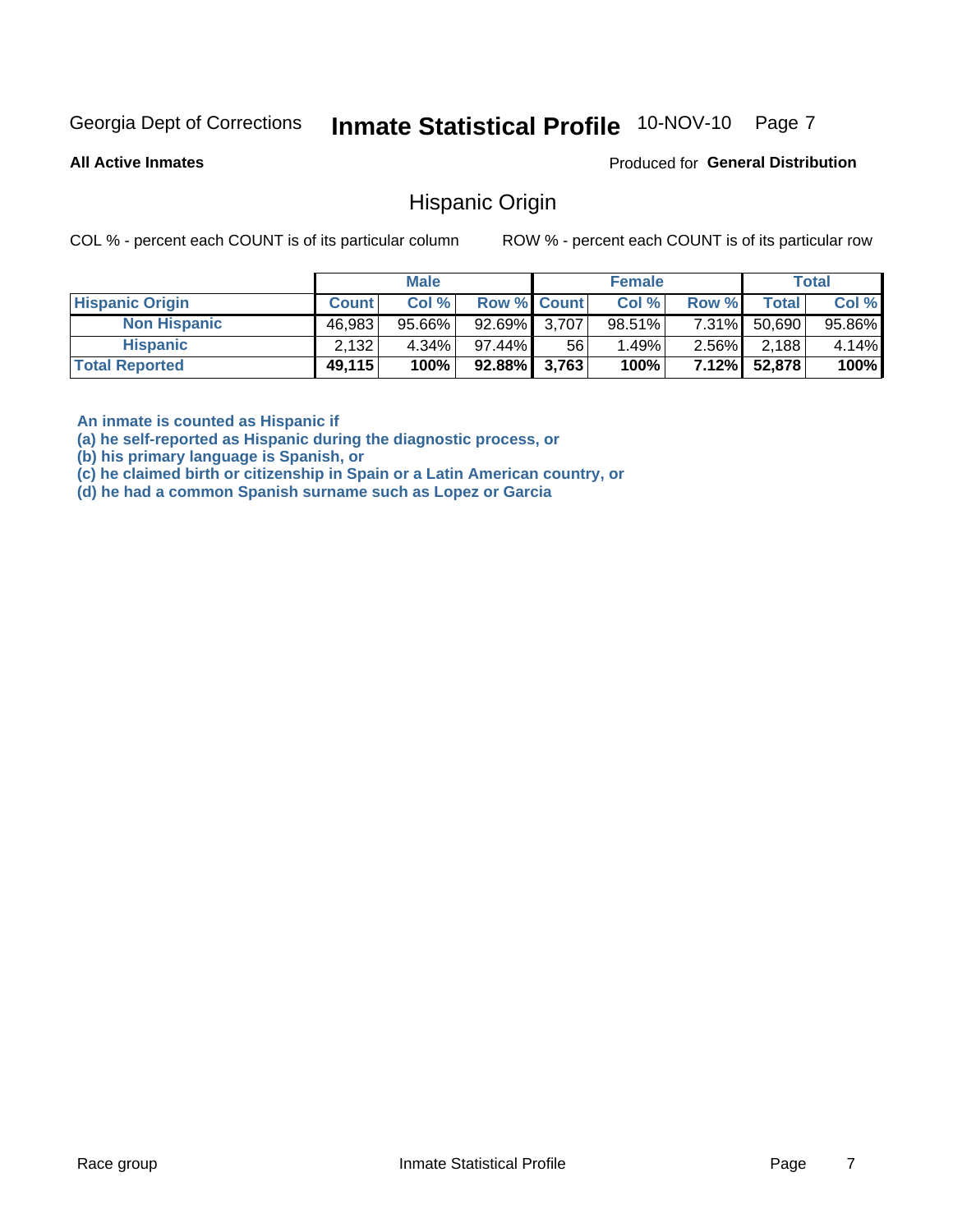Georgia Dept of Corrections **Inmate Statistical Profile** 10-NOV-10

**All Active Inmates**

Produced for **General Distribution**

## Hispanic Origin

COL % - percent each COUNT is of its particular column    ROW % - percent each COUNT is of its particular row

| | Male | | | Female | | | Total | |
|---|---|---|---|---|---|---|---|---|
| **Hispanic Origin** | **Count** | **Col %** | **Row %** | **Count** | **Col %** | **Row %** | **Total** | **Col %** |
| **Non Hispanic** | 46,983 | 95.66% | 92.69% | 3,707 | 98.51% | 7.31% | 50,690 | 95.86% |
| **Hispanic** | 2,132 | 4.34% | 97.44% | 56 | 1.49% | 2.56% | 2,188 | 4.14% |
| **Total Reported** | **49,115** | **100%** | **92.88%** | **3,763** | **100%** | **7.12%** | **52,878** | **100%** |

**An inmate is counted as Hispanic if**
**(a) he self-reported as Hispanic during the diagnostic process, or**
**(b) his primary language is Spanish, or**
**(c) he claimed birth or citizenship in Spain or a Latin American country, or**
**(d) he had a common Spanish surname such as Lopez or Garcia**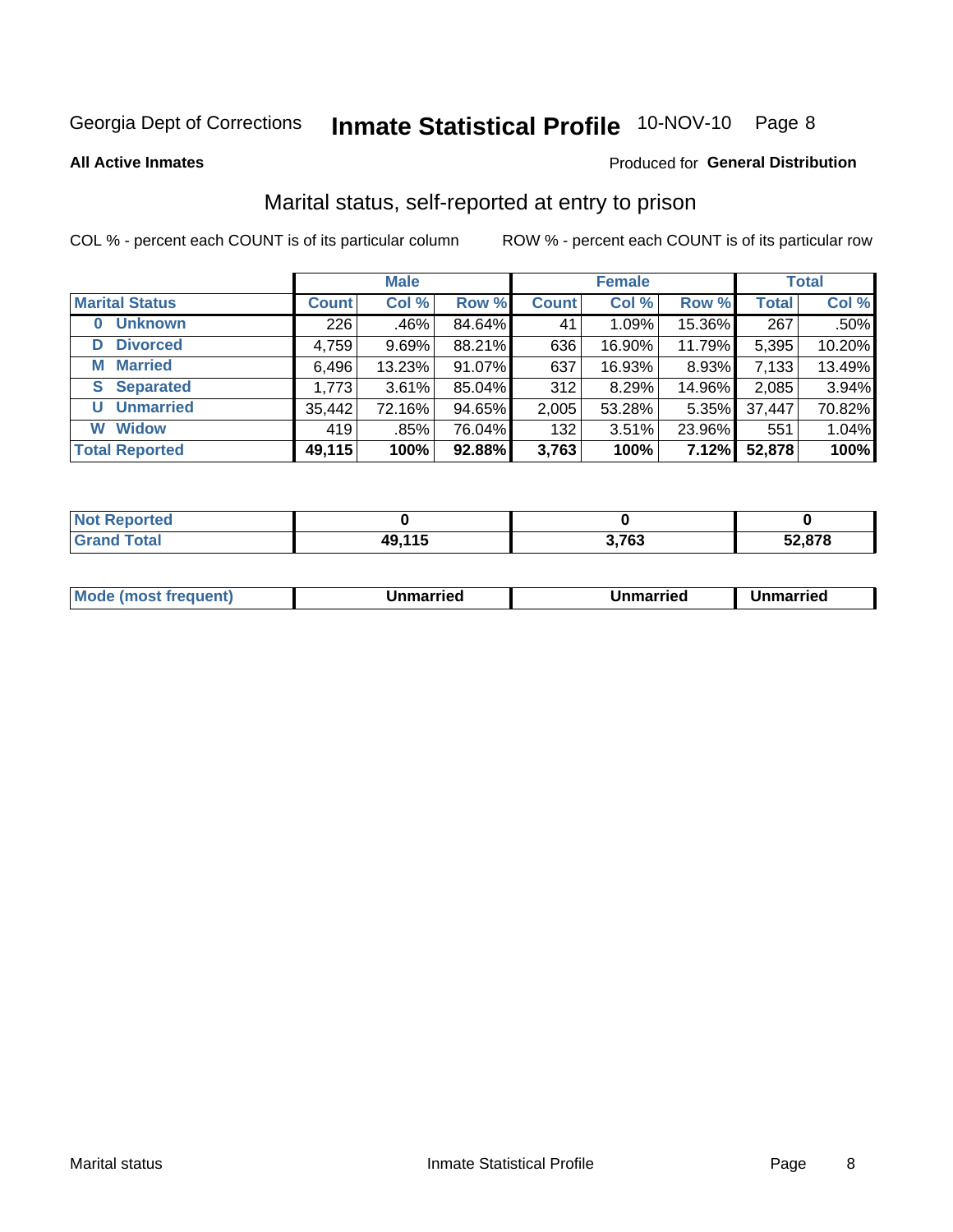Georgia Dept of Corrections **Inmate Statistical Profile** 10-NOV-10

**All Active Inmates**

Produced for **General Distribution**

## Marital status, self-reported at entry to prison

COL % - percent each COUNT is of its particular column

ROW % - percent each COUNT is of its particular row

| | Male | | | Female | | | Total | |
|---|---|---|---|---|---|---|---|---|
| **Marital Status** | **Count** | **Col %** | **Row %** | **Count** | **Col %** | **Row %** | **Total** | **Col %** |
| **0 Unknown** | 226 | .46% | 84.64% | 41 | 1.09% | 15.36% | 267 | .50% |
| **D Divorced** | 4,759 | 9.69% | 88.21% | 636 | 16.90% | 11.79% | 5,395 | 10.20% |
| **M Married** | 6,496 | 13.23% | 91.07% | 637 | 16.93% | 8.93% | 7,133 | 13.49% |
| **S Separated** | 1,773 | 3.61% | 85.04% | 312 | 8.29% | 14.96% | 2,085 | 3.94% |
| **U Unmarried** | 35,442 | 72.16% | 94.65% | 2,005 | 53.28% | 5.35% | 37,447 | 70.82% |
| **W Widow** | 419 | .85% | 76.04% | 132 | 3.51% | 23.96% | 551 | 1.04% |
| **Total Reported** | **49,115** | **100%** | **92.88%** | **3,763** | **100%** | **7.12%** | **52,878** | **100%** |

| | Male | Female | Total |
|---|---|---|---|
| **Not Reported** | **0** | **0** | **0** |
| **Grand Total** | **49,115** | **3,763** | **52,878** |

| | Male | Female | Total |
|---|---|---|---|
| **Mode (most frequent)** | **Unmarried** | **Unmarried** | **Unmarried** |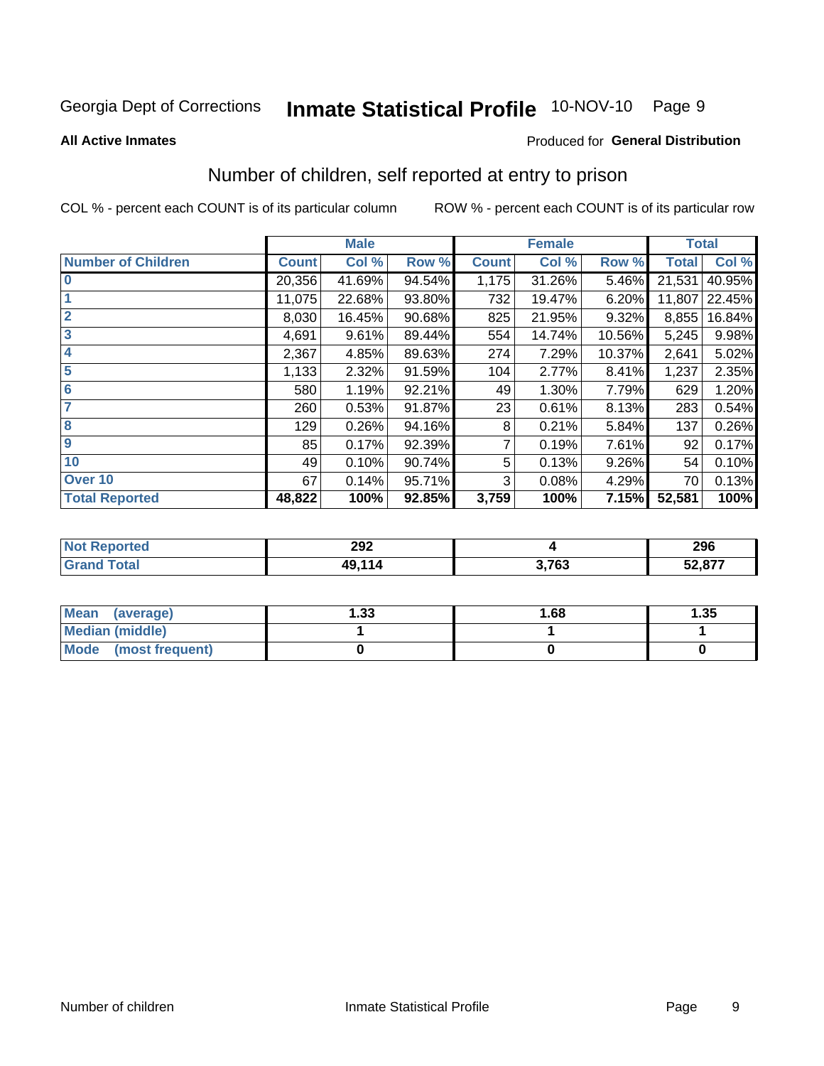Georgia Dept of Corrections **Inmate Statistical Profile** 10-NOV-10

**All Active Inmates**

Produced for **General Distribution**

## Number of children, self reported at entry to prison

COL % - percent each COUNT is of its particular column

ROW % - percent each COUNT is of its particular row

| | Male | | | Female | | | Total | |
|---|---|---|---|---|---|---|---|---|
| **Number of Children** | **Count** | **Col %** | **Row %** | **Count** | **Col %** | **Row %** | **Total** | **Col %** |
| **0** | 20,356 | 41.69% | 94.54% | 1,175 | 31.26% | 5.46% | 21,531 | 40.95% |
| **1** | 11,075 | 22.68% | 93.80% | 732 | 19.47% | 6.20% | 11,807 | 22.45% |
| **2** | 8,030 | 16.45% | 90.68% | 825 | 21.95% | 9.32% | 8,855 | 16.84% |
| **3** | 4,691 | 9.61% | 89.44% | 554 | 14.74% | 10.56% | 5,245 | 9.98% |
| **4** | 2,367 | 4.85% | 89.63% | 274 | 7.29% | 10.37% | 2,641 | 5.02% |
| **5** | 1,133 | 2.32% | 91.59% | 104 | 2.77% | 8.41% | 1,237 | 2.35% |
| **6** | 580 | 1.19% | 92.21% | 49 | 1.30% | 7.79% | 629 | 1.20% |
| **7** | 260 | 0.53% | 91.87% | 23 | 0.61% | 8.13% | 283 | 0.54% |
| **8** | 129 | 0.26% | 94.16% | 8 | 0.21% | 5.84% | 137 | 0.26% |
| **9** | 85 | 0.17% | 92.39% | 7 | 0.19% | 7.61% | 92 | 0.17% |
| **10** | 49 | 0.10% | 90.74% | 5 | 0.13% | 9.26% | 54 | 0.10% |
| **Over 10** | 67 | 0.14% | 95.71% | 3 | 0.08% | 4.29% | 70 | 0.13% |
| **Total Reported** | **48,822** | **100%** | **92.85%** | **3,759** | **100%** | **7.15%** | **52,581** | **100%** |

| | Male | Female | Total |
|---|---|---|---|
| **Not Reported** | **292** | **4** | **296** |
| **Grand Total** | **49,114** | **3,763** | **52,877** |

| | Male | Female | Total |
|---|---|---|---|
| **Mean (average)** | **1.33** | **1.68** | **1.35** |
| **Median (middle)** | **1** | **1** | **1** |
| **Mode (most frequent)** | **0** | **0** | **0** |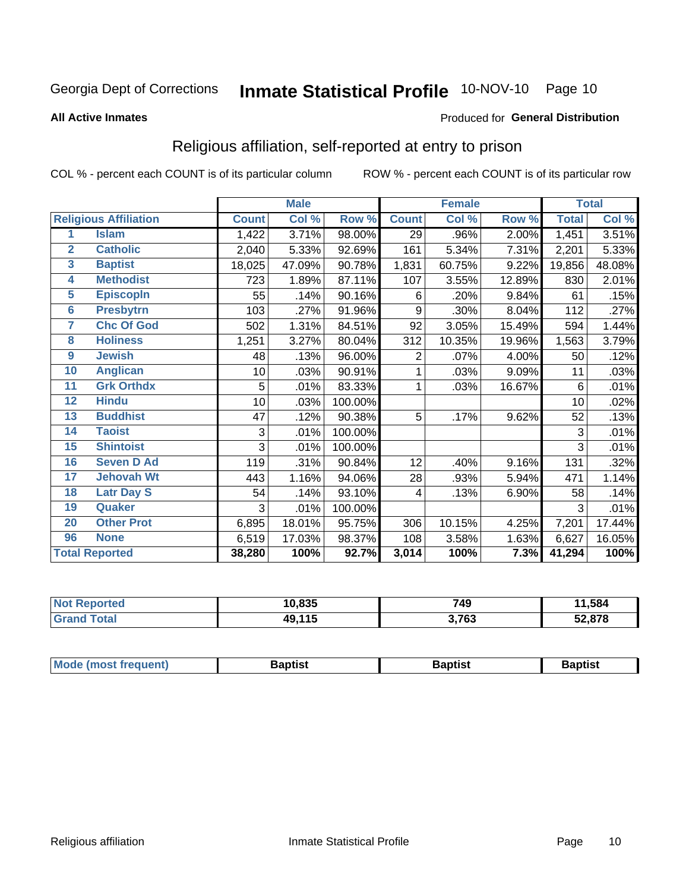Georgia Dept of Corrections **Inmate Statistical Profile** 10-NOV-10

**All Active Inmates**

Produced for **General Distribution**

## Religious affiliation, self-reported at entry to prison

COL % - percent each COUNT is of its particular column     ROW % - percent each COUNT is of its particular row

| | | Male | | | Female | | | Total | |
|---|---|---|---|---|---|---|---|---|---|
| Religious Affiliation | | Count | Col % | Row % | Count | Col % | Row % | Total | Col % |
| 1 | Islam | 1,422 | 3.71% | 98.00% | 29 | .96% | 2.00% | 1,451 | 3.51% |
| 2 | Catholic | 2,040 | 5.33% | 92.69% | 161 | 5.34% | 7.31% | 2,201 | 5.33% |
| 3 | Baptist | 18,025 | 47.09% | 90.78% | 1,831 | 60.75% | 9.22% | 19,856 | 48.08% |
| 4 | Methodist | 723 | 1.89% | 87.11% | 107 | 3.55% | 12.89% | 830 | 2.01% |
| 5 | Episcopln | 55 | .14% | 90.16% | 6 | .20% | 9.84% | 61 | .15% |
| 6 | Presbytrn | 103 | .27% | 91.96% | 9 | .30% | 8.04% | 112 | .27% |
| 7 | Chc Of God | 502 | 1.31% | 84.51% | 92 | 3.05% | 15.49% | 594 | 1.44% |
| 8 | Holiness | 1,251 | 3.27% | 80.04% | 312 | 10.35% | 19.96% | 1,563 | 3.79% |
| 9 | Jewish | 48 | .13% | 96.00% | 2 | .07% | 4.00% | 50 | .12% |
| 10 | Anglican | 10 | .03% | 90.91% | 1 | .03% | 9.09% | 11 | .03% |
| 11 | Grk Orthdx | 5 | .01% | 83.33% | 1 | .03% | 16.67% | 6 | .01% |
| 12 | Hindu | 10 | .03% | 100.00% | | | | 10 | .02% |
| 13 | Buddhist | 47 | .12% | 90.38% | 5 | .17% | 9.62% | 52 | .13% |
| 14 | Taoist | 3 | .01% | 100.00% | | | | 3 | .01% |
| 15 | Shintoist | 3 | .01% | 100.00% | | | | 3 | .01% |
| 16 | Seven D Ad | 119 | .31% | 90.84% | 12 | .40% | 9.16% | 131 | .32% |
| 17 | Jehovah Wt | 443 | 1.16% | 94.06% | 28 | .93% | 5.94% | 471 | 1.14% |
| 18 | Latr Day S | 54 | .14% | 93.10% | 4 | .13% | 6.90% | 58 | .14% |
| 19 | Quaker | 3 | .01% | 100.00% | | | | 3 | .01% |
| 20 | Other Prot | 6,895 | 18.01% | 95.75% | 306 | 10.15% | 4.25% | 7,201 | 17.44% |
| 96 | None | 6,519 | 17.03% | 98.37% | 108 | 3.58% | 1.63% | 6,627 | 16.05% |
| Total Reported | | **38,280** | **100%** | **92.7%** | **3,014** | **100%** | **7.3%** | **41,294** | **100%** |

| | Male | Female | Total |
|---|---|---|---|
| Not Reported | **10,835** | **749** | **11,584** |
| Grand Total | **49,115** | **3,763** | **52,878** |

| | Male | Female | Total |
|---|---|---|---|
| Mode (most frequent) | **Baptist** | **Baptist** | **Baptist** |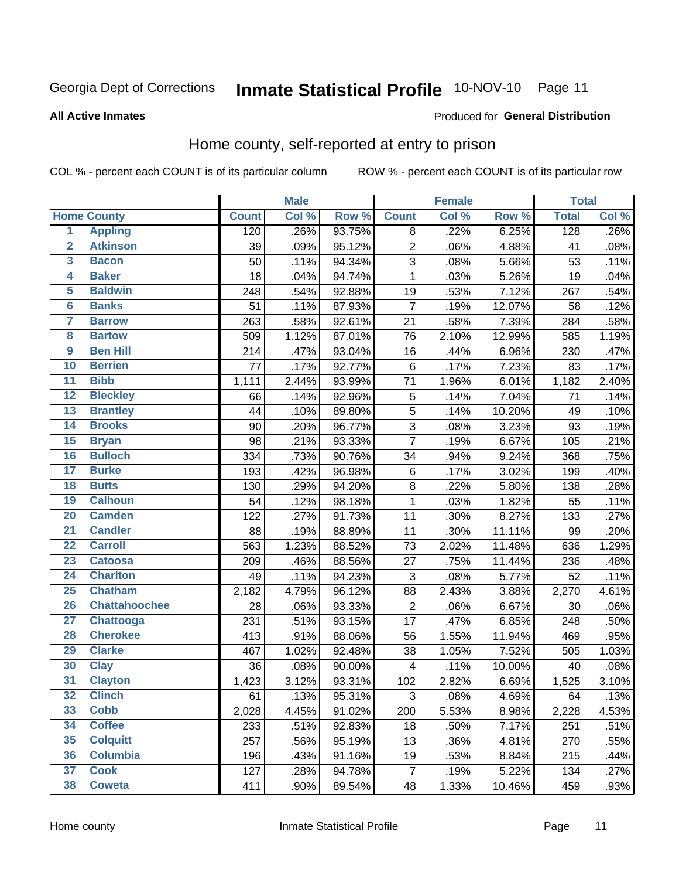Georgia Dept of Corrections **Inmate Statistical Profile** 10-NOV-10

**All Active Inmates**

Produced for **General Distribution**

## Home county, self-reported at entry to prison

COL % - percent each COUNT is of its particular column ROW % - percent each COUNT is of its particular row

| | | Male | | | Female | | | Total | |
|---|---|---|---|---|---|---|---|---|---|
| Home County | | Count | Col % | Row % | Count | Col % | Row % | Total | Col % |
| 1 | Appling | 120 | .26% | 93.75% | 8 | .22% | 6.25% | 128 | .26% |
| 2 | Atkinson | 39 | .09% | 95.12% | 2 | .06% | 4.88% | 41 | .08% |
| 3 | Bacon | 50 | .11% | 94.34% | 3 | .08% | 5.66% | 53 | .11% |
| 4 | Baker | 18 | .04% | 94.74% | 1 | .03% | 5.26% | 19 | .04% |
| 5 | Baldwin | 248 | .54% | 92.88% | 19 | .53% | 7.12% | 267 | .54% |
| 6 | Banks | 51 | .11% | 87.93% | 7 | .19% | 12.07% | 58 | .12% |
| 7 | Barrow | 263 | .58% | 92.61% | 21 | .58% | 7.39% | 284 | .58% |
| 8 | Bartow | 509 | 1.12% | 87.01% | 76 | 2.10% | 12.99% | 585 | 1.19% |
| 9 | Ben Hill | 214 | .47% | 93.04% | 16 | .44% | 6.96% | 230 | .47% |
| 10 | Berrien | 77 | .17% | 92.77% | 6 | .17% | 7.23% | 83 | .17% |
| 11 | Bibb | 1,111 | 2.44% | 93.99% | 71 | 1.96% | 6.01% | 1,182 | 2.40% |
| 12 | Bleckley | 66 | .14% | 92.96% | 5 | .14% | 7.04% | 71 | .14% |
| 13 | Brantley | 44 | .10% | 89.80% | 5 | .14% | 10.20% | 49 | .10% |
| 14 | Brooks | 90 | .20% | 96.77% | 3 | .08% | 3.23% | 93 | .19% |
| 15 | Bryan | 98 | .21% | 93.33% | 7 | .19% | 6.67% | 105 | .21% |
| 16 | Bulloch | 334 | .73% | 90.76% | 34 | .94% | 9.24% | 368 | .75% |
| 17 | Burke | 193 | .42% | 96.98% | 6 | .17% | 3.02% | 199 | .40% |
| 18 | Butts | 130 | .29% | 94.20% | 8 | .22% | 5.80% | 138 | .28% |
| 19 | Calhoun | 54 | .12% | 98.18% | 1 | .03% | 1.82% | 55 | .11% |
| 20 | Camden | 122 | .27% | 91.73% | 11 | .30% | 8.27% | 133 | .27% |
| 21 | Candler | 88 | .19% | 88.89% | 11 | .30% | 11.11% | 99 | .20% |
| 22 | Carroll | 563 | 1.23% | 88.52% | 73 | 2.02% | 11.48% | 636 | 1.29% |
| 23 | Catoosa | 209 | .46% | 88.56% | 27 | .75% | 11.44% | 236 | .48% |
| 24 | Charlton | 49 | .11% | 94.23% | 3 | .08% | 5.77% | 52 | .11% |
| 25 | Chatham | 2,182 | 4.79% | 96.12% | 88 | 2.43% | 3.88% | 2,270 | 4.61% |
| 26 | Chattahoochee | 28 | .06% | 93.33% | 2 | .06% | 6.67% | 30 | .06% |
| 27 | Chattooga | 231 | .51% | 93.15% | 17 | .47% | 6.85% | 248 | .50% |
| 28 | Cherokee | 413 | .91% | 88.06% | 56 | 1.55% | 11.94% | 469 | .95% |
| 29 | Clarke | 467 | 1.02% | 92.48% | 38 | 1.05% | 7.52% | 505 | 1.03% |
| 30 | Clay | 36 | .08% | 90.00% | 4 | .11% | 10.00% | 40 | .08% |
| 31 | Clayton | 1,423 | 3.12% | 93.31% | 102 | 2.82% | 6.69% | 1,525 | 3.10% |
| 32 | Clinch | 61 | .13% | 95.31% | 3 | .08% | 4.69% | 64 | .13% |
| 33 | Cobb | 2,028 | 4.45% | 91.02% | 200 | 5.53% | 8.98% | 2,228 | 4.53% |
| 34 | Coffee | 233 | .51% | 92.83% | 18 | .50% | 7.17% | 251 | .51% |
| 35 | Colquitt | 257 | .56% | 95.19% | 13 | .36% | 4.81% | 270 | .55% |
| 36 | Columbia | 196 | .43% | 91.16% | 19 | .53% | 8.84% | 215 | .44% |
| 37 | Cook | 127 | .28% | 94.78% | 7 | .19% | 5.22% | 134 | .27% |
| 38 | Coweta | 411 | .90% | 89.54% | 48 | 1.33% | 10.46% | 459 | .93% |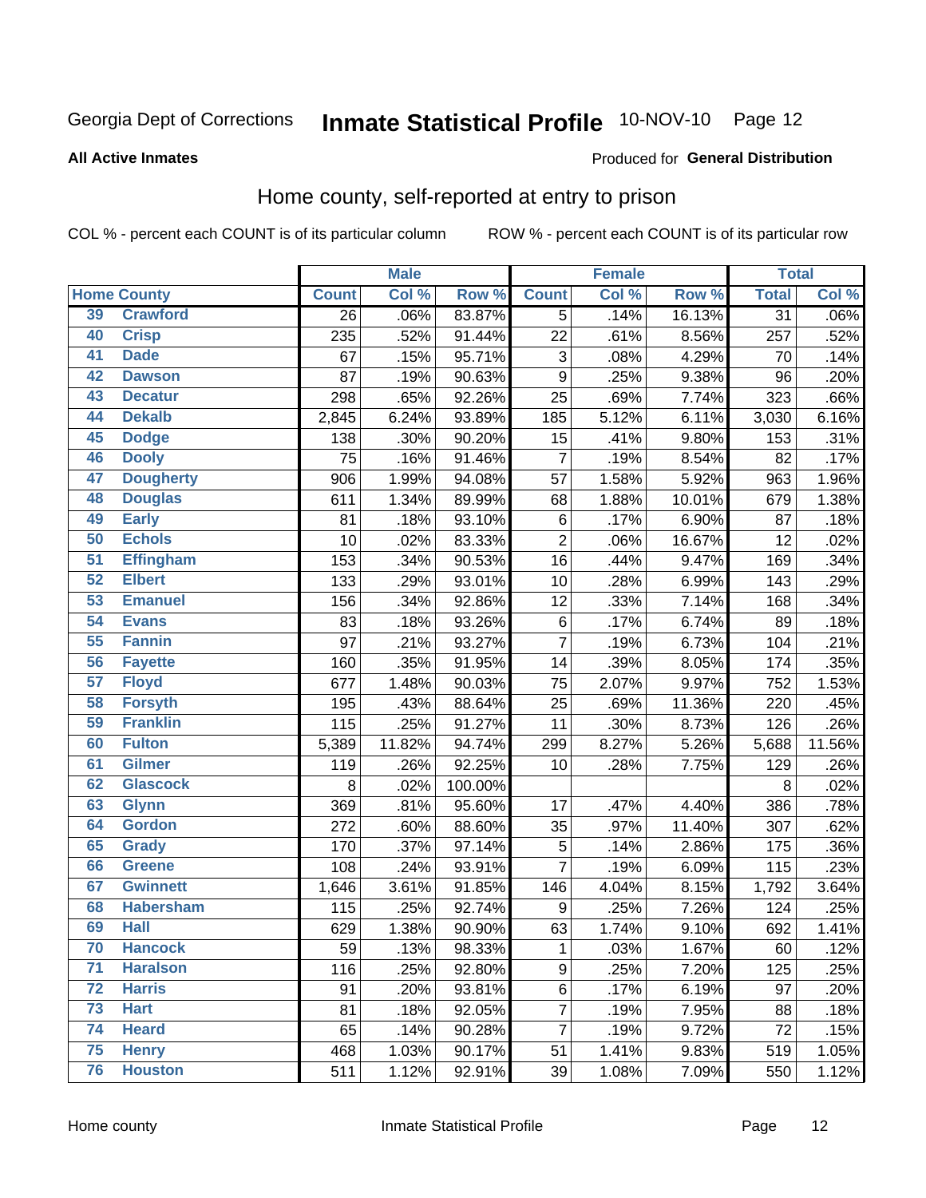Georgia Dept of Corrections **Inmate Statistical Profile** 10-NOV-10

**All Active Inmates**

Produced for **General Distribution**

## Home county, self-reported at entry to prison

COL % - percent each COUNT is of its particular column

ROW % - percent each COUNT is of its particular row

| Home County | | Male | | | Female | | | Total | |
|---|---|---|---|---|---|---|---|---|---|
| | | Count | Col % | Row % | Count | Col % | Row % | Total | Col % |
| 39 | Crawford | 26 | .06% | 83.87% | 5 | .14% | 16.13% | 31 | .06% |
| 40 | Crisp | 235 | .52% | 91.44% | 22 | .61% | 8.56% | 257 | .52% |
| 41 | Dade | 67 | .15% | 95.71% | 3 | .08% | 4.29% | 70 | .14% |
| 42 | Dawson | 87 | .19% | 90.63% | 9 | .25% | 9.38% | 96 | .20% |
| 43 | Decatur | 298 | .65% | 92.26% | 25 | .69% | 7.74% | 323 | .66% |
| 44 | Dekalb | 2,845 | 6.24% | 93.89% | 185 | 5.12% | 6.11% | 3,030 | 6.16% |
| 45 | Dodge | 138 | .30% | 90.20% | 15 | .41% | 9.80% | 153 | .31% |
| 46 | Dooly | 75 | .16% | 91.46% | 7 | .19% | 8.54% | 82 | .17% |
| 47 | Dougherty | 906 | 1.99% | 94.08% | 57 | 1.58% | 5.92% | 963 | 1.96% |
| 48 | Douglas | 611 | 1.34% | 89.99% | 68 | 1.88% | 10.01% | 679 | 1.38% |
| 49 | Early | 81 | .18% | 93.10% | 6 | .17% | 6.90% | 87 | .18% |
| 50 | Echols | 10 | .02% | 83.33% | 2 | .06% | 16.67% | 12 | .02% |
| 51 | Effingham | 153 | .34% | 90.53% | 16 | .44% | 9.47% | 169 | .34% |
| 52 | Elbert | 133 | .29% | 93.01% | 10 | .28% | 6.99% | 143 | .29% |
| 53 | Emanuel | 156 | .34% | 92.86% | 12 | .33% | 7.14% | 168 | .34% |
| 54 | Evans | 83 | .18% | 93.26% | 6 | .17% | 6.74% | 89 | .18% |
| 55 | Fannin | 97 | .21% | 93.27% | 7 | .19% | 6.73% | 104 | .21% |
| 56 | Fayette | 160 | .35% | 91.95% | 14 | .39% | 8.05% | 174 | .35% |
| 57 | Floyd | 677 | 1.48% | 90.03% | 75 | 2.07% | 9.97% | 752 | 1.53% |
| 58 | Forsyth | 195 | .43% | 88.64% | 25 | .69% | 11.36% | 220 | .45% |
| 59 | Franklin | 115 | .25% | 91.27% | 11 | .30% | 8.73% | 126 | .26% |
| 60 | Fulton | 5,389 | 11.82% | 94.74% | 299 | 8.27% | 5.26% | 5,688 | 11.56% |
| 61 | Gilmer | 119 | .26% | 92.25% | 10 | .28% | 7.75% | 129 | .26% |
| 62 | Glascock | 8 | .02% | 100.00% | | | | 8 | .02% |
| 63 | Glynn | 369 | .81% | 95.60% | 17 | .47% | 4.40% | 386 | .78% |
| 64 | Gordon | 272 | .60% | 88.60% | 35 | .97% | 11.40% | 307 | .62% |
| 65 | Grady | 170 | .37% | 97.14% | 5 | .14% | 2.86% | 175 | .36% |
| 66 | Greene | 108 | .24% | 93.91% | 7 | .19% | 6.09% | 115 | .23% |
| 67 | Gwinnett | 1,646 | 3.61% | 91.85% | 146 | 4.04% | 8.15% | 1,792 | 3.64% |
| 68 | Habersham | 115 | .25% | 92.74% | 9 | .25% | 7.26% | 124 | .25% |
| 69 | Hall | 629 | 1.38% | 90.90% | 63 | 1.74% | 9.10% | 692 | 1.41% |
| 70 | Hancock | 59 | .13% | 98.33% | 1 | .03% | 1.67% | 60 | .12% |
| 71 | Haralson | 116 | .25% | 92.80% | 9 | .25% | 7.20% | 125 | .25% |
| 72 | Harris | 91 | .20% | 93.81% | 6 | .17% | 6.19% | 97 | .20% |
| 73 | Hart | 81 | .18% | 92.05% | 7 | .19% | 7.95% | 88 | .18% |
| 74 | Heard | 65 | .14% | 90.28% | 7 | .19% | 9.72% | 72 | .15% |
| 75 | Henry | 468 | 1.03% | 90.17% | 51 | 1.41% | 9.83% | 519 | 1.05% |
| 76 | Houston | 511 | 1.12% | 92.91% | 39 | 1.08% | 7.09% | 550 | 1.12% |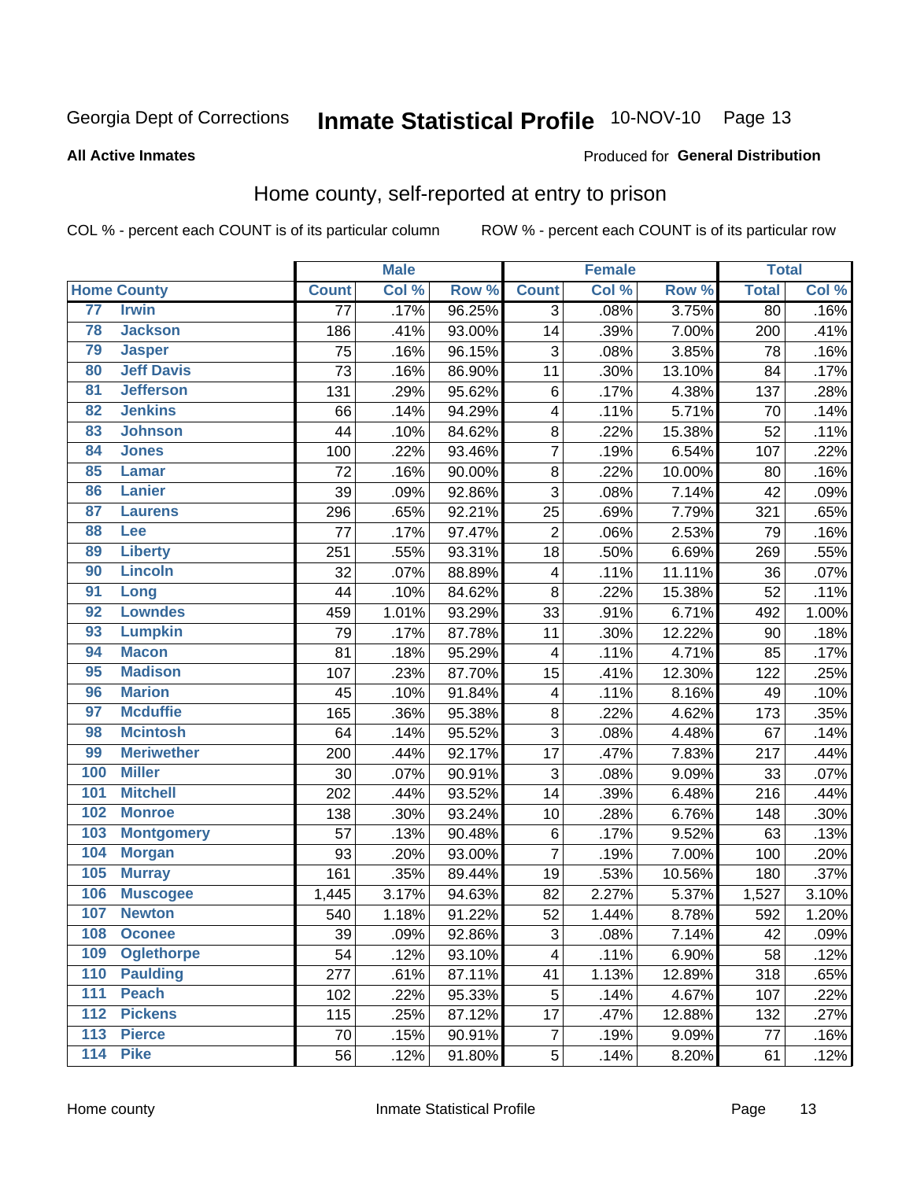Georgia Dept of Corrections **Inmate Statistical Profile** 10-NOV-10

**All Active Inmates**

Produced for **General Distribution**

## Home county, self-reported at entry to prison

COL % - percent each COUNT is of its particular column ROW % - percent each COUNT is of its particular row

| | | Male | | | Female | | | Total | |
|---|---|---|---|---|---|---|---|---|---|
| Home County | | Count | Col % | Row % | Count | Col % | Row % | Total | Col % |
| 77 | Irwin | 77 | .17% | 96.25% | 3 | .08% | 3.75% | 80 | .16% |
| 78 | Jackson | 186 | .41% | 93.00% | 14 | .39% | 7.00% | 200 | .41% |
| 79 | Jasper | 75 | .16% | 96.15% | 3 | .08% | 3.85% | 78 | .16% |
| 80 | Jeff Davis | 73 | .16% | 86.90% | 11 | .30% | 13.10% | 84 | .17% |
| 81 | Jefferson | 131 | .29% | 95.62% | 6 | .17% | 4.38% | 137 | .28% |
| 82 | Jenkins | 66 | .14% | 94.29% | 4 | .11% | 5.71% | 70 | .14% |
| 83 | Johnson | 44 | .10% | 84.62% | 8 | .22% | 15.38% | 52 | .11% |
| 84 | Jones | 100 | .22% | 93.46% | 7 | .19% | 6.54% | 107 | .22% |
| 85 | Lamar | 72 | .16% | 90.00% | 8 | .22% | 10.00% | 80 | .16% |
| 86 | Lanier | 39 | .09% | 92.86% | 3 | .08% | 7.14% | 42 | .09% |
| 87 | Laurens | 296 | .65% | 92.21% | 25 | .69% | 7.79% | 321 | .65% |
| 88 | Lee | 77 | .17% | 97.47% | 2 | .06% | 2.53% | 79 | .16% |
| 89 | Liberty | 251 | .55% | 93.31% | 18 | .50% | 6.69% | 269 | .55% |
| 90 | Lincoln | 32 | .07% | 88.89% | 4 | .11% | 11.11% | 36 | .07% |
| 91 | Long | 44 | .10% | 84.62% | 8 | .22% | 15.38% | 52 | .11% |
| 92 | Lowndes | 459 | 1.01% | 93.29% | 33 | .91% | 6.71% | 492 | 1.00% |
| 93 | Lumpkin | 79 | .17% | 87.78% | 11 | .30% | 12.22% | 90 | .18% |
| 94 | Macon | 81 | .18% | 95.29% | 4 | .11% | 4.71% | 85 | .17% |
| 95 | Madison | 107 | .23% | 87.70% | 15 | .41% | 12.30% | 122 | .25% |
| 96 | Marion | 45 | .10% | 91.84% | 4 | .11% | 8.16% | 49 | .10% |
| 97 | Mcduffie | 165 | .36% | 95.38% | 8 | .22% | 4.62% | 173 | .35% |
| 98 | Mcintosh | 64 | .14% | 95.52% | 3 | .08% | 4.48% | 67 | .14% |
| 99 | Meriwether | 200 | .44% | 92.17% | 17 | .47% | 7.83% | 217 | .44% |
| 100 | Miller | 30 | .07% | 90.91% | 3 | .08% | 9.09% | 33 | .07% |
| 101 | Mitchell | 202 | .44% | 93.52% | 14 | .39% | 6.48% | 216 | .44% |
| 102 | Monroe | 138 | .30% | 93.24% | 10 | .28% | 6.76% | 148 | .30% |
| 103 | Montgomery | 57 | .13% | 90.48% | 6 | .17% | 9.52% | 63 | .13% |
| 104 | Morgan | 93 | .20% | 93.00% | 7 | .19% | 7.00% | 100 | .20% |
| 105 | Murray | 161 | .35% | 89.44% | 19 | .53% | 10.56% | 180 | .37% |
| 106 | Muscogee | 1,445 | 3.17% | 94.63% | 82 | 2.27% | 5.37% | 1,527 | 3.10% |
| 107 | Newton | 540 | 1.18% | 91.22% | 52 | 1.44% | 8.78% | 592 | 1.20% |
| 108 | Oconee | 39 | .09% | 92.86% | 3 | .08% | 7.14% | 42 | .09% |
| 109 | Oglethorpe | 54 | .12% | 93.10% | 4 | .11% | 6.90% | 58 | .12% |
| 110 | Paulding | 277 | .61% | 87.11% | 41 | 1.13% | 12.89% | 318 | .65% |
| 111 | Peach | 102 | .22% | 95.33% | 5 | .14% | 4.67% | 107 | .22% |
| 112 | Pickens | 115 | .25% | 87.12% | 17 | .47% | 12.88% | 132 | .27% |
| 113 | Pierce | 70 | .15% | 90.91% | 7 | .19% | 9.09% | 77 | .16% |
| 114 | Pike | 56 | .12% | 91.80% | 5 | .14% | 8.20% | 61 | .12% |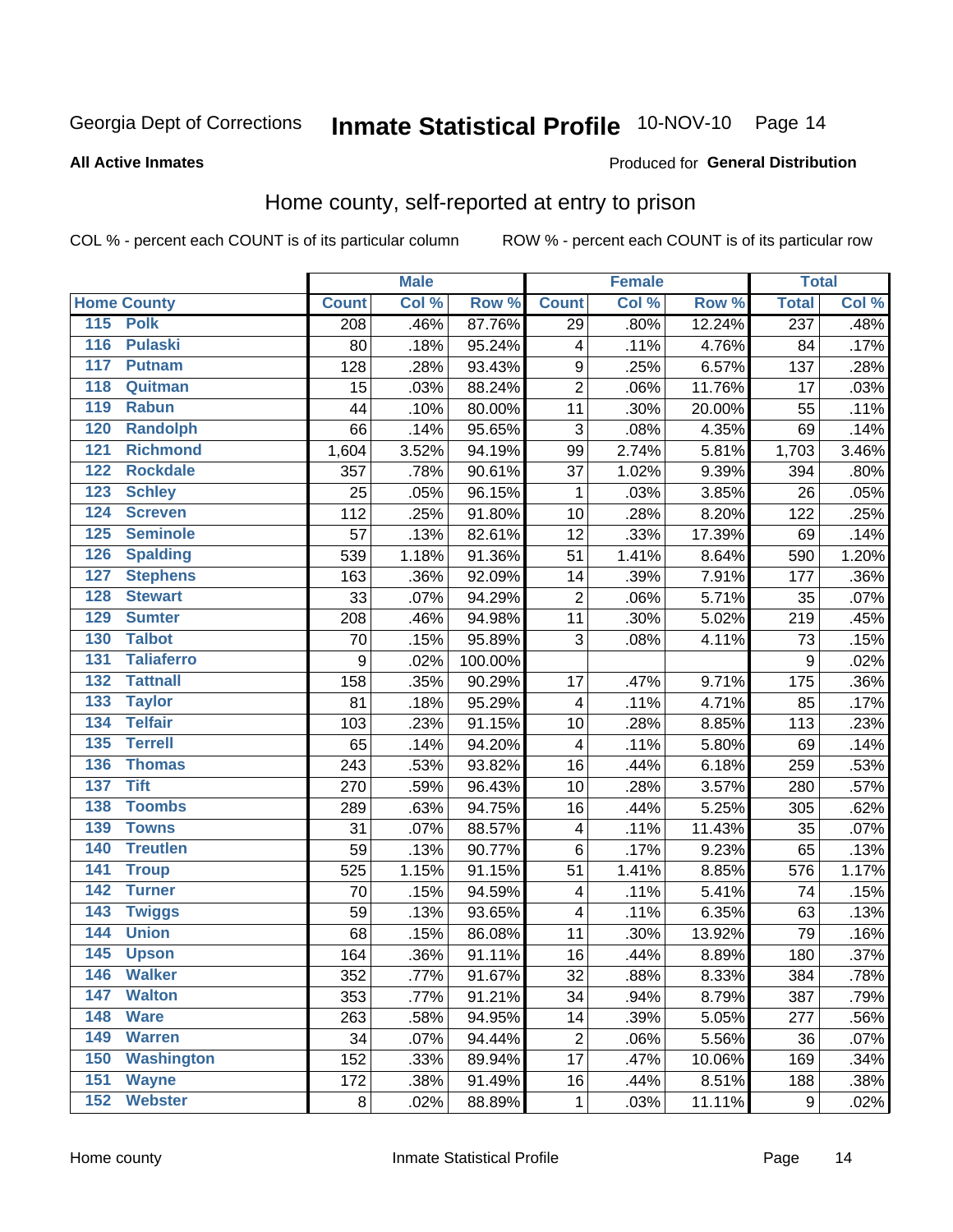Georgia Dept of Corrections **Inmate Statistical Profile** 10-NOV-10

**All Active Inmates**

Produced for **General Distribution**

## Home county, self-reported at entry to prison

COL % - percent each COUNT is of its particular column    ROW % - percent each COUNT is of its particular row

| | | Male | | | Female | | | Total | |
|---|---|---|---|---|---|---|---|---|---|
| Home County | | Count | Col % | Row % | Count | Col % | Row % | Total | Col % |
| 115 | Polk | 208 | .46% | 87.76% | 29 | .80% | 12.24% | 237 | .48% |
| 116 | Pulaski | 80 | .18% | 95.24% | 4 | .11% | 4.76% | 84 | .17% |
| 117 | Putnam | 128 | .28% | 93.43% | 9 | .25% | 6.57% | 137 | .28% |
| 118 | Quitman | 15 | .03% | 88.24% | 2 | .06% | 11.76% | 17 | .03% |
| 119 | Rabun | 44 | .10% | 80.00% | 11 | .30% | 20.00% | 55 | .11% |
| 120 | Randolph | 66 | .14% | 95.65% | 3 | .08% | 4.35% | 69 | .14% |
| 121 | Richmond | 1,604 | 3.52% | 94.19% | 99 | 2.74% | 5.81% | 1,703 | 3.46% |
| 122 | Rockdale | 357 | .78% | 90.61% | 37 | 1.02% | 9.39% | 394 | .80% |
| 123 | Schley | 25 | .05% | 96.15% | 1 | .03% | 3.85% | 26 | .05% |
| 124 | Screven | 112 | .25% | 91.80% | 10 | .28% | 8.20% | 122 | .25% |
| 125 | Seminole | 57 | .13% | 82.61% | 12 | .33% | 17.39% | 69 | .14% |
| 126 | Spalding | 539 | 1.18% | 91.36% | 51 | 1.41% | 8.64% | 590 | 1.20% |
| 127 | Stephens | 163 | .36% | 92.09% | 14 | .39% | 7.91% | 177 | .36% |
| 128 | Stewart | 33 | .07% | 94.29% | 2 | .06% | 5.71% | 35 | .07% |
| 129 | Sumter | 208 | .46% | 94.98% | 11 | .30% | 5.02% | 219 | .45% |
| 130 | Talbot | 70 | .15% | 95.89% | 3 | .08% | 4.11% | 73 | .15% |
| 131 | Taliaferro | 9 | .02% | 100.00% | | | | 9 | .02% |
| 132 | Tattnall | 158 | .35% | 90.29% | 17 | .47% | 9.71% | 175 | .36% |
| 133 | Taylor | 81 | .18% | 95.29% | 4 | .11% | 4.71% | 85 | .17% |
| 134 | Telfair | 103 | .23% | 91.15% | 10 | .28% | 8.85% | 113 | .23% |
| 135 | Terrell | 65 | .14% | 94.20% | 4 | .11% | 5.80% | 69 | .14% |
| 136 | Thomas | 243 | .53% | 93.82% | 16 | .44% | 6.18% | 259 | .53% |
| 137 | Tift | 270 | .59% | 96.43% | 10 | .28% | 3.57% | 280 | .57% |
| 138 | Toombs | 289 | .63% | 94.75% | 16 | .44% | 5.25% | 305 | .62% |
| 139 | Towns | 31 | .07% | 88.57% | 4 | .11% | 11.43% | 35 | .07% |
| 140 | Treutlen | 59 | .13% | 90.77% | 6 | .17% | 9.23% | 65 | .13% |
| 141 | Troup | 525 | 1.15% | 91.15% | 51 | 1.41% | 8.85% | 576 | 1.17% |
| 142 | Turner | 70 | .15% | 94.59% | 4 | .11% | 5.41% | 74 | .15% |
| 143 | Twiggs | 59 | .13% | 93.65% | 4 | .11% | 6.35% | 63 | .13% |
| 144 | Union | 68 | .15% | 86.08% | 11 | .30% | 13.92% | 79 | .16% |
| 145 | Upson | 164 | .36% | 91.11% | 16 | .44% | 8.89% | 180 | .37% |
| 146 | Walker | 352 | .77% | 91.67% | 32 | .88% | 8.33% | 384 | .78% |
| 147 | Walton | 353 | .77% | 91.21% | 34 | .94% | 8.79% | 387 | .79% |
| 148 | Ware | 263 | .58% | 94.95% | 14 | .39% | 5.05% | 277 | .56% |
| 149 | Warren | 34 | .07% | 94.44% | 2 | .06% | 5.56% | 36 | .07% |
| 150 | Washington | 152 | .33% | 89.94% | 17 | .47% | 10.06% | 169 | .34% |
| 151 | Wayne | 172 | .38% | 91.49% | 16 | .44% | 8.51% | 188 | .38% |
| 152 | Webster | 8 | .02% | 88.89% | 1 | .03% | 11.11% | 9 | .02% |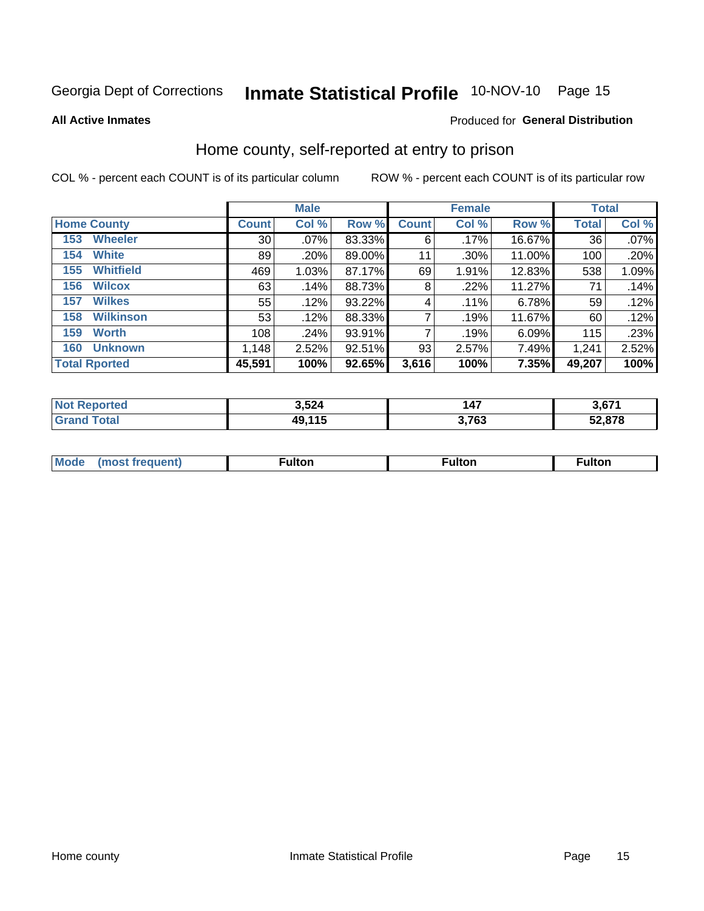Georgia Dept of Corrections **Inmate Statistical Profile** 10-NOV-10

**All Active Inmates**

Produced for **General Distribution**

## Home county, self-reported at entry to prison

COL % - percent each COUNT is of its particular column ROW % - percent each COUNT is of its particular row

| | Male | | | Female | | | Total | |
|---|---|---|---|---|---|---|---|---|
| **Home County** | **Count** | **Col %** | **Row %** | **Count** | **Col %** | **Row %** | **Total** | **Col %** |
| 153 Wheeler | 30 | .07% | 83.33% | 6 | .17% | 16.67% | 36 | .07% |
| 154 White | 89 | .20% | 89.00% | 11 | .30% | 11.00% | 100 | .20% |
| 155 Whitfield | 469 | 1.03% | 87.17% | 69 | 1.91% | 12.83% | 538 | 1.09% |
| 156 Wilcox | 63 | .14% | 88.73% | 8 | .22% | 11.27% | 71 | .14% |
| 157 Wilkes | 55 | .12% | 93.22% | 4 | .11% | 6.78% | 59 | .12% |
| 158 Wilkinson | 53 | .12% | 88.33% | 7 | .19% | 11.67% | 60 | .12% |
| 159 Worth | 108 | .24% | 93.91% | 7 | .19% | 6.09% | 115 | .23% |
| 160 Unknown | 1,148 | 2.52% | 92.51% | 93 | 2.57% | 7.49% | 1,241 | 2.52% |
| **Total Rported** | **45,591** | **100%** | **92.65%** | **3,616** | **100%** | **7.35%** | **49,207** | **100%** |

| | Male | Female | Total |
|---|---|---|---|
| **Not Reported** | **3,524** | **147** | **3,671** |
| **Grand Total** | **49,115** | **3,763** | **52,878** |

| | Male | Female | Total |
|---|---|---|---|
| **Mode (most frequent)** | **Fulton** | **Fulton** | **Fulton** |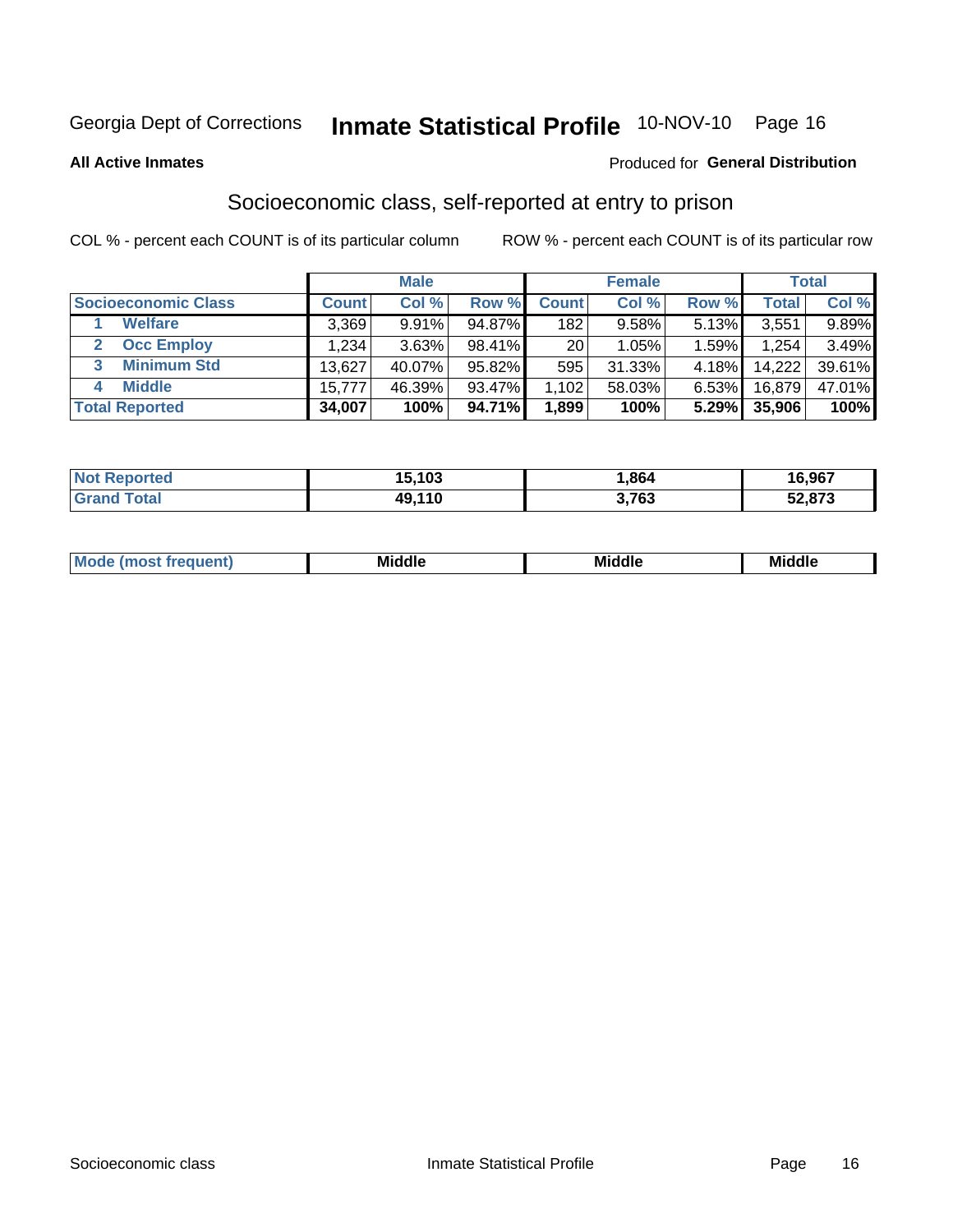Georgia Dept of Corrections **Inmate Statistical Profile** 10-NOV-10

**All Active Inmates**

Produced for **General Distribution**

## Socioeconomic class, self-reported at entry to prison

COL % - percent each COUNT is of its particular column

ROW % - percent each COUNT is of its particular row

| | Male | | | Female | | | Total | |
|---|---|---|---|---|---|---|---|---|
| **Socioeconomic Class** | **Count** | **Col %** | **Row %** | **Count** | **Col %** | **Row %** | **Total** | **Col %** |
| 1 **Welfare** | 3,369 | 9.91% | 94.87% | 182 | 9.58% | 5.13% | 3,551 | 9.89% |
| 2 **Occ Employ** | 1,234 | 3.63% | 98.41% | 20 | 1.05% | 1.59% | 1,254 | 3.49% |
| 3 **Minimum Std** | 13,627 | 40.07% | 95.82% | 595 | 31.33% | 4.18% | 14,222 | 39.61% |
| 4 **Middle** | 15,777 | 46.39% | 93.47% | 1,102 | 58.03% | 6.53% | 16,879 | 47.01% |
| **Total Reported** | **34,007** | **100%** | **94.71%** | **1,899** | **100%** | **5.29%** | **35,906** | **100%** |

| | Male | Female | Total |
|---|---|---|---|
| **Not Reported** | **15,103** | **1,864** | **16,967** |
| **Grand Total** | **49,110** | **3,763** | **52,873** |

| | Male | Female | Total |
|---|---|---|---|
| **Mode (most frequent)** | **Middle** | **Middle** | **Middle** |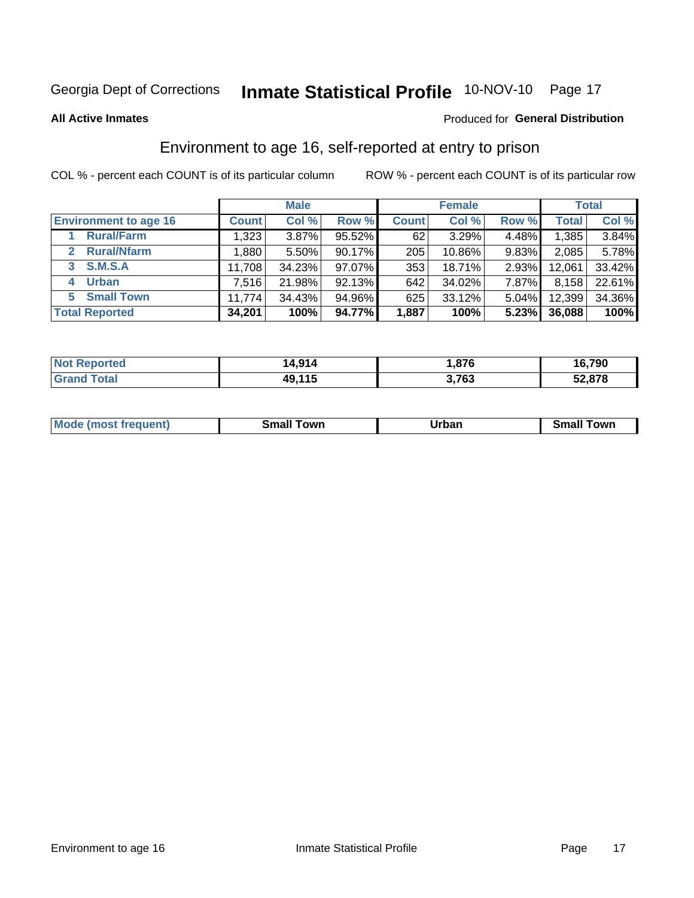Georgia Dept of Corrections **Inmate Statistical Profile** 10-NOV-10

**All Active Inmates**

Produced for **General Distribution**

## Environment to age 16, self-reported at entry to prison

COL % - percent each COUNT is of its particular column

ROW % - percent each COUNT is of its particular row

| | Male | | | Female | | | Total | |
|---|---|---|---|---|---|---|---|---|
| **Environment to age 16** | **Count** | **Col %** | **Row %** | **Count** | **Col %** | **Row %** | **Total** | **Col %** |
| 1 **Rural/Farm** | 1,323 | 3.87% | 95.52% | 62 | 3.29% | 4.48% | 1,385 | 3.84% |
| 2 **Rural/Nfarm** | 1,880 | 5.50% | 90.17% | 205 | 10.86% | 9.83% | 2,085 | 5.78% |
| 3 **S.M.S.A** | 11,708 | 34.23% | 97.07% | 353 | 18.71% | 2.93% | 12,061 | 33.42% |
| 4 **Urban** | 7,516 | 21.98% | 92.13% | 642 | 34.02% | 7.87% | 8,158 | 22.61% |
| 5 **Small Town** | 11,774 | 34.43% | 94.96% | 625 | 33.12% | 5.04% | 12,399 | 34.36% |
| **Total Reported** | **34,201** | **100%** | **94.77%** | **1,887** | **100%** | **5.23%** | **36,088** | **100%** |

| | Male | Female | Total |
|---|---|---|---|
| **Not Reported** | **14,914** | **1,876** | **16,790** |
| **Grand Total** | **49,115** | **3,763** | **52,878** |

| | Male | Female | Total |
|---|---|---|---|
| **Mode (most frequent)** | **Small Town** | **Urban** | **Small Town** |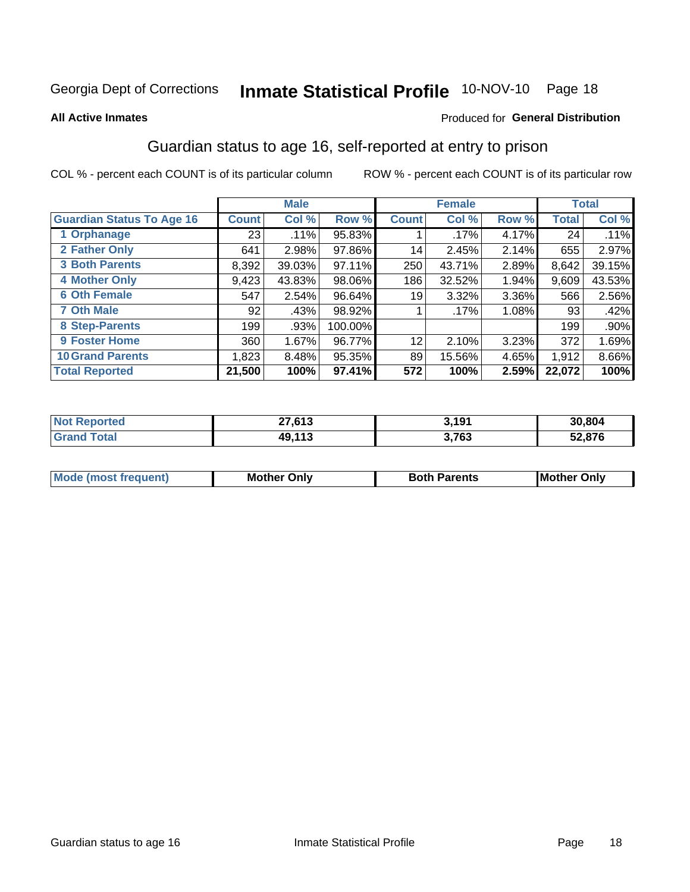Georgia Dept of Corrections **Inmate Statistical Profile** 10-NOV-10

**All Active Inmates**

Produced for **General Distribution**

## Guardian status to age 16, self-reported at entry to prison

COL % - percent each COUNT is of its particular column

ROW % - percent each COUNT is of its particular row

| | Male | | | Female | | | Total | |
|---|---|---|---|---|---|---|---|---|
| **Guardian Status To Age 16** | **Count** | **Col %** | **Row %** | **Count** | **Col %** | **Row %** | **Total** | **Col %** |
| 1 Orphanage | 23 | .11% | 95.83% | 1 | .17% | 4.17% | 24 | .11% |
| 2 Father Only | 641 | 2.98% | 97.86% | 14 | 2.45% | 2.14% | 655 | 2.97% |
| 3 Both Parents | 8,392 | 39.03% | 97.11% | 250 | 43.71% | 2.89% | 8,642 | 39.15% |
| 4 Mother Only | 9,423 | 43.83% | 98.06% | 186 | 32.52% | 1.94% | 9,609 | 43.53% |
| 6 Oth Female | 547 | 2.54% | 96.64% | 19 | 3.32% | 3.36% | 566 | 2.56% |
| 7 Oth Male | 92 | .43% | 98.92% | 1 | .17% | 1.08% | 93 | .42% |
| 8 Step-Parents | 199 | .93% | 100.00% | | | | 199 | .90% |
| 9 Foster Home | 360 | 1.67% | 96.77% | 12 | 2.10% | 3.23% | 372 | 1.69% |
| 10 Grand Parents | 1,823 | 8.48% | 95.35% | 89 | 15.56% | 4.65% | 1,912 | 8.66% |
| **Total Reported** | **21,500** | **100%** | **97.41%** | **572** | **100%** | **2.59%** | **22,072** | **100%** |

| | Male | Female | Total |
|---|---|---|---|
| Not Reported | 27,613 | 3,191 | 30,804 |
| Grand Total | 49,113 | 3,763 | 52,876 |

| | Male | Female | Total |
|---|---|---|---|
| Mode (most frequent) | Mother Only | Both Parents | Mother Only |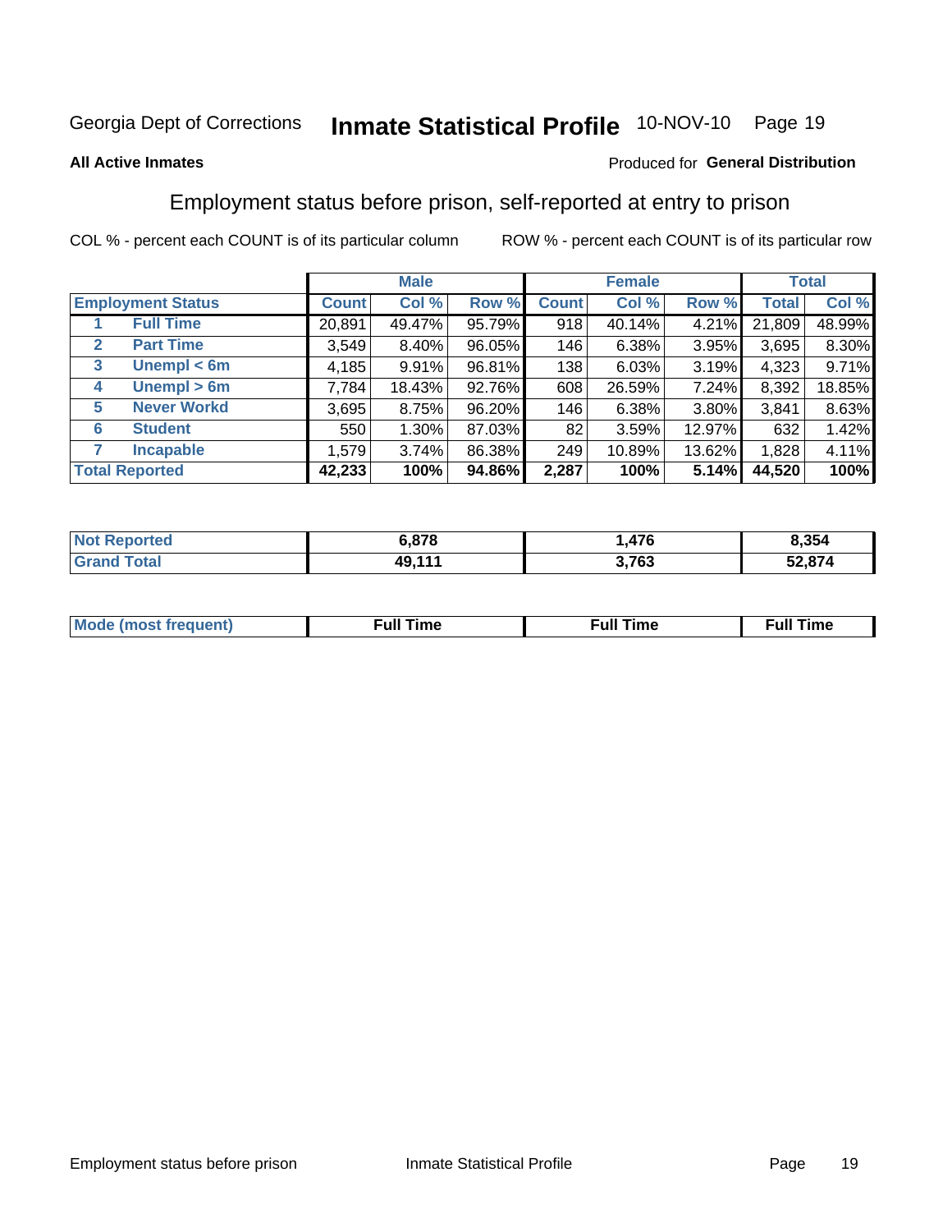Georgia Dept of Corrections **Inmate Statistical Profile** 10-NOV-10

**All Active Inmates**

Produced for **General Distribution**

## Employment status before prison, self-reported at entry to prison

COL % - percent each COUNT is of its particular column

ROW % - percent each COUNT is of its particular row

| Employment Status | | Male | | | Female | | | Total | |
|---|---|---|---|---|---|---|---|---|---|
| | | Count | Col % | Row % | Count | Col % | Row % | Total | Col % |
| 1 | Full Time | 20,891 | 49.47% | 95.79% | 918 | 40.14% | 4.21% | 21,809 | 48.99% |
| 2 | Part Time | 3,549 | 8.40% | 96.05% | 146 | 6.38% | 3.95% | 3,695 | 8.30% |
| 3 | Unempl < 6m | 4,185 | 9.91% | 96.81% | 138 | 6.03% | 3.19% | 4,323 | 9.71% |
| 4 | Unempl > 6m | 7,784 | 18.43% | 92.76% | 608 | 26.59% | 7.24% | 8,392 | 18.85% |
| 5 | Never Workd | 3,695 | 8.75% | 96.20% | 146 | 6.38% | 3.80% | 3,841 | 8.63% |
| 6 | Student | 550 | 1.30% | 87.03% | 82 | 3.59% | 12.97% | 632 | 1.42% |
| 7 | Incapable | 1,579 | 3.74% | 86.38% | 249 | 10.89% | 13.62% | 1,828 | 4.11% |
| **Total Reported** | | **42,233** | **100%** | **94.86%** | **2,287** | **100%** | **5.14%** | **44,520** | **100%** |

| | Male | Female | Total |
|---|---|---|---|
| Not Reported | 6,878 | 1,476 | 8,354 |
| Grand Total | 49,111 | 3,763 | 52,874 |

| | Male | Female | Total |
|---|---|---|---|
| Mode (most frequent) | Full Time | Full Time | Full Time |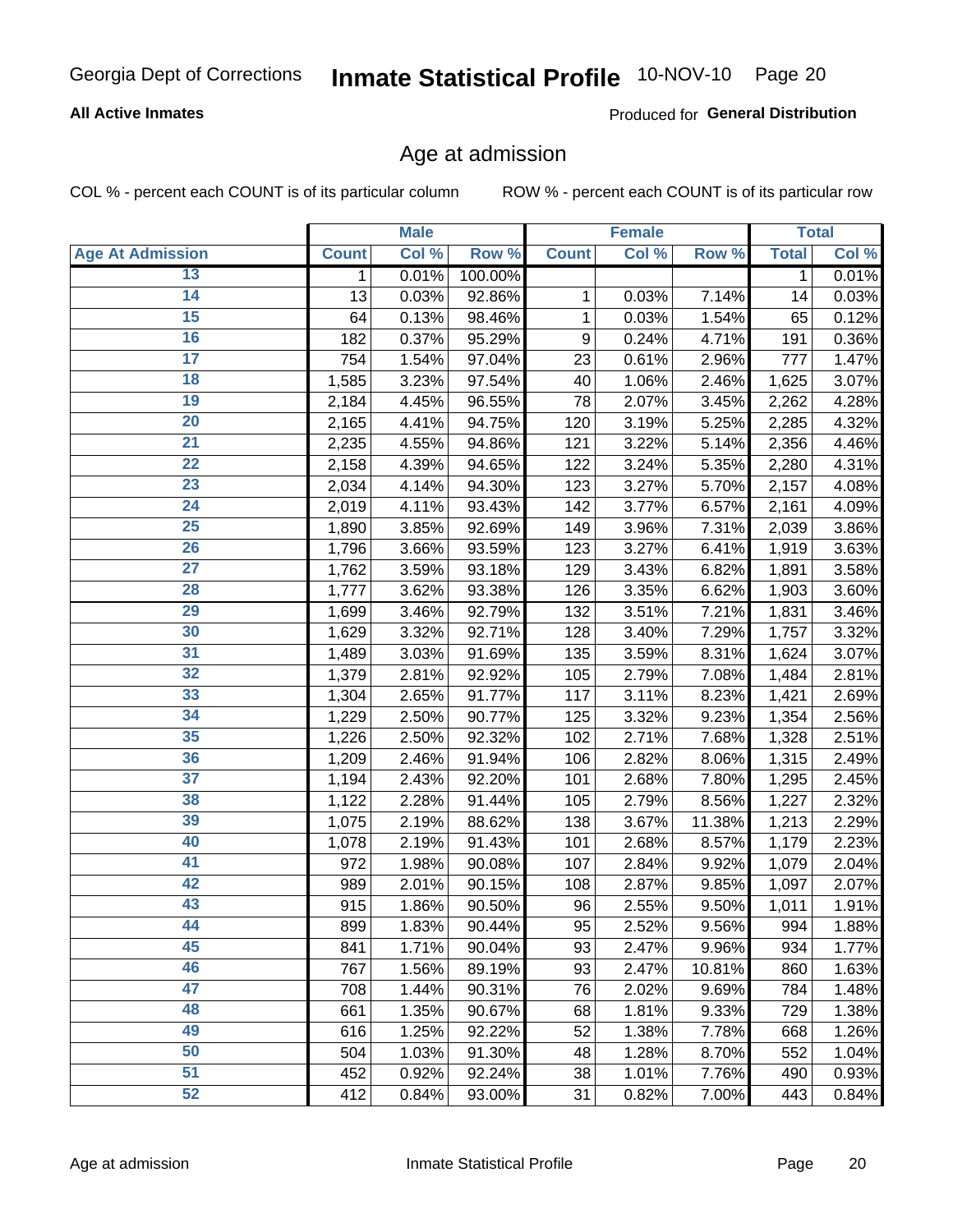Georgia Dept of Corrections **Inmate Statistical Profile** 10-NOV-10

**All Active Inmates**

Produced for **General Distribution**

## Age at admission

COL % - percent each COUNT is of its particular column ROW % - percent each COUNT is of its particular row

| | Male | | | Female | | | Total | |
|---|---|---|---|---|---|---|---|---|
| **Age At Admission** | **Count** | **Col %** | **Row %** | **Count** | **Col %** | **Row %** | **Total** | **Col %** |
| 13 | 1 | 0.01% | 100.00% | | | | 1 | 0.01% |
| 14 | 13 | 0.03% | 92.86% | 1 | 0.03% | 7.14% | 14 | 0.03% |
| 15 | 64 | 0.13% | 98.46% | 1 | 0.03% | 1.54% | 65 | 0.12% |
| 16 | 182 | 0.37% | 95.29% | 9 | 0.24% | 4.71% | 191 | 0.36% |
| 17 | 754 | 1.54% | 97.04% | 23 | 0.61% | 2.96% | 777 | 1.47% |
| 18 | 1,585 | 3.23% | 97.54% | 40 | 1.06% | 2.46% | 1,625 | 3.07% |
| 19 | 2,184 | 4.45% | 96.55% | 78 | 2.07% | 3.45% | 2,262 | 4.28% |
| 20 | 2,165 | 4.41% | 94.75% | 120 | 3.19% | 5.25% | 2,285 | 4.32% |
| 21 | 2,235 | 4.55% | 94.86% | 121 | 3.22% | 5.14% | 2,356 | 4.46% |
| 22 | 2,158 | 4.39% | 94.65% | 122 | 3.24% | 5.35% | 2,280 | 4.31% |
| 23 | 2,034 | 4.14% | 94.30% | 123 | 3.27% | 5.70% | 2,157 | 4.08% |
| 24 | 2,019 | 4.11% | 93.43% | 142 | 3.77% | 6.57% | 2,161 | 4.09% |
| 25 | 1,890 | 3.85% | 92.69% | 149 | 3.96% | 7.31% | 2,039 | 3.86% |
| 26 | 1,796 | 3.66% | 93.59% | 123 | 3.27% | 6.41% | 1,919 | 3.63% |
| 27 | 1,762 | 3.59% | 93.18% | 129 | 3.43% | 6.82% | 1,891 | 3.58% |
| 28 | 1,777 | 3.62% | 93.38% | 126 | 3.35% | 6.62% | 1,903 | 3.60% |
| 29 | 1,699 | 3.46% | 92.79% | 132 | 3.51% | 7.21% | 1,831 | 3.46% |
| 30 | 1,629 | 3.32% | 92.71% | 128 | 3.40% | 7.29% | 1,757 | 3.32% |
| 31 | 1,489 | 3.03% | 91.69% | 135 | 3.59% | 8.31% | 1,624 | 3.07% |
| 32 | 1,379 | 2.81% | 92.92% | 105 | 2.79% | 7.08% | 1,484 | 2.81% |
| 33 | 1,304 | 2.65% | 91.77% | 117 | 3.11% | 8.23% | 1,421 | 2.69% |
| 34 | 1,229 | 2.50% | 90.77% | 125 | 3.32% | 9.23% | 1,354 | 2.56% |
| 35 | 1,226 | 2.50% | 92.32% | 102 | 2.71% | 7.68% | 1,328 | 2.51% |
| 36 | 1,209 | 2.46% | 91.94% | 106 | 2.82% | 8.06% | 1,315 | 2.49% |
| 37 | 1,194 | 2.43% | 92.20% | 101 | 2.68% | 7.80% | 1,295 | 2.45% |
| 38 | 1,122 | 2.28% | 91.44% | 105 | 2.79% | 8.56% | 1,227 | 2.32% |
| 39 | 1,075 | 2.19% | 88.62% | 138 | 3.67% | 11.38% | 1,213 | 2.29% |
| 40 | 1,078 | 2.19% | 91.43% | 101 | 2.68% | 8.57% | 1,179 | 2.23% |
| 41 | 972 | 1.98% | 90.08% | 107 | 2.84% | 9.92% | 1,079 | 2.04% |
| 42 | 989 | 2.01% | 90.15% | 108 | 2.87% | 9.85% | 1,097 | 2.07% |
| 43 | 915 | 1.86% | 90.50% | 96 | 2.55% | 9.50% | 1,011 | 1.91% |
| 44 | 899 | 1.83% | 90.44% | 95 | 2.52% | 9.56% | 994 | 1.88% |
| 45 | 841 | 1.71% | 90.04% | 93 | 2.47% | 9.96% | 934 | 1.77% |
| 46 | 767 | 1.56% | 89.19% | 93 | 2.47% | 10.81% | 860 | 1.63% |
| 47 | 708 | 1.44% | 90.31% | 76 | 2.02% | 9.69% | 784 | 1.48% |
| 48 | 661 | 1.35% | 90.67% | 68 | 1.81% | 9.33% | 729 | 1.38% |
| 49 | 616 | 1.25% | 92.22% | 52 | 1.38% | 7.78% | 668 | 1.26% |
| 50 | 504 | 1.03% | 91.30% | 48 | 1.28% | 8.70% | 552 | 1.04% |
| 51 | 452 | 0.92% | 92.24% | 38 | 1.01% | 7.76% | 490 | 0.93% |
| 52 | 412 | 0.84% | 93.00% | 31 | 0.82% | 7.00% | 443 | 0.84% |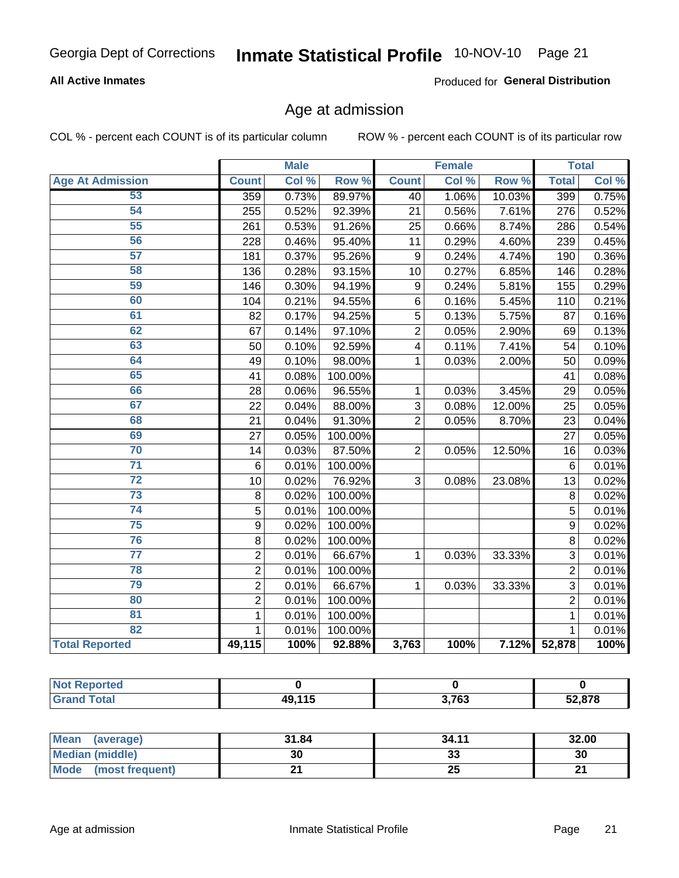Georgia Dept of Corrections **Inmate Statistical Profile** 10-NOV-10 Page 21

**All Active Inmates**

Produced for **General Distribution**

## Age at admission

COL % - percent each COUNT is of its particular column

ROW % - percent each COUNT is of its particular row

| | Male | | | Female | | | Total | |
|---|---|---|---|---|---|---|---|---|
| **Age At Admission** | **Count** | **Col %** | **Row %** | **Count** | **Col %** | **Row %** | **Total** | **Col %** |
| 53 | 359 | 0.73% | 89.97% | 40 | 1.06% | 10.03% | 399 | 0.75% |
| 54 | 255 | 0.52% | 92.39% | 21 | 0.56% | 7.61% | 276 | 0.52% |
| 55 | 261 | 0.53% | 91.26% | 25 | 0.66% | 8.74% | 286 | 0.54% |
| 56 | 228 | 0.46% | 95.40% | 11 | 0.29% | 4.60% | 239 | 0.45% |
| 57 | 181 | 0.37% | 95.26% | 9 | 0.24% | 4.74% | 190 | 0.36% |
| 58 | 136 | 0.28% | 93.15% | 10 | 0.27% | 6.85% | 146 | 0.28% |
| 59 | 146 | 0.30% | 94.19% | 9 | 0.24% | 5.81% | 155 | 0.29% |
| 60 | 104 | 0.21% | 94.55% | 6 | 0.16% | 5.45% | 110 | 0.21% |
| 61 | 82 | 0.17% | 94.25% | 5 | 0.13% | 5.75% | 87 | 0.16% |
| 62 | 67 | 0.14% | 97.10% | 2 | 0.05% | 2.90% | 69 | 0.13% |
| 63 | 50 | 0.10% | 92.59% | 4 | 0.11% | 7.41% | 54 | 0.10% |
| 64 | 49 | 0.10% | 98.00% | 1 | 0.03% | 2.00% | 50 | 0.09% |
| 65 | 41 | 0.08% | 100.00% | | | | 41 | 0.08% |
| 66 | 28 | 0.06% | 96.55% | 1 | 0.03% | 3.45% | 29 | 0.05% |
| 67 | 22 | 0.04% | 88.00% | 3 | 0.08% | 12.00% | 25 | 0.05% |
| 68 | 21 | 0.04% | 91.30% | 2 | 0.05% | 8.70% | 23 | 0.04% |
| 69 | 27 | 0.05% | 100.00% | | | | 27 | 0.05% |
| 70 | 14 | 0.03% | 87.50% | 2 | 0.05% | 12.50% | 16 | 0.03% |
| 71 | 6 | 0.01% | 100.00% | | | | 6 | 0.01% |
| 72 | 10 | 0.02% | 76.92% | 3 | 0.08% | 23.08% | 13 | 0.02% |
| 73 | 8 | 0.02% | 100.00% | | | | 8 | 0.02% |
| 74 | 5 | 0.01% | 100.00% | | | | 5 | 0.01% |
| 75 | 9 | 0.02% | 100.00% | | | | 9 | 0.02% |
| 76 | 8 | 0.02% | 100.00% | | | | 8 | 0.02% |
| 77 | 2 | 0.01% | 66.67% | 1 | 0.03% | 33.33% | 3 | 0.01% |
| 78 | 2 | 0.01% | 100.00% | | | | 2 | 0.01% |
| 79 | 2 | 0.01% | 66.67% | 1 | 0.03% | 33.33% | 3 | 0.01% |
| 80 | 2 | 0.01% | 100.00% | | | | 2 | 0.01% |
| 81 | 1 | 0.01% | 100.00% | | | | 1 | 0.01% |
| 82 | 1 | 0.01% | 100.00% | | | | 1 | 0.01% |
| **Total Reported** | **49,115** | **100%** | **92.88%** | **3,763** | **100%** | **7.12%** | **52,878** | **100%** |

| | Male | Female | Total |
|---|---|---|---|
| **Not Reported** | **0** | **0** | **0** |
| **Grand Total** | **49,115** | **3,763** | **52,878** |

| | Male | Female | Total |
|---|---|---|---|
| **Mean (average)** | **31.84** | **34.11** | **32.00** |
| **Median (middle)** | **30** | **33** | **30** |
| **Mode (most frequent)** | **21** | **25** | **21** |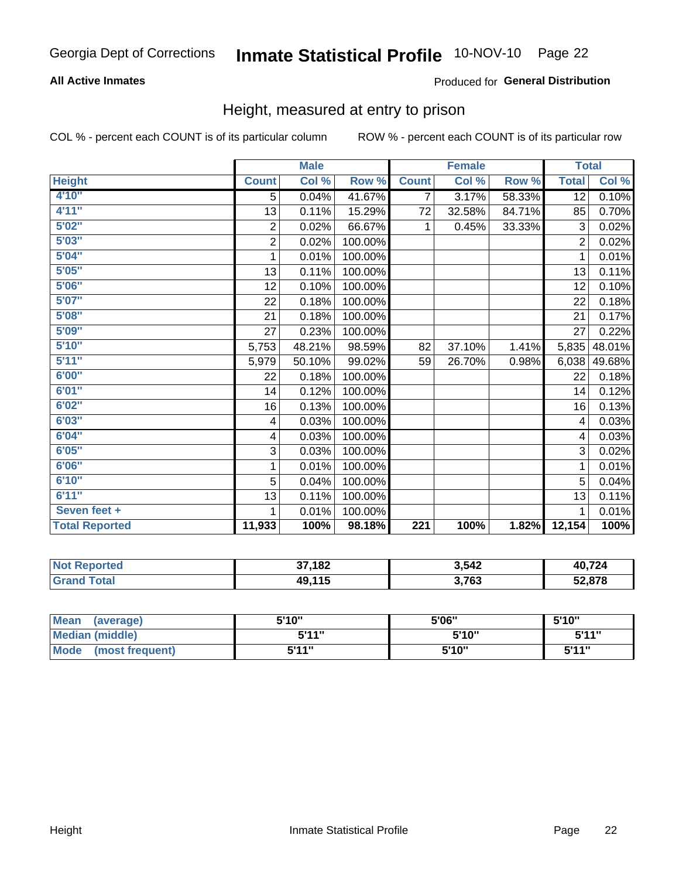Georgia Dept of Corrections **Inmate Statistical Profile** 10-NOV-10 Page 22

**All Active Inmates**

Produced for **General Distribution**

## Height, measured at entry to prison

COL % - percent each COUNT is of its particular column

ROW % - percent each COUNT is of its particular row

| | Male | | | Female | | | Total | |
|---|---|---|---|---|---|---|---|---|
| **Height** | **Count** | **Col %** | **Row %** | **Count** | **Col %** | **Row %** | **Total** | **Col %** |
| 4'10" | 5 | 0.04% | 41.67% | 7 | 3.17% | 58.33% | 12 | 0.10% |
| 4'11" | 13 | 0.11% | 15.29% | 72 | 32.58% | 84.71% | 85 | 0.70% |
| 5'02" | 2 | 0.02% | 66.67% | 1 | 0.45% | 33.33% | 3 | 0.02% |
| 5'03" | 2 | 0.02% | 100.00% | | | | 2 | 0.02% |
| 5'04" | 1 | 0.01% | 100.00% | | | | 1 | 0.01% |
| 5'05" | 13 | 0.11% | 100.00% | | | | 13 | 0.11% |
| 5'06" | 12 | 0.10% | 100.00% | | | | 12 | 0.10% |
| 5'07" | 22 | 0.18% | 100.00% | | | | 22 | 0.18% |
| 5'08" | 21 | 0.18% | 100.00% | | | | 21 | 0.17% |
| 5'09" | 27 | 0.23% | 100.00% | | | | 27 | 0.22% |
| 5'10" | 5,753 | 48.21% | 98.59% | 82 | 37.10% | 1.41% | 5,835 | 48.01% |
| 5'11" | 5,979 | 50.10% | 99.02% | 59 | 26.70% | 0.98% | 6,038 | 49.68% |
| 6'00" | 22 | 0.18% | 100.00% | | | | 22 | 0.18% |
| 6'01" | 14 | 0.12% | 100.00% | | | | 14 | 0.12% |
| 6'02" | 16 | 0.13% | 100.00% | | | | 16 | 0.13% |
| 6'03" | 4 | 0.03% | 100.00% | | | | 4 | 0.03% |
| 6'04" | 4 | 0.03% | 100.00% | | | | 4 | 0.03% |
| 6'05" | 3 | 0.03% | 100.00% | | | | 3 | 0.02% |
| 6'06" | 1 | 0.01% | 100.00% | | | | 1 | 0.01% |
| 6'10" | 5 | 0.04% | 100.00% | | | | 5 | 0.04% |
| 6'11" | 13 | 0.11% | 100.00% | | | | 13 | 0.11% |
| Seven feet + | 1 | 0.01% | 100.00% | | | | 1 | 0.01% |
| **Total Reported** | **11,933** | **100%** | **98.18%** | **221** | **100%** | **1.82%** | **12,154** | **100%** |

| | Male | Female | Total |
|---|---|---|---|
| Not Reported | 37,182 | 3,542 | 40,724 |
| Grand Total | 49,115 | 3,763 | 52,878 |

| | Male | Female | Total |
|---|---|---|---|
| Mean (average) | 5'10" | 5'06" | 5'10" |
| Median (middle) | 5'11" | 5'10" | 5'11" |
| Mode (most frequent) | 5'11" | 5'10" | 5'11" |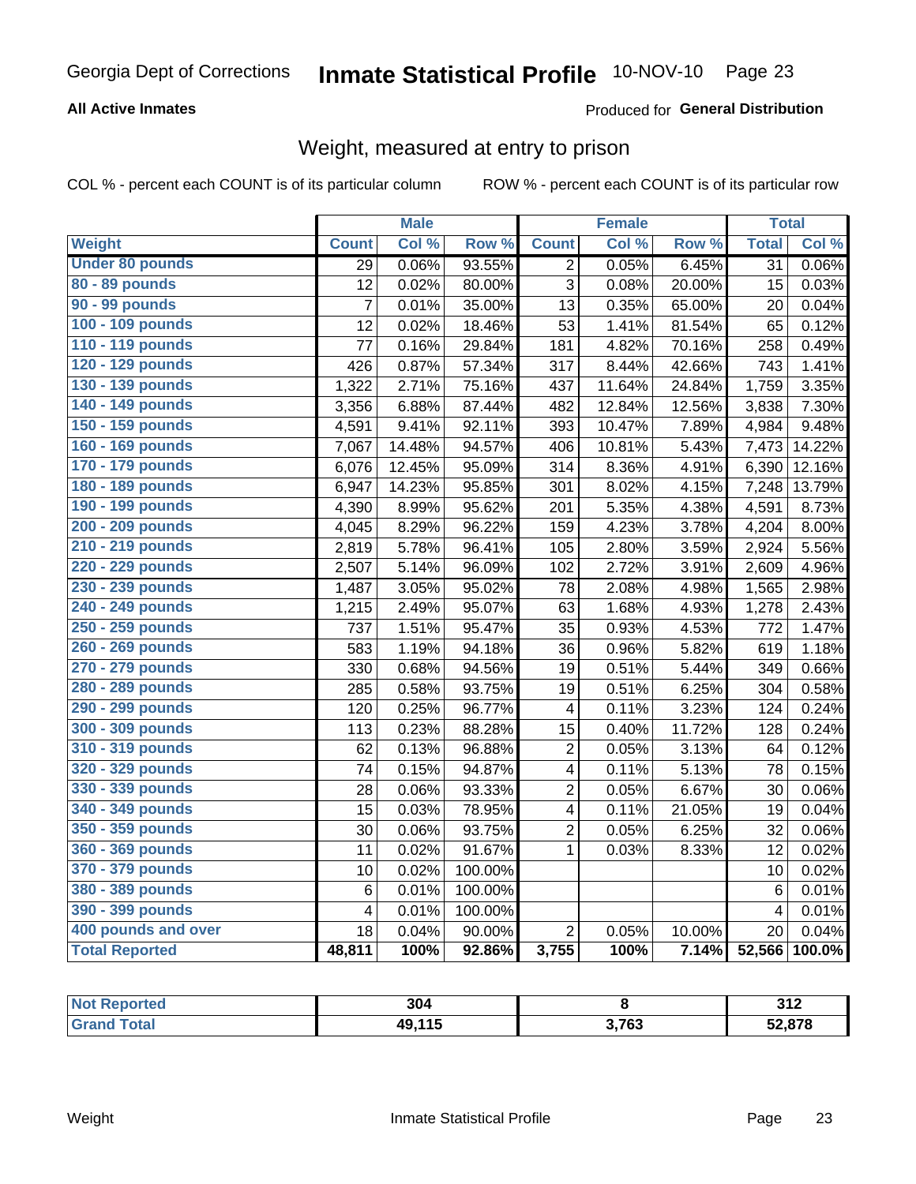Georgia Dept of Corrections **Inmate Statistical Profile** 10-NOV-10

**All Active Inmates**

Produced for **General Distribution**

## Weight, measured at entry to prison

COL % - percent each COUNT is of its particular column    ROW % - percent each COUNT is of its particular row

| | Male | | | Female | | | Total | |
|---|---|---|---|---|---|---|---|---|
| **Weight** | **Count** | **Col %** | **Row %** | **Count** | **Col %** | **Row %** | **Total** | **Col %** |
| **Under 80 pounds** | 29 | 0.06% | 93.55% | 2 | 0.05% | 6.45% | 31 | 0.06% |
| **80 - 89 pounds** | 12 | 0.02% | 80.00% | 3 | 0.08% | 20.00% | 15 | 0.03% |
| **90 - 99 pounds** | 7 | 0.01% | 35.00% | 13 | 0.35% | 65.00% | 20 | 0.04% |
| **100 - 109 pounds** | 12 | 0.02% | 18.46% | 53 | 1.41% | 81.54% | 65 | 0.12% |
| **110 - 119 pounds** | 77 | 0.16% | 29.84% | 181 | 4.82% | 70.16% | 258 | 0.49% |
| **120 - 129 pounds** | 426 | 0.87% | 57.34% | 317 | 8.44% | 42.66% | 743 | 1.41% |
| **130 - 139 pounds** | 1,322 | 2.71% | 75.16% | 437 | 11.64% | 24.84% | 1,759 | 3.35% |
| **140 - 149 pounds** | 3,356 | 6.88% | 87.44% | 482 | 12.84% | 12.56% | 3,838 | 7.30% |
| **150 - 159 pounds** | 4,591 | 9.41% | 92.11% | 393 | 10.47% | 7.89% | 4,984 | 9.48% |
| **160 - 169 pounds** | 7,067 | 14.48% | 94.57% | 406 | 10.81% | 5.43% | 7,473 | 14.22% |
| **170 - 179 pounds** | 6,076 | 12.45% | 95.09% | 314 | 8.36% | 4.91% | 6,390 | 12.16% |
| **180 - 189 pounds** | 6,947 | 14.23% | 95.85% | 301 | 8.02% | 4.15% | 7,248 | 13.79% |
| **190 - 199 pounds** | 4,390 | 8.99% | 95.62% | 201 | 5.35% | 4.38% | 4,591 | 8.73% |
| **200 - 209 pounds** | 4,045 | 8.29% | 96.22% | 159 | 4.23% | 3.78% | 4,204 | 8.00% |
| **210 - 219 pounds** | 2,819 | 5.78% | 96.41% | 105 | 2.80% | 3.59% | 2,924 | 5.56% |
| **220 - 229 pounds** | 2,507 | 5.14% | 96.09% | 102 | 2.72% | 3.91% | 2,609 | 4.96% |
| **230 - 239 pounds** | 1,487 | 3.05% | 95.02% | 78 | 2.08% | 4.98% | 1,565 | 2.98% |
| **240 - 249 pounds** | 1,215 | 2.49% | 95.07% | 63 | 1.68% | 4.93% | 1,278 | 2.43% |
| **250 - 259 pounds** | 737 | 1.51% | 95.47% | 35 | 0.93% | 4.53% | 772 | 1.47% |
| **260 - 269 pounds** | 583 | 1.19% | 94.18% | 36 | 0.96% | 5.82% | 619 | 1.18% |
| **270 - 279 pounds** | 330 | 0.68% | 94.56% | 19 | 0.51% | 5.44% | 349 | 0.66% |
| **280 - 289 pounds** | 285 | 0.58% | 93.75% | 19 | 0.51% | 6.25% | 304 | 0.58% |
| **290 - 299 pounds** | 120 | 0.25% | 96.77% | 4 | 0.11% | 3.23% | 124 | 0.24% |
| **300 - 309 pounds** | 113 | 0.23% | 88.28% | 15 | 0.40% | 11.72% | 128 | 0.24% |
| **310 - 319 pounds** | 62 | 0.13% | 96.88% | 2 | 0.05% | 3.13% | 64 | 0.12% |
| **320 - 329 pounds** | 74 | 0.15% | 94.87% | 4 | 0.11% | 5.13% | 78 | 0.15% |
| **330 - 339 pounds** | 28 | 0.06% | 93.33% | 2 | 0.05% | 6.67% | 30 | 0.06% |
| **340 - 349 pounds** | 15 | 0.03% | 78.95% | 4 | 0.11% | 21.05% | 19 | 0.04% |
| **350 - 359 pounds** | 30 | 0.06% | 93.75% | 2 | 0.05% | 6.25% | 32 | 0.06% |
| **360 - 369 pounds** | 11 | 0.02% | 91.67% | 1 | 0.03% | 8.33% | 12 | 0.02% |
| **370 - 379 pounds** | 10 | 0.02% | 100.00% | | | | 10 | 0.02% |
| **380 - 389 pounds** | 6 | 0.01% | 100.00% | | | | 6 | 0.01% |
| **390 - 399 pounds** | 4 | 0.01% | 100.00% | | | | 4 | 0.01% |
| **400 pounds and over** | 18 | 0.04% | 90.00% | 2 | 0.05% | 10.00% | 20 | 0.04% |
| **Total Reported** | **48,811** | **100%** | **92.86%** | **3,755** | **100%** | **7.14%** | **52,566** | **100.0%** |

| | Male | Female | Total |
|---|---|---|---|
| **Not Reported** | **304** | **8** | **312** |
| **Grand Total** | **49,115** | **3,763** | **52,878** |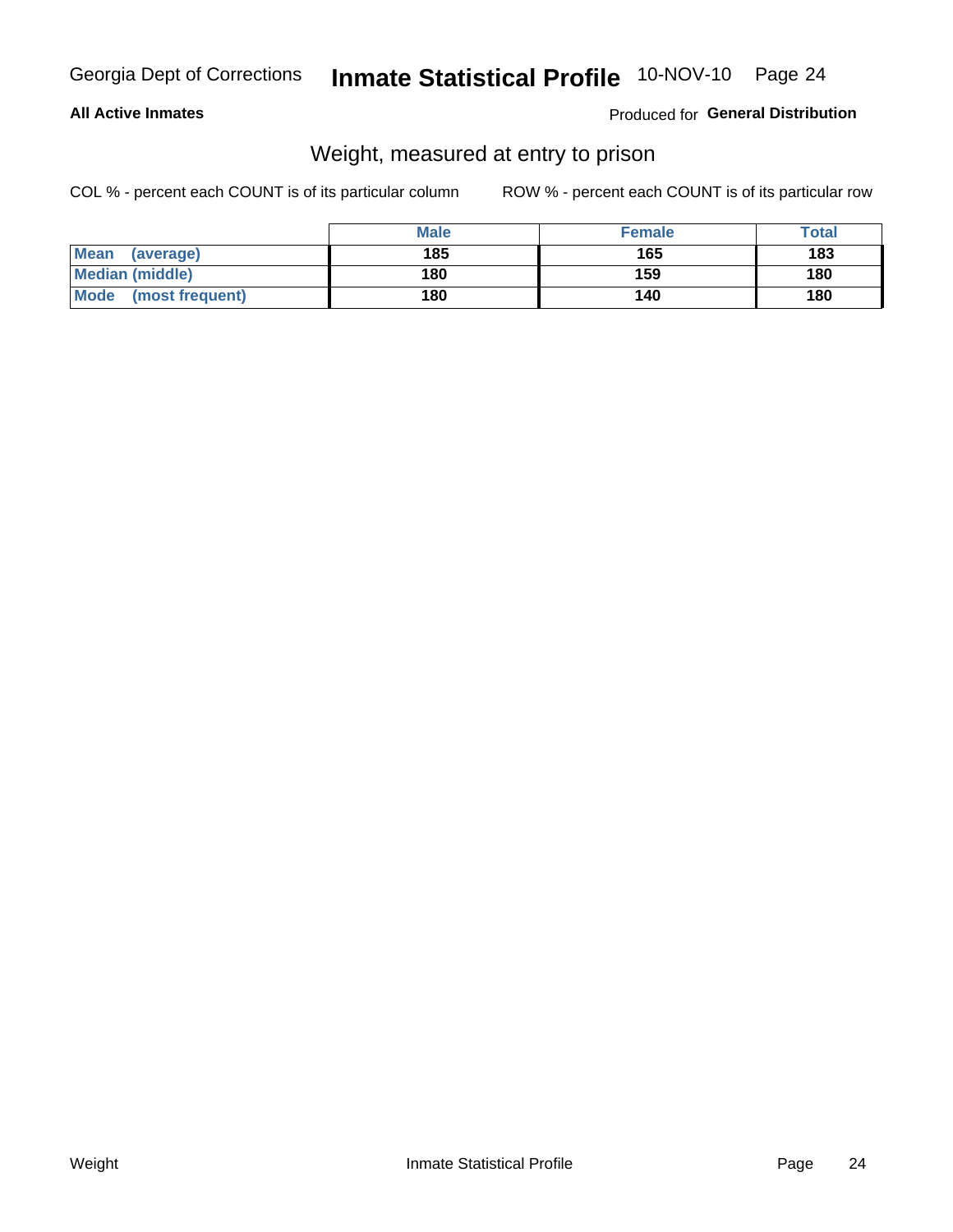**All Active Inmates**

Produced for **General Distribution**

## Weight, measured at entry to prison

COL % - percent each COUNT is of its particular column

ROW % - percent each COUNT is of its particular row

| | Male | Female | Total |
|---|---|---|---|
| **Mean (average)** | **185** | **165** | **183** |
| **Median (middle)** | **180** | **159** | **180** |
| **Mode (most frequent)** | **180** | **140** | **180** |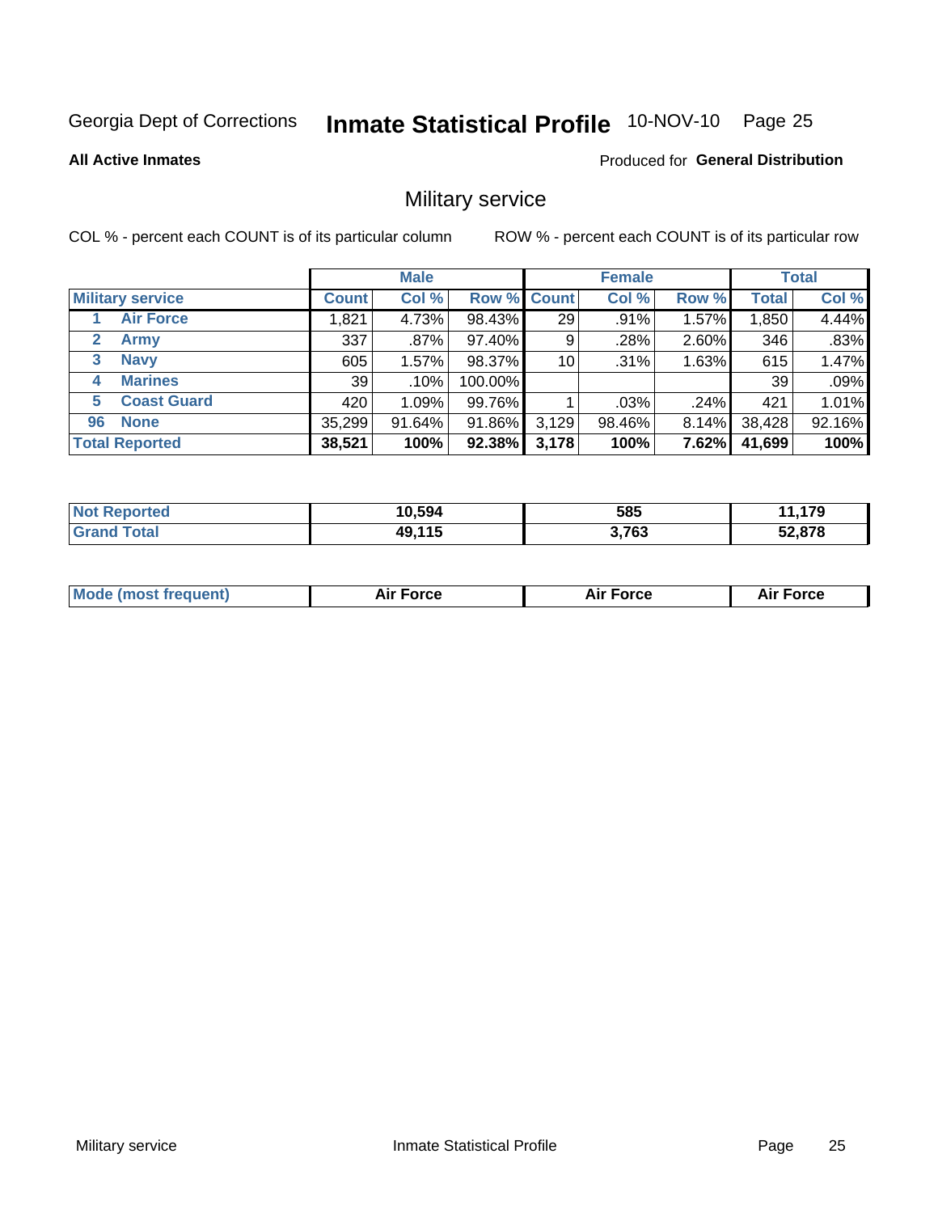Georgia Dept of Corrections **Inmate Statistical Profile** 10-NOV-10 Page 25

**All Active Inmates**

Produced for **General Distribution**

## Military service

COL % - percent each COUNT is of its particular column

ROW % - percent each COUNT is of its particular row

| | | Male | | | Female | | | Total | |
|---|---|---|---|---|---|---|---|---|---|
| **Military service** | | **Count** | **Col %** | **Row %** | **Count** | **Col %** | **Row %** | **Total** | **Col %** |
| 1 | Air Force | 1,821 | 4.73% | 98.43% | 29 | .91% | 1.57% | 1,850 | 4.44% |
| 2 | Army | 337 | .87% | 97.40% | 9 | .28% | 2.60% | 346 | .83% |
| 3 | Navy | 605 | 1.57% | 98.37% | 10 | .31% | 1.63% | 615 | 1.47% |
| 4 | Marines | 39 | .10% | 100.00% | | | | 39 | .09% |
| 5 | Coast Guard | 420 | 1.09% | 99.76% | 1 | .03% | .24% | 421 | 1.01% |
| 96 | None | 35,299 | 91.64% | 91.86% | 3,129 | 98.46% | 8.14% | 38,428 | 92.16% |
| **Total Reported** | | **38,521** | **100%** | **92.38%** | **3,178** | **100%** | **7.62%** | **41,699** | **100%** |

| | Male | Female | Total |
|---|---|---|---|
| **Not Reported** | **10,594** | **585** | **11,179** |
| **Grand Total** | **49,115** | **3,763** | **52,878** |

| | Male | Female | Total |
|---|---|---|---|
| **Mode (most frequent)** | **Air Force** | **Air Force** | **Air Force** |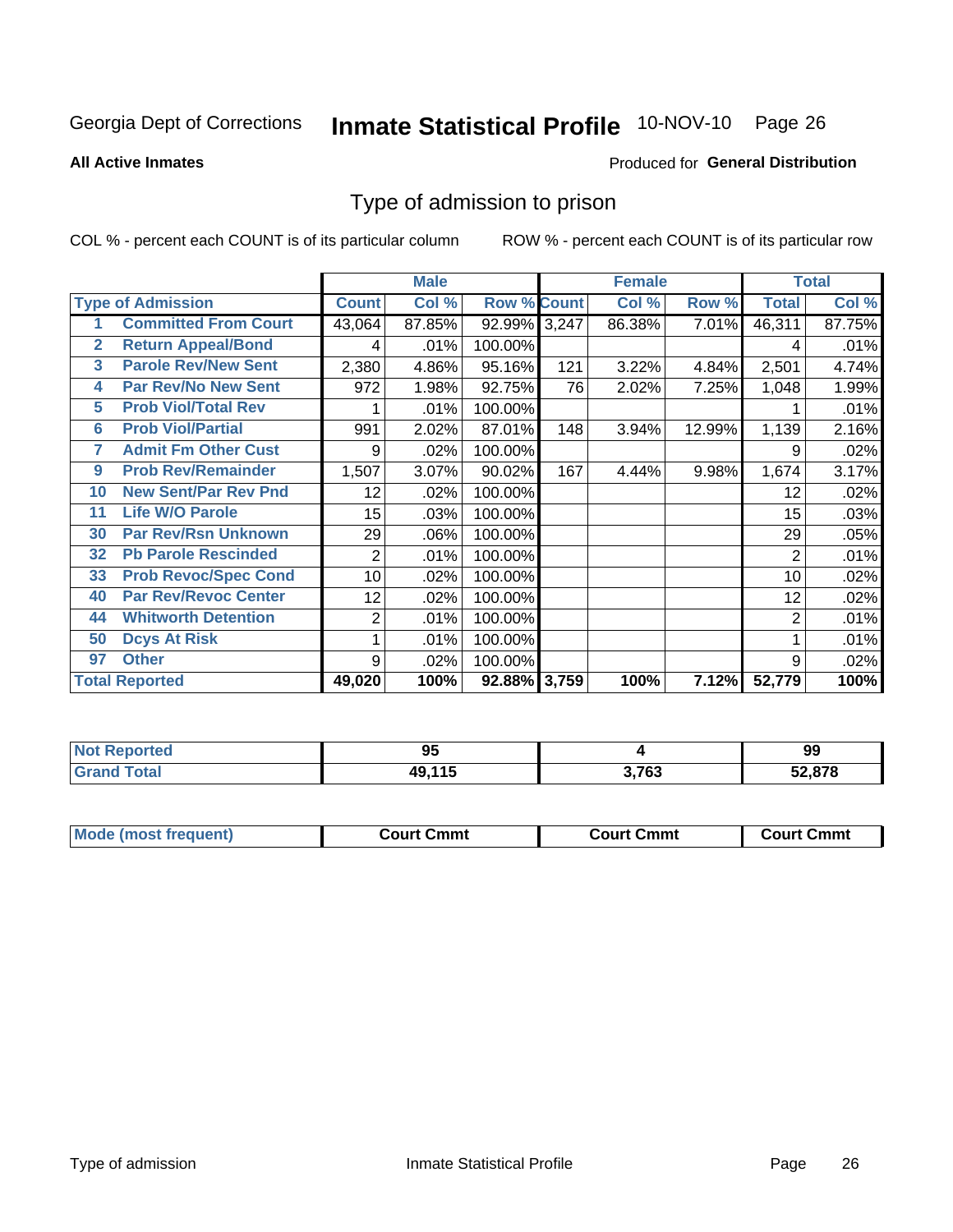Georgia Dept of Corrections **Inmate Statistical Profile** 10-NOV-10

**All Active Inmates**

Produced for **General Distribution**

## Type of admission to prison

COL % - percent each COUNT is of its particular column

ROW % - percent each COUNT is of its particular row

| | | Male | | | Female | | | Total | |
|---|---|---|---|---|---|---|---|---|---|
| **Type of Admission** | | **Count** | **Col %** | **Row %** | **Count** | **Col %** | **Row %** | **Total** | **Col %** |
| 1 | **Committed From Court** | 43,064 | 87.85% | 92.99% | 3,247 | 86.38% | 7.01% | 46,311 | 87.75% |
| 2 | **Return Appeal/Bond** | 4 | .01% | 100.00% | | | | 4 | .01% |
| 3 | **Parole Rev/New Sent** | 2,380 | 4.86% | 95.16% | 121 | 3.22% | 4.84% | 2,501 | 4.74% |
| 4 | **Par Rev/No New Sent** | 972 | 1.98% | 92.75% | 76 | 2.02% | 7.25% | 1,048 | 1.99% |
| 5 | **Prob Viol/Total Rev** | 1 | .01% | 100.00% | | | | 1 | .01% |
| 6 | **Prob Viol/Partial** | 991 | 2.02% | 87.01% | 148 | 3.94% | 12.99% | 1,139 | 2.16% |
| 7 | **Admit Fm Other Cust** | 9 | .02% | 100.00% | | | | 9 | .02% |
| 9 | **Prob Rev/Remainder** | 1,507 | 3.07% | 90.02% | 167 | 4.44% | 9.98% | 1,674 | 3.17% |
| 10 | **New Sent/Par Rev Pnd** | 12 | .02% | 100.00% | | | | 12 | .02% |
| 11 | **Life W/O Parole** | 15 | .03% | 100.00% | | | | 15 | .03% |
| 30 | **Par Rev/Rsn Unknown** | 29 | .06% | 100.00% | | | | 29 | .05% |
| 32 | **Pb Parole Rescinded** | 2 | .01% | 100.00% | | | | 2 | .01% |
| 33 | **Prob Revoc/Spec Cond** | 10 | .02% | 100.00% | | | | 10 | .02% |
| 40 | **Par Rev/Revoc Center** | 12 | .02% | 100.00% | | | | 12 | .02% |
| 44 | **Whitworth Detention** | 2 | .01% | 100.00% | | | | 2 | .01% |
| 50 | **Dcys At Risk** | 1 | .01% | 100.00% | | | | 1 | .01% |
| 97 | **Other** | 9 | .02% | 100.00% | | | | 9 | .02% |
| **Total Reported** | | **49,020** | **100%** | **92.88%** | **3,759** | **100%** | **7.12%** | **52,779** | **100%** |

| | Male | Female | Total |
|---|---|---|---|
| **Not Reported** | **95** | **4** | **99** |
| **Grand Total** | **49,115** | **3,763** | **52,878** |

| | Male | Female | Total |
|---|---|---|---|
| **Mode (most frequent)** | **Court Cmmt** | **Court Cmmt** | **Court Cmmt** |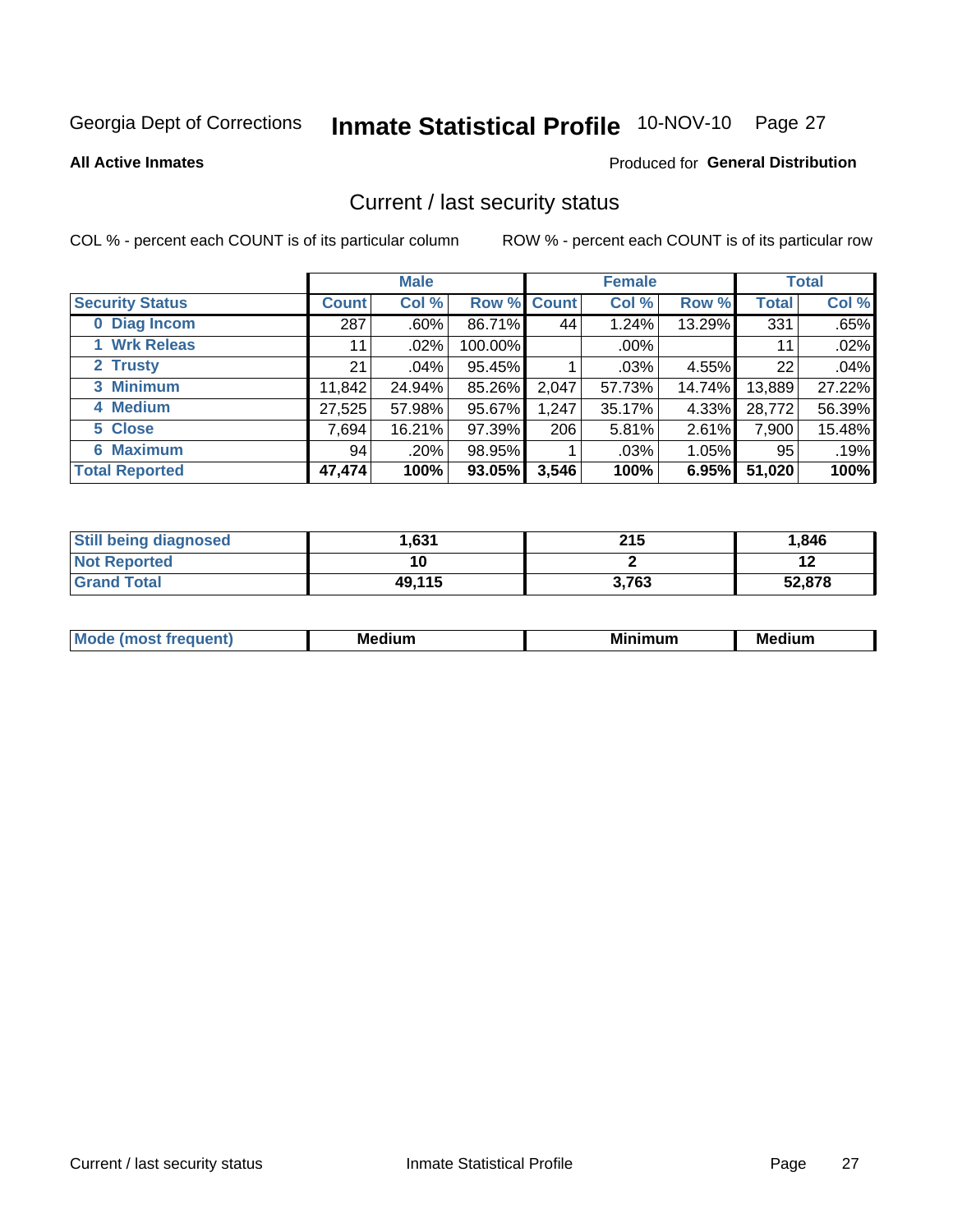Georgia Dept of Corrections **Inmate Statistical Profile** 10-NOV-10

**All Active Inmates**

Produced for **General Distribution**

## Current / last security status

COL % - percent each COUNT is of its particular column

ROW % - percent each COUNT is of its particular row

| | Male | | | Female | | | Total | |
|---|---|---|---|---|---|---|---|---|
| **Security Status** | **Count** | **Col %** | **Row %** | **Count** | **Col %** | **Row %** | **Total** | **Col %** |
| 0 Diag Incom | 287 | .60% | 86.71% | 44 | 1.24% | 13.29% | 331 | .65% |
| 1 Wrk Releas | 11 | .02% | 100.00% | | .00% | | 11 | .02% |
| 2 Trusty | 21 | .04% | 95.45% | 1 | .03% | 4.55% | 22 | .04% |
| 3 Minimum | 11,842 | 24.94% | 85.26% | 2,047 | 57.73% | 14.74% | 13,889 | 27.22% |
| 4 Medium | 27,525 | 57.98% | 95.67% | 1,247 | 35.17% | 4.33% | 28,772 | 56.39% |
| 5 Close | 7,694 | 16.21% | 97.39% | 206 | 5.81% | 2.61% | 7,900 | 15.48% |
| 6 Maximum | 94 | .20% | 98.95% | 1 | .03% | 1.05% | 95 | .19% |
| **Total Reported** | **47,474** | **100%** | **93.05%** | **3,546** | **100%** | **6.95%** | **51,020** | **100%** |

| | Male | Female | Total |
|---|---|---|---|
| Still being diagnosed | **1,631** | **215** | **1,846** |
| Not Reported | **10** | **2** | **12** |
| Grand Total | **49,115** | **3,763** | **52,878** |

| | Male | Female | Total |
|---|---|---|---|
| Mode (most frequent) | **Medium** | **Minimum** | **Medium** |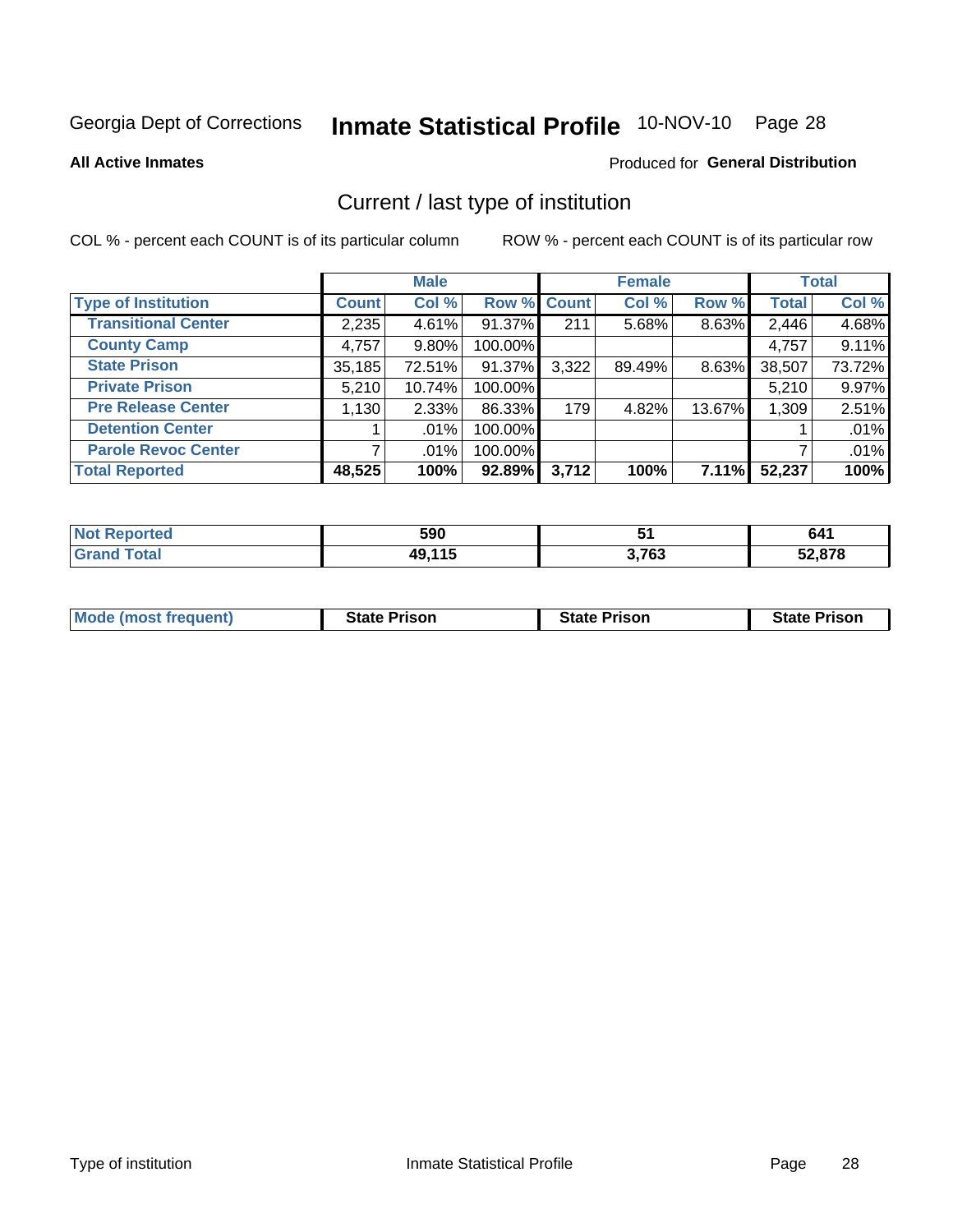Georgia Dept of Corrections **Inmate Statistical Profile** 10-NOV-10

**All Active Inmates**

Produced for **General Distribution**

## Current / last type of institution

COL % - percent each COUNT is of its particular column

ROW % - percent each COUNT is of its particular row

| | Male | | | Female | | | Total | |
|---|---|---|---|---|---|---|---|---|
| **Type of Institution** | **Count** | **Col %** | **Row %** | **Count** | **Col %** | **Row %** | **Total** | **Col %** |
| Transitional Center | 2,235 | 4.61% | 91.37% | 211 | 5.68% | 8.63% | 2,446 | 4.68% |
| County Camp | 4,757 | 9.80% | 100.00% | | | | 4,757 | 9.11% |
| State Prison | 35,185 | 72.51% | 91.37% | 3,322 | 89.49% | 8.63% | 38,507 | 73.72% |
| Private Prison | 5,210 | 10.74% | 100.00% | | | | 5,210 | 9.97% |
| Pre Release Center | 1,130 | 2.33% | 86.33% | 179 | 4.82% | 13.67% | 1,309 | 2.51% |
| Detention Center | 1 | .01% | 100.00% | | | | 1 | .01% |
| Parole Revoc Center | 7 | .01% | 100.00% | | | | 7 | .01% |
| **Total Reported** | **48,525** | **100%** | **92.89%** | **3,712** | **100%** | **7.11%** | **52,237** | **100%** |

| | Male | Female | Total |
|---|---|---|---|
| Not Reported | **590** | **51** | **641** |
| Grand Total | **49,115** | **3,763** | **52,878** |

| | Male | Female | Total |
|---|---|---|---|
| Mode (most frequent) | **State Prison** | **State Prison** | **State Prison** |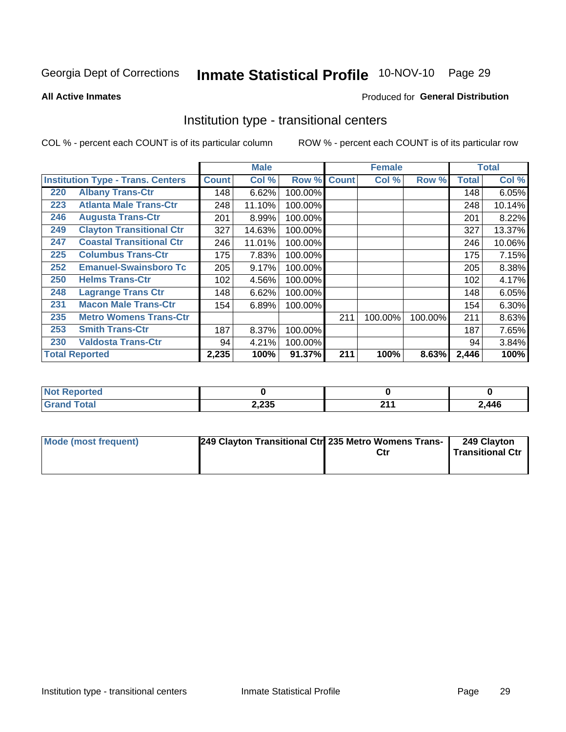Georgia Dept of Corrections **Inmate Statistical Profile** 10-NOV-10

**All Active Inmates**

Produced for **General Distribution**

## Institution type - transitional centers

COL % - percent each COUNT is of its particular column

ROW % - percent each COUNT is of its particular row

| | | Male | | | Female | | | Total | |
|---|---|---|---|---|---|---|---|---|---|
| **Institution Type - Trans. Centers** | | **Count** | **Col %** | **Row %** | **Count** | **Col %** | **Row %** | **Total** | **Col %** |
| 220 | Albany Trans-Ctr | 148 | 6.62% | 100.00% | | | | 148 | 6.05% |
| 223 | Atlanta Male Trans-Ctr | 248 | 11.10% | 100.00% | | | | 248 | 10.14% |
| 246 | Augusta Trans-Ctr | 201 | 8.99% | 100.00% | | | | 201 | 8.22% |
| 249 | Clayton Transitional Ctr | 327 | 14.63% | 100.00% | | | | 327 | 13.37% |
| 247 | Coastal Transitional Ctr | 246 | 11.01% | 100.00% | | | | 246 | 10.06% |
| 225 | Columbus Trans-Ctr | 175 | 7.83% | 100.00% | | | | 175 | 7.15% |
| 252 | Emanuel-Swainsboro Tc | 205 | 9.17% | 100.00% | | | | 205 | 8.38% |
| 250 | Helms Trans-Ctr | 102 | 4.56% | 100.00% | | | | 102 | 4.17% |
| 248 | Lagrange Trans Ctr | 148 | 6.62% | 100.00% | | | | 148 | 6.05% |
| 231 | Macon Male Trans-Ctr | 154 | 6.89% | 100.00% | | | | 154 | 6.30% |
| 235 | Metro Womens Trans-Ctr | | | | 211 | 100.00% | 100.00% | 211 | 8.63% |
| 253 | Smith Trans-Ctr | 187 | 8.37% | 100.00% | | | | 187 | 7.65% |
| 230 | Valdosta Trans-Ctr | 94 | 4.21% | 100.00% | | | | 94 | 3.84% |
| **Total Reported** | | **2,235** | **100%** | **91.37%** | **211** | **100%** | **8.63%** | **2,446** | **100%** |

| | Male | Female | Total |
|---|---|---|---|
| **Not Reported** | **0** | **0** | **0** |
| **Grand Total** | **2,235** | **211** | **2,446** |

| | Male | Female | Total |
|---|---|---|---|
| **Mode (most frequent)** | **249 Clayton Transitional Ctr** | **235 Metro Womens Trans-Ctr** | **249 Clayton Transitional Ctr** |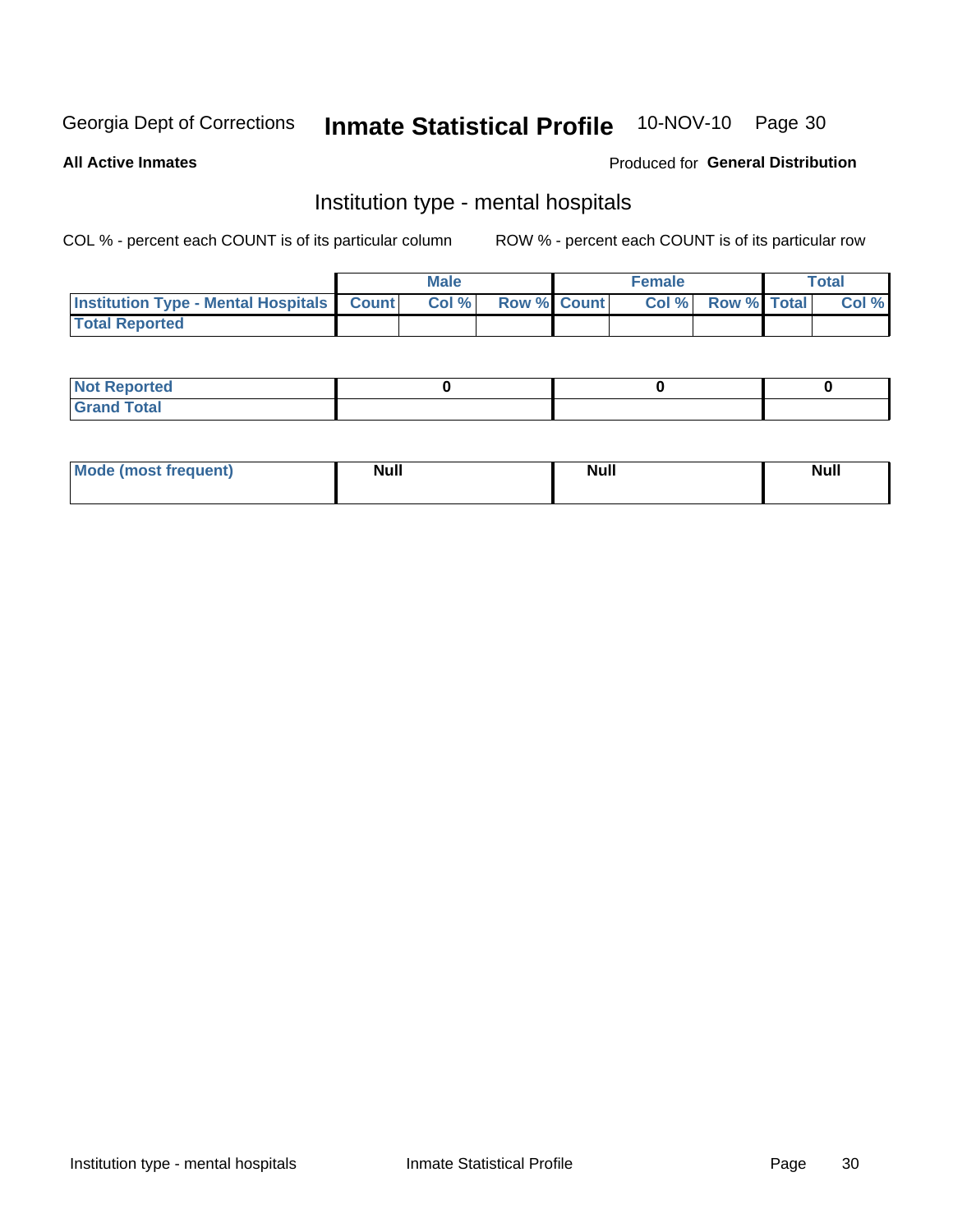Georgia Dept of Corrections **Inmate Statistical Profile** 10-NOV-10

**All Active Inmates**

Produced for **General Distribution**

## Institution type - mental hospitals

COL % - percent each COUNT is of its particular column

ROW % - percent each COUNT is of its particular row

| | Male | | | Female | | | Total | |
|---|---|---|---|---|---|---|---|---|
| **Institution Type - Mental Hospitals** | **Count** | **Col %** | **Row %** | **Count** | **Col %** | **Row %** | **Total** | **Col %** |
| **Total Reported** | | | | | | | | |

| | Male | Female | Total |
|---|---|---|---|
| **Not Reported** | **0** | **0** | **0** |
| **Grand Total** | | | |

| | Male | Female | Total |
|---|---|---|---|
| **Mode (most frequent)** | **Null** | **Null** | **Null** |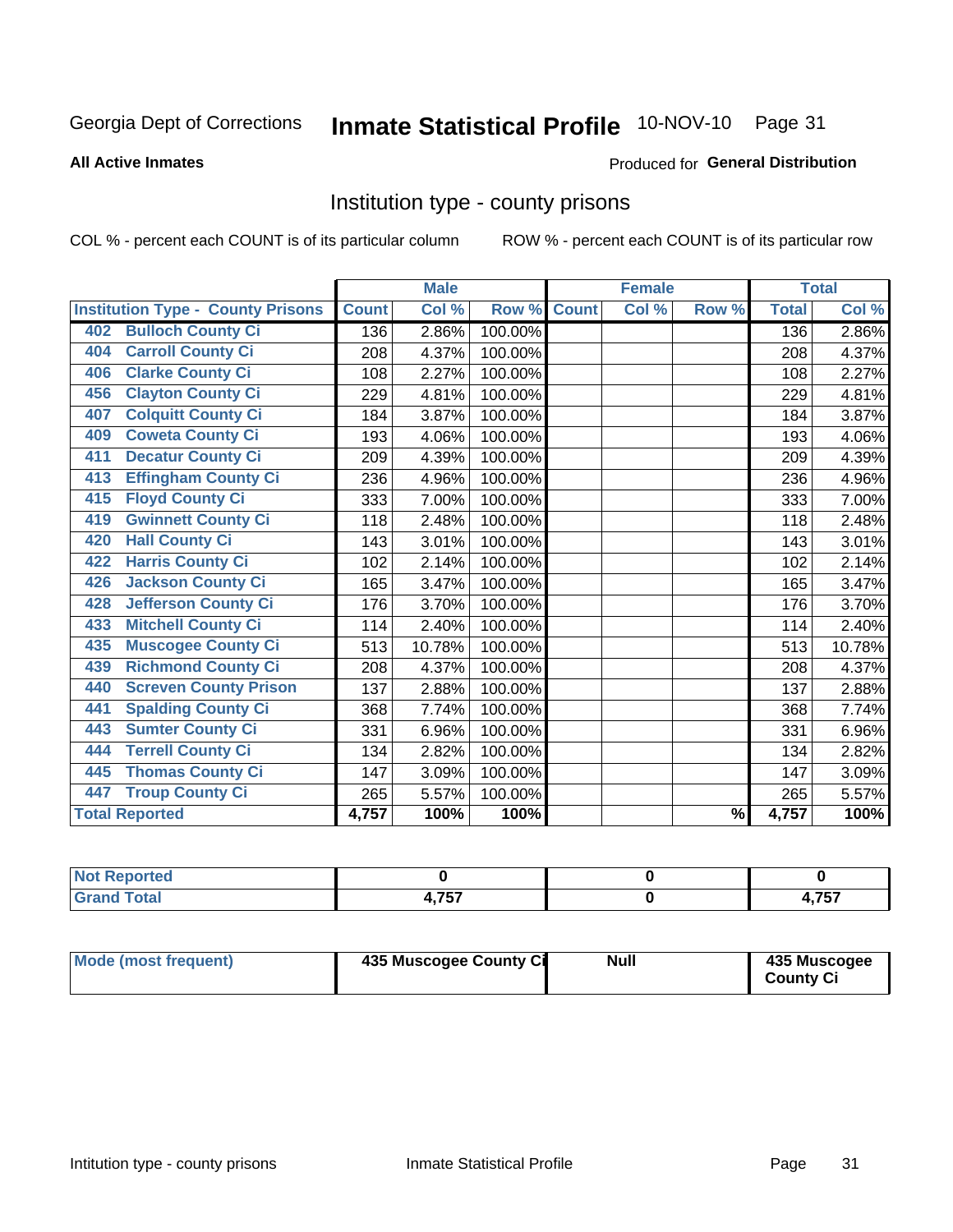Georgia Dept of Corrections **Inmate Statistical Profile** 10-NOV-10 Page 31

**All Active Inmates**

Produced for **General Distribution**

## Institution type - county prisons

COL % - percent each COUNT is of its particular column

ROW % - percent each COUNT is of its particular row

| Institution Type - County Prisons | Male | | | Female | | | Total | |
|---|---|---|---|---|---|---|---|---|
| | Count | Col % | Row % | Count | Col % | Row % | Total | Col % |
| 402 Bulloch County Ci | 136 | 2.86% | 100.00% | | | | 136 | 2.86% |
| 404 Carroll County Ci | 208 | 4.37% | 100.00% | | | | 208 | 4.37% |
| 406 Clarke County Ci | 108 | 2.27% | 100.00% | | | | 108 | 2.27% |
| 456 Clayton County Ci | 229 | 4.81% | 100.00% | | | | 229 | 4.81% |
| 407 Colquitt County Ci | 184 | 3.87% | 100.00% | | | | 184 | 3.87% |
| 409 Coweta County Ci | 193 | 4.06% | 100.00% | | | | 193 | 4.06% |
| 411 Decatur County Ci | 209 | 4.39% | 100.00% | | | | 209 | 4.39% |
| 413 Effingham County Ci | 236 | 4.96% | 100.00% | | | | 236 | 4.96% |
| 415 Floyd County Ci | 333 | 7.00% | 100.00% | | | | 333 | 7.00% |
| 419 Gwinnett County Ci | 118 | 2.48% | 100.00% | | | | 118 | 2.48% |
| 420 Hall County Ci | 143 | 3.01% | 100.00% | | | | 143 | 3.01% |
| 422 Harris County Ci | 102 | 2.14% | 100.00% | | | | 102 | 2.14% |
| 426 Jackson County Ci | 165 | 3.47% | 100.00% | | | | 165 | 3.47% |
| 428 Jefferson County Ci | 176 | 3.70% | 100.00% | | | | 176 | 3.70% |
| 433 Mitchell County Ci | 114 | 2.40% | 100.00% | | | | 114 | 2.40% |
| 435 Muscogee County Ci | 513 | 10.78% | 100.00% | | | | 513 | 10.78% |
| 439 Richmond County Ci | 208 | 4.37% | 100.00% | | | | 208 | 4.37% |
| 440 Screven County Prison | 137 | 2.88% | 100.00% | | | | 137 | 2.88% |
| 441 Spalding County Ci | 368 | 7.74% | 100.00% | | | | 368 | 7.74% |
| 443 Sumter County Ci | 331 | 6.96% | 100.00% | | | | 331 | 6.96% |
| 444 Terrell County Ci | 134 | 2.82% | 100.00% | | | | 134 | 2.82% |
| 445 Thomas County Ci | 147 | 3.09% | 100.00% | | | | 147 | 3.09% |
| 447 Troup County Ci | 265 | 5.57% | 100.00% | | | | 265 | 5.57% |
| **Total Reported** | **4,757** | **100%** | **100%** | | | **%** | **4,757** | **100%** |

| | Male | Female | Total |
|---|---|---|---|
| Not Reported | 0 | 0 | 0 |
| Grand Total | 4,757 | 0 | 4,757 |

| | Male | Female | Total |
|---|---|---|---|
| Mode (most frequent) | 435 Muscogee County Ci | Null | 435 Muscogee County Ci |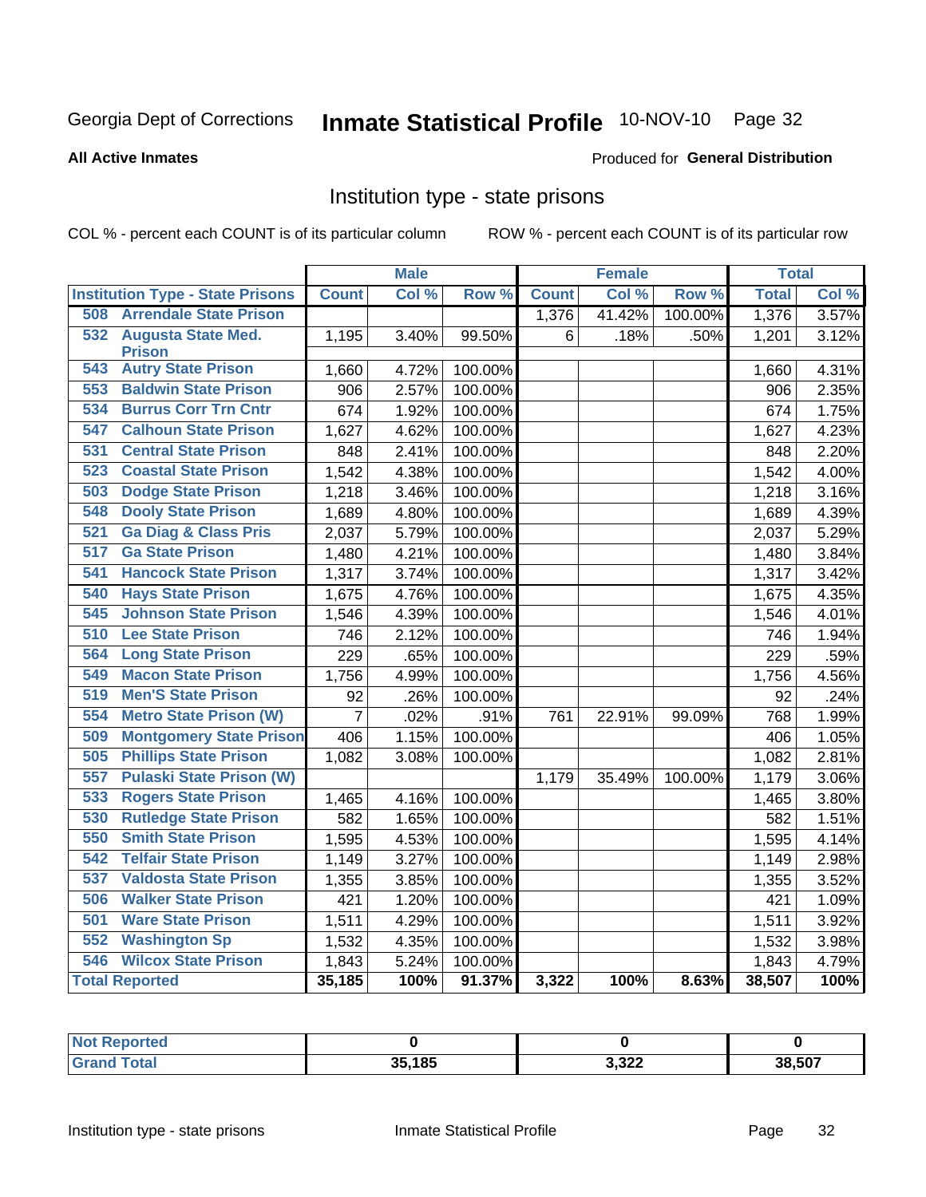Georgia Dept of Corrections **Inmate Statistical Profile** 10-NOV-10

**All Active Inmates**

Produced for **General Distribution**

## Institution type - state prisons

COL % - percent each COUNT is of its particular column ROW % - percent each COUNT is of its particular row

| Institution Type - State Prisons | Male | | | Female | | | Total | |
|---|---|---|---|---|---|---|---|---|
| | Count | Col % | Row % | Count | Col % | Row % | Total | Col % |
| 508 Arrendale State Prison | | | | 1,376 | 41.42% | 100.00% | 1,376 | 3.57% |
| 532 Augusta State Med. Prison | 1,195 | 3.40% | 99.50% | 6 | .18% | .50% | 1,201 | 3.12% |
| 543 Autry State Prison | 1,660 | 4.72% | 100.00% | | | | 1,660 | 4.31% |
| 553 Baldwin State Prison | 906 | 2.57% | 100.00% | | | | 906 | 2.35% |
| 534 Burrus Corr Trn Cntr | 674 | 1.92% | 100.00% | | | | 674 | 1.75% |
| 547 Calhoun State Prison | 1,627 | 4.62% | 100.00% | | | | 1,627 | 4.23% |
| 531 Central State Prison | 848 | 2.41% | 100.00% | | | | 848 | 2.20% |
| 523 Coastal State Prison | 1,542 | 4.38% | 100.00% | | | | 1,542 | 4.00% |
| 503 Dodge State Prison | 1,218 | 3.46% | 100.00% | | | | 1,218 | 3.16% |
| 548 Dooly State Prison | 1,689 | 4.80% | 100.00% | | | | 1,689 | 4.39% |
| 521 Ga Diag & Class Pris | 2,037 | 5.79% | 100.00% | | | | 2,037 | 5.29% |
| 517 Ga State Prison | 1,480 | 4.21% | 100.00% | | | | 1,480 | 3.84% |
| 541 Hancock State Prison | 1,317 | 3.74% | 100.00% | | | | 1,317 | 3.42% |
| 540 Hays State Prison | 1,675 | 4.76% | 100.00% | | | | 1,675 | 4.35% |
| 545 Johnson State Prison | 1,546 | 4.39% | 100.00% | | | | 1,546 | 4.01% |
| 510 Lee State Prison | 746 | 2.12% | 100.00% | | | | 746 | 1.94% |
| 564 Long State Prison | 229 | .65% | 100.00% | | | | 229 | .59% |
| 549 Macon State Prison | 1,756 | 4.99% | 100.00% | | | | 1,756 | 4.56% |
| 519 Men'S State Prison | 92 | .26% | 100.00% | | | | 92 | .24% |
| 554 Metro State Prison (W) | 7 | .02% | .91% | 761 | 22.91% | 99.09% | 768 | 1.99% |
| 509 Montgomery State Prison | 406 | 1.15% | 100.00% | | | | 406 | 1.05% |
| 505 Phillips State Prison | 1,082 | 3.08% | 100.00% | | | | 1,082 | 2.81% |
| 557 Pulaski State Prison (W) | | | | 1,179 | 35.49% | 100.00% | 1,179 | 3.06% |
| 533 Rogers State Prison | 1,465 | 4.16% | 100.00% | | | | 1,465 | 3.80% |
| 530 Rutledge State Prison | 582 | 1.65% | 100.00% | | | | 582 | 1.51% |
| 550 Smith State Prison | 1,595 | 4.53% | 100.00% | | | | 1,595 | 4.14% |
| 542 Telfair State Prison | 1,149 | 3.27% | 100.00% | | | | 1,149 | 2.98% |
| 537 Valdosta State Prison | 1,355 | 3.85% | 100.00% | | | | 1,355 | 3.52% |
| 506 Walker State Prison | 421 | 1.20% | 100.00% | | | | 421 | 1.09% |
| 501 Ware State Prison | 1,511 | 4.29% | 100.00% | | | | 1,511 | 3.92% |
| 552 Washington Sp | 1,532 | 4.35% | 100.00% | | | | 1,532 | 3.98% |
| 546 Wilcox State Prison | 1,843 | 5.24% | 100.00% | | | | 1,843 | 4.79% |
| **Total Reported** | **35,185** | **100%** | **91.37%** | **3,322** | **100%** | **8.63%** | **38,507** | **100%** |

| | Male | Female | Total |
|---|---|---|---|
| Not Reported | 0 | 0 | 0 |
| Grand Total | 35,185 | 3,322 | 38,507 |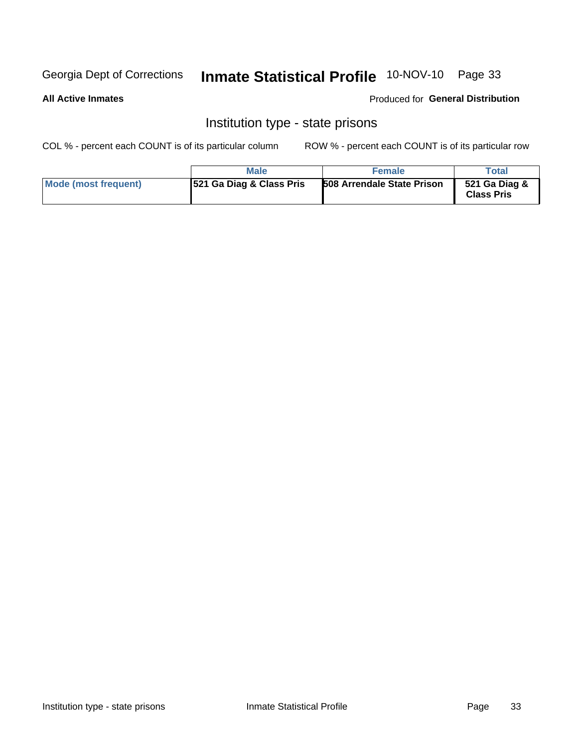Georgia Dept of Corrections **Inmate Statistical Profile** 10-NOV-10

**All Active Inmates**

Produced for **General Distribution**

## Institution type - state prisons

COL % - percent each COUNT is of its particular column ROW % - percent each COUNT is of its particular row

| | Male | Female | Total |
|---|---|---|---|
| **Mode (most frequent)** | **521 Ga Diag & Class Pris** | **508 Arrendale State Prison** | **521 Ga Diag & Class Pris** |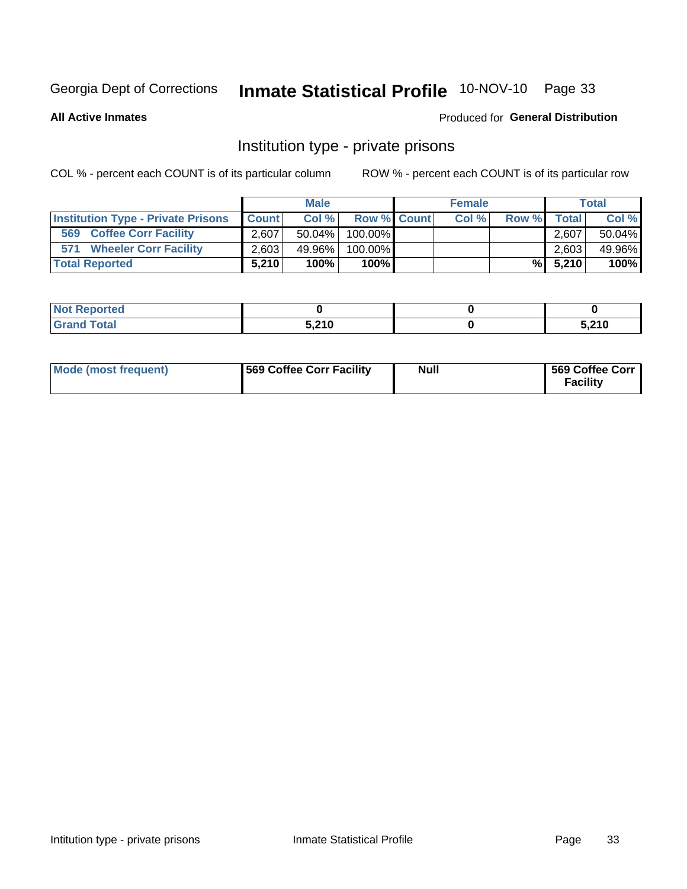Georgia Dept of Corrections **Inmate Statistical Profile** 10-NOV-10

**All Active Inmates**

Produced for **General Distribution**

## Institution type - private prisons

COL % - percent each COUNT is of its particular column ROW % - percent each COUNT is of its particular row

| | Male | | | Female | | | Total | |
|---|---|---|---|---|---|---|---|---|
| Institution Type - Private Prisons | Count | Col % | Row % | Count | Col % | Row % | Total | Col % |
| 569 Coffee Corr Facility | 2,607 | 50.04% | 100.00% | | | | 2,607 | 50.04% |
| 571 Wheeler Corr Facility | 2,603 | 49.96% | 100.00% | | | | 2,603 | 49.96% |
| **Total Reported** | **5,210** | **100%** | **100%** | | | **%** | **5,210** | **100%** |

| | Male | Female | Total |
|---|---|---|---|
| Not Reported | **0** | **0** | **0** |
| Grand Total | **5,210** | **0** | **5,210** |

| | Male | Female | Total |
|---|---|---|---|
| Mode (most frequent) | **569 Coffee Corr Facility** | **Null** | **569 Coffee Corr Facility** |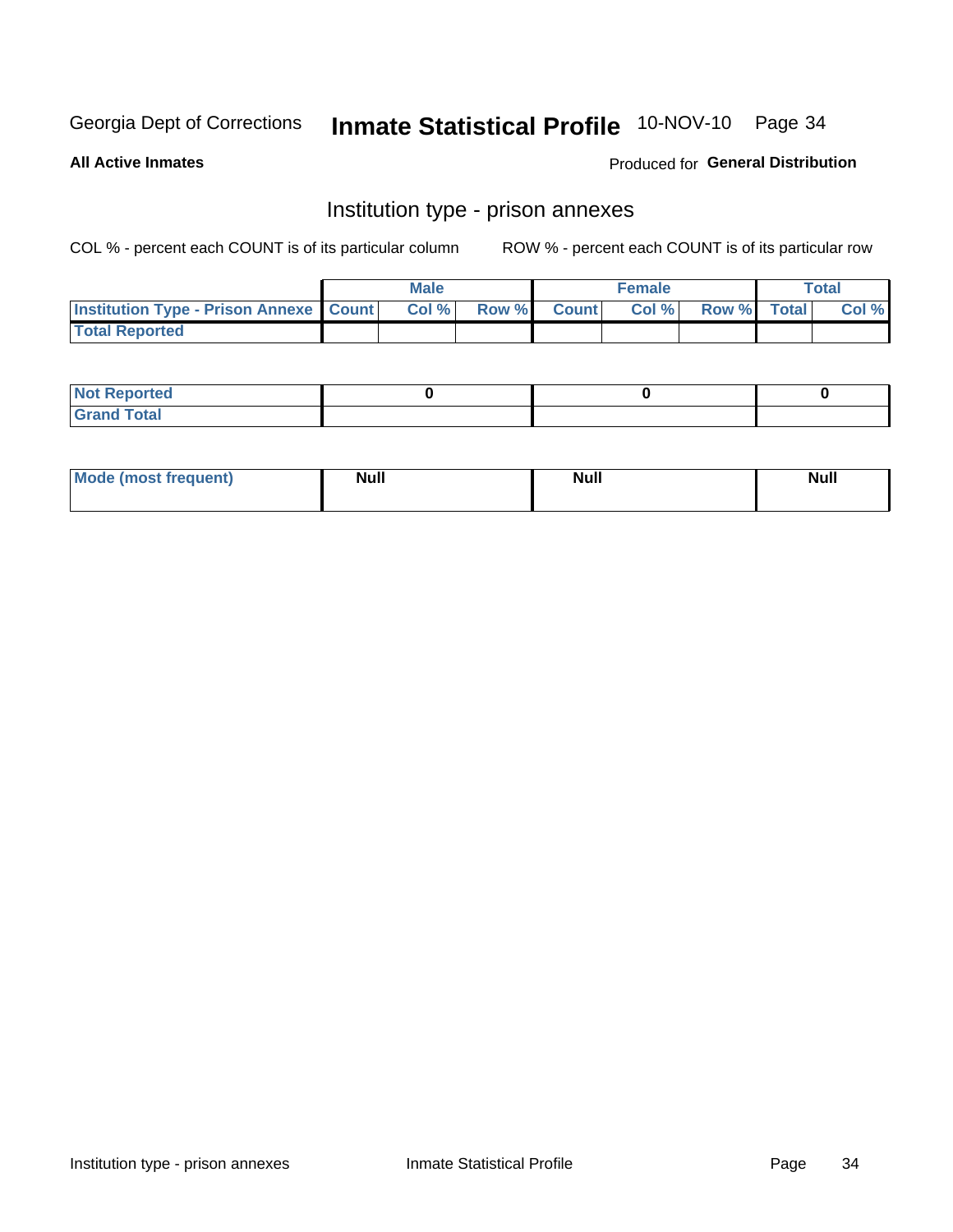Georgia Dept of Corrections **Inmate Statistical Profile** 10-NOV-10

**All Active Inmates**

Produced for **General Distribution**

## Institution type - prison annexes

COL % - percent each COUNT is of its particular column ROW % - percent each COUNT is of its particular row

| | Male | | | Female | | | Total | |
|---|---|---|---|---|---|---|---|---|
| **Institution Type - Prison Annexe** | **Count** | **Col %** | **Row %** | **Count** | **Col %** | **Row %** | **Total** | **Col %** |
| **Total Reported** | | | | | | | | |

| | Male | Female | Total |
|---|---|---|---|
| **Not Reported** | **0** | **0** | **0** |
| **Grand Total** | | | |

| | Male | Female | Total |
|---|---|---|---|
| **Mode (most frequent)** | **Null** | **Null** | **Null** |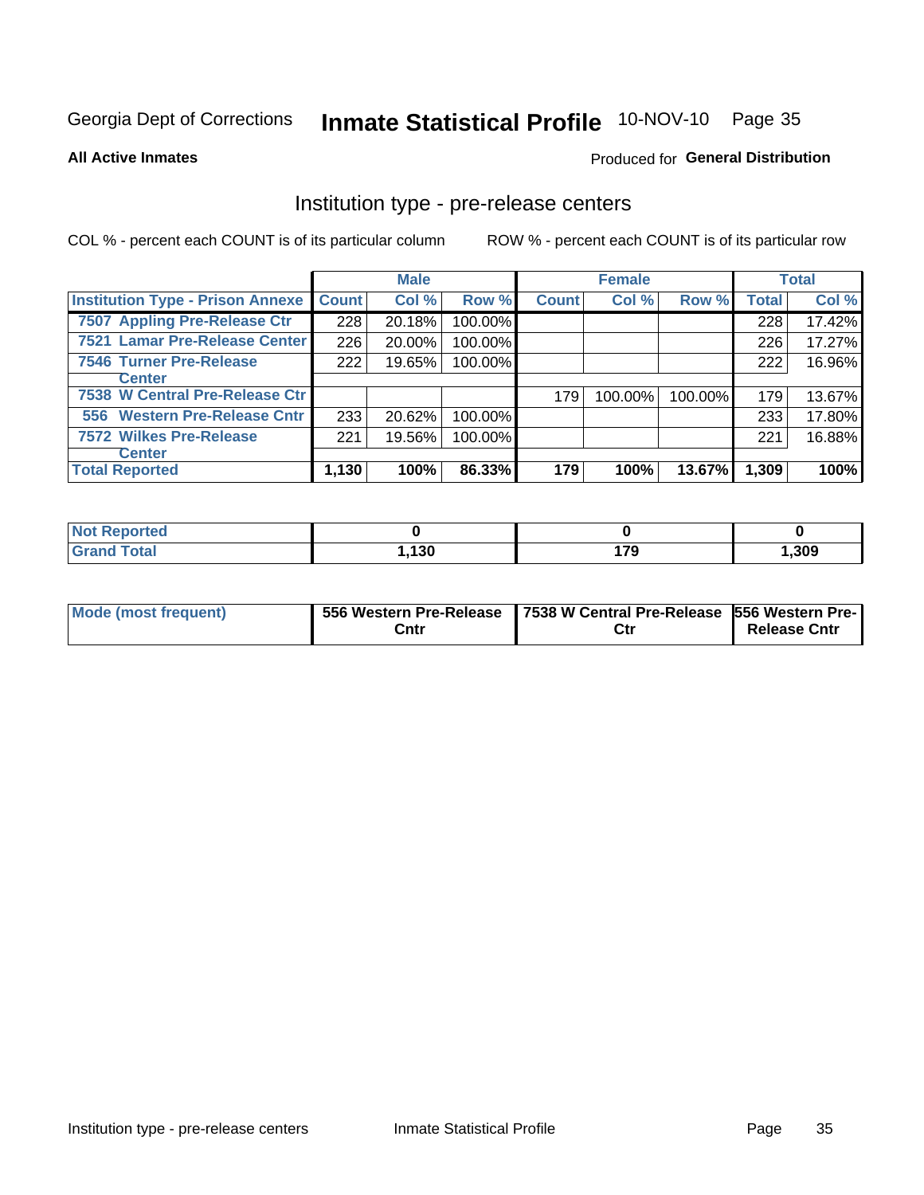Georgia Dept of Corrections **Inmate Statistical Profile** 10-NOV-10

**All Active Inmates**

Produced for **General Distribution**

## Institution type - pre-release centers

COL % - percent each COUNT is of its particular column  ROW % - percent each COUNT is of its particular row

| | Male | | | Female | | | Total | |
|---|---|---|---|---|---|---|---|---|
| **Institution Type - Prison Annexe** | **Count** | **Col %** | **Row %** | **Count** | **Col %** | **Row %** | **Total** | **Col %** |
| 7507 Appling Pre-Release Ctr | 228 | 20.18% | 100.00% | | | | 228 | 17.42% |
| 7521 Lamar Pre-Release Center | 226 | 20.00% | 100.00% | | | | 226 | 17.27% |
| 7546 Turner Pre-Release Center | 222 | 19.65% | 100.00% | | | | 222 | 16.96% |
| 7538 W Central Pre-Release Ctr | | | | 179 | 100.00% | 100.00% | 179 | 13.67% |
| 556 Western Pre-Release Cntr | 233 | 20.62% | 100.00% | | | | 233 | 17.80% |
| 7572 Wilkes Pre-Release Center | 221 | 19.56% | 100.00% | | | | 221 | 16.88% |
| **Total Reported** | **1,130** | **100%** | **86.33%** | **179** | **100%** | **13.67%** | **1,309** | **100%** |

| | Male | Female | Total |
|---|---|---|---|
| **Not Reported** | **0** | **0** | **0** |
| **Grand Total** | **1,130** | **179** | **1,309** |

| | Male | Female | Total |
|---|---|---|---|
| **Mode (most frequent)** | **556 Western Pre-Release Cntr** | **7538 W Central Pre-Release Ctr** | **556 Western Pre-Release Cntr** |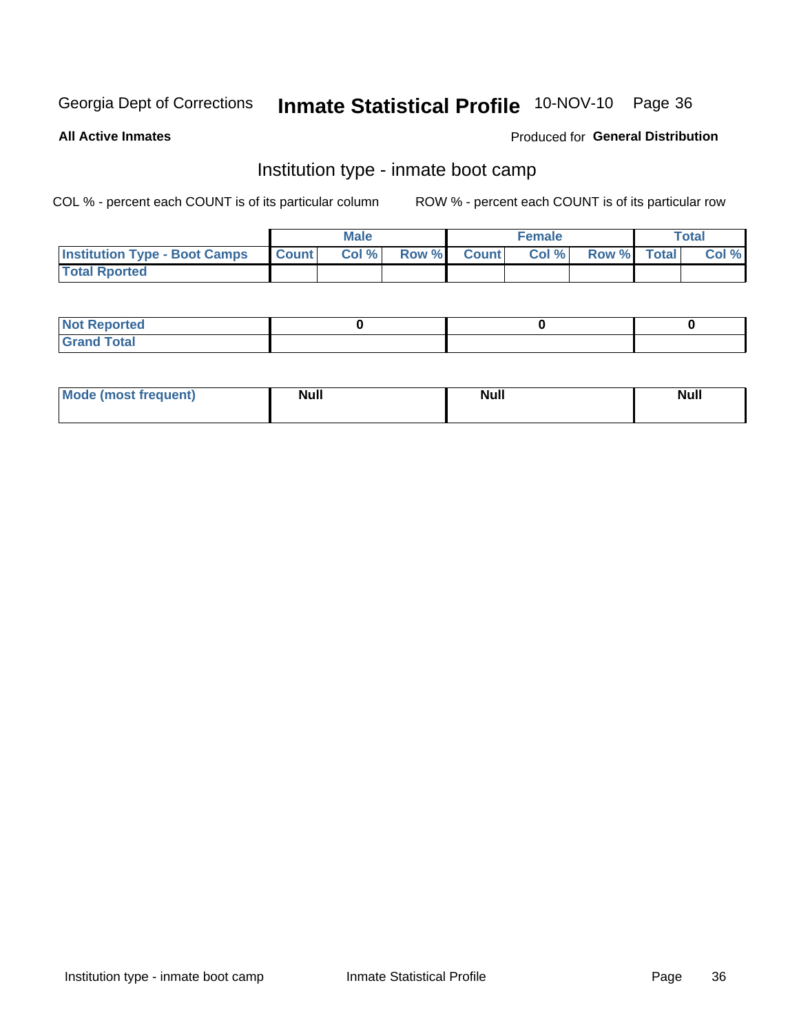Georgia Dept of Corrections **Inmate Statistical Profile** 10-NOV-10

**All Active Inmates**

Produced for **General Distribution**

## Institution type - inmate boot camp

COL % - percent each COUNT is of its particular column

ROW % - percent each COUNT is of its particular row

| | Male | | | Female | | | Total | |
|---|---|---|---|---|---|---|---|---|
| **Institution Type - Boot Camps** | **Count** | **Col %** | **Row %** | **Count** | **Col %** | **Row %** | **Total** | **Col %** |
| **Total Rported** | | | | | | | | |

| | Male | Female | Total |
|---|---|---|---|
| **Not Reported** | 0 | 0 | 0 |
| **Grand Total** | | | |

| | Male | Female | Total |
|---|---|---|---|
| **Mode (most frequent)** | Null | Null | Null |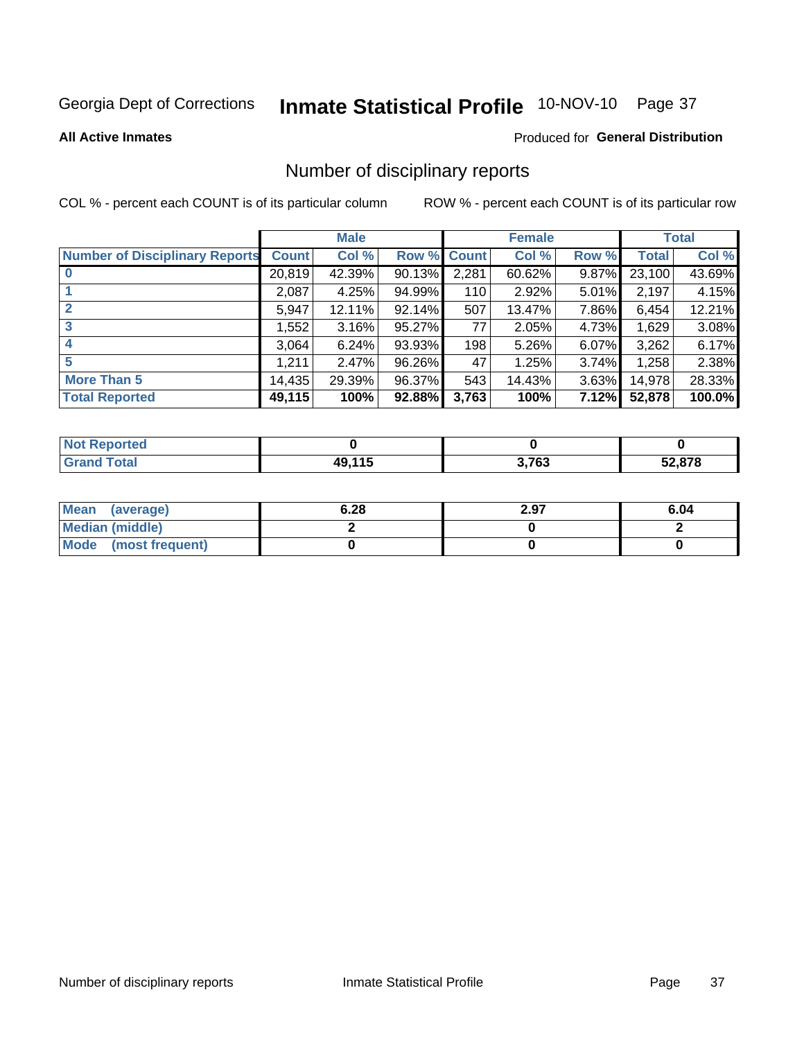Georgia Dept of Corrections **Inmate Statistical Profile** 10-NOV-10

**All Active Inmates**

Produced for **General Distribution**

## Number of disciplinary reports

COL % - percent each COUNT is of its particular column

ROW % - percent each COUNT is of its particular row

| | Male | | | Female | | | Total | |
|---|---|---|---|---|---|---|---|---|
| **Number of Disciplinary Reports** | **Count** | **Col %** | **Row %** | **Count** | **Col %** | **Row %** | **Total** | **Col %** |
| **0** | 20,819 | 42.39% | 90.13% | 2,281 | 60.62% | 9.87% | 23,100 | 43.69% |
| **1** | 2,087 | 4.25% | 94.99% | 110 | 2.92% | 5.01% | 2,197 | 4.15% |
| **2** | 5,947 | 12.11% | 92.14% | 507 | 13.47% | 7.86% | 6,454 | 12.21% |
| **3** | 1,552 | 3.16% | 95.27% | 77 | 2.05% | 4.73% | 1,629 | 3.08% |
| **4** | 3,064 | 6.24% | 93.93% | 198 | 5.26% | 6.07% | 3,262 | 6.17% |
| **5** | 1,211 | 2.47% | 96.26% | 47 | 1.25% | 3.74% | 1,258 | 2.38% |
| **More Than 5** | 14,435 | 29.39% | 96.37% | 543 | 14.43% | 3.63% | 14,978 | 28.33% |
| **Total Reported** | **49,115** | **100%** | **92.88%** | **3,763** | **100%** | **7.12%** | **52,878** | **100.0%** |

| | Male | Female | Total |
|---|---|---|---|
| **Not Reported** | **0** | **0** | **0** |
| **Grand Total** | **49,115** | **3,763** | **52,878** |

| | Male | Female | Total |
|---|---|---|---|
| **Mean (average)** | **6.28** | **2.97** | **6.04** |
| **Median (middle)** | **2** | **0** | **2** |
| **Mode (most frequent)** | **0** | **0** | **0** |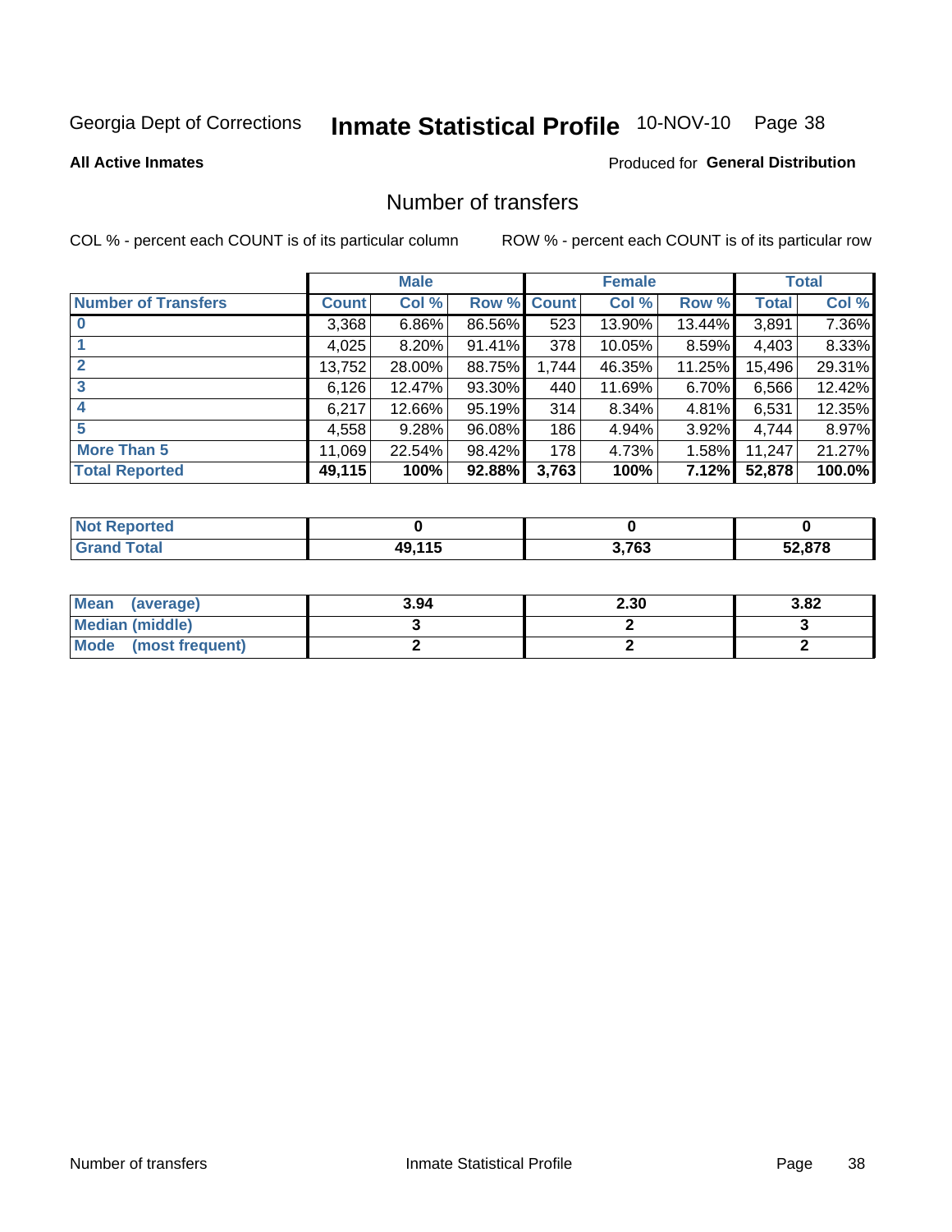Georgia Dept of Corrections **Inmate Statistical Profile** 10-NOV-10

**All Active Inmates**

Produced for **General Distribution**

# Number of transfers

COL % - percent each COUNT is of its particular column

ROW % - percent each COUNT is of its particular row

| | Male | | | Female | | | Total | |
|---|---|---|---|---|---|---|---|---|
| **Number of Transfers** | **Count** | **Col %** | **Row %** | **Count** | **Col %** | **Row %** | **Total** | **Col %** |
| **0** | 3,368 | 6.86% | 86.56% | 523 | 13.90% | 13.44% | 3,891 | 7.36% |
| **1** | 4,025 | 8.20% | 91.41% | 378 | 10.05% | 8.59% | 4,403 | 8.33% |
| **2** | 13,752 | 28.00% | 88.75% | 1,744 | 46.35% | 11.25% | 15,496 | 29.31% |
| **3** | 6,126 | 12.47% | 93.30% | 440 | 11.69% | 6.70% | 6,566 | 12.42% |
| **4** | 6,217 | 12.66% | 95.19% | 314 | 8.34% | 4.81% | 6,531 | 12.35% |
| **5** | 4,558 | 9.28% | 96.08% | 186 | 4.94% | 3.92% | 4,744 | 8.97% |
| **More Than 5** | 11,069 | 22.54% | 98.42% | 178 | 4.73% | 1.58% | 11,247 | 21.27% |
| **Total Reported** | **49,115** | **100%** | **92.88%** | **3,763** | **100%** | **7.12%** | **52,878** | **100.0%** |

| | Male | Female | Total |
|---|---|---|---|
| **Not Reported** | **0** | **0** | **0** |
| **Grand Total** | **49,115** | **3,763** | **52,878** |

| | Male | Female | Total |
|---|---|---|---|
| **Mean (average)** | **3.94** | **2.30** | **3.82** |
| **Median (middle)** | **3** | **2** | **3** |
| **Mode (most frequent)** | **2** | **2** | **2** |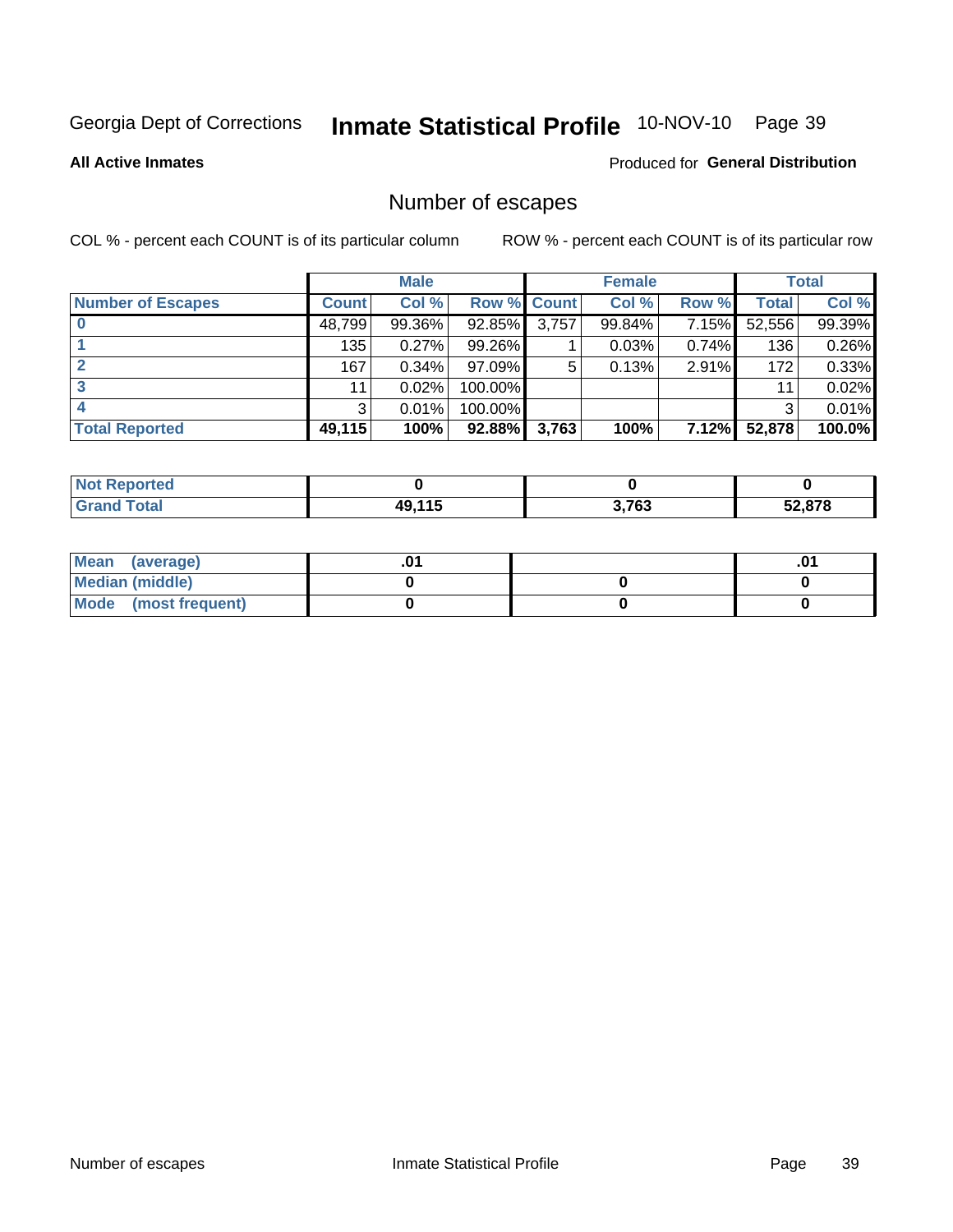Georgia Dept of Corrections **Inmate Statistical Profile** 10-NOV-10 Page 39

**All Active Inmates**

Produced for **General Distribution**

## Number of escapes

COL % - percent each COUNT is of its particular column

ROW % - percent each COUNT is of its particular row

| | Male | | | Female | | | Total | |
|---|---|---|---|---|---|---|---|---|
| **Number of Escapes** | **Count** | **Col %** | **Row %** | **Count** | **Col %** | **Row %** | **Total** | **Col %** |
| **0** | 48,799 | 99.36% | 92.85% | 3,757 | 99.84% | 7.15% | 52,556 | 99.39% |
| **1** | 135 | 0.27% | 99.26% | 1 | 0.03% | 0.74% | 136 | 0.26% |
| **2** | 167 | 0.34% | 97.09% | 5 | 0.13% | 2.91% | 172 | 0.33% |
| **3** | 11 | 0.02% | 100.00% | | | | 11 | 0.02% |
| **4** | 3 | 0.01% | 100.00% | | | | 3 | 0.01% |
| **Total Reported** | **49,115** | **100%** | **92.88%** | **3,763** | **100%** | **7.12%** | **52,878** | **100.0%** |

| | Male | Female | Total |
|---|---|---|---|
| **Not Reported** | **0** | **0** | **0** |
| **Grand Total** | **49,115** | **3,763** | **52,878** |

| | Male | Female | Total |
|---|---|---|---|
| **Mean (average)** | **.01** | | **.01** |
| **Median (middle)** | **0** | **0** | **0** |
| **Mode (most frequent)** | **0** | **0** | **0** |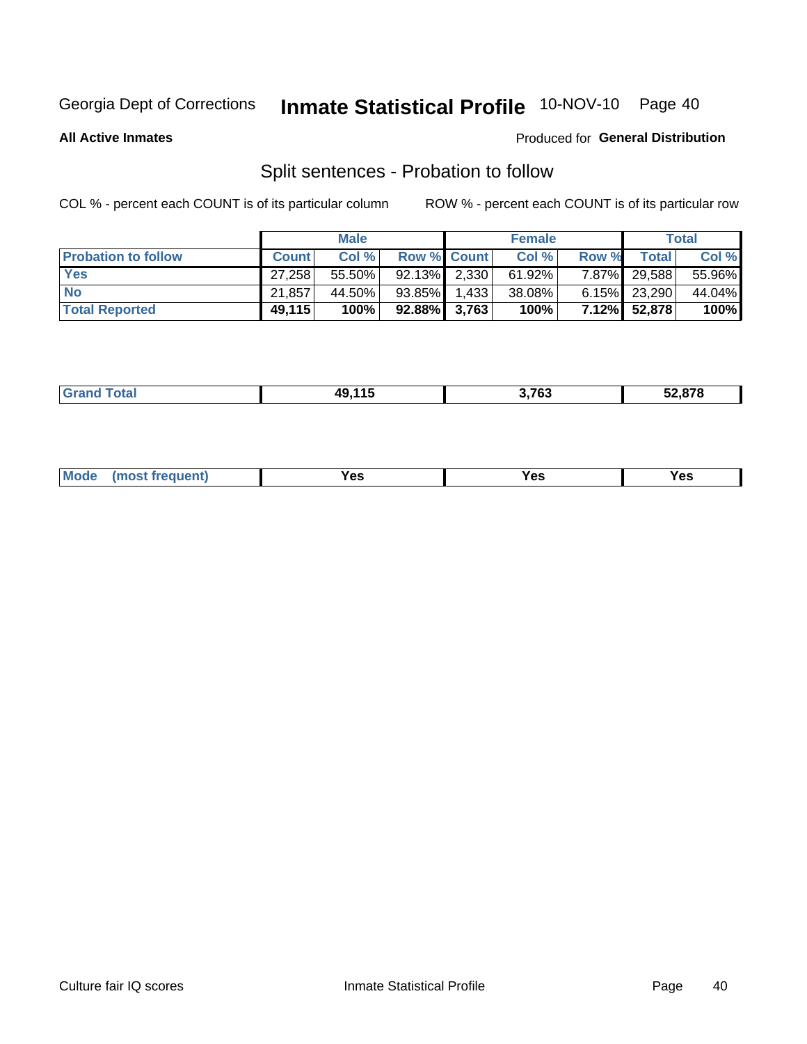Georgia Dept of Corrections **Inmate Statistical Profile** 10-NOV-10 Page 40

**All Active Inmates**

Produced for **General Distribution**

## Split sentences - Probation to follow

COL % - percent each COUNT is of its particular column

ROW % - percent each COUNT is of its particular row

| | Male | | | Female | | | Total | |
|---|---|---|---|---|---|---|---|---|
| **Probation to follow** | **Count** | **Col %** | **Row %** | **Count** | **Col %** | **Row %** | **Total** | **Col %** |
| **Yes** | 27,258 | 55.50% | 92.13% | 2,330 | 61.92% | 7.87% | 29,588 | 55.96% |
| **No** | 21,857 | 44.50% | 93.85% | 1,433 | 38.08% | 6.15% | 23,290 | 44.04% |
| **Total Reported** | **49,115** | **100%** | **92.88%** | **3,763** | **100%** | **7.12%** | **52,878** | **100%** |

| | | | |
|---|---|---|---|
| **Grand Total** | **49,115** | **3,763** | **52,878** |

| | | | |
|---|---|---|---|
| **Mode (most frequent)** | **Yes** | **Yes** | **Yes** |

Culture fair IQ scores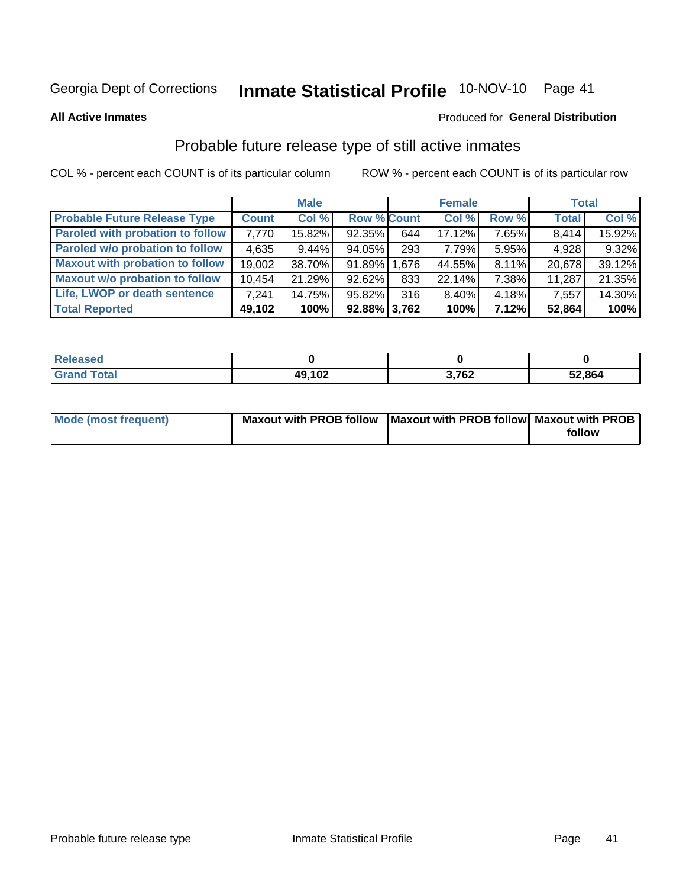Georgia Dept of Corrections **Inmate Statistical Profile** 10-NOV-10

**All Active Inmates**

Produced for **General Distribution**

## Probable future release type of still active inmates

COL % - percent each COUNT is of its particular column     ROW % - percent each COUNT is of its particular row

| | Male | | | Female | | | Total | |
|---|---|---|---|---|---|---|---|---|
| Probable Future Release Type | Count | Col % | Row % | Count | Col % | Row % | Total | Col % |
| Paroled with probation to follow | 7,770 | 15.82% | 92.35% | 644 | 17.12% | 7.65% | 8,414 | 15.92% |
| Paroled w/o probation to follow | 4,635 | 9.44% | 94.05% | 293 | 7.79% | 5.95% | 4,928 | 9.32% |
| Maxout with probation to follow | 19,002 | 38.70% | 91.89% | 1,676 | 44.55% | 8.11% | 20,678 | 39.12% |
| Maxout w/o probation to follow | 10,454 | 21.29% | 92.62% | 833 | 22.14% | 7.38% | 11,287 | 21.35% |
| Life, LWOP or death sentence | 7,241 | 14.75% | 95.82% | 316 | 8.40% | 4.18% | 7,557 | 14.30% |
| **Total Reported** | **49,102** | **100%** | **92.88%** | **3,762** | **100%** | **7.12%** | **52,864** | **100%** |

| | Male | Female | Total |
|---|---|---|---|
| Released | 0 | 0 | 0 |
| Grand Total | 49,102 | 3,762 | 52,864 |

| | Male | Female | Total |
|---|---|---|---|
| Mode (most frequent) | Maxout with PROB follow | Maxout with PROB follow | Maxout with PROB follow |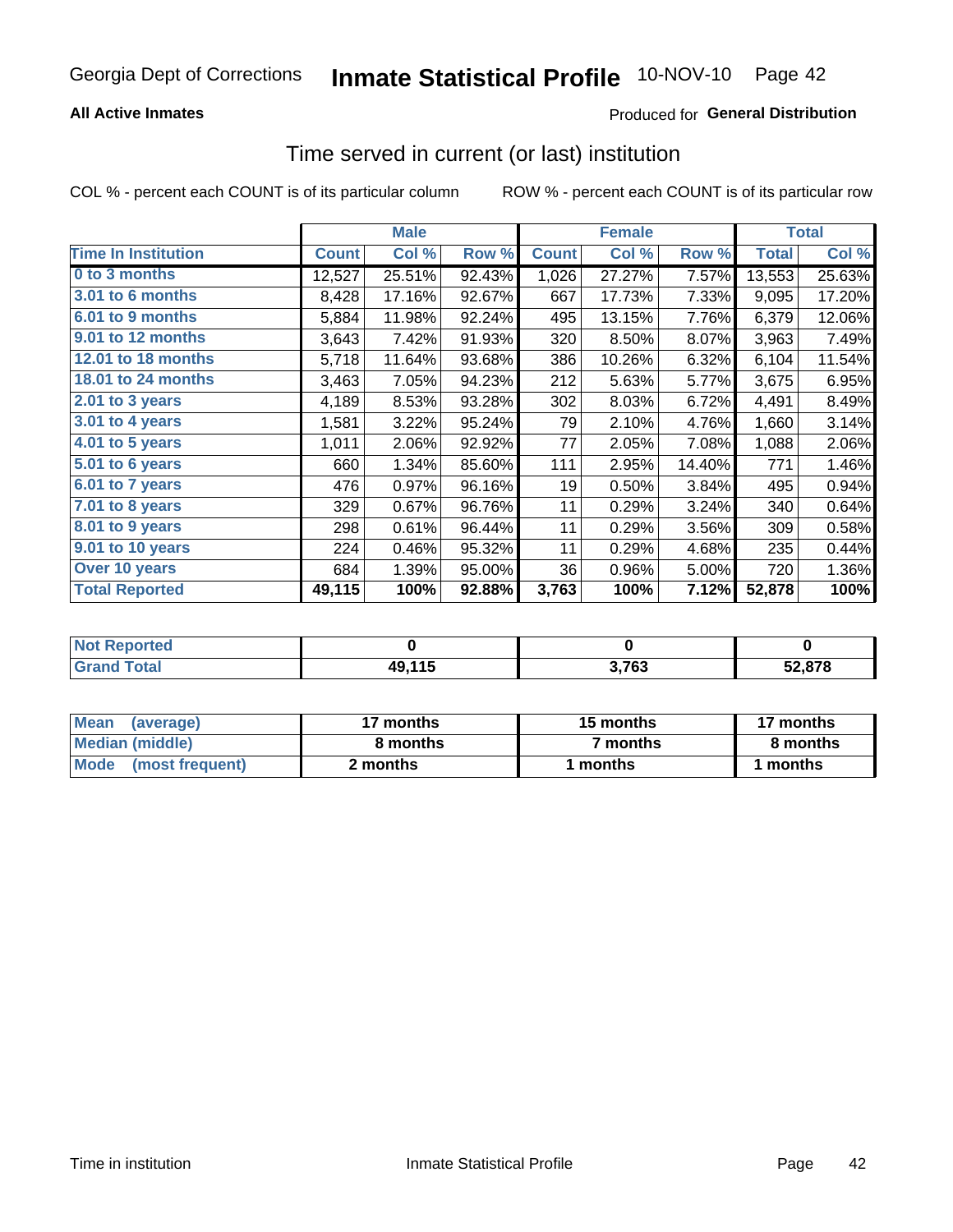Georgia Dept of Corrections **Inmate Statistical Profile** 10-NOV-10

**All Active Inmates**

Produced for **General Distribution**

## Time served in current (or last) institution

COL % - percent each COUNT is of its particular column ROW % - percent each COUNT is of its particular row

| | Male | | | Female | | | Total | |
|---|---|---|---|---|---|---|---|---|
| Time In Institution | Count | Col % | Row % | Count | Col % | Row % | Total | Col % |
| 0 to 3 months | 12,527 | 25.51% | 92.43% | 1,026 | 27.27% | 7.57% | 13,553 | 25.63% |
| 3.01 to 6 months | 8,428 | 17.16% | 92.67% | 667 | 17.73% | 7.33% | 9,095 | 17.20% |
| 6.01 to 9 months | 5,884 | 11.98% | 92.24% | 495 | 13.15% | 7.76% | 6,379 | 12.06% |
| 9.01 to 12 months | 3,643 | 7.42% | 91.93% | 320 | 8.50% | 8.07% | 3,963 | 7.49% |
| 12.01 to 18 months | 5,718 | 11.64% | 93.68% | 386 | 10.26% | 6.32% | 6,104 | 11.54% |
| 18.01 to 24 months | 3,463 | 7.05% | 94.23% | 212 | 5.63% | 5.77% | 3,675 | 6.95% |
| 2.01 to 3 years | 4,189 | 8.53% | 93.28% | 302 | 8.03% | 6.72% | 4,491 | 8.49% |
| 3.01 to 4 years | 1,581 | 3.22% | 95.24% | 79 | 2.10% | 4.76% | 1,660 | 3.14% |
| 4.01 to 5 years | 1,011 | 2.06% | 92.92% | 77 | 2.05% | 7.08% | 1,088 | 2.06% |
| 5.01 to 6 years | 660 | 1.34% | 85.60% | 111 | 2.95% | 14.40% | 771 | 1.46% |
| 6.01 to 7 years | 476 | 0.97% | 96.16% | 19 | 0.50% | 3.84% | 495 | 0.94% |
| 7.01 to 8 years | 329 | 0.67% | 96.76% | 11 | 0.29% | 3.24% | 340 | 0.64% |
| 8.01 to 9 years | 298 | 0.61% | 96.44% | 11 | 0.29% | 3.56% | 309 | 0.58% |
| 9.01 to 10 years | 224 | 0.46% | 95.32% | 11 | 0.29% | 4.68% | 235 | 0.44% |
| Over 10 years | 684 | 1.39% | 95.00% | 36 | 0.96% | 5.00% | 720 | 1.36% |
| **Total Reported** | **49,115** | **100%** | **92.88%** | **3,763** | **100%** | **7.12%** | **52,878** | **100%** |

| | Male | Female | Total |
|---|---|---|---|
| Not Reported | **0** | **0** | **0** |
| Grand Total | **49,115** | **3,763** | **52,878** |

| | Male | Female | Total |
|---|---|---|---|
| Mean (average) | **17 months** | **15 months** | **17 months** |
| Median (middle) | **8 months** | **7 months** | **8 months** |
| Mode (most frequent) | **2 months** | **1 months** | **1 months** |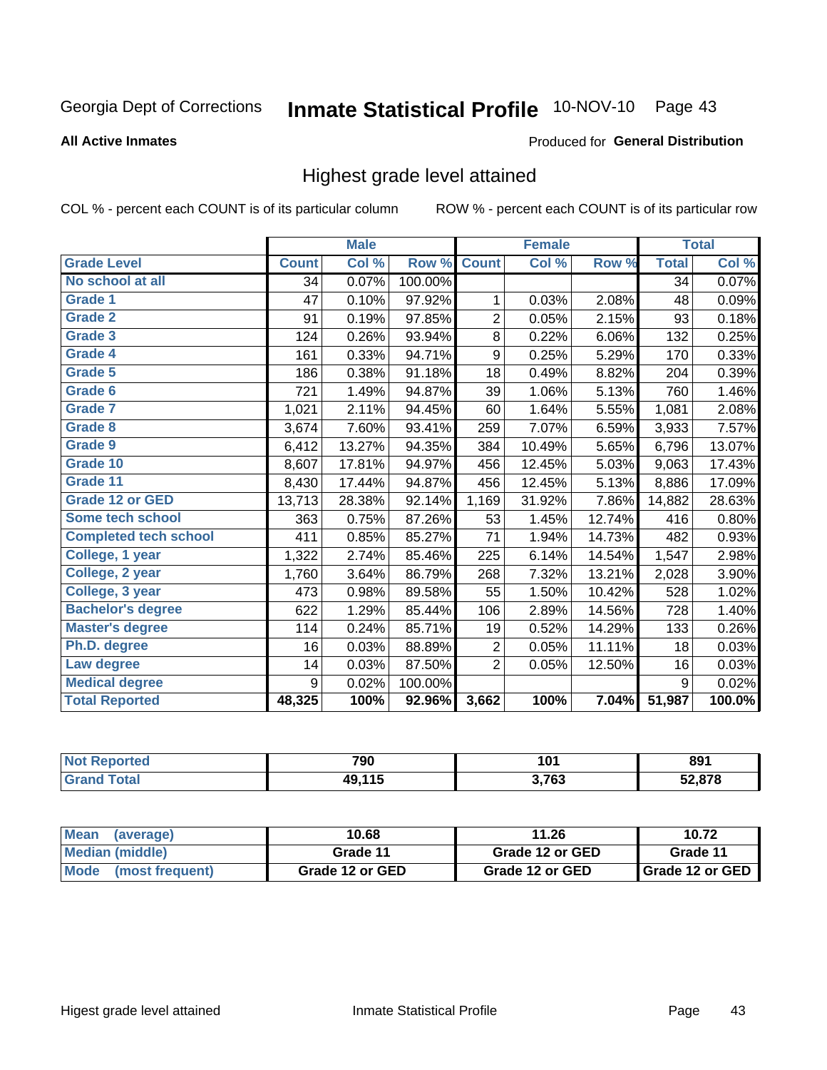Georgia Dept of Corrections **Inmate Statistical Profile** 10-NOV-10

**All Active Inmates**

Produced for **General Distribution**

## Highest grade level attained

COL % - percent each COUNT is of its particular column ROW % - percent each COUNT is of its particular row

| | Male | | | Female | | | Total | |
|---|---|---|---|---|---|---|---|---|
| **Grade Level** | **Count** | **Col %** | **Row %** | **Count** | **Col %** | **Row %** | **Total** | **Col %** |
| No school at all | 34 | 0.07% | 100.00% | | | | 34 | 0.07% |
| Grade 1 | 47 | 0.10% | 97.92% | 1 | 0.03% | 2.08% | 48 | 0.09% |
| Grade 2 | 91 | 0.19% | 97.85% | 2 | 0.05% | 2.15% | 93 | 0.18% |
| Grade 3 | 124 | 0.26% | 93.94% | 8 | 0.22% | 6.06% | 132 | 0.25% |
| Grade 4 | 161 | 0.33% | 94.71% | 9 | 0.25% | 5.29% | 170 | 0.33% |
| Grade 5 | 186 | 0.38% | 91.18% | 18 | 0.49% | 8.82% | 204 | 0.39% |
| Grade 6 | 721 | 1.49% | 94.87% | 39 | 1.06% | 5.13% | 760 | 1.46% |
| Grade 7 | 1,021 | 2.11% | 94.45% | 60 | 1.64% | 5.55% | 1,081 | 2.08% |
| Grade 8 | 3,674 | 7.60% | 93.41% | 259 | 7.07% | 6.59% | 3,933 | 7.57% |
| Grade 9 | 6,412 | 13.27% | 94.35% | 384 | 10.49% | 5.65% | 6,796 | 13.07% |
| Grade 10 | 8,607 | 17.81% | 94.97% | 456 | 12.45% | 5.03% | 9,063 | 17.43% |
| Grade 11 | 8,430 | 17.44% | 94.87% | 456 | 12.45% | 5.13% | 8,886 | 17.09% |
| Grade 12 or GED | 13,713 | 28.38% | 92.14% | 1,169 | 31.92% | 7.86% | 14,882 | 28.63% |
| Some tech school | 363 | 0.75% | 87.26% | 53 | 1.45% | 12.74% | 416 | 0.80% |
| Completed tech school | 411 | 0.85% | 85.27% | 71 | 1.94% | 14.73% | 482 | 0.93% |
| College, 1 year | 1,322 | 2.74% | 85.46% | 225 | 6.14% | 14.54% | 1,547 | 2.98% |
| College, 2 year | 1,760 | 3.64% | 86.79% | 268 | 7.32% | 13.21% | 2,028 | 3.90% |
| College, 3 year | 473 | 0.98% | 89.58% | 55 | 1.50% | 10.42% | 528 | 1.02% |
| Bachelor's degree | 622 | 1.29% | 85.44% | 106 | 2.89% | 14.56% | 728 | 1.40% |
| Master's degree | 114 | 0.24% | 85.71% | 19 | 0.52% | 14.29% | 133 | 0.26% |
| Ph.D. degree | 16 | 0.03% | 88.89% | 2 | 0.05% | 11.11% | 18 | 0.03% |
| Law degree | 14 | 0.03% | 87.50% | 2 | 0.05% | 12.50% | 16 | 0.03% |
| Medical degree | 9 | 0.02% | 100.00% | | | | 9 | 0.02% |
| **Total Reported** | **48,325** | **100%** | **92.96%** | **3,662** | **100%** | **7.04%** | **51,987** | **100.0%** |

| | Male | Female | Total |
|---|---|---|---|
| Not Reported | 790 | 101 | 891 |
| Grand Total | 49,115 | 3,763 | 52,878 |

| | Male | Female | Total |
|---|---|---|---|
| Mean (average) | 10.68 | 11.26 | 10.72 |
| Median (middle) | Grade 11 | Grade 12 or GED | Grade 11 |
| Mode (most frequent) | Grade 12 or GED | Grade 12 or GED | Grade 12 or GED |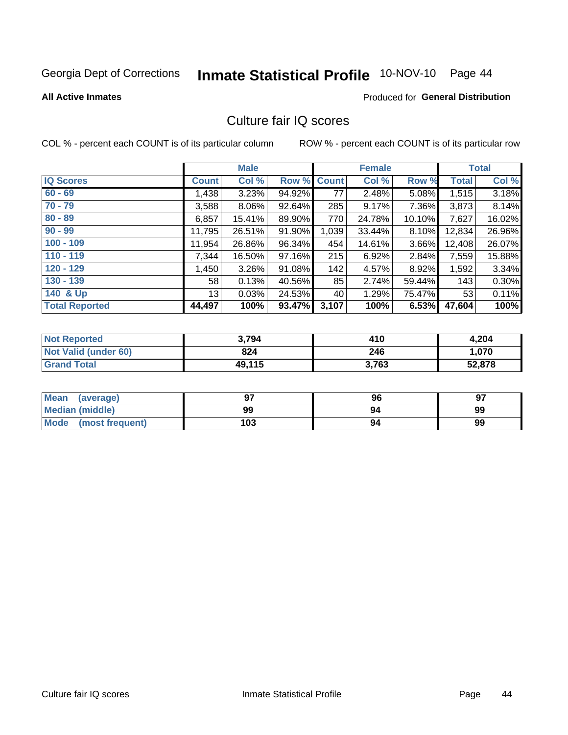Georgia Dept of Corrections **Inmate Statistical Profile** 10-NOV-10 Page 44

**All Active Inmates**

Produced for **General Distribution**

## Culture fair IQ scores

COL % - percent each COUNT is of its particular column

ROW % - percent each COUNT is of its particular row

| | Male | | | Female | | | Total | |
|---|---|---|---|---|---|---|---|---|
| **IQ Scores** | **Count** | **Col %** | **Row %** | **Count** | **Col %** | **Row %** | **Total** | **Col %** |
| 60 - 69 | 1,438 | 3.23% | 94.92% | 77 | 2.48% | 5.08% | 1,515 | 3.18% |
| 70 - 79 | 3,588 | 8.06% | 92.64% | 285 | 9.17% | 7.36% | 3,873 | 8.14% |
| 80 - 89 | 6,857 | 15.41% | 89.90% | 770 | 24.78% | 10.10% | 7,627 | 16.02% |
| 90 - 99 | 11,795 | 26.51% | 91.90% | 1,039 | 33.44% | 8.10% | 12,834 | 26.96% |
| 100 - 109 | 11,954 | 26.86% | 96.34% | 454 | 14.61% | 3.66% | 12,408 | 26.07% |
| 110 - 119 | 7,344 | 16.50% | 97.16% | 215 | 6.92% | 2.84% | 7,559 | 15.88% |
| 120 - 129 | 1,450 | 3.26% | 91.08% | 142 | 4.57% | 8.92% | 1,592 | 3.34% |
| 130 - 139 | 58 | 0.13% | 40.56% | 85 | 2.74% | 59.44% | 143 | 0.30% |
| 140 & Up | 13 | 0.03% | 24.53% | 40 | 1.29% | 75.47% | 53 | 0.11% |
| **Total Reported** | **44,497** | **100%** | **93.47%** | **3,107** | **100%** | **6.53%** | **47,604** | **100%** |

| | Male | Female | Total |
|---|---|---|---|
| Not Reported | **3,794** | **410** | **4,204** |
| Not Valid (under 60) | **824** | **246** | **1,070** |
| Grand Total | **49,115** | **3,763** | **52,878** |

| | Male | Female | Total |
|---|---|---|---|
| Mean (average) | **97** | **96** | **97** |
| Median (middle) | **99** | **94** | **99** |
| Mode (most frequent) | **103** | **94** | **99** |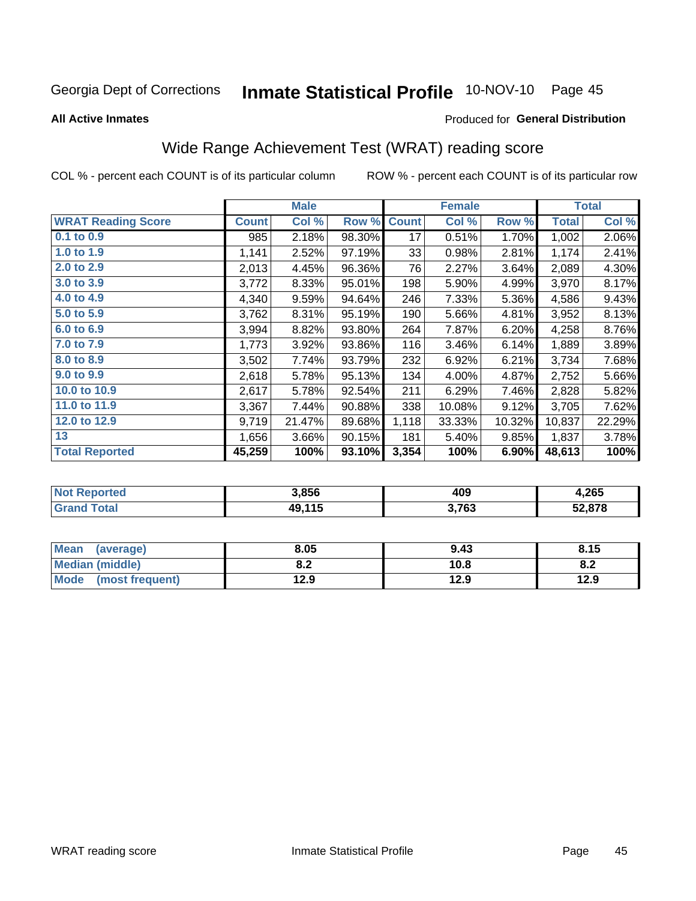Georgia Dept of Corrections **Inmate Statistical Profile** 10-NOV-10

**All Active Inmates**

Produced for **General Distribution**

## Wide Range Achievement Test (WRAT) reading score

COL % - percent each COUNT is of its particular column    ROW % - percent each COUNT is of its particular row

| | Male | | | Female | | | Total | |
|---|---|---|---|---|---|---|---|---|
| **WRAT Reading Score** | **Count** | **Col %** | **Row %** | **Count** | **Col %** | **Row %** | **Total** | **Col %** |
| 0.1 to 0.9 | 985 | 2.18% | 98.30% | 17 | 0.51% | 1.70% | 1,002 | 2.06% |
| 1.0 to 1.9 | 1,141 | 2.52% | 97.19% | 33 | 0.98% | 2.81% | 1,174 | 2.41% |
| 2.0 to 2.9 | 2,013 | 4.45% | 96.36% | 76 | 2.27% | 3.64% | 2,089 | 4.30% |
| 3.0 to 3.9 | 3,772 | 8.33% | 95.01% | 198 | 5.90% | 4.99% | 3,970 | 8.17% |
| 4.0 to 4.9 | 4,340 | 9.59% | 94.64% | 246 | 7.33% | 5.36% | 4,586 | 9.43% |
| 5.0 to 5.9 | 3,762 | 8.31% | 95.19% | 190 | 5.66% | 4.81% | 3,952 | 8.13% |
| 6.0 to 6.9 | 3,994 | 8.82% | 93.80% | 264 | 7.87% | 6.20% | 4,258 | 8.76% |
| 7.0 to 7.9 | 1,773 | 3.92% | 93.86% | 116 | 3.46% | 6.14% | 1,889 | 3.89% |
| 8.0 to 8.9 | 3,502 | 7.74% | 93.79% | 232 | 6.92% | 6.21% | 3,734 | 7.68% |
| 9.0 to 9.9 | 2,618 | 5.78% | 95.13% | 134 | 4.00% | 4.87% | 2,752 | 5.66% |
| 10.0 to 10.9 | 2,617 | 5.78% | 92.54% | 211 | 6.29% | 7.46% | 2,828 | 5.82% |
| 11.0 to 11.9 | 3,367 | 7.44% | 90.88% | 338 | 10.08% | 9.12% | 3,705 | 7.62% |
| 12.0 to 12.9 | 9,719 | 21.47% | 89.68% | 1,118 | 33.33% | 10.32% | 10,837 | 22.29% |
| 13 | 1,656 | 3.66% | 90.15% | 181 | 5.40% | 9.85% | 1,837 | 3.78% |
| **Total Reported** | **45,259** | **100%** | **93.10%** | **3,354** | **100%** | **6.90%** | **48,613** | **100%** |

| | Male | Female | Total |
|---|---|---|---|
| **Not Reported** | **3,856** | **409** | **4,265** |
| **Grand Total** | **49,115** | **3,763** | **52,878** |

| | Male | Female | Total |
|---|---|---|---|
| **Mean (average)** | **8.05** | **9.43** | **8.15** |
| **Median (middle)** | **8.2** | **10.8** | **8.2** |
| **Mode (most frequent)** | **12.9** | **12.9** | **12.9** |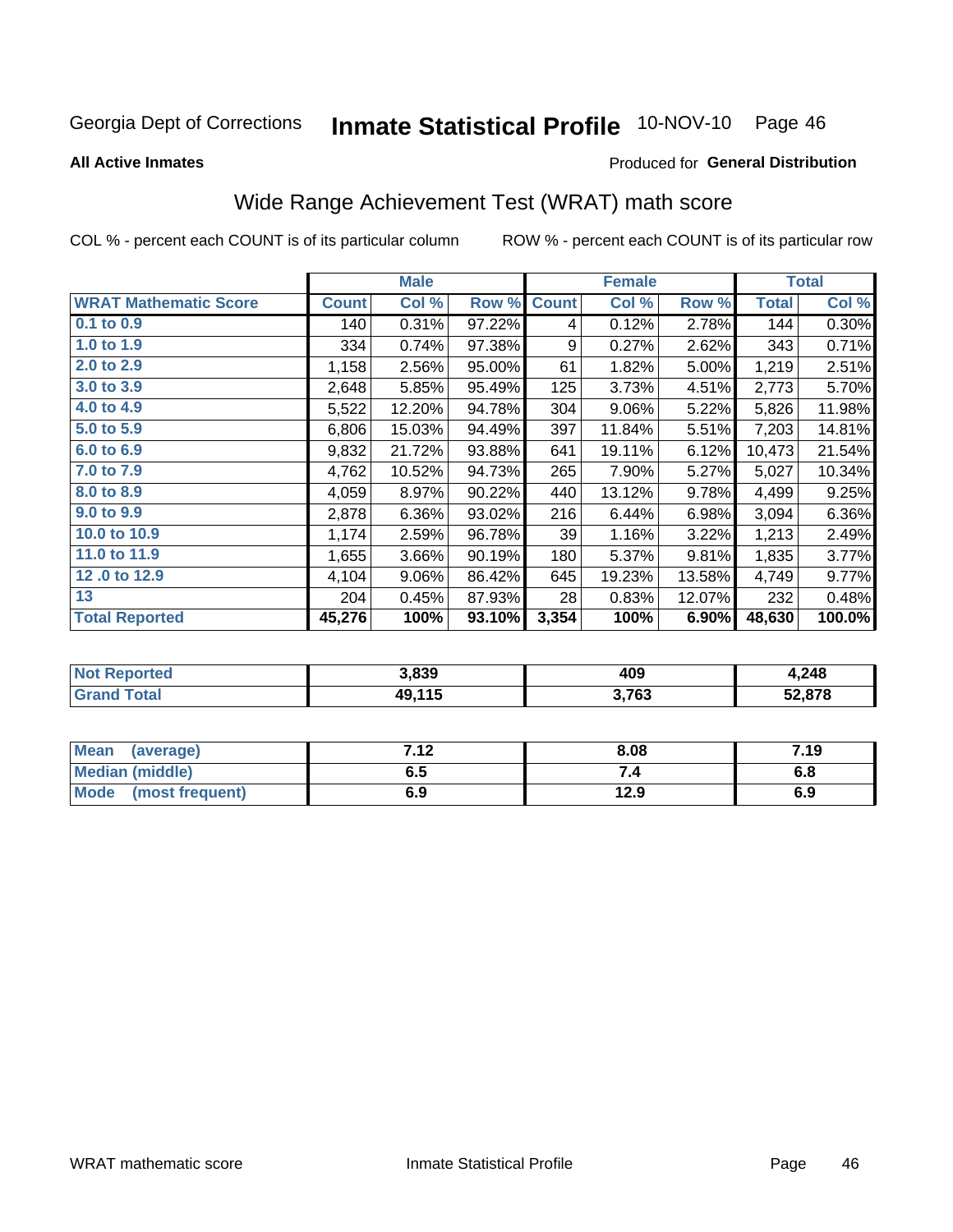Georgia Dept of Corrections **Inmate Statistical Profile** 10-NOV-10

**All Active Inmates**

Produced for **General Distribution**

## Wide Range Achievement Test (WRAT) math score

COL % - percent each COUNT is of its particular column ROW % - percent each COUNT is of its particular row

| | Male | | | Female | | | Total | |
|---|---|---|---|---|---|---|---|---|
| **WRAT Mathematic Score** | **Count** | **Col %** | **Row %** | **Count** | **Col %** | **Row %** | **Total** | **Col %** |
| 0.1 to 0.9 | 140 | 0.31% | 97.22% | 4 | 0.12% | 2.78% | 144 | 0.30% |
| 1.0 to 1.9 | 334 | 0.74% | 97.38% | 9 | 0.27% | 2.62% | 343 | 0.71% |
| 2.0 to 2.9 | 1,158 | 2.56% | 95.00% | 61 | 1.82% | 5.00% | 1,219 | 2.51% |
| 3.0 to 3.9 | 2,648 | 5.85% | 95.49% | 125 | 3.73% | 4.51% | 2,773 | 5.70% |
| 4.0 to 4.9 | 5,522 | 12.20% | 94.78% | 304 | 9.06% | 5.22% | 5,826 | 11.98% |
| 5.0 to 5.9 | 6,806 | 15.03% | 94.49% | 397 | 11.84% | 5.51% | 7,203 | 14.81% |
| 6.0 to 6.9 | 9,832 | 21.72% | 93.88% | 641 | 19.11% | 6.12% | 10,473 | 21.54% |
| 7.0 to 7.9 | 4,762 | 10.52% | 94.73% | 265 | 7.90% | 5.27% | 5,027 | 10.34% |
| 8.0 to 8.9 | 4,059 | 8.97% | 90.22% | 440 | 13.12% | 9.78% | 4,499 | 9.25% |
| 9.0 to 9.9 | 2,878 | 6.36% | 93.02% | 216 | 6.44% | 6.98% | 3,094 | 6.36% |
| 10.0 to 10.9 | 1,174 | 2.59% | 96.78% | 39 | 1.16% | 3.22% | 1,213 | 2.49% |
| 11.0 to 11.9 | 1,655 | 3.66% | 90.19% | 180 | 5.37% | 9.81% | 1,835 | 3.77% |
| 12 .0 to 12.9 | 4,104 | 9.06% | 86.42% | 645 | 19.23% | 13.58% | 4,749 | 9.77% |
| 13 | 204 | 0.45% | 87.93% | 28 | 0.83% | 12.07% | 232 | 0.48% |
| **Total Reported** | **45,276** | **100%** | **93.10%** | **3,354** | **100%** | **6.90%** | **48,630** | **100.0%** |

| | Male | Female | Total |
|---|---|---|---|
| Not Reported | 3,839 | 409 | 4,248 |
| Grand Total | 49,115 | 3,763 | 52,878 |

| | Male | Female | Total |
|---|---|---|---|
| Mean (average) | 7.12 | 8.08 | 7.19 |
| Median (middle) | 6.5 | 7.4 | 6.8 |
| Mode (most frequent) | 6.9 | 12.9 | 6.9 |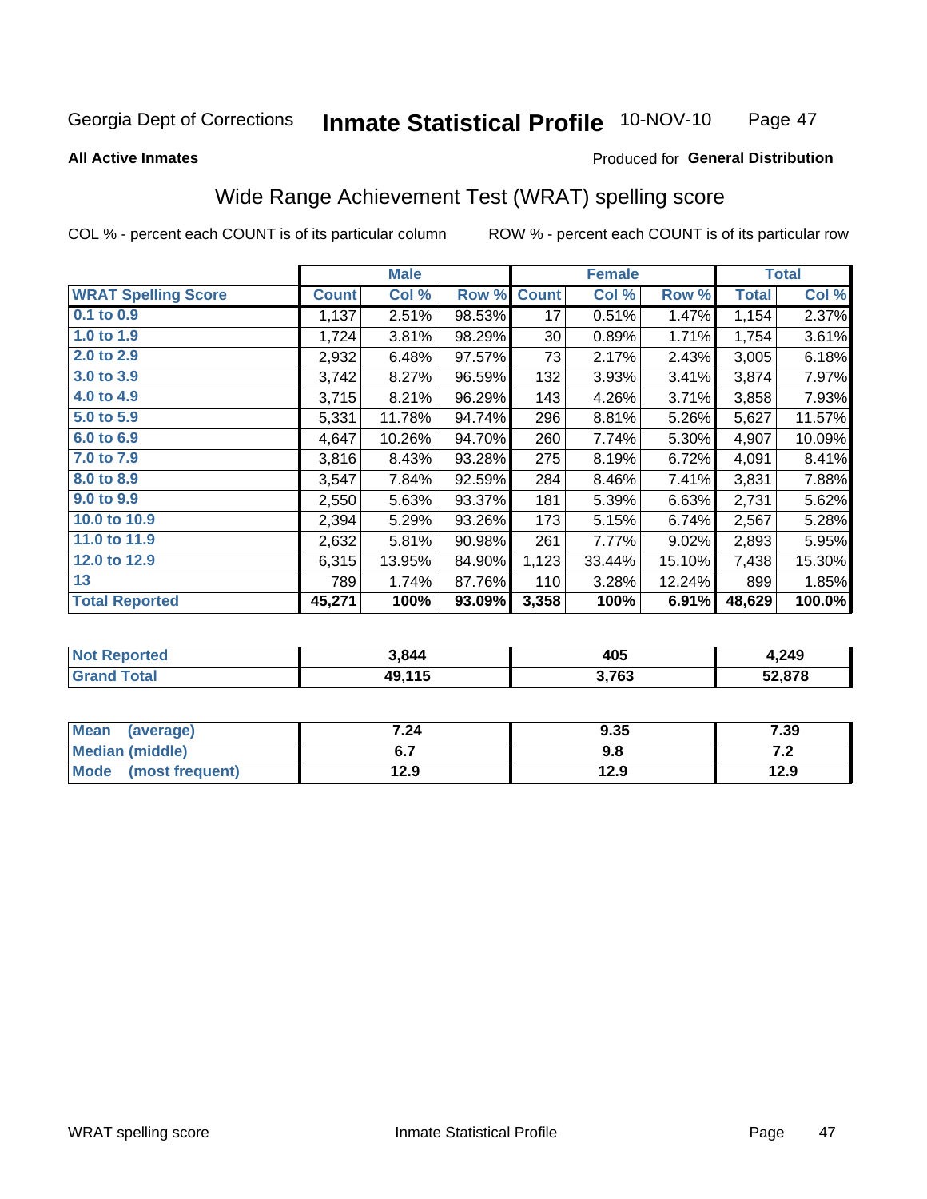Georgia Dept of Corrections **Inmate Statistical Profile** 10-NOV-10

**All Active Inmates** Produced for **General Distribution**

## Wide Range Achievement Test (WRAT) spelling score

COL % - percent each COUNT is of its particular column ROW % - percent each COUNT is of its particular row

| | Male | | | Female | | | Total | |
|---|---|---|---|---|---|---|---|---|
| **WRAT Spelling Score** | **Count** | **Col %** | **Row %** | **Count** | **Col %** | **Row %** | **Total** | **Col %** |
| **0.1 to 0.9** | 1,137 | 2.51% | 98.53% | 17 | 0.51% | 1.47% | 1,154 | 2.37% |
| **1.0 to 1.9** | 1,724 | 3.81% | 98.29% | 30 | 0.89% | 1.71% | 1,754 | 3.61% |
| **2.0 to 2.9** | 2,932 | 6.48% | 97.57% | 73 | 2.17% | 2.43% | 3,005 | 6.18% |
| **3.0 to 3.9** | 3,742 | 8.27% | 96.59% | 132 | 3.93% | 3.41% | 3,874 | 7.97% |
| **4.0 to 4.9** | 3,715 | 8.21% | 96.29% | 143 | 4.26% | 3.71% | 3,858 | 7.93% |
| **5.0 to 5.9** | 5,331 | 11.78% | 94.74% | 296 | 8.81% | 5.26% | 5,627 | 11.57% |
| **6.0 to 6.9** | 4,647 | 10.26% | 94.70% | 260 | 7.74% | 5.30% | 4,907 | 10.09% |
| **7.0 to 7.9** | 3,816 | 8.43% | 93.28% | 275 | 8.19% | 6.72% | 4,091 | 8.41% |
| **8.0 to 8.9** | 3,547 | 7.84% | 92.59% | 284 | 8.46% | 7.41% | 3,831 | 7.88% |
| **9.0 to 9.9** | 2,550 | 5.63% | 93.37% | 181 | 5.39% | 6.63% | 2,731 | 5.62% |
| **10.0 to 10.9** | 2,394 | 5.29% | 93.26% | 173 | 5.15% | 6.74% | 2,567 | 5.28% |
| **11.0 to 11.9** | 2,632 | 5.81% | 90.98% | 261 | 7.77% | 9.02% | 2,893 | 5.95% |
| **12.0 to 12.9** | 6,315 | 13.95% | 84.90% | 1,123 | 33.44% | 15.10% | 7,438 | 15.30% |
| **13** | 789 | 1.74% | 87.76% | 110 | 3.28% | 12.24% | 899 | 1.85% |
| **Total Reported** | **45,271** | **100%** | **93.09%** | **3,358** | **100%** | **6.91%** | **48,629** | **100.0%** |

| | Male | Female | Total |
|---|---|---|---|
| **Not Reported** | **3,844** | **405** | **4,249** |
| **Grand Total** | **49,115** | **3,763** | **52,878** |

| | Male | Female | Total |
|---|---|---|---|
| **Mean (average)** | **7.24** | **9.35** | **7.39** |
| **Median (middle)** | **6.7** | **9.8** | **7.2** |
| **Mode (most frequent)** | **12.9** | **12.9** | **12.9** |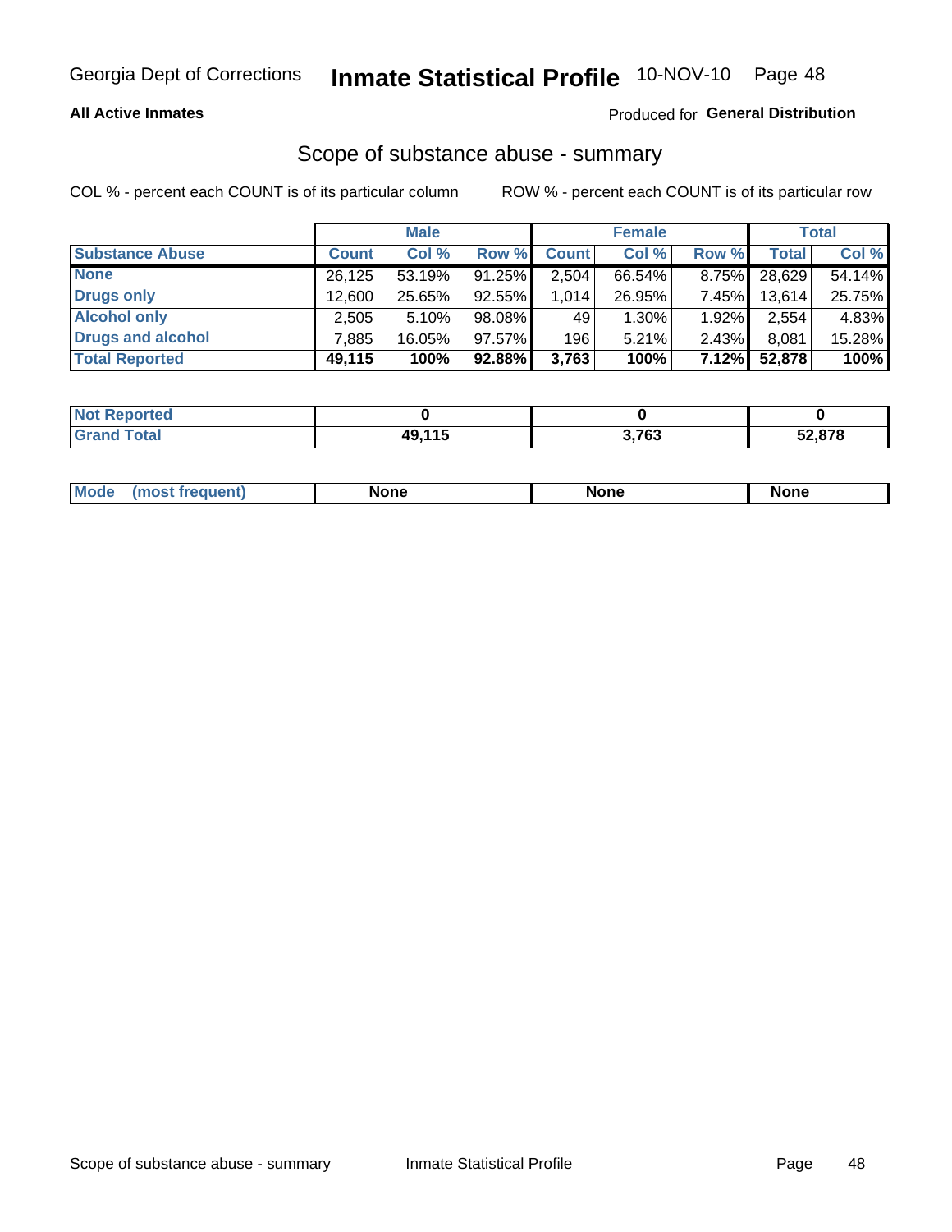**All Active Inmates**

Produced for **General Distribution**

## Scope of substance abuse - summary

COL % - percent each COUNT is of its particular column

ROW % - percent each COUNT is of its particular row

| | Male | | | Female | | | Total | |
|---|---|---|---|---|---|---|---|---|
| **Substance Abuse** | **Count** | **Col %** | **Row %** | **Count** | **Col %** | **Row %** | **Total** | **Col %** |
| **None** | 26,125 | 53.19% | 91.25% | 2,504 | 66.54% | 8.75% | 28,629 | 54.14% |
| **Drugs only** | 12,600 | 25.65% | 92.55% | 1,014 | 26.95% | 7.45% | 13,614 | 25.75% |
| **Alcohol only** | 2,505 | 5.10% | 98.08% | 49 | 1.30% | 1.92% | 2,554 | 4.83% |
| **Drugs and alcohol** | 7,885 | 16.05% | 97.57% | 196 | 5.21% | 2.43% | 8,081 | 15.28% |
| **Total Reported** | **49,115** | **100%** | **92.88%** | **3,763** | **100%** | **7.12%** | **52,878** | **100%** |

| | Male | Female | Total |
|---|---|---|---|
| **Not Reported** | **0** | **0** | **0** |
| **Grand Total** | **49,115** | **3,763** | **52,878** |

| | Male | Female | Total |
|---|---|---|---|
| **Mode (most frequent)** | **None** | **None** | **None** |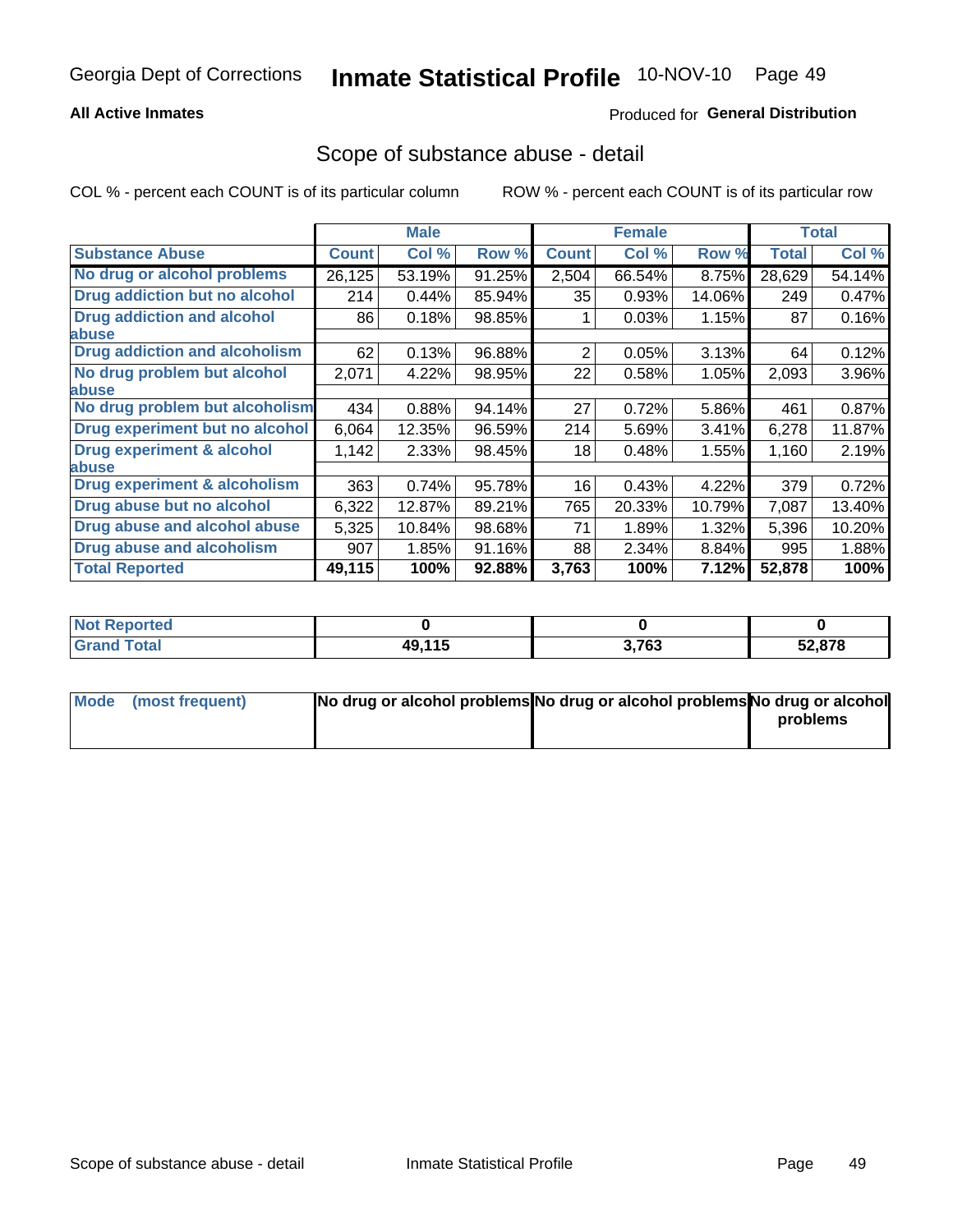Georgia Dept of Corrections **Inmate Statistical Profile** 10-NOV-10

**All Active Inmates**

Produced for **General Distribution**

## Scope of substance abuse - detail

COL % - percent each COUNT is of its particular column ROW % - percent each COUNT is of its particular row

| | Male | | | Female | | | Total | |
|---|---|---|---|---|---|---|---|---|
| **Substance Abuse** | **Count** | **Col %** | **Row %** | **Count** | **Col %** | **Row %** | **Total** | **Col %** |
| **No drug or alcohol problems** | 26,125 | 53.19% | 91.25% | 2,504 | 66.54% | 8.75% | 28,629 | 54.14% |
| **Drug addiction but no alcohol** | 214 | 0.44% | 85.94% | 35 | 0.93% | 14.06% | 249 | 0.47% |
| **Drug addiction and alcohol abuse** | 86 | 0.18% | 98.85% | 1 | 0.03% | 1.15% | 87 | 0.16% |
| **Drug addiction and alcoholism** | 62 | 0.13% | 96.88% | 2 | 0.05% | 3.13% | 64 | 0.12% |
| **No drug problem but alcohol abuse** | 2,071 | 4.22% | 98.95% | 22 | 0.58% | 1.05% | 2,093 | 3.96% |
| **No drug problem but alcoholism** | 434 | 0.88% | 94.14% | 27 | 0.72% | 5.86% | 461 | 0.87% |
| **Drug experiment but no alcohol** | 6,064 | 12.35% | 96.59% | 214 | 5.69% | 3.41% | 6,278 | 11.87% |
| **Drug experiment & alcohol abuse** | 1,142 | 2.33% | 98.45% | 18 | 0.48% | 1.55% | 1,160 | 2.19% |
| **Drug experiment & alcoholism** | 363 | 0.74% | 95.78% | 16 | 0.43% | 4.22% | 379 | 0.72% |
| **Drug abuse but no alcohol** | 6,322 | 12.87% | 89.21% | 765 | 20.33% | 10.79% | 7,087 | 13.40% |
| **Drug abuse and alcohol abuse** | 5,325 | 10.84% | 98.68% | 71 | 1.89% | 1.32% | 5,396 | 10.20% |
| **Drug abuse and alcoholism** | 907 | 1.85% | 91.16% | 88 | 2.34% | 8.84% | 995 | 1.88% |
| **Total Reported** | **49,115** | **100%** | **92.88%** | **3,763** | **100%** | **7.12%** | **52,878** | **100%** |

| | Male | Female | Total |
|---|---|---|---|
| **Not Reported** | **0** | **0** | **0** |
| **Grand Total** | **49,115** | **3,763** | **52,878** |

| | Male | Female | Total |
|---|---|---|---|
| **Mode (most frequent)** | **No drug or alcohol problems** | **No drug or alcohol problems** | **No drug or alcohol problems** |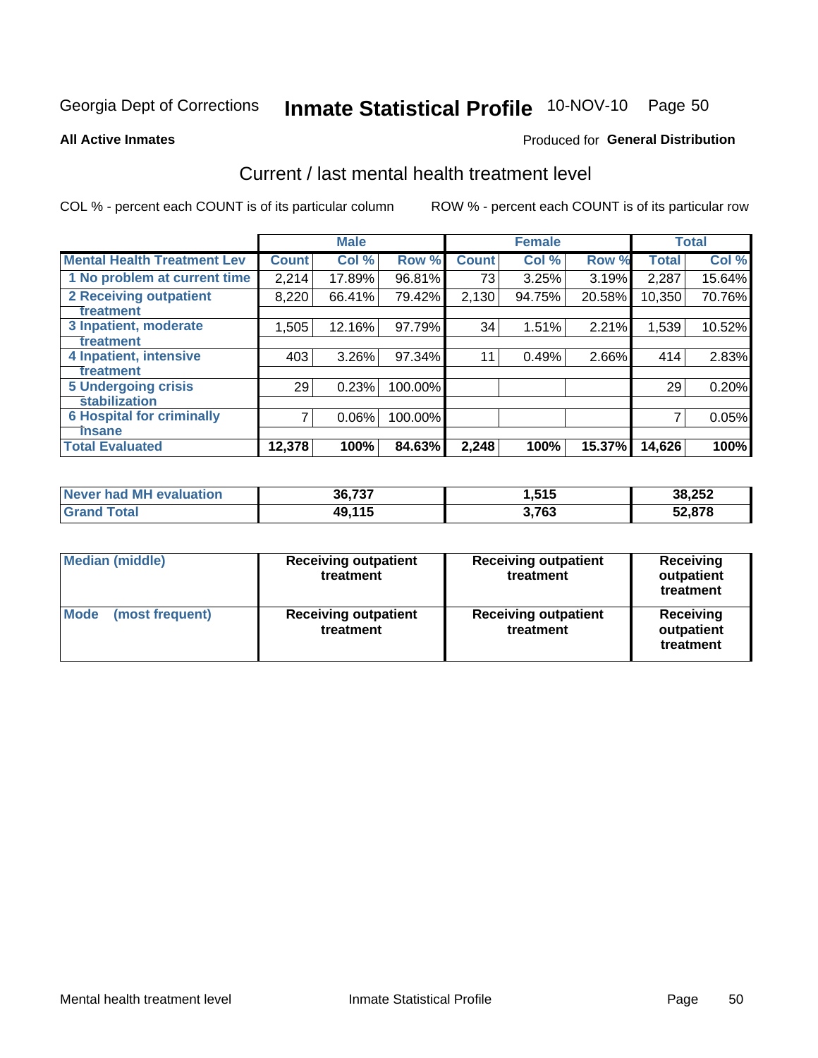Georgia Dept of Corrections **Inmate Statistical Profile** 10-NOV-10

**All Active Inmates**

Produced for **General Distribution**

## Current / last mental health treatment level

COL % - percent each COUNT is of its particular column

ROW % - percent each COUNT is of its particular row

| | Male | | | Female | | | Total | |
|---|---|---|---|---|---|---|---|---|
| **Mental Health Treatment Lev** | **Count** | **Col %** | **Row %** | **Count** | **Col %** | **Row %** | **Total** | **Col %** |
| 1 No problem at current time | 2,214 | 17.89% | 96.81% | 73 | 3.25% | 3.19% | 2,287 | 15.64% |
| 2 Receiving outpatient treatment | 8,220 | 66.41% | 79.42% | 2,130 | 94.75% | 20.58% | 10,350 | 70.76% |
| 3 Inpatient, moderate treatment | 1,505 | 12.16% | 97.79% | 34 | 1.51% | 2.21% | 1,539 | 10.52% |
| 4 Inpatient, intensive treatment | 403 | 3.26% | 97.34% | 11 | 0.49% | 2.66% | 414 | 2.83% |
| 5 Undergoing crisis stabilization | 29 | 0.23% | 100.00% | | | | 29 | 0.20% |
| 6 Hospital for criminally insane | 7 | 0.06% | 100.00% | | | | 7 | 0.05% |
| **Total Evaluated** | **12,378** | **100%** | **84.63%** | **2,248** | **100%** | **15.37%** | **14,626** | **100%** |

| | Male | Female | Total |
|---|---|---|---|
| **Never had MH evaluation** | **36,737** | **1,515** | **38,252** |
| **Grand Total** | **49,115** | **3,763** | **52,878** |

| | Male | Female | Total |
|---|---|---|---|
| **Median (middle)** | **Receiving outpatient treatment** | **Receiving outpatient treatment** | **Receiving outpatient treatment** |
| **Mode (most frequent)** | **Receiving outpatient treatment** | **Receiving outpatient treatment** | **Receiving outpatient treatment** |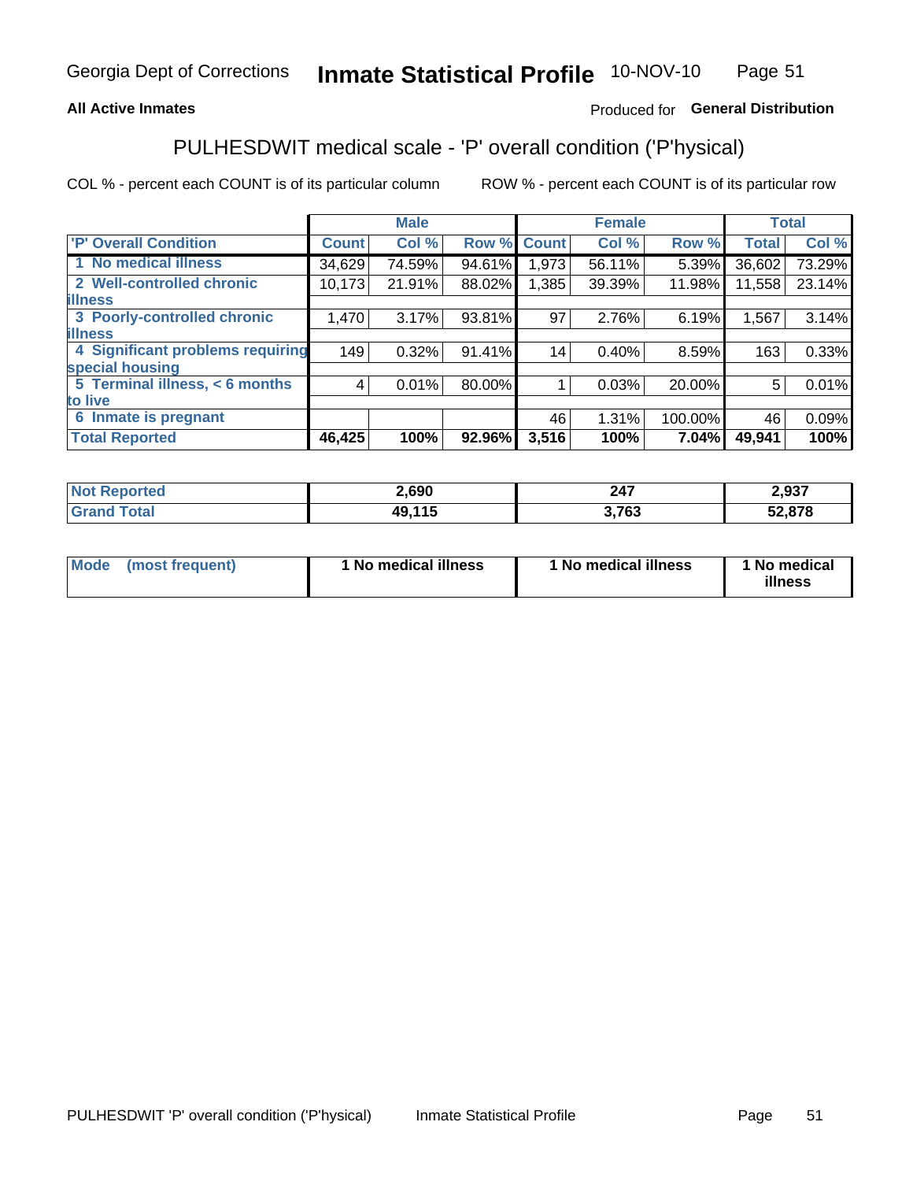Georgia Dept of Corrections **Inmate Statistical Profile** 10-NOV-10

**All Active Inmates**

Produced for **General Distribution**

## PULHESDWIT medical scale - 'P' overall condition ('P'hysical)

COL % - percent each COUNT is of its particular column ROW % - percent each COUNT is of its particular row

| 'P' Overall Condition | Male | | | Female | | | Total | |
|---|---|---|---|---|---|---|---|---|
| | Count | Col % | Row % | Count | Col % | Row % | Total | Col % |
| 1 No medical illness | 34,629 | 74.59% | 94.61% | 1,973 | 56.11% | 5.39% | 36,602 | 73.29% |
| 2 Well-controlled chronic illness | 10,173 | 21.91% | 88.02% | 1,385 | 39.39% | 11.98% | 11,558 | 23.14% |
| 3 Poorly-controlled chronic illness | 1,470 | 3.17% | 93.81% | 97 | 2.76% | 6.19% | 1,567 | 3.14% |
| 4 Significant problems requiring special housing | 149 | 0.32% | 91.41% | 14 | 0.40% | 8.59% | 163 | 0.33% |
| 5 Terminal illness, < 6 months to live | 4 | 0.01% | 80.00% | 1 | 0.03% | 20.00% | 5 | 0.01% |
| 6 Inmate is pregnant | | | | 46 | 1.31% | 100.00% | 46 | 0.09% |
| **Total Reported** | **46,425** | **100%** | **92.96%** | **3,516** | **100%** | **7.04%** | **49,941** | **100%** |

| | Male | Female | Total |
|---|---|---|---|
| Not Reported | 2,690 | 247 | 2,937 |
| Grand Total | 49,115 | 3,763 | 52,878 |

| | Male | Female | Total |
|---|---|---|---|
| Mode (most frequent) | 1 No medical illness | 1 No medical illness | 1 No medical illness |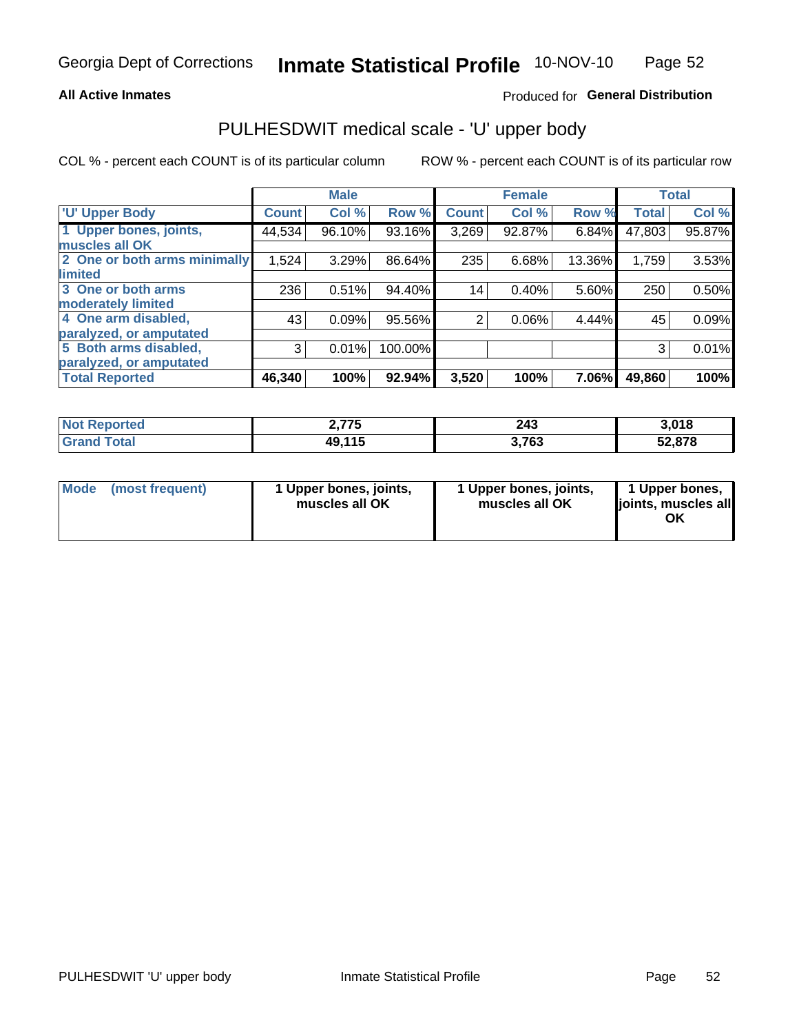## All Active Inmates

Produced for **General Distribution**

# PULHESDWIT medical scale - 'U' upper body

COL % - percent each COUNT is of its particular column

ROW % - percent each COUNT is of its particular row

| | Male | | | Female | | | Total | |
|---|---|---|---|---|---|---|---|---|
| 'U' Upper Body | Count | Col % | Row % | Count | Col % | Row % | Total | Col % |
| 1 Upper bones, joints, muscles all OK | 44,534 | 96.10% | 93.16% | 3,269 | 92.87% | 6.84% | 47,803 | 95.87% |
| 2 One or both arms minimally limited | 1,524 | 3.29% | 86.64% | 235 | 6.68% | 13.36% | 1,759 | 3.53% |
| 3 One or both arms moderately limited | 236 | 0.51% | 94.40% | 14 | 0.40% | 5.60% | 250 | 0.50% |
| 4 One arm disabled, paralyzed, or amputated | 43 | 0.09% | 95.56% | 2 | 0.06% | 4.44% | 45 | 0.09% |
| 5 Both arms disabled, paralyzed, or amputated | 3 | 0.01% | 100.00% | | | | 3 | 0.01% |
| **Total Reported** | **46,340** | **100%** | **92.94%** | **3,520** | **100%** | **7.06%** | **49,860** | **100%** |

| | Male | Female | Total |
|---|---|---|---|
| Not Reported | 2,775 | 243 | 3,018 |
| Grand Total | 49,115 | 3,763 | 52,878 |

| | Male | Female | Total |
|---|---|---|---|
| Mode (most frequent) | 1 Upper bones, joints, muscles all OK | 1 Upper bones, joints, muscles all OK | 1 Upper bones, joints, muscles all OK |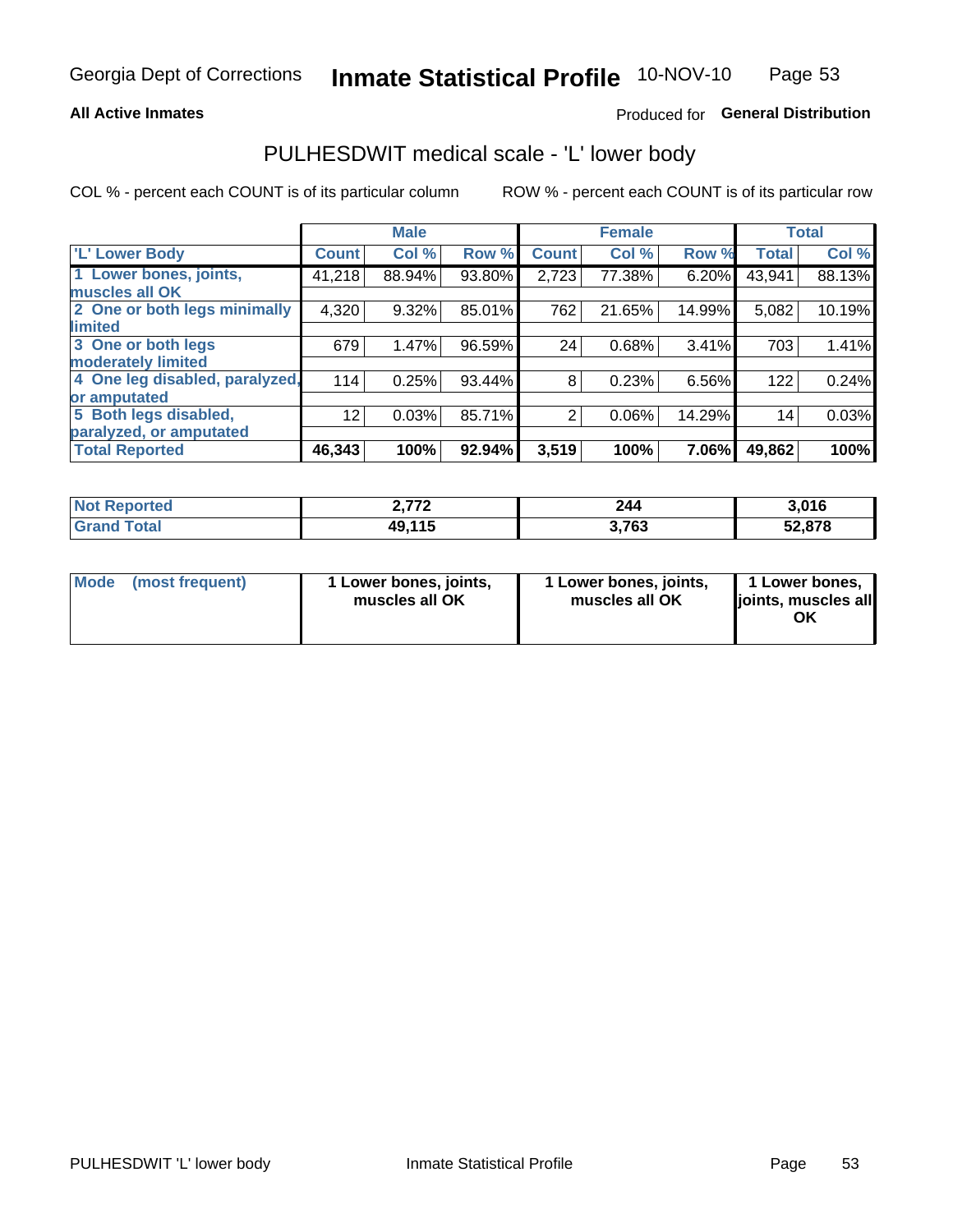Georgia Dept of Corrections **Inmate Statistical Profile** 10-NOV-10

**All Active Inmates**

Produced for **General Distribution**

## PULHESDWIT medical scale - 'L' lower body

COL % - percent each COUNT is of its particular column

ROW % - percent each COUNT is of its particular row

| | Male | | | Female | | | Total | |
|---|---|---|---|---|---|---|---|---|
| 'L' Lower Body | Count | Col % | Row % | Count | Col % | Row % | Total | Col % |
| 1 Lower bones, joints, muscles all OK | 41,218 | 88.94% | 93.80% | 2,723 | 77.38% | 6.20% | 43,941 | 88.13% |
| 2 One or both legs minimally limited | 4,320 | 9.32% | 85.01% | 762 | 21.65% | 14.99% | 5,082 | 10.19% |
| 3 One or both legs moderately limited | 679 | 1.47% | 96.59% | 24 | 0.68% | 3.41% | 703 | 1.41% |
| 4 One leg disabled, paralyzed, or amputated | 114 | 0.25% | 93.44% | 8 | 0.23% | 6.56% | 122 | 0.24% |
| 5 Both legs disabled, paralyzed, or amputated | 12 | 0.03% | 85.71% | 2 | 0.06% | 14.29% | 14 | 0.03% |
| **Total Reported** | **46,343** | **100%** | **92.94%** | **3,519** | **100%** | **7.06%** | **49,862** | **100%** |

| | Male | Female | Total |
|---|---|---|---|
| Not Reported | 2,772 | 244 | 3,016 |
| Grand Total | 49,115 | 3,763 | 52,878 |

| | Male | Female | Total |
|---|---|---|---|
| Mode (most frequent) | 1 Lower bones, joints, muscles all OK | 1 Lower bones, joints, muscles all OK | 1 Lower bones, joints, muscles all OK |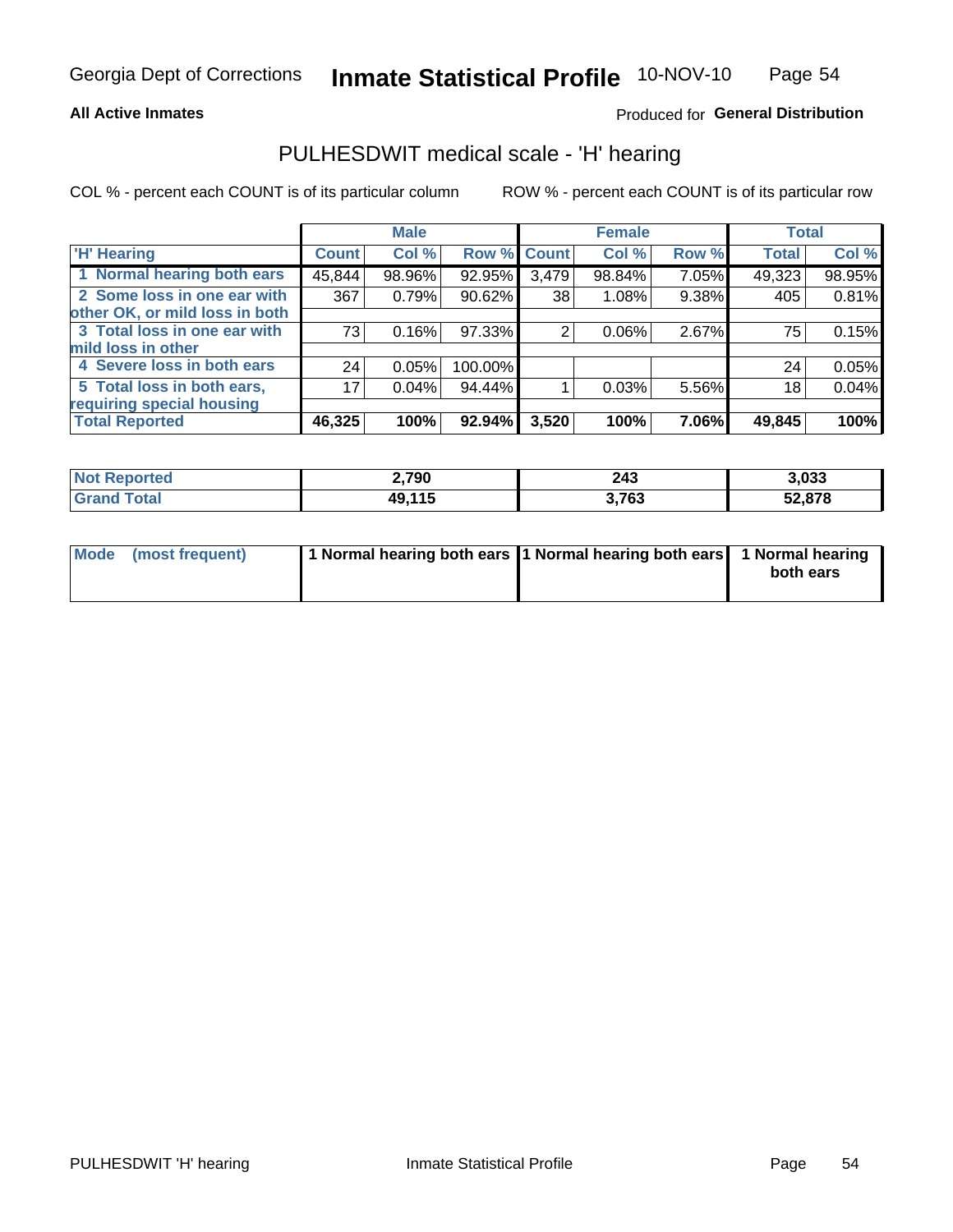Georgia Dept of Corrections **Inmate Statistical Profile** 10-NOV-10

**All Active Inmates**

Produced for **General Distribution**

## PULHESDWIT medical scale - 'H' hearing

COL % - percent each COUNT is of its particular column ROW % - percent each COUNT is of its particular row

| | Male | | | Female | | | Total | |
|---|---|---|---|---|---|---|---|---|
| 'H' Hearing | Count | Col % | Row % | Count | Col % | Row % | Total | Col % |
| 1 Normal hearing both ears | 45,844 | 98.96% | 92.95% | 3,479 | 98.84% | 7.05% | 49,323 | 98.95% |
| 2 Some loss in one ear with other OK, or mild loss in both | 367 | 0.79% | 90.62% | 38 | 1.08% | 9.38% | 405 | 0.81% |
| 3 Total loss in one ear with mild loss in other | 73 | 0.16% | 97.33% | 2 | 0.06% | 2.67% | 75 | 0.15% |
| 4 Severe loss in both ears | 24 | 0.05% | 100.00% | | | | 24 | 0.05% |
| 5 Total loss in both ears, requiring special housing | 17 | 0.04% | 94.44% | 1 | 0.03% | 5.56% | 18 | 0.04% |
| **Total Reported** | **46,325** | **100%** | **92.94%** | **3,520** | **100%** | **7.06%** | **49,845** | **100%** |

| | Male | Female | Total |
|---|---|---|---|
| Not Reported | 2,790 | 243 | 3,033 |
| Grand Total | 49,115 | 3,763 | 52,878 |

| | Male | Female | Total |
|---|---|---|---|
| Mode (most frequent) | 1 Normal hearing both ears | 1 Normal hearing both ears | 1 Normal hearing both ears |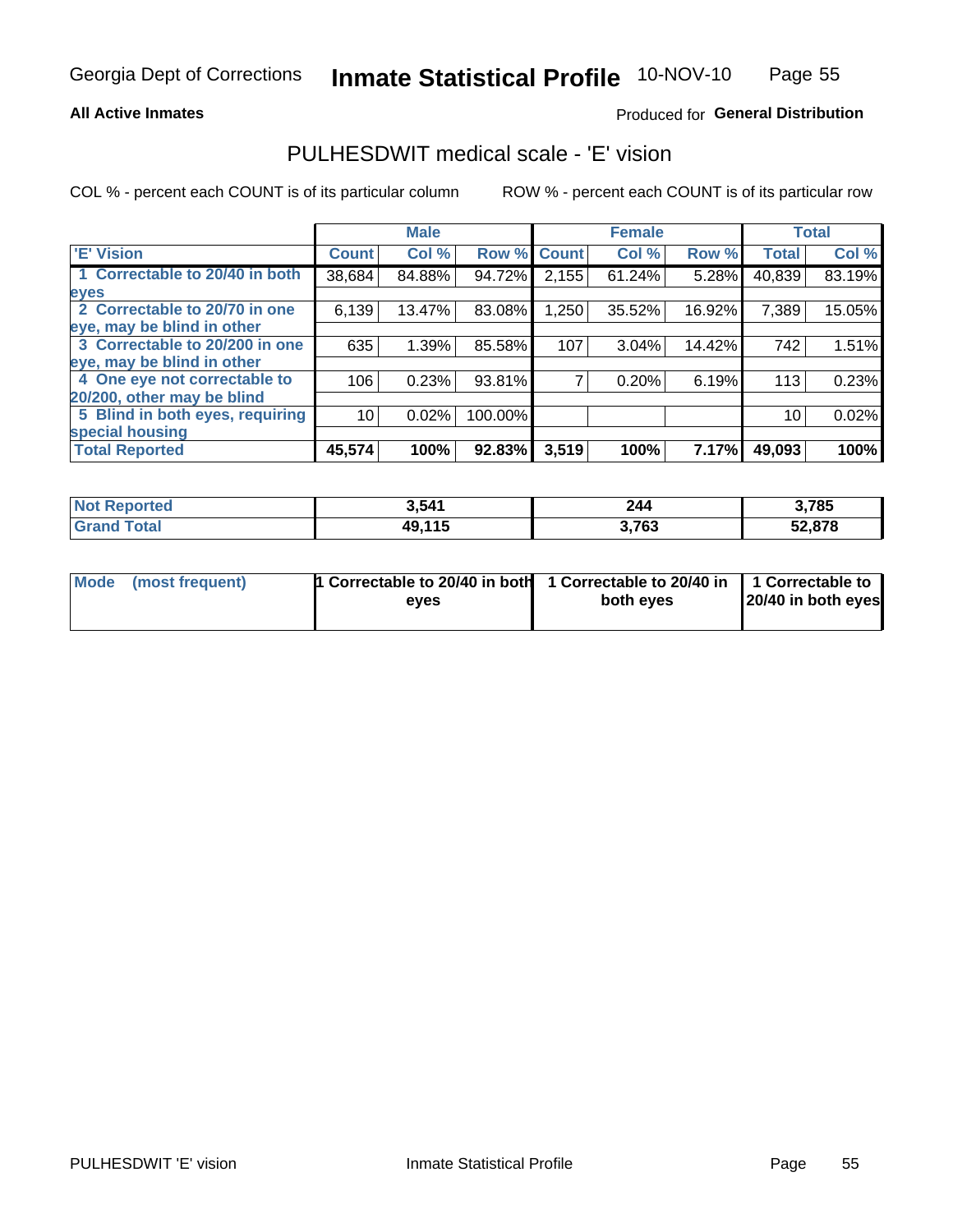Georgia Dept of Corrections **Inmate Statistical Profile** 10-NOV-10

**All Active Inmates**

Produced for **General Distribution**

## PULHESDWIT medical scale - 'E' vision

COL % - percent each COUNT is of its particular column

ROW % - percent each COUNT is of its particular row

| | Male | | | Female | | | Total | |
|---|---|---|---|---|---|---|---|---|
| 'E' Vision | Count | Col % | Row % | Count | Col % | Row % | Total | Col % |
| 1 Correctable to 20/40 in both eyes | 38,684 | 84.88% | 94.72% | 2,155 | 61.24% | 5.28% | 40,839 | 83.19% |
| 2 Correctable to 20/70 in one eye, may be blind in other | 6,139 | 13.47% | 83.08% | 1,250 | 35.52% | 16.92% | 7,389 | 15.05% |
| 3 Correctable to 20/200 in one eye, may be blind in other | 635 | 1.39% | 85.58% | 107 | 3.04% | 14.42% | 742 | 1.51% |
| 4 One eye not correctable to 20/200, other may be blind | 106 | 0.23% | 93.81% | 7 | 0.20% | 6.19% | 113 | 0.23% |
| 5 Blind in both eyes, requiring special housing | 10 | 0.02% | 100.00% | | | | 10 | 0.02% |
| **Total Reported** | **45,574** | **100%** | **92.83%** | **3,519** | **100%** | **7.17%** | **49,093** | **100%** |

| | Male | Female | Total |
|---|---|---|---|
| **Not Reported** | **3,541** | **244** | **3,785** |
| **Grand Total** | **49,115** | **3,763** | **52,878** |

| | Male | Female | Total |
|---|---|---|---|
| **Mode (most frequent)** | **1 Correctable to 20/40 in both eyes** | **1 Correctable to 20/40 in both eyes** | **1 Correctable to 20/40 in both eyes** |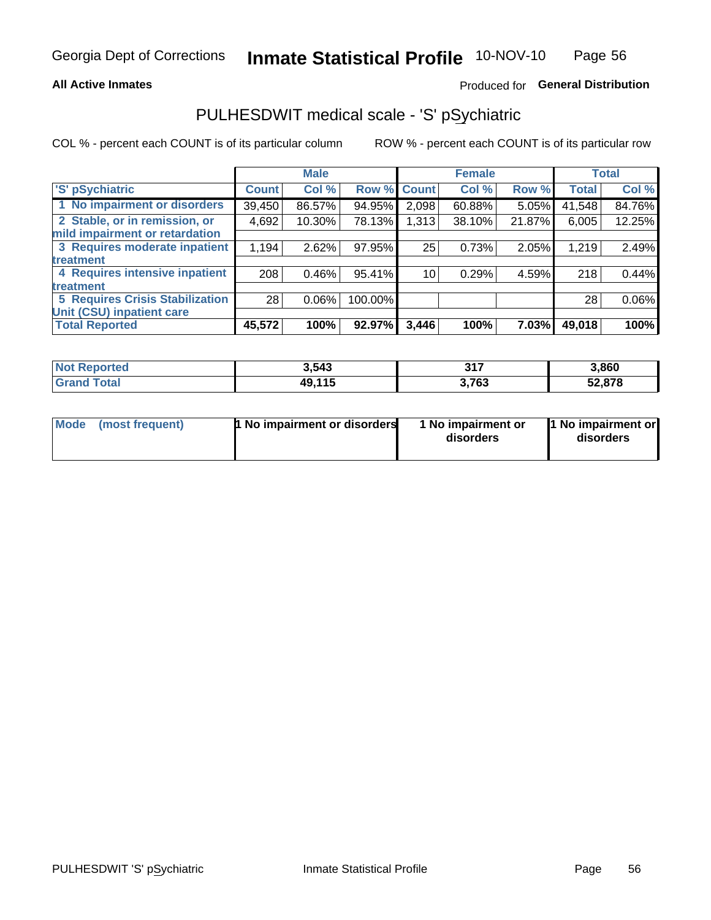Georgia Dept of Corrections **Inmate Statistical Profile** 10-NOV-10

**All Active Inmates**

Produced for **General Distribution**

## PULHESDWIT medical scale - 'S' pSychiatric

COL % - percent each COUNT is of its particular column

ROW % - percent each COUNT is of its particular row

| | Male | | | Female | | | Total | |
|---|---|---|---|---|---|---|---|---|
| 'S' pSychiatric | Count | Col % | Row % | Count | Col % | Row % | Total | Col % |
| 1 No impairment or disorders | 39,450 | 86.57% | 94.95% | 2,098 | 60.88% | 5.05% | 41,548 | 84.76% |
| 2 Stable, or in remission, or mild impairment or retardation | 4,692 | 10.30% | 78.13% | 1,313 | 38.10% | 21.87% | 6,005 | 12.25% |
| 3 Requires moderate inpatient treatment | 1,194 | 2.62% | 97.95% | 25 | 0.73% | 2.05% | 1,219 | 2.49% |
| 4 Requires intensive inpatient treatment | 208 | 0.46% | 95.41% | 10 | 0.29% | 4.59% | 218 | 0.44% |
| 5 Requires Crisis Stabilization Unit (CSU) inpatient care | 28 | 0.06% | 100.00% | | | | 28 | 0.06% |
| **Total Reported** | **45,572** | **100%** | **92.97%** | **3,446** | **100%** | **7.03%** | **49,018** | **100%** |

| | Male | Female | Total |
|---|---|---|---|
| Not Reported | 3,543 | 317 | 3,860 |
| Grand Total | 49,115 | 3,763 | 52,878 |

| | Male | Female | Total |
|---|---|---|---|
| Mode (most frequent) | 1 No impairment or disorders | 1 No impairment or disorders | 1 No impairment or disorders |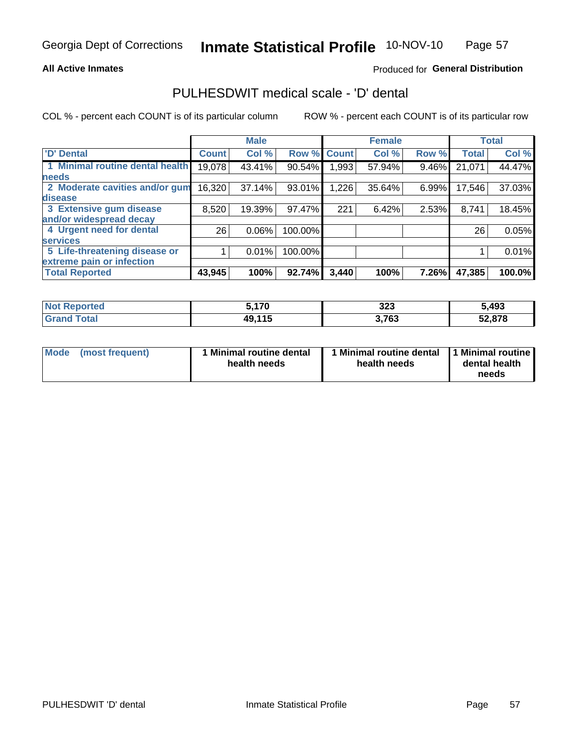Georgia Dept of Corrections **Inmate Statistical Profile** 10-NOV-10

**All Active Inmates**

Produced for **General Distribution**

## PULHESDWIT medical scale - 'D' dental

COL % - percent each COUNT is of its particular column

ROW % - percent each COUNT is of its particular row

| | Male | | | Female | | | Total | |
|---|---|---|---|---|---|---|---|---|
| **'D' Dental** | **Count** | **Col %** | **Row %** | **Count** | **Col %** | **Row %** | **Total** | **Col %** |
| **1 Minimal routine dental health needs** | 19,078 | 43.41% | 90.54% | 1,993 | 57.94% | 9.46% | 21,071 | 44.47% |
| **2 Moderate cavities and/or gum disease** | 16,320 | 37.14% | 93.01% | 1,226 | 35.64% | 6.99% | 17,546 | 37.03% |
| **3 Extensive gum disease and/or widespread decay** | 8,520 | 19.39% | 97.47% | 221 | 6.42% | 2.53% | 8,741 | 18.45% |
| **4 Urgent need for dental services** | 26 | 0.06% | 100.00% | | | | 26 | 0.05% |
| **5 Life-threatening disease or extreme pain or infection** | 1 | 0.01% | 100.00% | | | | 1 | 0.01% |
| **Total Reported** | **43,945** | **100%** | **92.74%** | **3,440** | **100%** | **7.26%** | **47,385** | **100.0%** |

| | Male | Female | Total |
|---|---|---|---|
| **Not Reported** | **5,170** | **323** | **5,493** |
| **Grand Total** | **49,115** | **3,763** | **52,878** |

| | Male | Female | Total |
|---|---|---|---|
| **Mode (most frequent)** | **1 Minimal routine dental health needs** | **1 Minimal routine dental health needs** | **1 Minimal routine dental health needs** |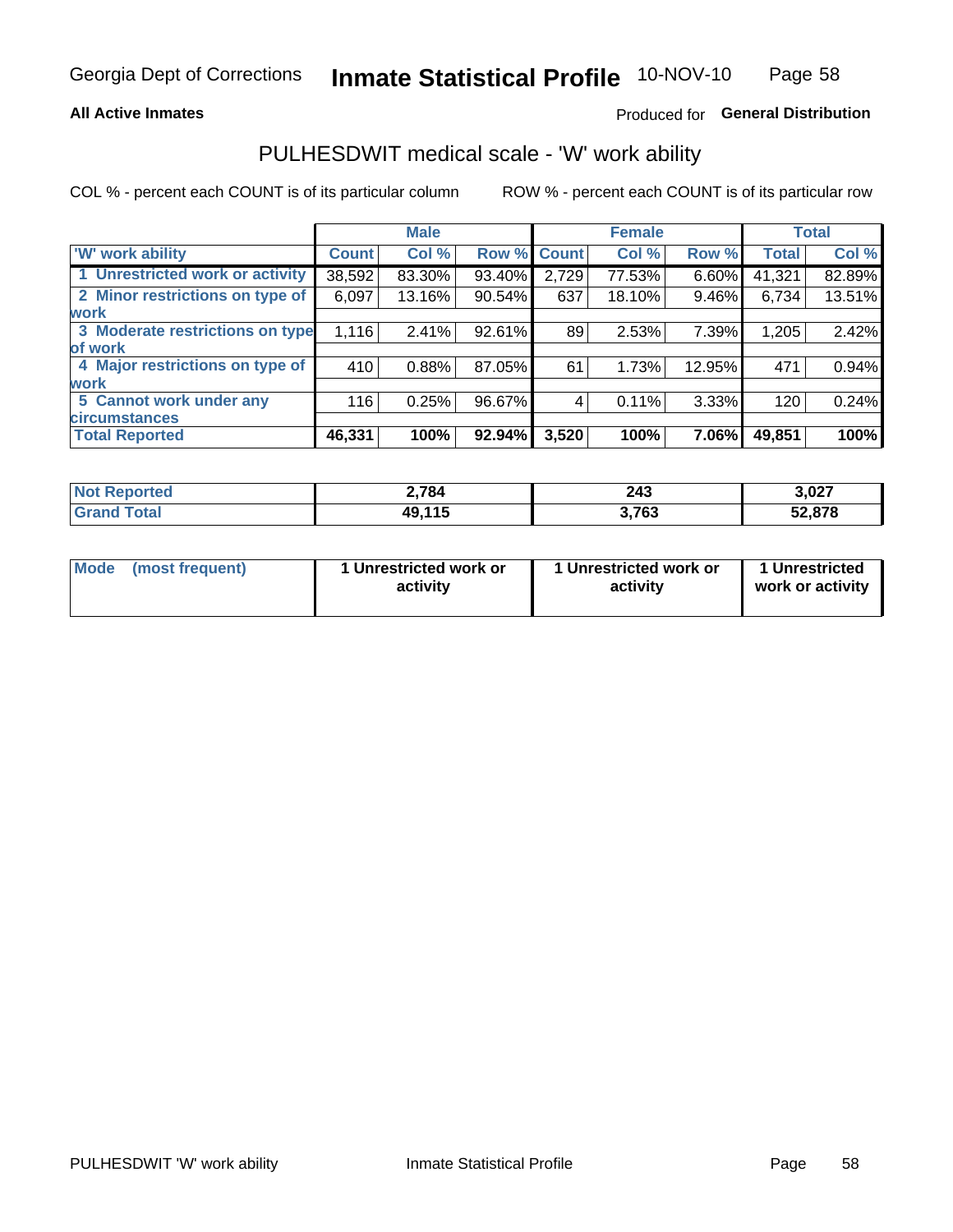Georgia Dept of Corrections **Inmate Statistical Profile** 10-NOV-10

**All Active Inmates**

Produced for **General Distribution**

## PULHESDWIT medical scale - 'W' work ability

COL % - percent each COUNT is of its particular column ROW % - percent each COUNT is of its particular row

| | Male | | | Female | | | Total | |
|---|---|---|---|---|---|---|---|---|
| 'W' work ability | Count | Col % | Row % | Count | Col % | Row % | Total | Col % |
| 1 Unrestricted work or activity | 38,592 | 83.30% | 93.40% | 2,729 | 77.53% | 6.60% | 41,321 | 82.89% |
| 2 Minor restrictions on type of work | 6,097 | 13.16% | 90.54% | 637 | 18.10% | 9.46% | 6,734 | 13.51% |
| 3 Moderate restrictions on type of work | 1,116 | 2.41% | 92.61% | 89 | 2.53% | 7.39% | 1,205 | 2.42% |
| 4 Major restrictions on type of work | 410 | 0.88% | 87.05% | 61 | 1.73% | 12.95% | 471 | 0.94% |
| 5 Cannot work under any circumstances | 116 | 0.25% | 96.67% | 4 | 0.11% | 3.33% | 120 | 0.24% |
| **Total Reported** | **46,331** | **100%** | **92.94%** | **3,520** | **100%** | **7.06%** | **49,851** | **100%** |

| | Male | Female | Total |
|---|---|---|---|
| Not Reported | 2,784 | 243 | 3,027 |
| Grand Total | 49,115 | 3,763 | 52,878 |

| | Male | Female | Total |
|---|---|---|---|
| Mode (most frequent) | 1 Unrestricted work or activity | 1 Unrestricted work or activity | 1 Unrestricted work or activity |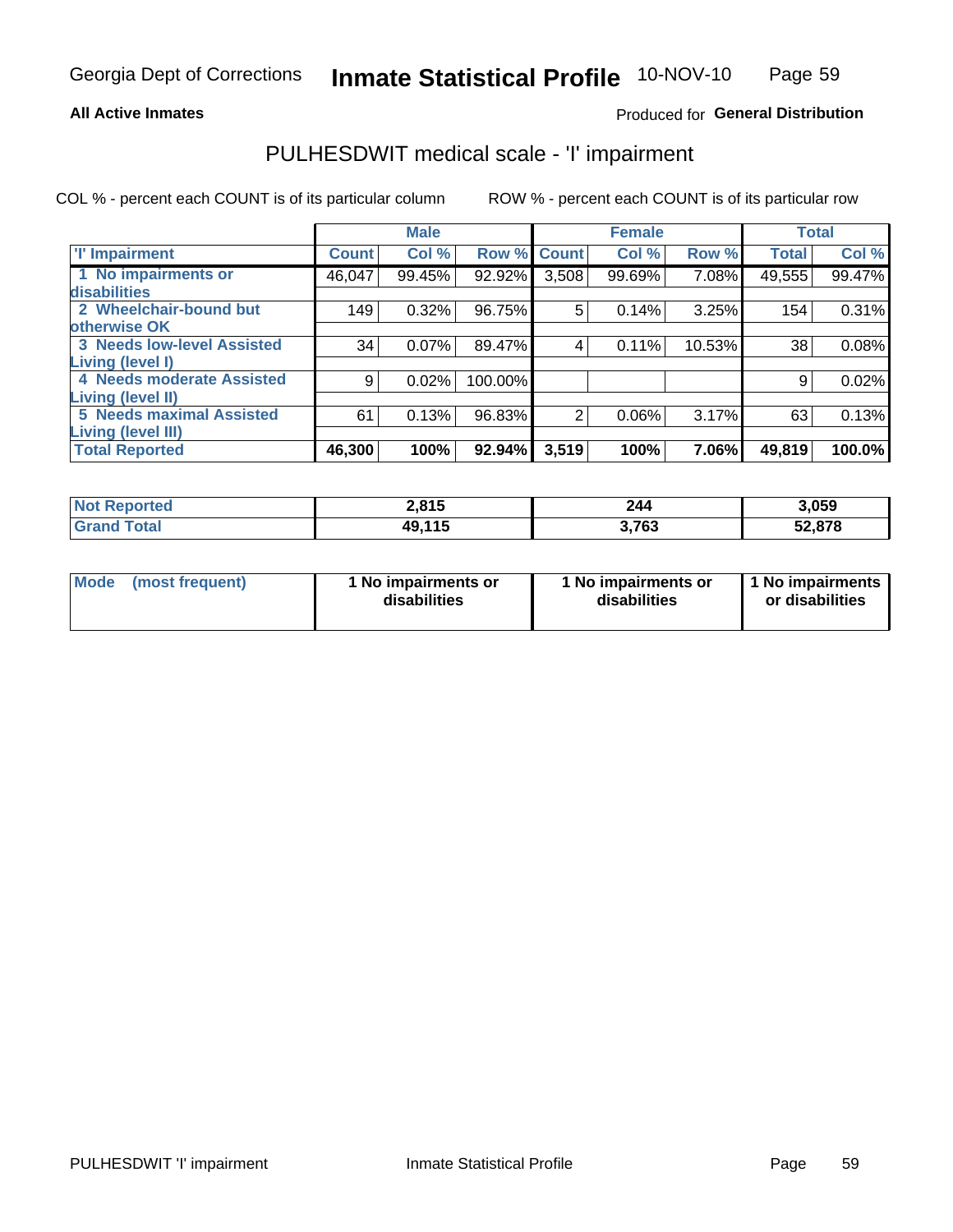Georgia Dept of Corrections **Inmate Statistical Profile** 10-NOV-10

**All Active Inmates**

Produced for **General Distribution**

## PULHESDWIT medical scale - 'I' impairment

COL % - percent each COUNT is of its particular column    ROW % - percent each COUNT is of its particular row

| | Male | | | Female | | | Total | |
|---|---|---|---|---|---|---|---|---|
| **'I' Impairment** | **Count** | **Col %** | **Row %** | **Count** | **Col %** | **Row %** | **Total** | **Col %** |
| **1 No impairments or disabilities** | 46,047 | 99.45% | 92.92% | 3,508 | 99.69% | 7.08% | 49,555 | 99.47% |
| **2 Wheelchair-bound but otherwise OK** | 149 | 0.32% | 96.75% | 5 | 0.14% | 3.25% | 154 | 0.31% |
| **3 Needs low-level Assisted Living (level I)** | 34 | 0.07% | 89.47% | 4 | 0.11% | 10.53% | 38 | 0.08% |
| **4 Needs moderate Assisted Living (level II)** | 9 | 0.02% | 100.00% | | | | 9 | 0.02% |
| **5 Needs maximal Assisted Living (level III)** | 61 | 0.13% | 96.83% | 2 | 0.06% | 3.17% | 63 | 0.13% |
| **Total Reported** | **46,300** | **100%** | **92.94%** | **3,519** | **100%** | **7.06%** | **49,819** | **100.0%** |

| | Male | Female | Total |
|---|---|---|---|
| **Not Reported** | **2,815** | **244** | **3,059** |
| **Grand Total** | **49,115** | **3,763** | **52,878** |

| | Male | Female | Total |
|---|---|---|---|
| **Mode (most frequent)** | **1 No impairments or disabilities** | **1 No impairments or disabilities** | **1 No impairments or disabilities** |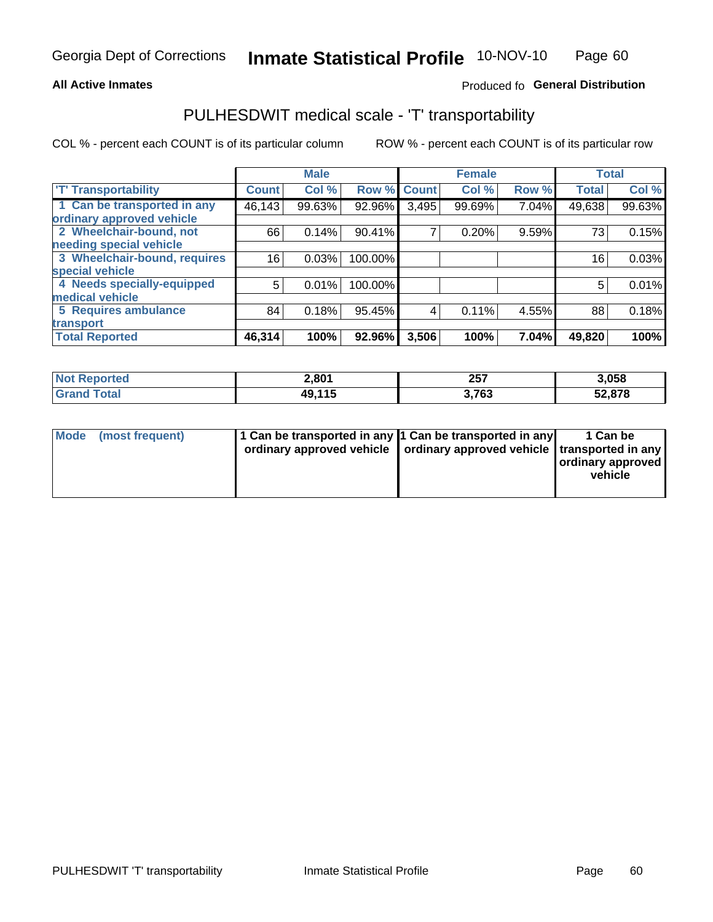## PULHESDWIT medical scale - 'T' transportability

**All Active Inmates** — Produced fo **General Distribution**

COL % - percent each COUNT is of its particular column

ROW % - percent each COUNT is of its particular row

| | Male | | | Female | | | Total | |
|---|---|---|---|---|---|---|---|---|
| 'T' Transportability | Count | Col % | Row % | Count | Col % | Row % | Total | Col % |
| 1 Can be transported in any ordinary approved vehicle | 46,143 | 99.63% | 92.96% | 3,495 | 99.69% | 7.04% | 49,638 | 99.63% |
| 2 Wheelchair-bound, not needing special vehicle | 66 | 0.14% | 90.41% | 7 | 0.20% | 9.59% | 73 | 0.15% |
| 3 Wheelchair-bound, requires special vehicle | 16 | 0.03% | 100.00% | | | | 16 | 0.03% |
| 4 Needs specially-equipped medical vehicle | 5 | 0.01% | 100.00% | | | | 5 | 0.01% |
| 5 Requires ambulance transport | 84 | 0.18% | 95.45% | 4 | 0.11% | 4.55% | 88 | 0.18% |
| **Total Reported** | **46,314** | **100%** | **92.96%** | **3,506** | **100%** | **7.04%** | **49,820** | **100%** |

| | Male | Female | Total |
|---|---|---|---|
| Not Reported | 2,801 | 257 | 3,058 |
| Grand Total | 49,115 | 3,763 | 52,878 |

| | Male | Female | Total |
|---|---|---|---|
| Mode (most frequent) | 1 Can be transported in any ordinary approved vehicle | 1 Can be transported in any ordinary approved vehicle | 1 Can be transported in any ordinary approved vehicle |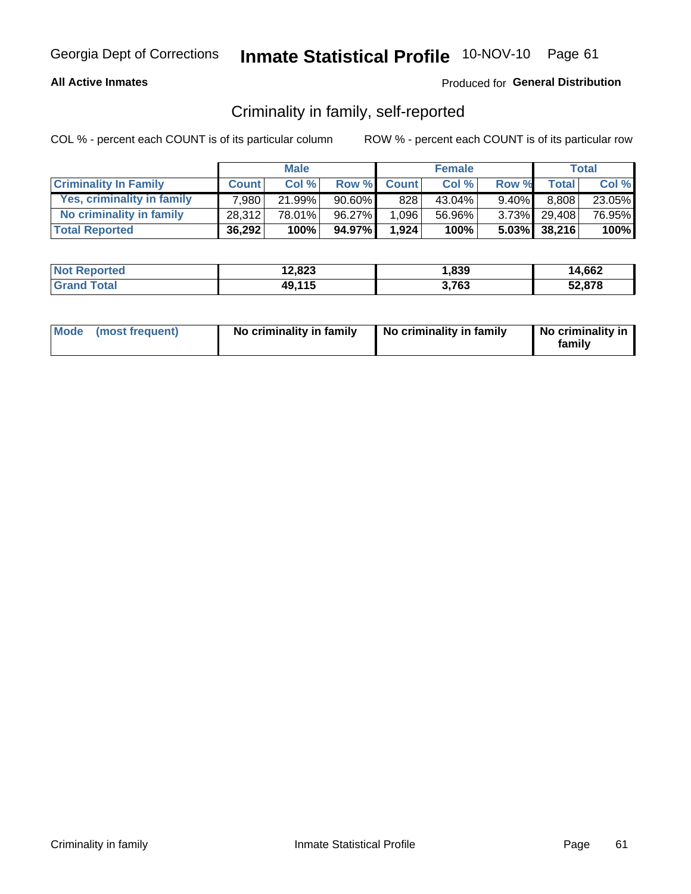Georgia Dept of Corrections **Inmate Statistical Profile** 10-NOV-10

**All Active Inmates**

Produced for **General Distribution**

## Criminality in family, self-reported

COL % - percent each COUNT is of its particular column

ROW % - percent each COUNT is of its particular row

| | Male | | | Female | | | Total | |
|---|---|---|---|---|---|---|---|---|
| **Criminality In Family** | **Count** | **Col %** | **Row %** | **Count** | **Col %** | **Row %** | **Total** | **Col %** |
| Yes, criminality in family | 7,980 | 21.99% | 90.60% | 828 | 43.04% | 9.40% | 8,808 | 23.05% |
| No criminality in family | 28,312 | 78.01% | 96.27% | 1,096 | 56.96% | 3.73% | 29,408 | 76.95% |
| **Total Reported** | **36,292** | **100%** | **94.97%** | **1,924** | **100%** | **5.03%** | **38,216** | **100%** |

| | Male | Female | Total |
|---|---|---|---|
| Not Reported | 12,823 | 1,839 | 14,662 |
| Grand Total | 49,115 | 3,763 | 52,878 |

| | Male | Female | Total |
|---|---|---|---|
| Mode (most frequent) | No criminality in family | No criminality in family | No criminality in family |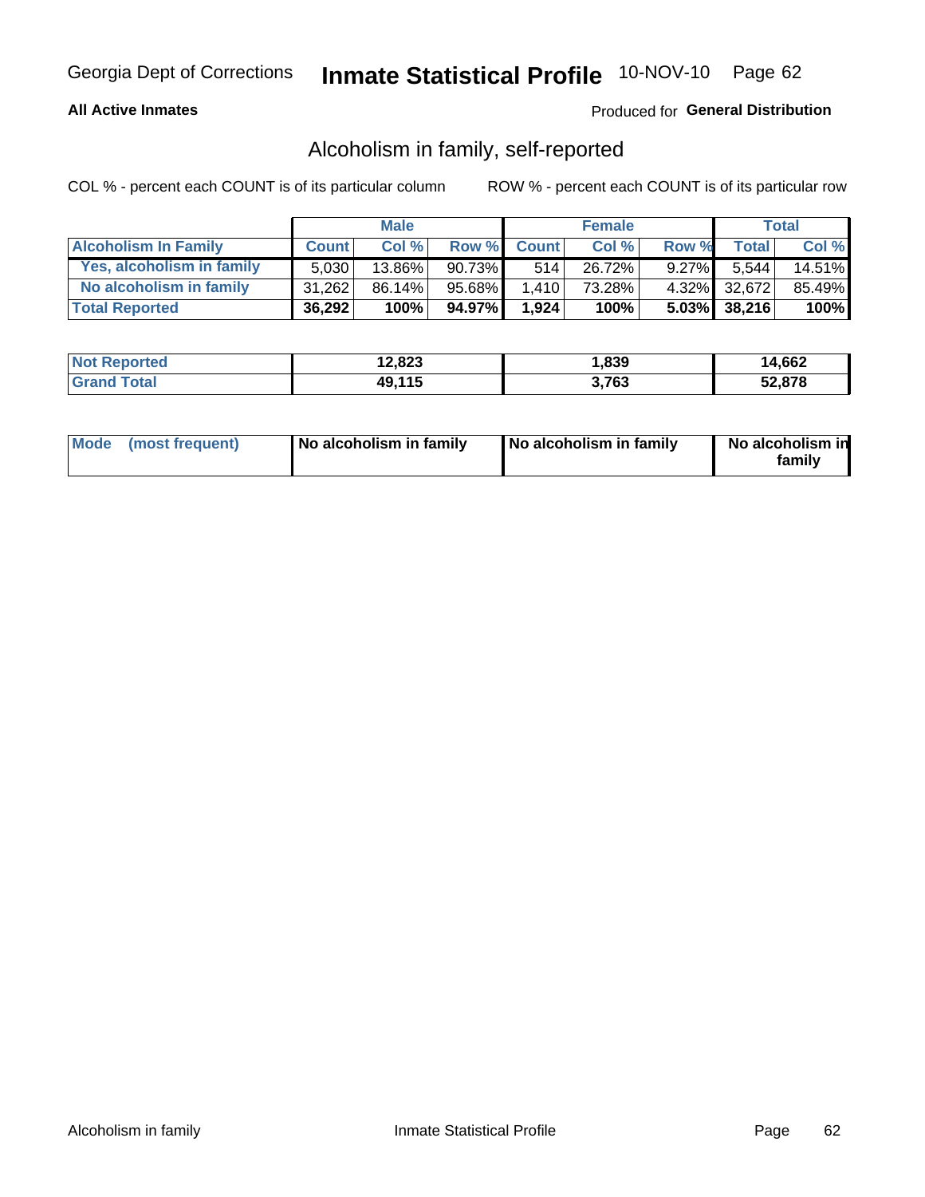Georgia Dept of Corrections **Inmate Statistical Profile** 10-NOV-10 Page 62

**All Active Inmates**

Produced for **General Distribution**

## Alcoholism in family, self-reported

COL % - percent each COUNT is of its particular column ROW % - percent each COUNT is of its particular row

| | Male | | | Female | | | Total | |
|---|---|---|---|---|---|---|---|---|
| **Alcoholism In Family** | **Count** | **Col %** | **Row %** | **Count** | **Col %** | **Row %** | **Total** | **Col %** |
| **Yes, alcoholism in family** | 5,030 | 13.86% | 90.73% | 514 | 26.72% | 9.27% | 5,544 | 14.51% |
| **No alcoholism in family** | 31,262 | 86.14% | 95.68% | 1,410 | 73.28% | 4.32% | 32,672 | 85.49% |
| **Total Reported** | **36,292** | **100%** | **94.97%** | **1,924** | **100%** | **5.03%** | **38,216** | **100%** |

| | Male | Female | Total |
|---|---|---|---|
| **Not Reported** | **12,823** | **1,839** | **14,662** |
| **Grand Total** | **49,115** | **3,763** | **52,878** |

| | Male | Female | Total |
|---|---|---|---|
| **Mode (most frequent)** | **No alcoholism in family** | **No alcoholism in family** | **No alcoholism in family** |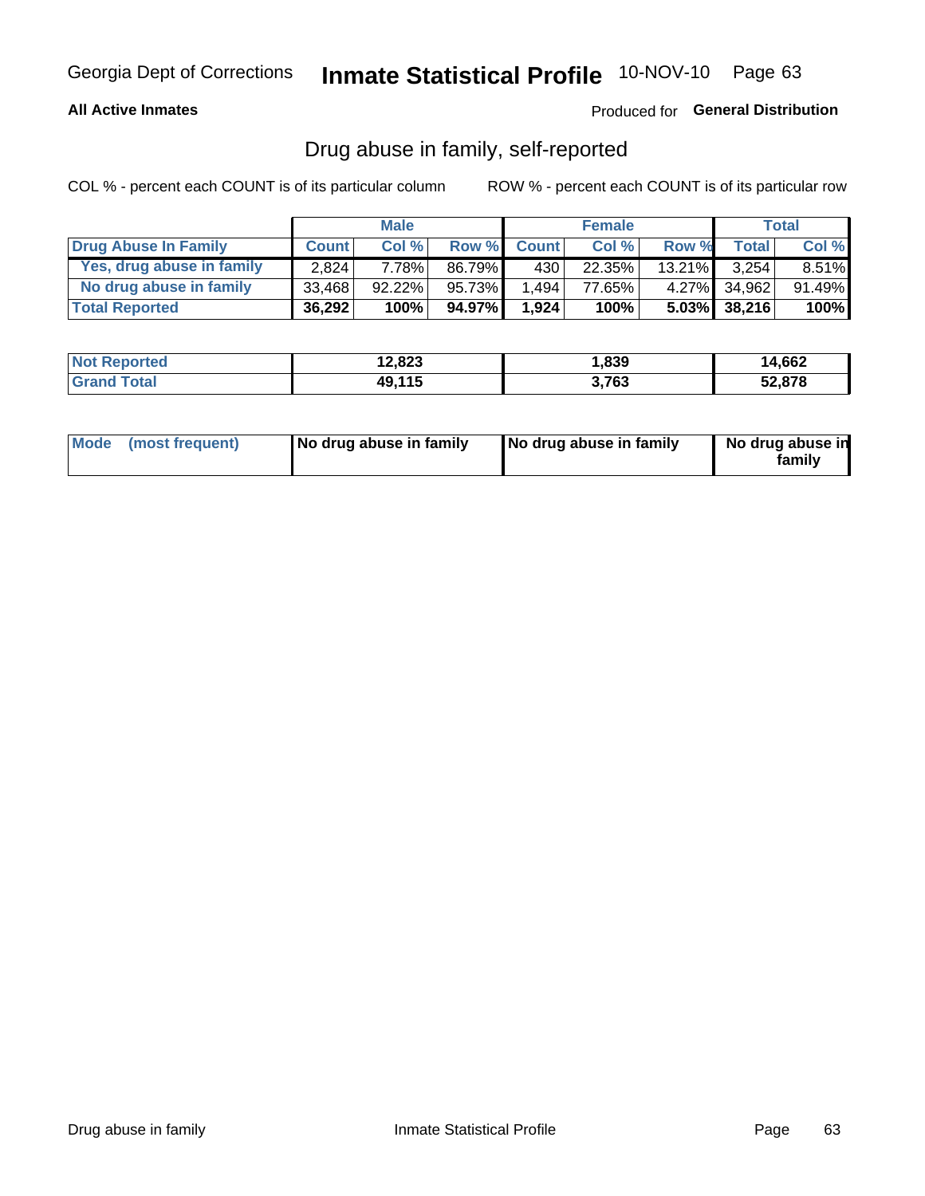**All Active Inmates**

Produced for **General Distribution**

## Drug abuse in family, self-reported

COL % - percent each COUNT is of its particular column

ROW % - percent each COUNT is of its particular row

| | Male | | | Female | | | Total | |
|---|---|---|---|---|---|---|---|---|
| **Drug Abuse In Family** | **Count** | **Col %** | **Row %** | **Count** | **Col %** | **Row %** | **Total** | **Col %** |
| Yes, drug abuse in family | 2,824 | 7.78% | 86.79% | 430 | 22.35% | 13.21% | 3,254 | 8.51% |
| No drug abuse in family | 33,468 | 92.22% | 95.73% | 1,494 | 77.65% | 4.27% | 34,962 | 91.49% |
| **Total Reported** | **36,292** | **100%** | **94.97%** | **1,924** | **100%** | **5.03%** | **38,216** | **100%** |

| | Male | Female | Total |
|---|---|---|---|
| **Not Reported** | **12,823** | **1,839** | **14,662** |
| **Grand Total** | **49,115** | **3,763** | **52,878** |

| | Male | Female | Total |
|---|---|---|---|
| **Mode (most frequent)** | **No drug abuse in family** | **No drug abuse in family** | **No drug abuse in family** |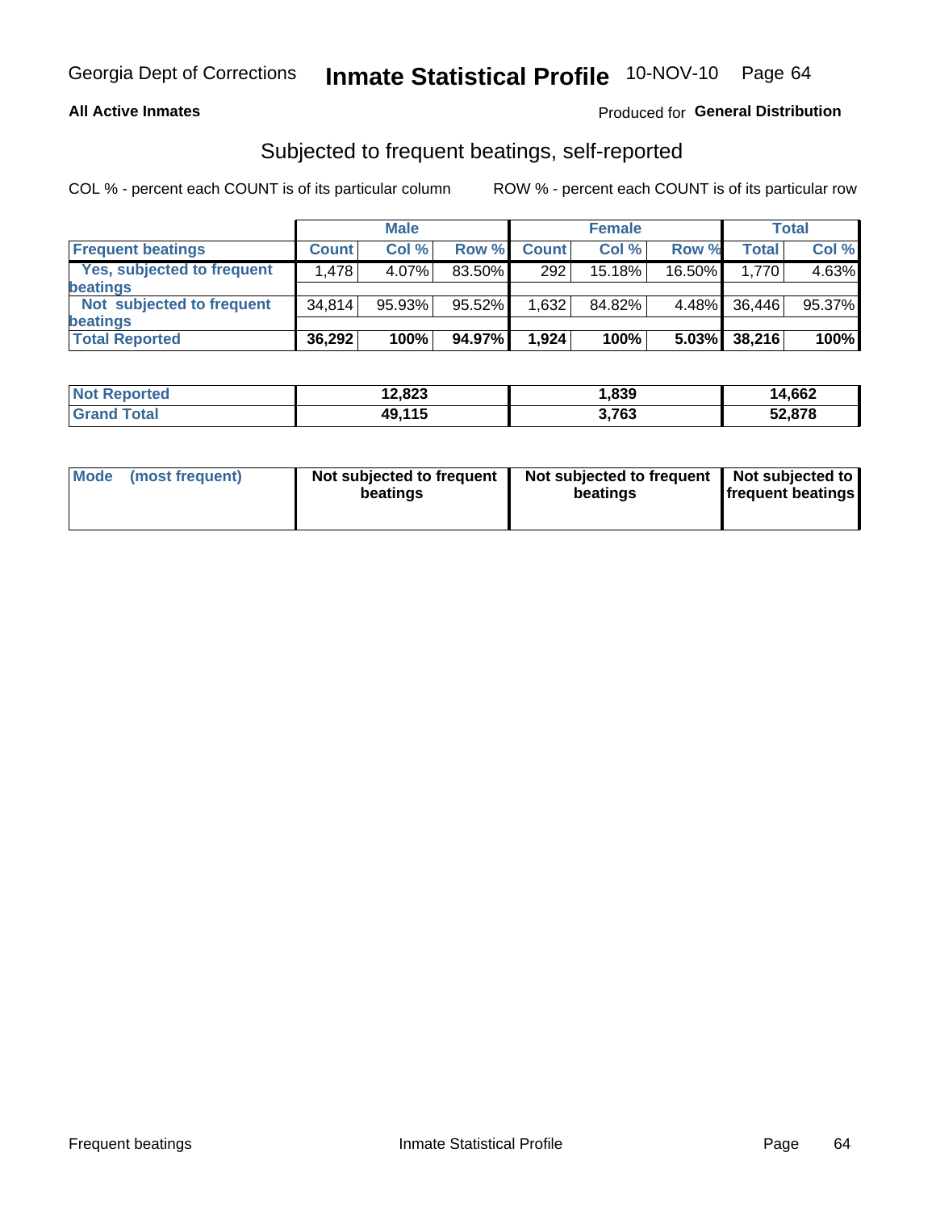## Subjected to frequent beatings, self-reported

COL % - percent each COUNT is of its particular column

ROW % - percent each COUNT is of its particular row

| | Male | | | Female | | | Total | |
|---|---|---|---|---|---|---|---|---|
| **Frequent beatings** | **Count** | **Col %** | **Row %** | **Count** | **Col %** | **Row %** | **Total** | **Col %** |
| **Yes, subjected to frequent beatings** | 1,478 | 4.07% | 83.50% | 292 | 15.18% | 16.50% | 1,770 | 4.63% |
| **Not subjected to frequent beatings** | 34,814 | 95.93% | 95.52% | 1,632 | 84.82% | 4.48% | 36,446 | 95.37% |
| **Total Reported** | **36,292** | **100%** | **94.97%** | **1,924** | **100%** | **5.03%** | **38,216** | **100%** |

| | Male | Female | Total |
|---|---|---|---|
| **Not Reported** | **12,823** | **1,839** | **14,662** |
| **Grand Total** | **49,115** | **3,763** | **52,878** |

| | Male | Female | Total |
|---|---|---|---|
| **Mode (most frequent)** | **Not subjected to frequent beatings** | **Not subjected to frequent beatings** | **Not subjected to frequent beatings** |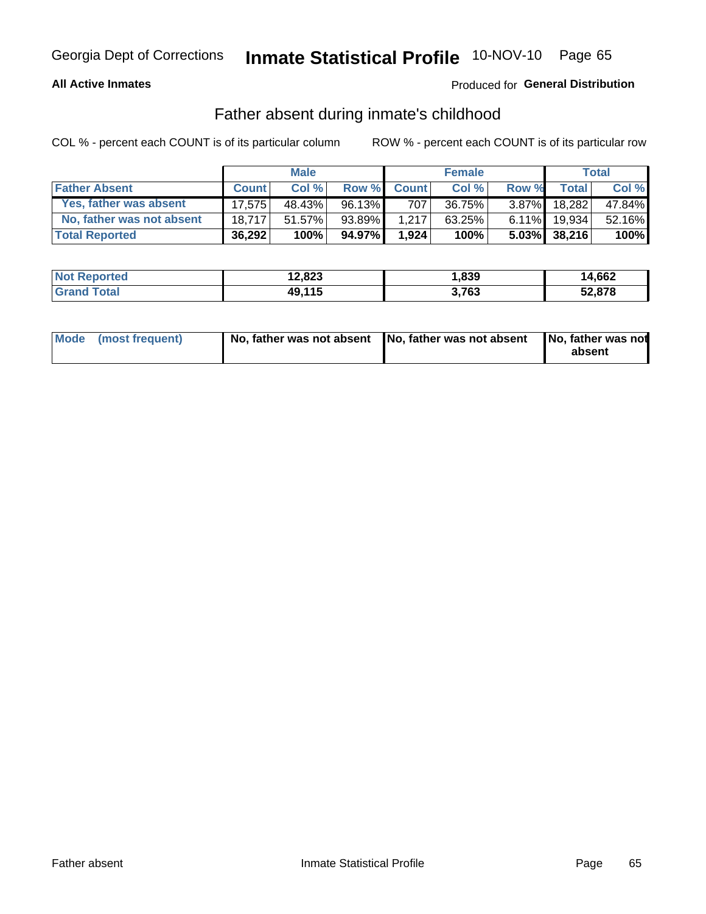Georgia Dept of Corrections **Inmate Statistical Profile** 10-NOV-10

**All Active Inmates**

Produced for **General Distribution**

## Father absent during inmate's childhood

COL % - percent each COUNT is of its particular column

ROW % - percent each COUNT is of its particular row

| | Male | | | Female | | | Total | |
|---|---|---|---|---|---|---|---|---|
| **Father Absent** | **Count** | **Col %** | **Row %** | **Count** | **Col %** | **Row %** | **Total** | **Col %** |
| Yes, father was absent | 17,575 | 48.43% | 96.13% | 707 | 36.75% | 3.87% | 18,282 | 47.84% |
| No, father was not absent | 18,717 | 51.57% | 93.89% | 1,217 | 63.25% | 6.11% | 19,934 | 52.16% |
| **Total Reported** | **36,292** | **100%** | **94.97%** | **1,924** | **100%** | **5.03%** | **38,216** | **100%** |

| | Male | Female | Total |
|---|---|---|---|
| **Not Reported** | **12,823** | **1,839** | **14,662** |
| **Grand Total** | **49,115** | **3,763** | **52,878** |

| | Male | Female | Total |
|---|---|---|---|
| **Mode (most frequent)** | **No, father was not absent** | **No, father was not absent** | **No, father was not absent** |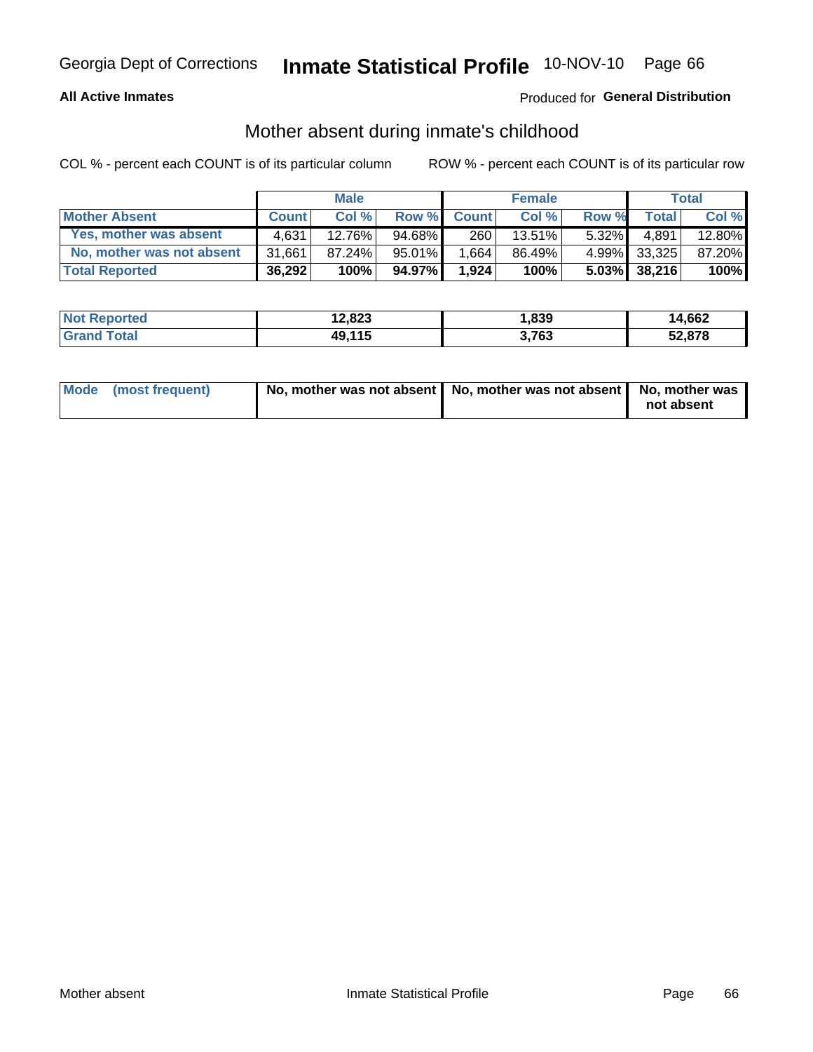Georgia Dept of Corrections **Inmate Statistical Profile** 10-NOV-10 Page 66

**All Active Inmates** Produced for **General Distribution**

## Mother absent during inmate's childhood

COL % - percent each COUNT is of its particular column ROW % - percent each COUNT is of its particular row

| | Male | | | Female | | | Total | |
|---|---|---|---|---|---|---|---|---|
| **Mother Absent** | **Count** | **Col %** | **Row %** | **Count** | **Col %** | **Row %** | **Total** | **Col %** |
| Yes, mother was absent | 4,631 | 12.76% | 94.68% | 260 | 13.51% | 5.32% | 4,891 | 12.80% |
| No, mother was not absent | 31,661 | 87.24% | 95.01% | 1,664 | 86.49% | 4.99% | 33,325 | 87.20% |
| **Total Reported** | **36,292** | **100%** | **94.97%** | **1,924** | **100%** | **5.03%** | **38,216** | **100%** |

| | Male | Female | Total |
|---|---|---|---|
| **Not Reported** | **12,823** | **1,839** | **14,662** |
| **Grand Total** | **49,115** | **3,763** | **52,878** |

| | Male | Female | Total |
|---|---|---|---|
| **Mode (most frequent)** | **No, mother was not absent** | **No, mother was not absent** | **No, mother was not absent** |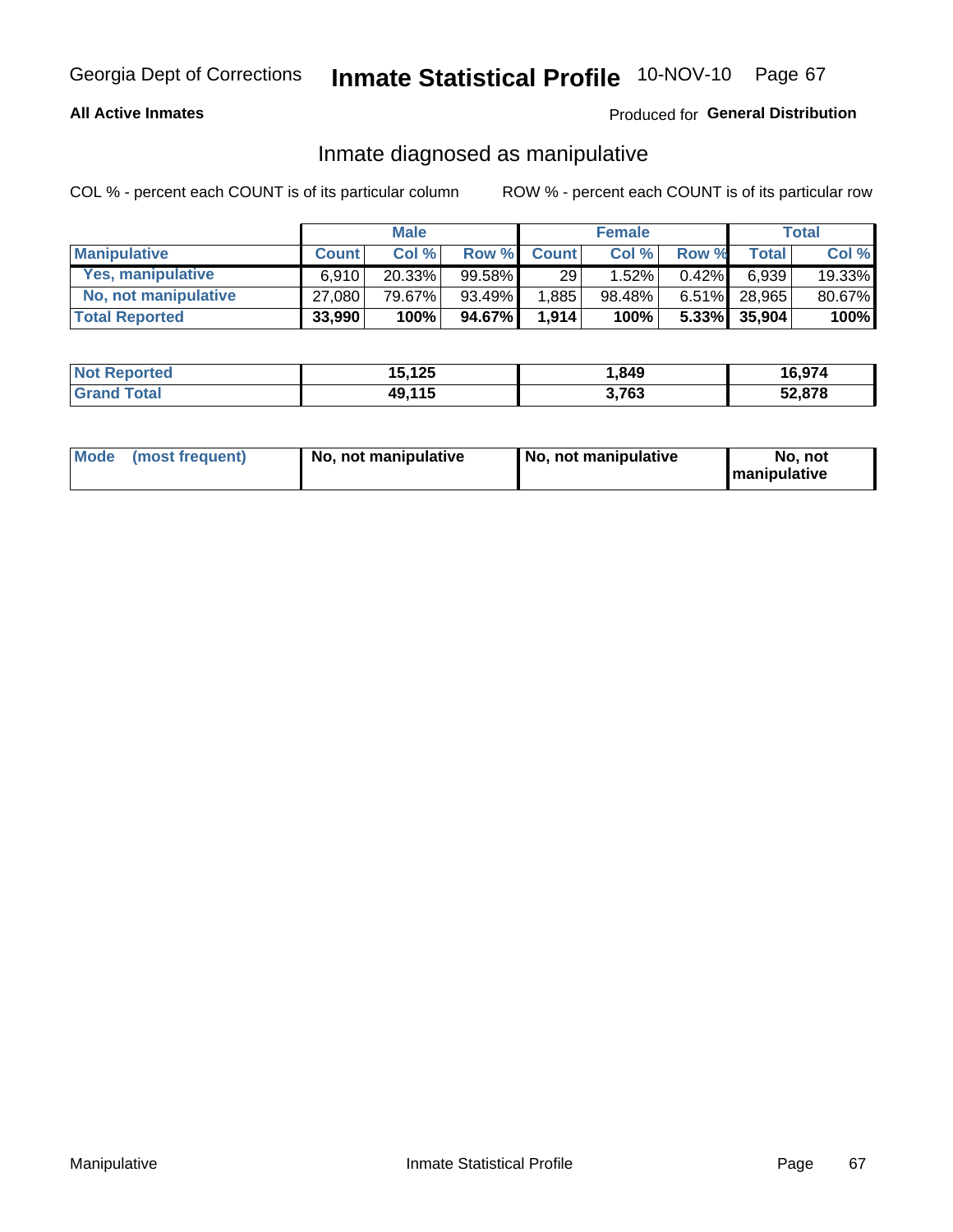Georgia Dept of Corrections **Inmate Statistical Profile** 10-NOV-10

**All Active Inmates**

Produced for **General Distribution**

## Inmate diagnosed as manipulative

COL % - percent each COUNT is of its particular column

ROW % - percent each COUNT is of its particular row

| | Male | | | Female | | | Total | |
|---|---|---|---|---|---|---|---|---|
| **Manipulative** | **Count** | **Col %** | **Row %** | **Count** | **Col %** | **Row %** | **Total** | **Col %** |
| **Yes, manipulative** | 6,910 | 20.33% | 99.58% | 29 | 1.52% | 0.42% | 6,939 | 19.33% |
| **No, not manipulative** | 27,080 | 79.67% | 93.49% | 1,885 | 98.48% | 6.51% | 28,965 | 80.67% |
| **Total Reported** | **33,990** | **100%** | **94.67%** | **1,914** | **100%** | **5.33%** | **35,904** | **100%** |

| | Male | Female | Total |
|---|---|---|---|
| **Not Reported** | **15,125** | **1,849** | **16,974** |
| **Grand Total** | **49,115** | **3,763** | **52,878** |

| | Male | Female | Total |
|---|---|---|---|
| **Mode (most frequent)** | **No, not manipulative** | **No, not manipulative** | **No, not manipulative** |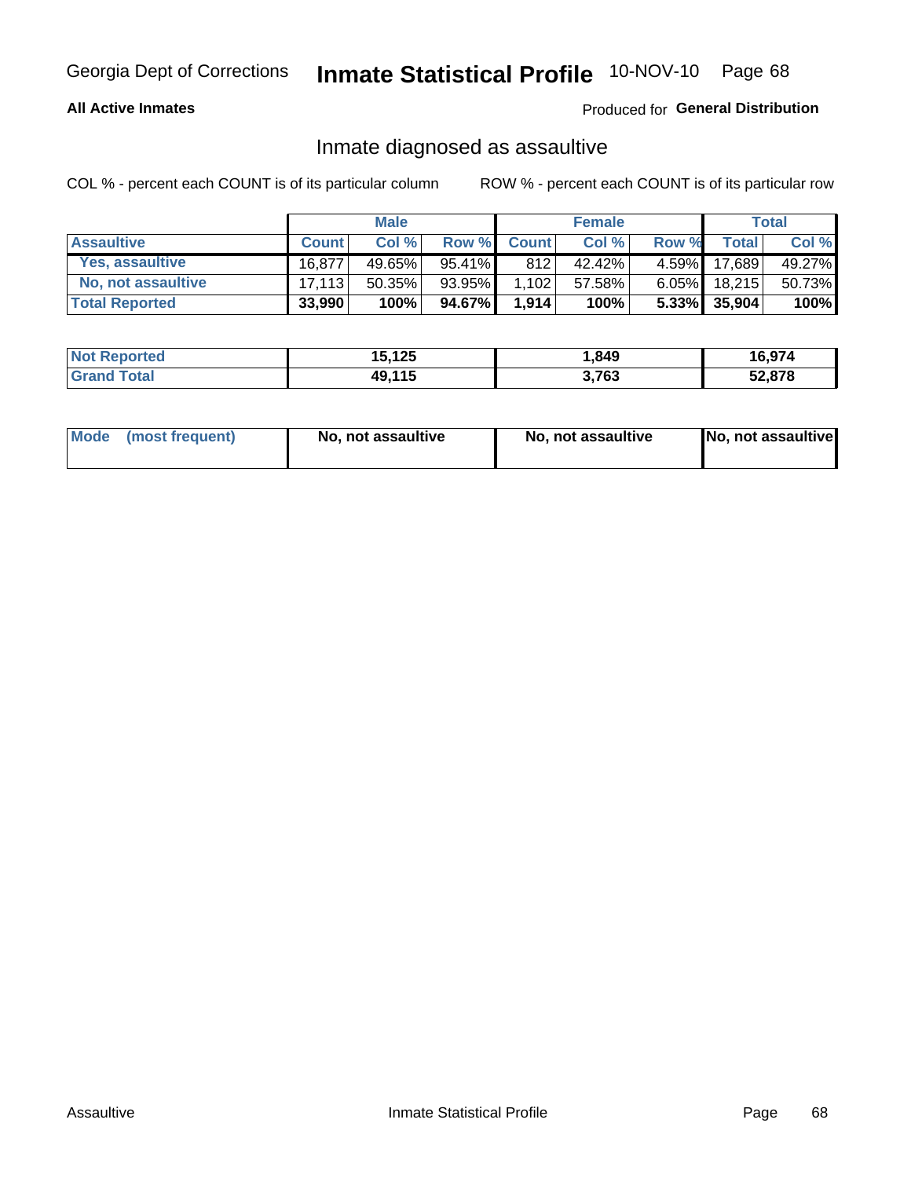Georgia Dept of Corrections **Inmate Statistical Profile** 10-NOV-10

**All Active Inmates**

Produced for **General Distribution**

## Inmate diagnosed as assaultive

COL % - percent each COUNT is of its particular column

ROW % - percent each COUNT is of its particular row

| | Male | | | Female | | | Total | |
|---|---|---|---|---|---|---|---|---|
| **Assaultive** | **Count** | **Col %** | **Row %** | **Count** | **Col %** | **Row %** | **Total** | **Col %** |
| **Yes, assaultive** | 16,877 | 49.65% | 95.41% | 812 | 42.42% | 4.59% | 17,689 | 49.27% |
| **No, not assaultive** | 17,113 | 50.35% | 93.95% | 1,102 | 57.58% | 6.05% | 18,215 | 50.73% |
| **Total Reported** | **33,990** | **100%** | **94.67%** | **1,914** | **100%** | **5.33%** | **35,904** | **100%** |

| | Male | Female | Total |
|---|---|---|---|
| **Not Reported** | **15,125** | **1,849** | **16,974** |
| **Grand Total** | **49,115** | **3,763** | **52,878** |

| | Male | Female | Total |
|---|---|---|---|
| **Mode (most frequent)** | **No, not assaultive** | **No, not assaultive** | **No, not assaultive** |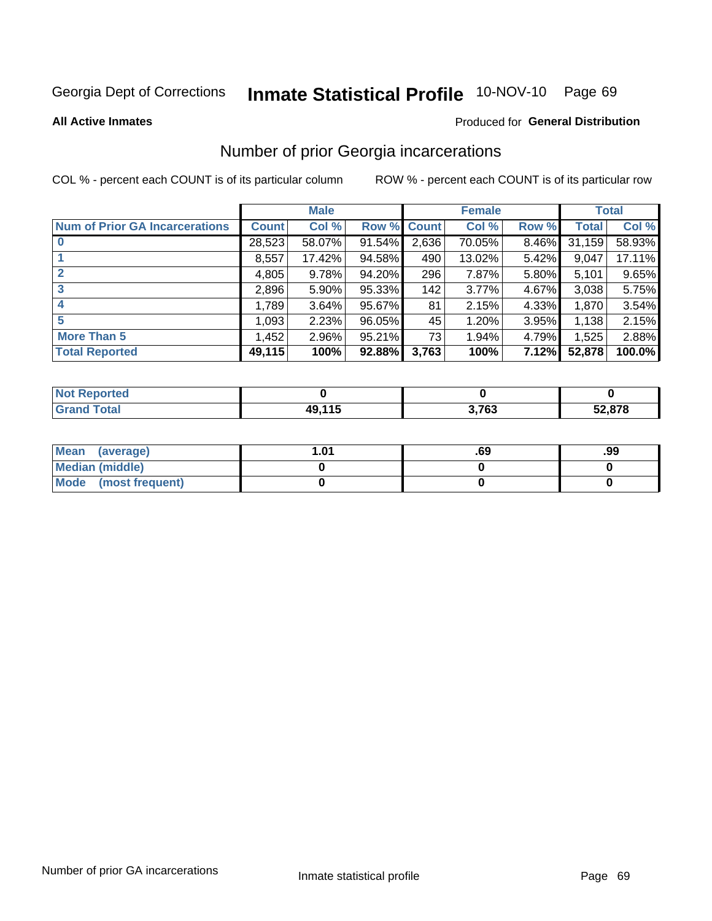Georgia Dept of Corrections **Inmate Statistical Profile** 10-NOV-10 Page 69

**All Active Inmates**

Produced for **General Distribution**

## Number of prior Georgia incarcerations

COL % - percent each COUNT is of its particular column

ROW % - percent each COUNT is of its particular row

| | Male | | | Female | | | Total | |
|---|---|---|---|---|---|---|---|---|
| **Num of Prior GA Incarcerations** | **Count** | **Col %** | **Row %** | **Count** | **Col %** | **Row %** | **Total** | **Col %** |
| **0** | 28,523 | 58.07% | 91.54% | 2,636 | 70.05% | 8.46% | 31,159 | 58.93% |
| **1** | 8,557 | 17.42% | 94.58% | 490 | 13.02% | 5.42% | 9,047 | 17.11% |
| **2** | 4,805 | 9.78% | 94.20% | 296 | 7.87% | 5.80% | 5,101 | 9.65% |
| **3** | 2,896 | 5.90% | 95.33% | 142 | 3.77% | 4.67% | 3,038 | 5.75% |
| **4** | 1,789 | 3.64% | 95.67% | 81 | 2.15% | 4.33% | 1,870 | 3.54% |
| **5** | 1,093 | 2.23% | 96.05% | 45 | 1.20% | 3.95% | 1,138 | 2.15% |
| **More Than 5** | 1,452 | 2.96% | 95.21% | 73 | 1.94% | 4.79% | 1,525 | 2.88% |
| **Total Reported** | **49,115** | **100%** | **92.88%** | **3,763** | **100%** | **7.12%** | **52,878** | **100.0%** |

| | Male | Female | Total |
|---|---|---|---|
| **Not Reported** | **0** | **0** | **0** |
| **Grand Total** | **49,115** | **3,763** | **52,878** |

| | Male | Female | Total |
|---|---|---|---|
| **Mean (average)** | **1.01** | **.69** | **.99** |
| **Median (middle)** | **0** | **0** | **0** |
| **Mode (most frequent)** | **0** | **0** | **0** |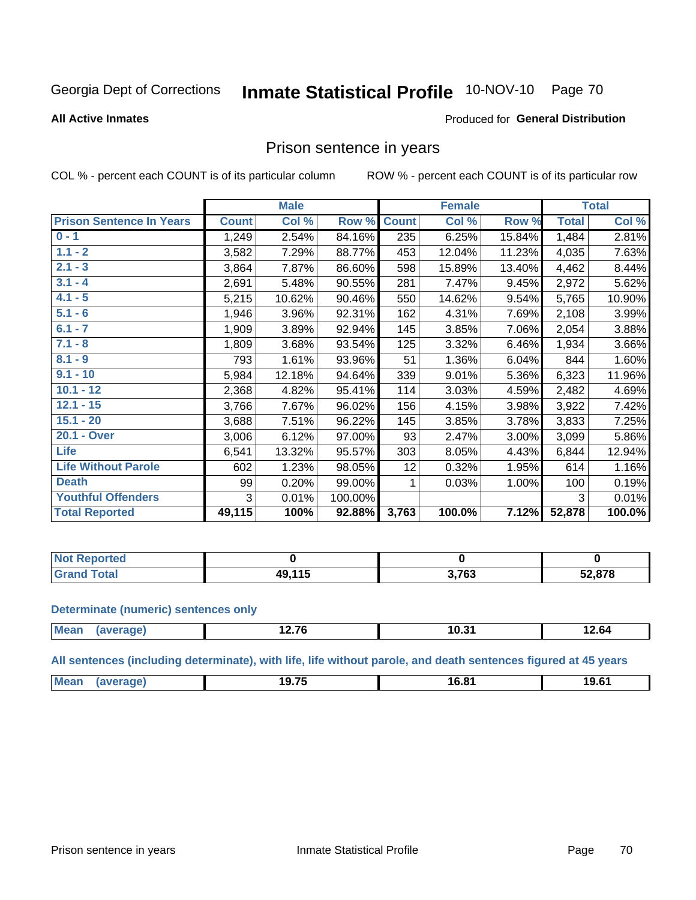Georgia Dept of Corrections **Inmate Statistical Profile** 10-NOV-10 Page 70

**All Active Inmates**

Produced for **General Distribution**

## Prison sentence in years

COL % - percent each COUNT is of its particular column ROW % - percent each COUNT is of its particular row

| | Male | | | Female | | | Total | |
|---|---|---|---|---|---|---|---|---|
| **Prison Sentence In Years** | **Count** | **Col %** | **Row %** | **Count** | **Col %** | **Row %** | **Total** | **Col %** |
| **0 - 1** | 1,249 | 2.54% | 84.16% | 235 | 6.25% | 15.84% | 1,484 | 2.81% |
| **1.1 - 2** | 3,582 | 7.29% | 88.77% | 453 | 12.04% | 11.23% | 4,035 | 7.63% |
| **2.1 - 3** | 3,864 | 7.87% | 86.60% | 598 | 15.89% | 13.40% | 4,462 | 8.44% |
| **3.1 - 4** | 2,691 | 5.48% | 90.55% | 281 | 7.47% | 9.45% | 2,972 | 5.62% |
| **4.1 - 5** | 5,215 | 10.62% | 90.46% | 550 | 14.62% | 9.54% | 5,765 | 10.90% |
| **5.1 - 6** | 1,946 | 3.96% | 92.31% | 162 | 4.31% | 7.69% | 2,108 | 3.99% |
| **6.1 - 7** | 1,909 | 3.89% | 92.94% | 145 | 3.85% | 7.06% | 2,054 | 3.88% |
| **7.1 - 8** | 1,809 | 3.68% | 93.54% | 125 | 3.32% | 6.46% | 1,934 | 3.66% |
| **8.1 - 9** | 793 | 1.61% | 93.96% | 51 | 1.36% | 6.04% | 844 | 1.60% |
| **9.1 - 10** | 5,984 | 12.18% | 94.64% | 339 | 9.01% | 5.36% | 6,323 | 11.96% |
| **10.1 - 12** | 2,368 | 4.82% | 95.41% | 114 | 3.03% | 4.59% | 2,482 | 4.69% |
| **12.1 - 15** | 3,766 | 7.67% | 96.02% | 156 | 4.15% | 3.98% | 3,922 | 7.42% |
| **15.1 - 20** | 3,688 | 7.51% | 96.22% | 145 | 3.85% | 3.78% | 3,833 | 7.25% |
| **20.1 - Over** | 3,006 | 6.12% | 97.00% | 93 | 2.47% | 3.00% | 3,099 | 5.86% |
| **Life** | 6,541 | 13.32% | 95.57% | 303 | 8.05% | 4.43% | 6,844 | 12.94% |
| **Life Without Parole** | 602 | 1.23% | 98.05% | 12 | 0.32% | 1.95% | 614 | 1.16% |
| **Death** | 99 | 0.20% | 99.00% | 1 | 0.03% | 1.00% | 100 | 0.19% |
| **Youthful Offenders** | 3 | 0.01% | 100.00% | | | | 3 | 0.01% |
| **Total Reported** | **49,115** | **100%** | **92.88%** | **3,763** | **100.0%** | **7.12%** | **52,878** | **100.0%** |

| | Male | Female | Total |
|---|---|---|---|
| **Not Reported** | **0** | **0** | **0** |
| **Grand Total** | **49,115** | **3,763** | **52,878** |

**Determinate (numeric) sentences only**

| | Male | Female | Total |
|---|---|---|---|
| **Mean (average)** | **12.76** | **10.31** | **12.64** |

**All sentences (including determinate), with life, life without parole, and death sentences figured at 45 years**

| | Male | Female | Total |
|---|---|---|---|
| **Mean (average)** | **19.75** | **16.81** | **19.61** |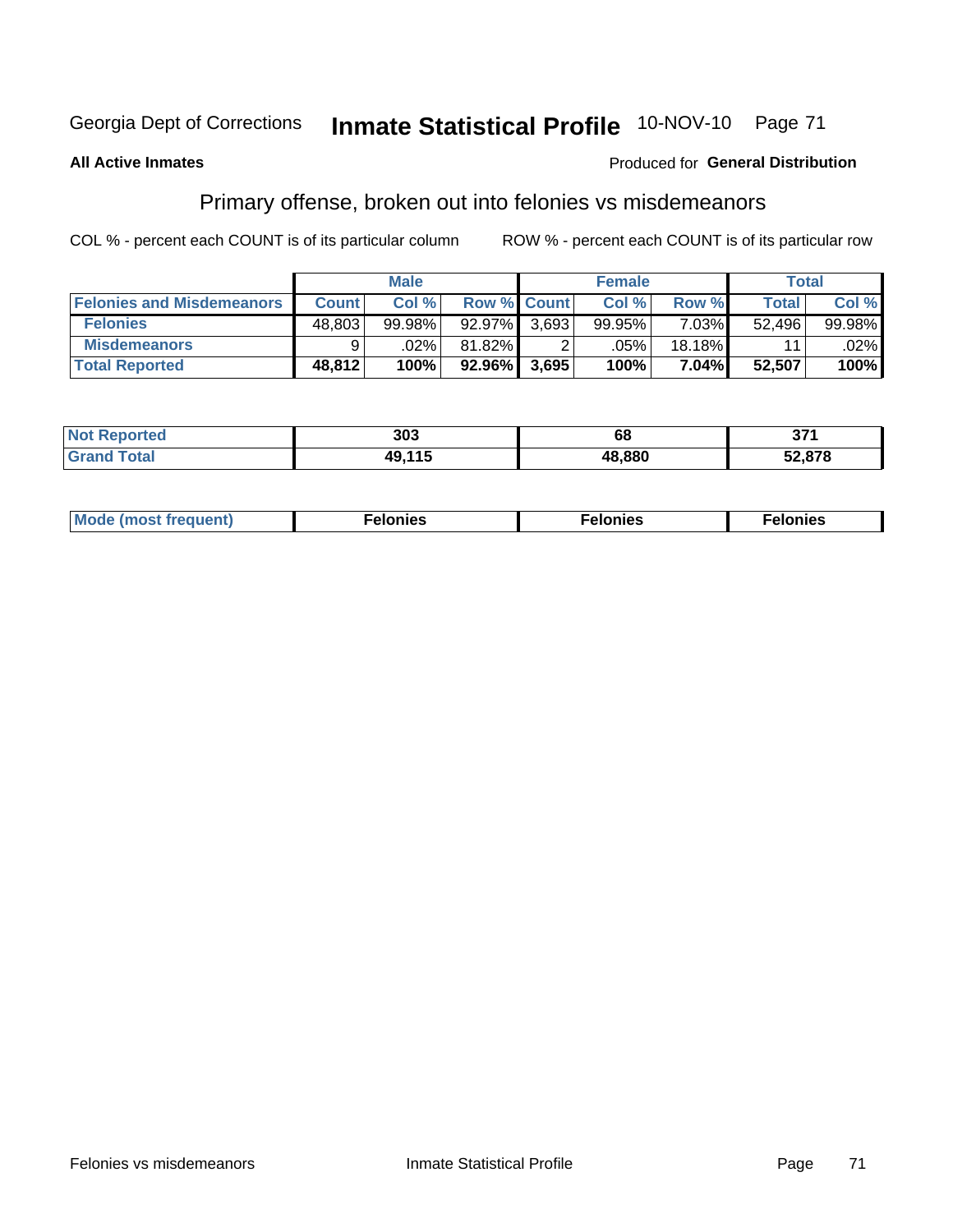Georgia Dept of Corrections **Inmate Statistical Profile** 10-NOV-10

**All Active Inmates**

Produced for **General Distribution**

## Primary offense, broken out into felonies vs misdemeanors

COL % - percent each COUNT is of its particular column ROW % - percent each COUNT is of its particular row

| | Male | | | Female | | | Total | |
|---|---|---|---|---|---|---|---|---|
| **Felonies and Misdemeanors** | **Count** | **Col %** | **Row %** | **Count** | **Col %** | **Row %** | **Total** | **Col %** |
| **Felonies** | 48,803 | 99.98% | 92.97% | 3,693 | 99.95% | 7.03% | 52,496 | 99.98% |
| **Misdemeanors** | 9 | .02% | 81.82% | 2 | .05% | 18.18% | 11 | .02% |
| **Total Reported** | **48,812** | **100%** | **92.96%** | **3,695** | **100%** | **7.04%** | **52,507** | **100%** |

| | Male | Female | Total |
|---|---|---|---|
| **Not Reported** | **303** | **68** | **371** |
| **Grand Total** | **49,115** | **48,880** | **52,878** |

| | Male | Female | Total |
|---|---|---|---|
| **Mode (most frequent)** | **Felonies** | **Felonies** | **Felonies** |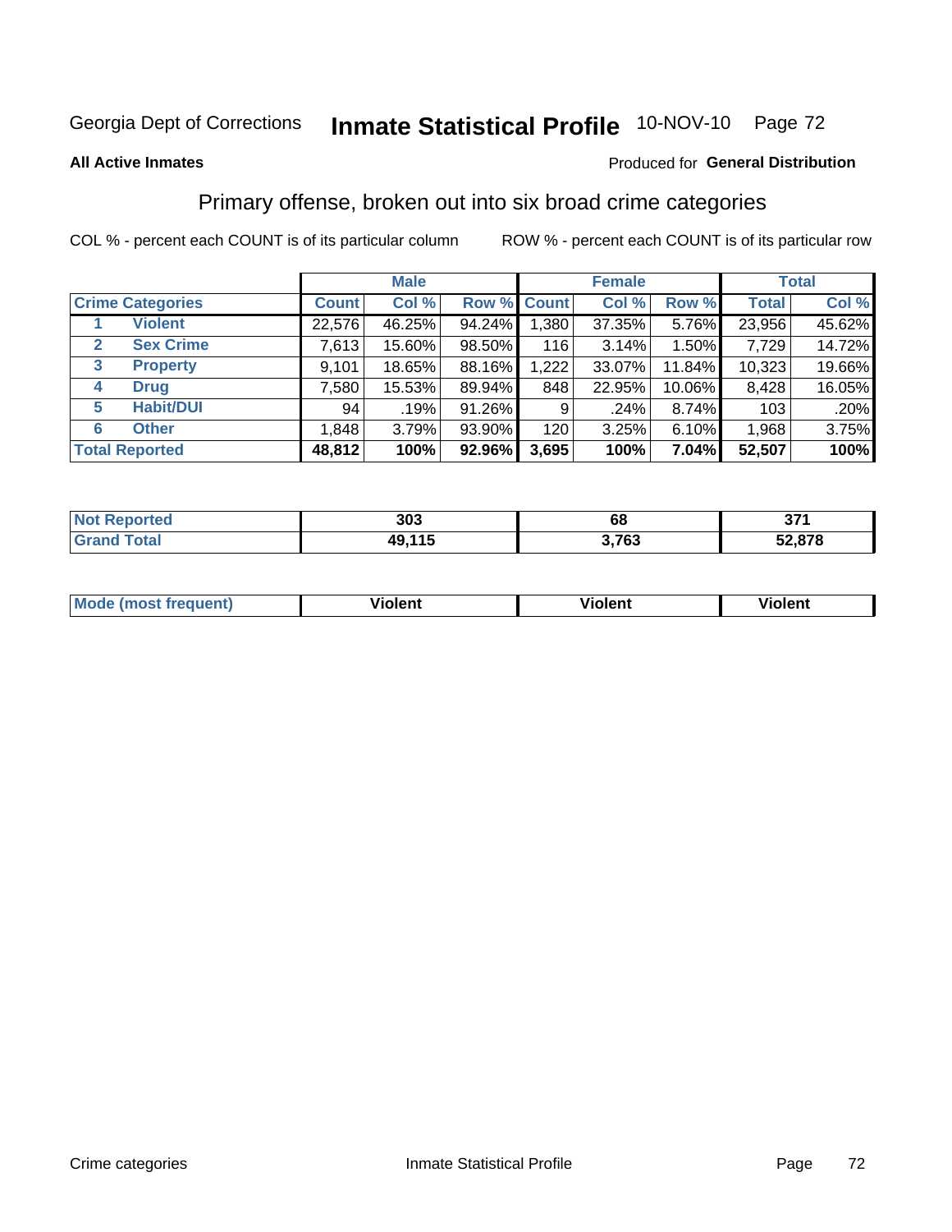Georgia Dept of Corrections **Inmate Statistical Profile** 10-NOV-10

**All Active Inmates**

Produced for **General Distribution**

## Primary offense, broken out into six broad crime categories

COL % - percent each COUNT is of its particular column

ROW % - percent each COUNT is of its particular row

| | | Male | | | Female | | | Total | |
|---|---|---|---|---|---|---|---|---|---|
| **Crime Categories** | | **Count** | **Col %** | **Row %** | **Count** | **Col %** | **Row %** | **Total** | **Col %** |
| 1 | **Violent** | 22,576 | 46.25% | 94.24% | 1,380 | 37.35% | 5.76% | 23,956 | 45.62% |
| 2 | **Sex Crime** | 7,613 | 15.60% | 98.50% | 116 | 3.14% | 1.50% | 7,729 | 14.72% |
| 3 | **Property** | 9,101 | 18.65% | 88.16% | 1,222 | 33.07% | 11.84% | 10,323 | 19.66% |
| 4 | **Drug** | 7,580 | 15.53% | 89.94% | 848 | 22.95% | 10.06% | 8,428 | 16.05% |
| 5 | **Habit/DUI** | 94 | .19% | 91.26% | 9 | .24% | 8.74% | 103 | .20% |
| 6 | **Other** | 1,848 | 3.79% | 93.90% | 120 | 3.25% | 6.10% | 1,968 | 3.75% |
| **Total Reported** | | **48,812** | **100%** | **92.96%** | **3,695** | **100%** | **7.04%** | **52,507** | **100%** |

| | Male | Female | Total |
|---|---|---|---|
| **Not Reported** | **303** | **68** | **371** |
| **Grand Total** | **49,115** | **3,763** | **52,878** |

| | Male | Female | Total |
|---|---|---|---|
| **Mode (most frequent)** | **Violent** | **Violent** | **Violent** |

Crime categories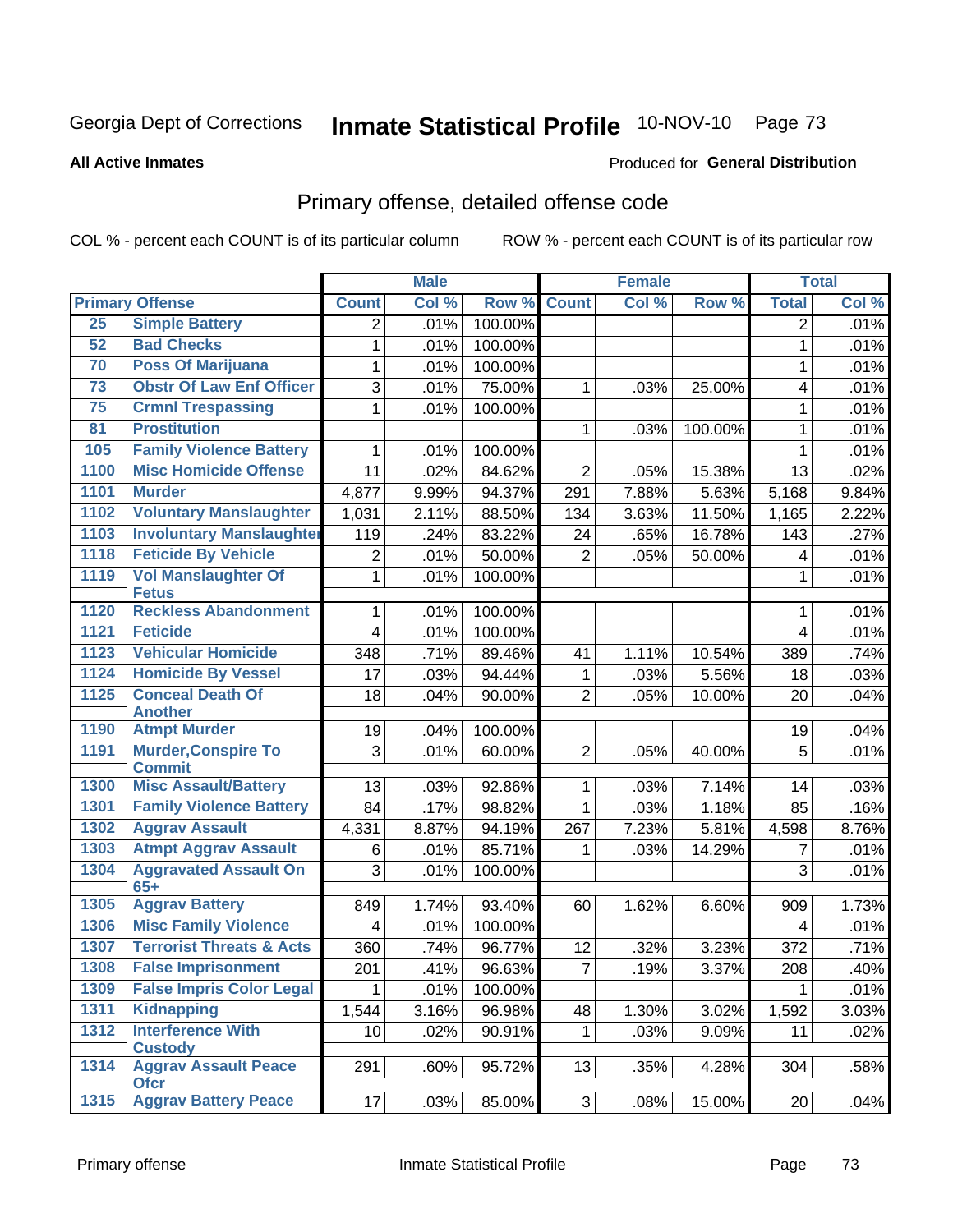Georgia Dept of Corrections **Inmate Statistical Profile** 10-NOV-10

**All Active Inmates**

Produced for **General Distribution**

## Primary offense, detailed offense code

COL % - percent each COUNT is of its particular column

ROW % - percent each COUNT is of its particular row

| Primary Offense | | Male | | | Female | | | Total | |
|---|---|---|---|---|---|---|---|---|---|
| | | Count | Col % | Row % | Count | Col % | Row % | Total | Col % |
| 25 | Simple Battery | 2 | .01% | 100.00% | | | | 2 | .01% |
| 52 | Bad Checks | 1 | .01% | 100.00% | | | | 1 | .01% |
| 70 | Poss Of Marijuana | 1 | .01% | 100.00% | | | | 1 | .01% |
| 73 | Obstr Of Law Enf Officer | 3 | .01% | 75.00% | 1 | .03% | 25.00% | 4 | .01% |
| 75 | Crmnl Trespassing | 1 | .01% | 100.00% | | | | 1 | .01% |
| 81 | Prostitution | | | | 1 | .03% | 100.00% | 1 | .01% |
| 105 | Family Violence Battery | 1 | .01% | 100.00% | | | | 1 | .01% |
| 1100 | Misc Homicide Offense | 11 | .02% | 84.62% | 2 | .05% | 15.38% | 13 | .02% |
| 1101 | Murder | 4,877 | 9.99% | 94.37% | 291 | 7.88% | 5.63% | 5,168 | 9.84% |
| 1102 | Voluntary Manslaughter | 1,031 | 2.11% | 88.50% | 134 | 3.63% | 11.50% | 1,165 | 2.22% |
| 1103 | Involuntary Manslaughter | 119 | .24% | 83.22% | 24 | .65% | 16.78% | 143 | .27% |
| 1118 | Feticide By Vehicle | 2 | .01% | 50.00% | 2 | .05% | 50.00% | 4 | .01% |
| 1119 | Vol Manslaughter Of Fetus | 1 | .01% | 100.00% | | | | 1 | .01% |
| 1120 | Reckless Abandonment | 1 | .01% | 100.00% | | | | 1 | .01% |
| 1121 | Feticide | 4 | .01% | 100.00% | | | | 4 | .01% |
| 1123 | Vehicular Homicide | 348 | .71% | 89.46% | 41 | 1.11% | 10.54% | 389 | .74% |
| 1124 | Homicide By Vessel | 17 | .03% | 94.44% | 1 | .03% | 5.56% | 18 | .03% |
| 1125 | Conceal Death Of Another | 18 | .04% | 90.00% | 2 | .05% | 10.00% | 20 | .04% |
| 1190 | Atmpt Murder | 19 | .04% | 100.00% | | | | 19 | .04% |
| 1191 | Murder,Conspire To Commit | 3 | .01% | 60.00% | 2 | .05% | 40.00% | 5 | .01% |
| 1300 | Misc Assault/Battery | 13 | .03% | 92.86% | 1 | .03% | 7.14% | 14 | .03% |
| 1301 | Family Violence Battery | 84 | .17% | 98.82% | 1 | .03% | 1.18% | 85 | .16% |
| 1302 | Aggrav Assault | 4,331 | 8.87% | 94.19% | 267 | 7.23% | 5.81% | 4,598 | 8.76% |
| 1303 | Atmpt Aggrav Assault | 6 | .01% | 85.71% | 1 | .03% | 14.29% | 7 | .01% |
| 1304 | Aggravated Assault On 65+ | 3 | .01% | 100.00% | | | | 3 | .01% |
| 1305 | Aggrav Battery | 849 | 1.74% | 93.40% | 60 | 1.62% | 6.60% | 909 | 1.73% |
| 1306 | Misc Family Violence | 4 | .01% | 100.00% | | | | 4 | .01% |
| 1307 | Terrorist Threats & Acts | 360 | .74% | 96.77% | 12 | .32% | 3.23% | 372 | .71% |
| 1308 | False Imprisonment | 201 | .41% | 96.63% | 7 | .19% | 3.37% | 208 | .40% |
| 1309 | False Impris Color Legal | 1 | .01% | 100.00% | | | | 1 | .01% |
| 1311 | Kidnapping | 1,544 | 3.16% | 96.98% | 48 | 1.30% | 3.02% | 1,592 | 3.03% |
| 1312 | Interference With Custody | 10 | .02% | 90.91% | 1 | .03% | 9.09% | 11 | .02% |
| 1314 | Aggrav Assault Peace Ofcr | 291 | .60% | 95.72% | 13 | .35% | 4.28% | 304 | .58% |
| 1315 | Aggrav Battery Peace | 17 | .03% | 85.00% | 3 | .08% | 15.00% | 20 | .04% |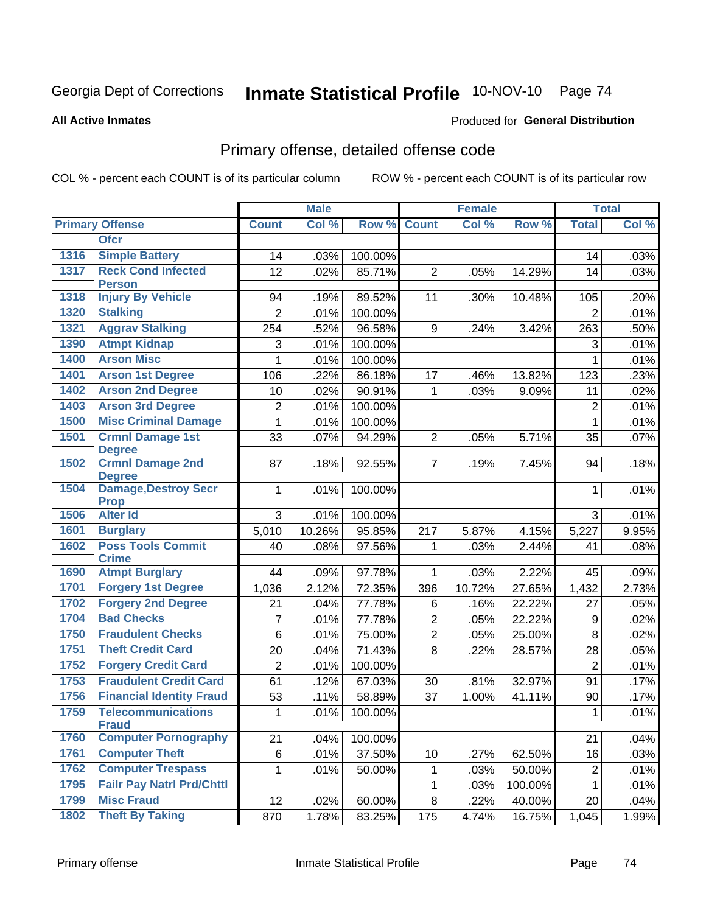Georgia Dept of Corrections **Inmate Statistical Profile** 10-NOV-10 Page 74

**All Active Inmates**

Produced for **General Distribution**

## Primary offense, detailed offense code

COL % - percent each COUNT is of its particular column    ROW % - percent each COUNT is of its particular row

| Primary Offense | | Male | | | Female | | | Total | |
|---|---|---|---|---|---|---|---|---|---|
| | | Count | Col % | Row % | Count | Col % | Row % | Total | Col % |
| | Ofcr | | | | | | | | |
| 1316 | Simple Battery | 14 | .03% | 100.00% | | | | 14 | .03% |
| 1317 | Reck Cond Infected Person | 12 | .02% | 85.71% | 2 | .05% | 14.29% | 14 | .03% |
| 1318 | Injury By Vehicle | 94 | .19% | 89.52% | 11 | .30% | 10.48% | 105 | .20% |
| 1320 | Stalking | 2 | .01% | 100.00% | | | | 2 | .01% |
| 1321 | Aggrav Stalking | 254 | .52% | 96.58% | 9 | .24% | 3.42% | 263 | .50% |
| 1390 | Atmpt Kidnap | 3 | .01% | 100.00% | | | | 3 | .01% |
| 1400 | Arson Misc | 1 | .01% | 100.00% | | | | 1 | .01% |
| 1401 | Arson 1st Degree | 106 | .22% | 86.18% | 17 | .46% | 13.82% | 123 | .23% |
| 1402 | Arson 2nd Degree | 10 | .02% | 90.91% | 1 | .03% | 9.09% | 11 | .02% |
| 1403 | Arson 3rd Degree | 2 | .01% | 100.00% | | | | 2 | .01% |
| 1500 | Misc Criminal Damage | 1 | .01% | 100.00% | | | | 1 | .01% |
| 1501 | Crmnl Damage 1st Degree | 33 | .07% | 94.29% | 2 | .05% | 5.71% | 35 | .07% |
| 1502 | Crmnl Damage 2nd Degree | 87 | .18% | 92.55% | 7 | .19% | 7.45% | 94 | .18% |
| 1504 | Damage,Destroy Secr Prop | 1 | .01% | 100.00% | | | | 1 | .01% |
| 1506 | Alter Id | 3 | .01% | 100.00% | | | | 3 | .01% |
| 1601 | Burglary | 5,010 | 10.26% | 95.85% | 217 | 5.87% | 4.15% | 5,227 | 9.95% |
| 1602 | Poss Tools Commit Crime | 40 | .08% | 97.56% | 1 | .03% | 2.44% | 41 | .08% |
| 1690 | Atmpt Burglary | 44 | .09% | 97.78% | 1 | .03% | 2.22% | 45 | .09% |
| 1701 | Forgery 1st Degree | 1,036 | 2.12% | 72.35% | 396 | 10.72% | 27.65% | 1,432 | 2.73% |
| 1702 | Forgery 2nd Degree | 21 | .04% | 77.78% | 6 | .16% | 22.22% | 27 | .05% |
| 1704 | Bad Checks | 7 | .01% | 77.78% | 2 | .05% | 22.22% | 9 | .02% |
| 1750 | Fraudulent Checks | 6 | .01% | 75.00% | 2 | .05% | 25.00% | 8 | .02% |
| 1751 | Theft Credit Card | 20 | .04% | 71.43% | 8 | .22% | 28.57% | 28 | .05% |
| 1752 | Forgery Credit Card | 2 | .01% | 100.00% | | | | 2 | .01% |
| 1753 | Fraudulent Credit Card | 61 | .12% | 67.03% | 30 | .81% | 32.97% | 91 | .17% |
| 1756 | Financial Identity Fraud | 53 | .11% | 58.89% | 37 | 1.00% | 41.11% | 90 | .17% |
| 1759 | Telecommunications Fraud | 1 | .01% | 100.00% | | | | 1 | .01% |
| 1760 | Computer Pornography | 21 | .04% | 100.00% | | | | 21 | .04% |
| 1761 | Computer Theft | 6 | .01% | 37.50% | 10 | .27% | 62.50% | 16 | .03% |
| 1762 | Computer Trespass | 1 | .01% | 50.00% | 1 | .03% | 50.00% | 2 | .01% |
| 1795 | Failr Pay Natrl Prd/Chttl | | | | 1 | .03% | 100.00% | 1 | .01% |
| 1799 | Misc Fraud | 12 | .02% | 60.00% | 8 | .22% | 40.00% | 20 | .04% |
| 1802 | Theft By Taking | 870 | 1.78% | 83.25% | 175 | 4.74% | 16.75% | 1,045 | 1.99% |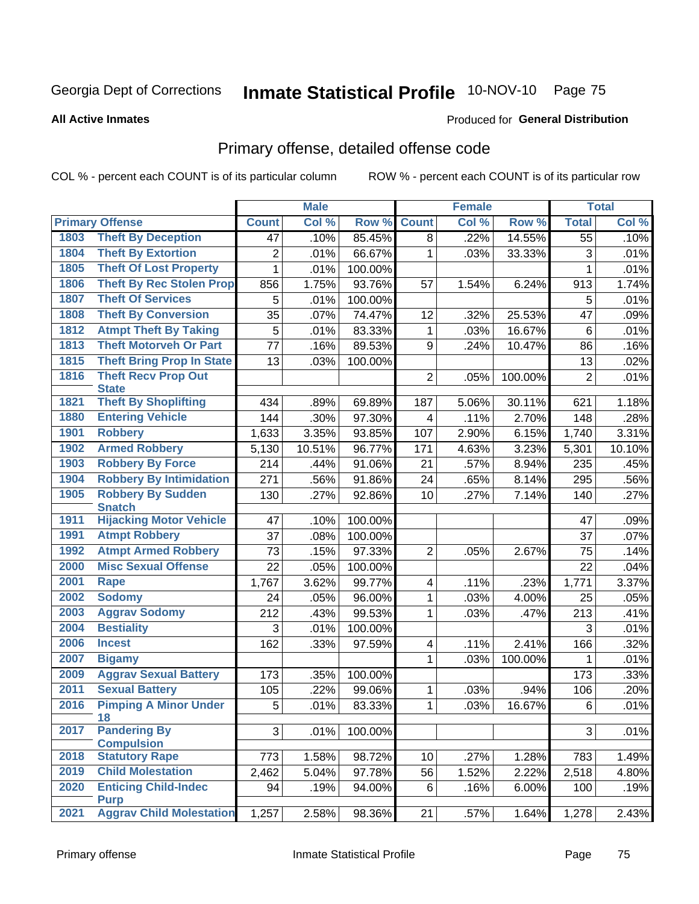Georgia Dept of Corrections **Inmate Statistical Profile** 10-NOV-10

**All Active Inmates**

Produced for **General Distribution**

## Primary offense, detailed offense code

COL % - percent each COUNT is of its particular column

ROW % - percent each COUNT is of its particular row

| Primary Offense | | Male | | | Female | | | Total | |
|---|---|---|---|---|---|---|---|---|---|
| | | Count | Col % | Row % | Count | Col % | Row % | Total | Col % |
| 1803 | Theft By Deception | 47 | .10% | 85.45% | 8 | .22% | 14.55% | 55 | .10% |
| 1804 | Theft By Extortion | 2 | .01% | 66.67% | 1 | .03% | 33.33% | 3 | .01% |
| 1805 | Theft Of Lost Property | 1 | .01% | 100.00% | | | | 1 | .01% |
| 1806 | Theft By Rec Stolen Prop | 856 | 1.75% | 93.76% | 57 | 1.54% | 6.24% | 913 | 1.74% |
| 1807 | Theft Of Services | 5 | .01% | 100.00% | | | | 5 | .01% |
| 1808 | Theft By Conversion | 35 | .07% | 74.47% | 12 | .32% | 25.53% | 47 | .09% |
| 1812 | Atmpt Theft By Taking | 5 | .01% | 83.33% | 1 | .03% | 16.67% | 6 | .01% |
| 1813 | Theft Motorveh Or Part | 77 | .16% | 89.53% | 9 | .24% | 10.47% | 86 | .16% |
| 1815 | Theft Bring Prop In State | 13 | .03% | 100.00% | | | | 13 | .02% |
| 1816 | Theft Recv Prop Out State | | | | 2 | .05% | 100.00% | 2 | .01% |
| 1821 | Theft By Shoplifting | 434 | .89% | 69.89% | 187 | 5.06% | 30.11% | 621 | 1.18% |
| 1880 | Entering Vehicle | 144 | .30% | 97.30% | 4 | .11% | 2.70% | 148 | .28% |
| 1901 | Robbery | 1,633 | 3.35% | 93.85% | 107 | 2.90% | 6.15% | 1,740 | 3.31% |
| 1902 | Armed Robbery | 5,130 | 10.51% | 96.77% | 171 | 4.63% | 3.23% | 5,301 | 10.10% |
| 1903 | Robbery By Force | 214 | .44% | 91.06% | 21 | .57% | 8.94% | 235 | .45% |
| 1904 | Robbery By Intimidation | 271 | .56% | 91.86% | 24 | .65% | 8.14% | 295 | .56% |
| 1905 | Robbery By Sudden Snatch | 130 | .27% | 92.86% | 10 | .27% | 7.14% | 140 | .27% |
| 1911 | Hijacking Motor Vehicle | 47 | .10% | 100.00% | | | | 47 | .09% |
| 1991 | Atmpt Robbery | 37 | .08% | 100.00% | | | | 37 | .07% |
| 1992 | Atmpt Armed Robbery | 73 | .15% | 97.33% | 2 | .05% | 2.67% | 75 | .14% |
| 2000 | Misc Sexual Offense | 22 | .05% | 100.00% | | | | 22 | .04% |
| 2001 | Rape | 1,767 | 3.62% | 99.77% | 4 | .11% | .23% | 1,771 | 3.37% |
| 2002 | Sodomy | 24 | .05% | 96.00% | 1 | .03% | 4.00% | 25 | .05% |
| 2003 | Aggrav Sodomy | 212 | .43% | 99.53% | 1 | .03% | .47% | 213 | .41% |
| 2004 | Bestiality | 3 | .01% | 100.00% | | | | 3 | .01% |
| 2006 | Incest | 162 | .33% | 97.59% | 4 | .11% | 2.41% | 166 | .32% |
| 2007 | Bigamy | | | | 1 | .03% | 100.00% | 1 | .01% |
| 2009 | Aggrav Sexual Battery | 173 | .35% | 100.00% | | | | 173 | .33% |
| 2011 | Sexual Battery | 105 | .22% | 99.06% | 1 | .03% | .94% | 106 | .20% |
| 2016 | Pimping A Minor Under 18 | 5 | .01% | 83.33% | 1 | .03% | 16.67% | 6 | .01% |
| 2017 | Pandering By Compulsion | 3 | .01% | 100.00% | | | | 3 | .01% |
| 2018 | Statutory Rape | 773 | 1.58% | 98.72% | 10 | .27% | 1.28% | 783 | 1.49% |
| 2019 | Child Molestation | 2,462 | 5.04% | 97.78% | 56 | 1.52% | 2.22% | 2,518 | 4.80% |
| 2020 | Enticing Child-Indec Purp | 94 | .19% | 94.00% | 6 | .16% | 6.00% | 100 | .19% |
| 2021 | Aggrav Child Molestation | 1,257 | 2.58% | 98.36% | 21 | .57% | 1.64% | 1,278 | 2.43% |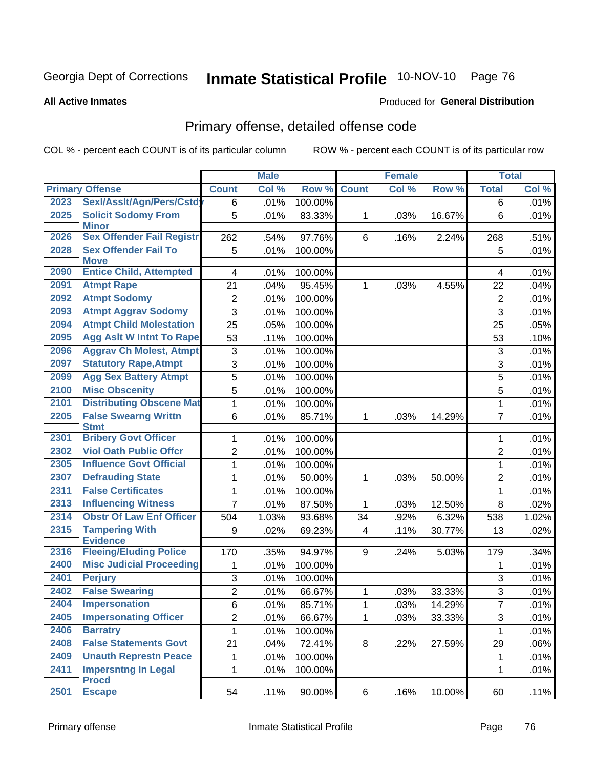Georgia Dept of Corrections **Inmate Statistical Profile** 10-NOV-10

**All Active Inmates**

Produced for **General Distribution**

## Primary offense, detailed offense code

COL % - percent each COUNT is of its particular column

ROW % - percent each COUNT is of its particular row

| Primary Offense | | Male | | | Female | | | Total | |
|---|---|---|---|---|---|---|---|---|---|
| | | Count | Col % | Row % | Count | Col % | Row % | Total | Col % |
| 2023 | Sexl/Asslt/Agn/Pers/Cstdy | 6 | .01% | 100.00% | | | | 6 | .01% |
| 2025 | Solicit Sodomy From Minor | 5 | .01% | 83.33% | 1 | .03% | 16.67% | 6 | .01% |
| 2026 | Sex Offender Fail Registr | 262 | .54% | 97.76% | 6 | .16% | 2.24% | 268 | .51% |
| 2028 | Sex Offender Fail To Move | 5 | .01% | 100.00% | | | | 5 | .01% |
| 2090 | Entice Child, Attempted | 4 | .01% | 100.00% | | | | 4 | .01% |
| 2091 | Atmpt Rape | 21 | .04% | 95.45% | 1 | .03% | 4.55% | 22 | .04% |
| 2092 | Atmpt Sodomy | 2 | .01% | 100.00% | | | | 2 | .01% |
| 2093 | Atmpt Aggrav Sodomy | 3 | .01% | 100.00% | | | | 3 | .01% |
| 2094 | Atmpt Child Molestation | 25 | .05% | 100.00% | | | | 25 | .05% |
| 2095 | Agg Aslt W Intnt To Rape | 53 | .11% | 100.00% | | | | 53 | .10% |
| 2096 | Aggrav Ch Molest, Atmpt | 3 | .01% | 100.00% | | | | 3 | .01% |
| 2097 | Statutory Rape,Atmpt | 3 | .01% | 100.00% | | | | 3 | .01% |
| 2099 | Agg Sex Battery Atmpt | 5 | .01% | 100.00% | | | | 5 | .01% |
| 2100 | Misc Obscenity | 5 | .01% | 100.00% | | | | 5 | .01% |
| 2101 | Distributing Obscene Mat | 1 | .01% | 100.00% | | | | 1 | .01% |
| 2205 | False Swearng Writtn Stmt | 6 | .01% | 85.71% | 1 | .03% | 14.29% | 7 | .01% |
| 2301 | Bribery Govt Officer | 1 | .01% | 100.00% | | | | 1 | .01% |
| 2302 | Viol Oath Public Offcr | 2 | .01% | 100.00% | | | | 2 | .01% |
| 2305 | Influence Govt Official | 1 | .01% | 100.00% | | | | 1 | .01% |
| 2307 | Defrauding State | 1 | .01% | 50.00% | 1 | .03% | 50.00% | 2 | .01% |
| 2311 | False Certificates | 1 | .01% | 100.00% | | | | 1 | .01% |
| 2313 | Influencing Witness | 7 | .01% | 87.50% | 1 | .03% | 12.50% | 8 | .02% |
| 2314 | Obstr Of Law Enf Officer | 504 | 1.03% | 93.68% | 34 | .92% | 6.32% | 538 | 1.02% |
| 2315 | Tampering With Evidence | 9 | .02% | 69.23% | 4 | .11% | 30.77% | 13 | .02% |
| 2316 | Fleeing/Eluding Police | 170 | .35% | 94.97% | 9 | .24% | 5.03% | 179 | .34% |
| 2400 | Misc Judicial Proceeding | 1 | .01% | 100.00% | | | | 1 | .01% |
| 2401 | Perjury | 3 | .01% | 100.00% | | | | 3 | .01% |
| 2402 | False Swearing | 2 | .01% | 66.67% | 1 | .03% | 33.33% | 3 | .01% |
| 2404 | Impersonation | 6 | .01% | 85.71% | 1 | .03% | 14.29% | 7 | .01% |
| 2405 | Impersonating Officer | 2 | .01% | 66.67% | 1 | .03% | 33.33% | 3 | .01% |
| 2406 | Barratry | 1 | .01% | 100.00% | | | | 1 | .01% |
| 2408 | False Statements Govt | 21 | .04% | 72.41% | 8 | .22% | 27.59% | 29 | .06% |
| 2409 | Unauth Represtn Peace | 1 | .01% | 100.00% | | | | 1 | .01% |
| 2411 | Impersntng In Legal Procd | 1 | .01% | 100.00% | | | | 1 | .01% |
| 2501 | Escape | 54 | .11% | 90.00% | 6 | .16% | 10.00% | 60 | .11% |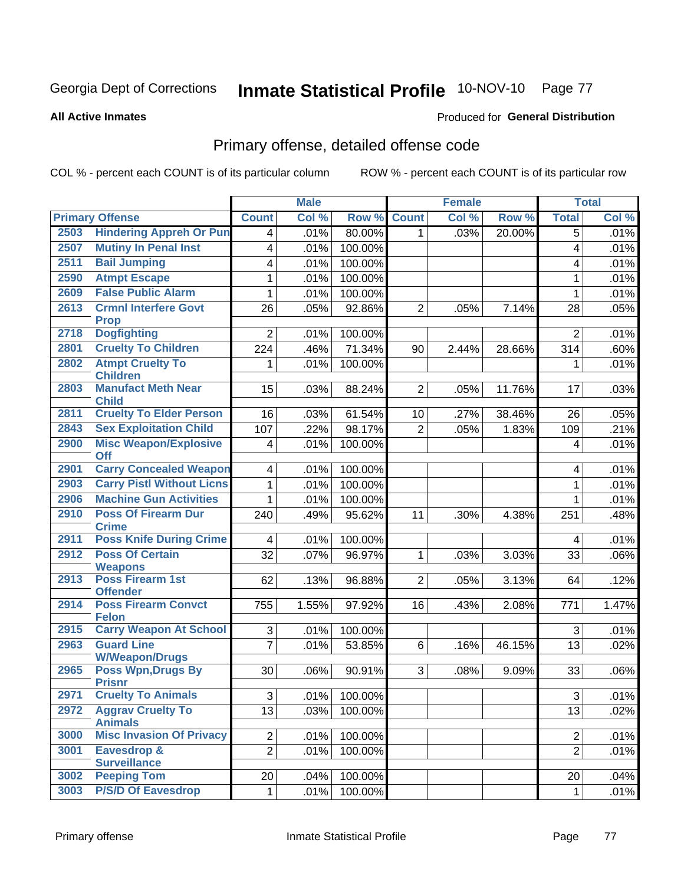Georgia Dept of Corrections **Inmate Statistical Profile** 10-NOV-10 Page 77

**All Active Inmates**

Produced for **General Distribution**

## Primary offense, detailed offense code

COL % - percent each COUNT is of its particular column

ROW % - percent each COUNT is of its particular row

| Primary Offense | | Male | | | Female | | | Total | |
|---|---|---|---|---|---|---|---|---|---|
| | | Count | Col % | Row % | Count | Col % | Row % | Total | Col % |
| 2503 | Hindering Appreh Or Pun | 4 | .01% | 80.00% | 1 | .03% | 20.00% | 5 | .01% |
| 2507 | Mutiny In Penal Inst | 4 | .01% | 100.00% | | | | 4 | .01% |
| 2511 | Bail Jumping | 4 | .01% | 100.00% | | | | 4 | .01% |
| 2590 | Atmpt Escape | 1 | .01% | 100.00% | | | | 1 | .01% |
| 2609 | False Public Alarm | 1 | .01% | 100.00% | | | | 1 | .01% |
| 2613 | Crmnl Interfere Govt Prop | 26 | .05% | 92.86% | 2 | .05% | 7.14% | 28 | .05% |
| 2718 | Dogfighting | 2 | .01% | 100.00% | | | | 2 | .01% |
| 2801 | Cruelty To Children | 224 | .46% | 71.34% | 90 | 2.44% | 28.66% | 314 | .60% |
| 2802 | Atmpt Cruelty To Children | 1 | .01% | 100.00% | | | | 1 | .01% |
| 2803 | Manufact Meth Near Child | 15 | .03% | 88.24% | 2 | .05% | 11.76% | 17 | .03% |
| 2811 | Cruelty To Elder Person | 16 | .03% | 61.54% | 10 | .27% | 38.46% | 26 | .05% |
| 2843 | Sex Exploitation Child | 107 | .22% | 98.17% | 2 | .05% | 1.83% | 109 | .21% |
| 2900 | Misc Weapon/Explosive Off | 4 | .01% | 100.00% | | | | 4 | .01% |
| 2901 | Carry Concealed Weapon | 4 | .01% | 100.00% | | | | 4 | .01% |
| 2903 | Carry Pistl Without Licns | 1 | .01% | 100.00% | | | | 1 | .01% |
| 2906 | Machine Gun Activities | 1 | .01% | 100.00% | | | | 1 | .01% |
| 2910 | Poss Of Firearm Dur Crime | 240 | .49% | 95.62% | 11 | .30% | 4.38% | 251 | .48% |
| 2911 | Poss Knife During Crime | 4 | .01% | 100.00% | | | | 4 | .01% |
| 2912 | Poss Of Certain Weapons | 32 | .07% | 96.97% | 1 | .03% | 3.03% | 33 | .06% |
| 2913 | Poss Firearm 1st Offender | 62 | .13% | 96.88% | 2 | .05% | 3.13% | 64 | .12% |
| 2914 | Poss Firearm Convct Felon | 755 | 1.55% | 97.92% | 16 | .43% | 2.08% | 771 | 1.47% |
| 2915 | Carry Weapon At School | 3 | .01% | 100.00% | | | | 3 | .01% |
| 2963 | Guard Line W/Weapon/Drugs | 7 | .01% | 53.85% | 6 | .16% | 46.15% | 13 | .02% |
| 2965 | Poss Wpn,Drugs By Prisnr | 30 | .06% | 90.91% | 3 | .08% | 9.09% | 33 | .06% |
| 2971 | Cruelty To Animals | 3 | .01% | 100.00% | | | | 3 | .01% |
| 2972 | Aggrav Cruelty To Animals | 13 | .03% | 100.00% | | | | 13 | .02% |
| 3000 | Misc Invasion Of Privacy | 2 | .01% | 100.00% | | | | 2 | .01% |
| 3001 | Eavesdrop & Surveillance | 2 | .01% | 100.00% | | | | 2 | .01% |
| 3002 | Peeping Tom | 20 | .04% | 100.00% | | | | 20 | .04% |
| 3003 | P/S/D Of Eavesdrop | 1 | .01% | 100.00% | | | | 1 | .01% |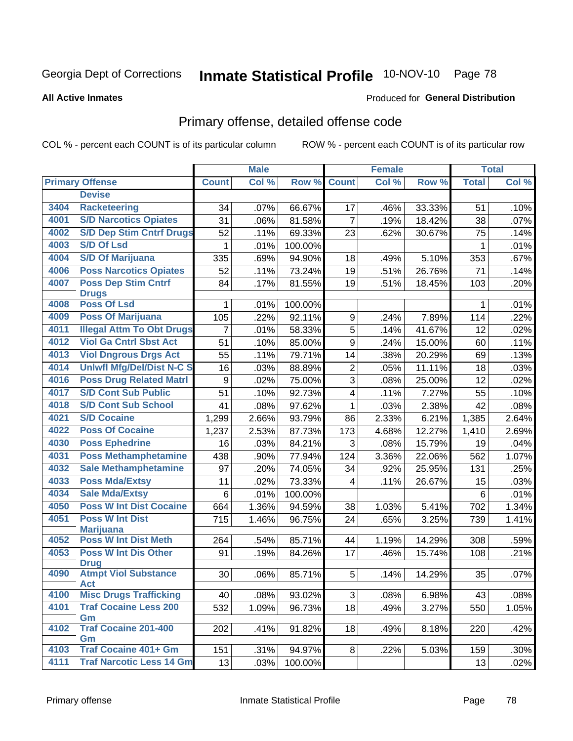Georgia Dept of Corrections **Inmate Statistical Profile** 10-NOV-10 Page 78

**All Active Inmates**

Produced for **General Distribution**

## Primary offense, detailed offense code

COL % - percent each COUNT is of its particular column ROW % - percent each COUNT is of its particular row

| Primary Offense | | Male | | | Female | | | Total | |
|---|---|---|---|---|---|---|---|---|---|
| | | Count | Col % | Row % | Count | Col % | Row % | Total | Col % |
| | Devise | | | | | | | | |
| 3404 | Racketeering | 34 | .07% | 66.67% | 17 | .46% | 33.33% | 51 | .10% |
| 4001 | S/D Narcotics Opiates | 31 | .06% | 81.58% | 7 | .19% | 18.42% | 38 | .07% |
| 4002 | S/D Dep Stim Cntrf Drugs | 52 | .11% | 69.33% | 23 | .62% | 30.67% | 75 | .14% |
| 4003 | S/D Of Lsd | 1 | .01% | 100.00% | | | | 1 | .01% |
| 4004 | S/D Of Marijuana | 335 | .69% | 94.90% | 18 | .49% | 5.10% | 353 | .67% |
| 4006 | Poss Narcotics Opiates | 52 | .11% | 73.24% | 19 | .51% | 26.76% | 71 | .14% |
| 4007 | Poss Dep Stim Cntrf Drugs | 84 | .17% | 81.55% | 19 | .51% | 18.45% | 103 | .20% |
| 4008 | Poss Of Lsd | 1 | .01% | 100.00% | | | | 1 | .01% |
| 4009 | Poss Of Marijuana | 105 | .22% | 92.11% | 9 | .24% | 7.89% | 114 | .22% |
| 4011 | Illegal Attm To Obt Drugs | 7 | .01% | 58.33% | 5 | .14% | 41.67% | 12 | .02% |
| 4012 | Viol Ga Cntrl Sbst Act | 51 | .10% | 85.00% | 9 | .24% | 15.00% | 60 | .11% |
| 4013 | Viol Dngrous Drgs Act | 55 | .11% | 79.71% | 14 | .38% | 20.29% | 69 | .13% |
| 4014 | Unlwfl Mfg/Del/Dist N-C S | 16 | .03% | 88.89% | 2 | .05% | 11.11% | 18 | .03% |
| 4016 | Poss Drug Related Matrl | 9 | .02% | 75.00% | 3 | .08% | 25.00% | 12 | .02% |
| 4017 | S/D Cont Sub Public | 51 | .10% | 92.73% | 4 | .11% | 7.27% | 55 | .10% |
| 4018 | S/D Cont Sub School | 41 | .08% | 97.62% | 1 | .03% | 2.38% | 42 | .08% |
| 4021 | S/D Cocaine | 1,299 | 2.66% | 93.79% | 86 | 2.33% | 6.21% | 1,385 | 2.64% |
| 4022 | Poss Of Cocaine | 1,237 | 2.53% | 87.73% | 173 | 4.68% | 12.27% | 1,410 | 2.69% |
| 4030 | Poss Ephedrine | 16 | .03% | 84.21% | 3 | .08% | 15.79% | 19 | .04% |
| 4031 | Poss Methamphetamine | 438 | .90% | 77.94% | 124 | 3.36% | 22.06% | 562 | 1.07% |
| 4032 | Sale Methamphetamine | 97 | .20% | 74.05% | 34 | .92% | 25.95% | 131 | .25% |
| 4033 | Poss Mda/Extsy | 11 | .02% | 73.33% | 4 | .11% | 26.67% | 15 | .03% |
| 4034 | Sale Mda/Extsy | 6 | .01% | 100.00% | | | | 6 | .01% |
| 4050 | Poss W Int Dist Cocaine | 664 | 1.36% | 94.59% | 38 | 1.03% | 5.41% | 702 | 1.34% |
| 4051 | Poss W Int Dist Marijuana | 715 | 1.46% | 96.75% | 24 | .65% | 3.25% | 739 | 1.41% |
| 4052 | Poss W Int Dist Meth | 264 | .54% | 85.71% | 44 | 1.19% | 14.29% | 308 | .59% |
| 4053 | Poss W Int Dis Other Drug | 91 | .19% | 84.26% | 17 | .46% | 15.74% | 108 | .21% |
| 4090 | Atmpt Viol Substance Act | 30 | .06% | 85.71% | 5 | .14% | 14.29% | 35 | .07% |
| 4100 | Misc Drugs Trafficking | 40 | .08% | 93.02% | 3 | .08% | 6.98% | 43 | .08% |
| 4101 | Traf Cocaine Less 200 Gm | 532 | 1.09% | 96.73% | 18 | .49% | 3.27% | 550 | 1.05% |
| 4102 | Traf Cocaine 201-400 Gm | 202 | .41% | 91.82% | 18 | .49% | 8.18% | 220 | .42% |
| 4103 | Traf Cocaine 401+ Gm | 151 | .31% | 94.97% | 8 | .22% | 5.03% | 159 | .30% |
| 4111 | Traf Narcotic Less 14 Gm | 13 | .03% | 100.00% | | | | 13 | .02% |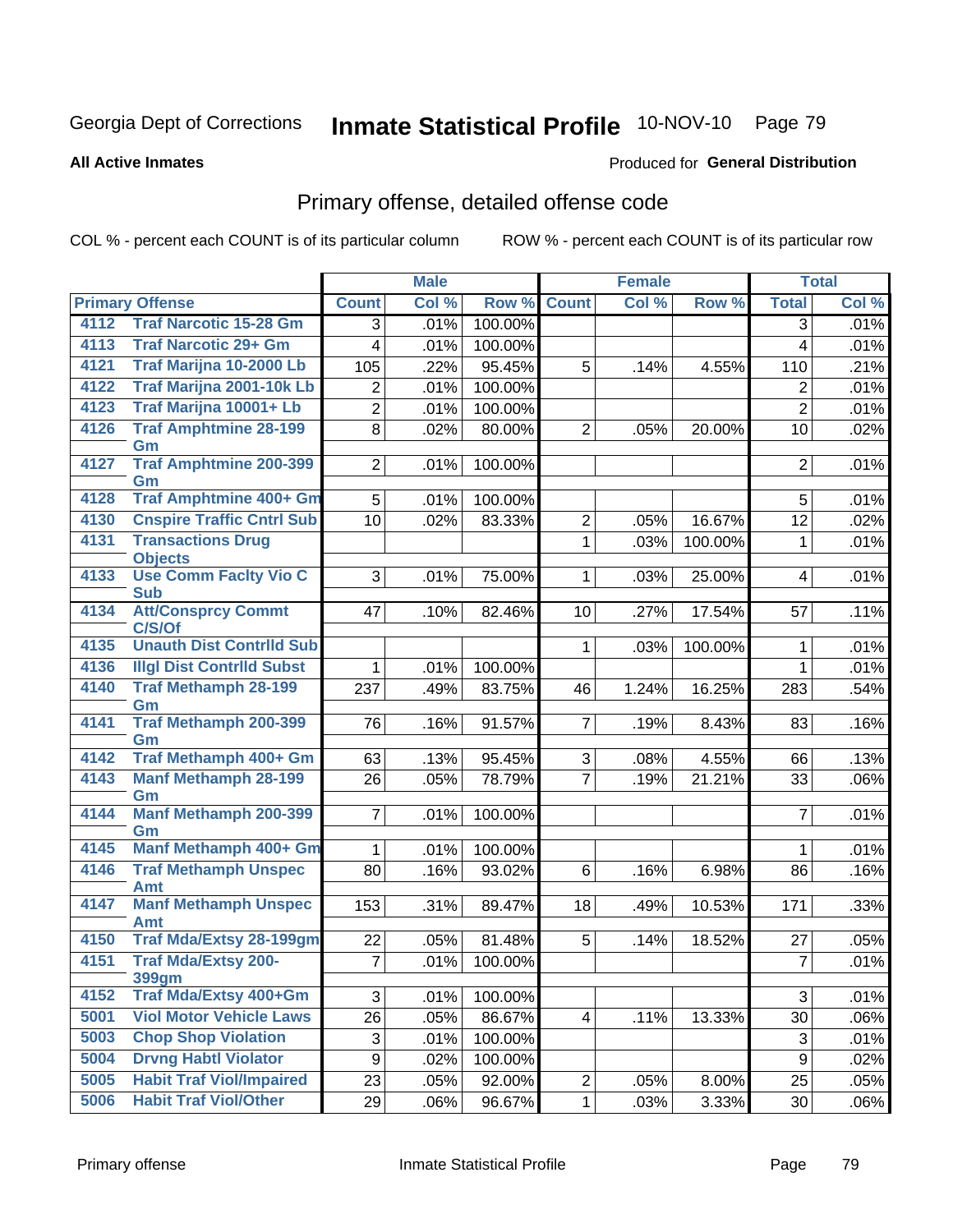Georgia Dept of Corrections **Inmate Statistical Profile** 10-NOV-10 Page 79

**All Active Inmates**

Produced for **General Distribution**

## Primary offense, detailed offense code

COL % - percent each COUNT is of its particular column

ROW % - percent each COUNT is of its particular row

| Primary Offense | | Male | | | Female | | | Total | |
|---|---|---|---|---|---|---|---|---|---|
| | | Count | Col % | Row % | Count | Col % | Row % | Total | Col % |
| 4112 | Traf Narcotic 15-28 Gm | 3 | .01% | 100.00% | | | | 3 | .01% |
| 4113 | Traf Narcotic 29+ Gm | 4 | .01% | 100.00% | | | | 4 | .01% |
| 4121 | Traf Marijna 10-2000 Lb | 105 | .22% | 95.45% | 5 | .14% | 4.55% | 110 | .21% |
| 4122 | Traf Marijna 2001-10k Lb | 2 | .01% | 100.00% | | | | 2 | .01% |
| 4123 | Traf Marijna 10001+ Lb | 2 | .01% | 100.00% | | | | 2 | .01% |
| 4126 | Traf Amphtmine 28-199 Gm | 8 | .02% | 80.00% | 2 | .05% | 20.00% | 10 | .02% |
| 4127 | Traf Amphtmine 200-399 Gm | 2 | .01% | 100.00% | | | | 2 | .01% |
| 4128 | Traf Amphtmine 400+ Gm | 5 | .01% | 100.00% | | | | 5 | .01% |
| 4130 | Cnspire Traffic Cntrl Sub | 10 | .02% | 83.33% | 2 | .05% | 16.67% | 12 | .02% |
| 4131 | Transactions Drug Objects | | | | 1 | .03% | 100.00% | 1 | .01% |
| 4133 | Use Comm Faclty Vio C Sub | 3 | .01% | 75.00% | 1 | .03% | 25.00% | 4 | .01% |
| 4134 | Att/Consprcy Commt C/S/Of | 47 | .10% | 82.46% | 10 | .27% | 17.54% | 57 | .11% |
| 4135 | Unauth Dist Contrlld Sub | | | | 1 | .03% | 100.00% | 1 | .01% |
| 4136 | Illgl Dist Contrlld Subst | 1 | .01% | 100.00% | | | | 1 | .01% |
| 4140 | Traf Methamph 28-199 Gm | 237 | .49% | 83.75% | 46 | 1.24% | 16.25% | 283 | .54% |
| 4141 | Traf Methamph 200-399 Gm | 76 | .16% | 91.57% | 7 | .19% | 8.43% | 83 | .16% |
| 4142 | Traf Methamph 400+ Gm | 63 | .13% | 95.45% | 3 | .08% | 4.55% | 66 | .13% |
| 4143 | Manf Methamph 28-199 Gm | 26 | .05% | 78.79% | 7 | .19% | 21.21% | 33 | .06% |
| 4144 | Manf Methamph 200-399 Gm | 7 | .01% | 100.00% | | | | 7 | .01% |
| 4145 | Manf Methamph 400+ Gm | 1 | .01% | 100.00% | | | | 1 | .01% |
| 4146 | Traf Methamph Unspec Amt | 80 | .16% | 93.02% | 6 | .16% | 6.98% | 86 | .16% |
| 4147 | Manf Methamph Unspec Amt | 153 | .31% | 89.47% | 18 | .49% | 10.53% | 171 | .33% |
| 4150 | Traf Mda/Extsy 28-199gm | 22 | .05% | 81.48% | 5 | .14% | 18.52% | 27 | .05% |
| 4151 | Traf Mda/Extsy 200-399gm | 7 | .01% | 100.00% | | | | 7 | .01% |
| 4152 | Traf Mda/Extsy 400+Gm | 3 | .01% | 100.00% | | | | 3 | .01% |
| 5001 | Viol Motor Vehicle Laws | 26 | .05% | 86.67% | 4 | .11% | 13.33% | 30 | .06% |
| 5003 | Chop Shop Violation | 3 | .01% | 100.00% | | | | 3 | .01% |
| 5004 | Drvng Habtl Violator | 9 | .02% | 100.00% | | | | 9 | .02% |
| 5005 | Habit Traf Viol/Impaired | 23 | .05% | 92.00% | 2 | .05% | 8.00% | 25 | .05% |
| 5006 | Habit Traf Viol/Other | 29 | .06% | 96.67% | 1 | .03% | 3.33% | 30 | .06% |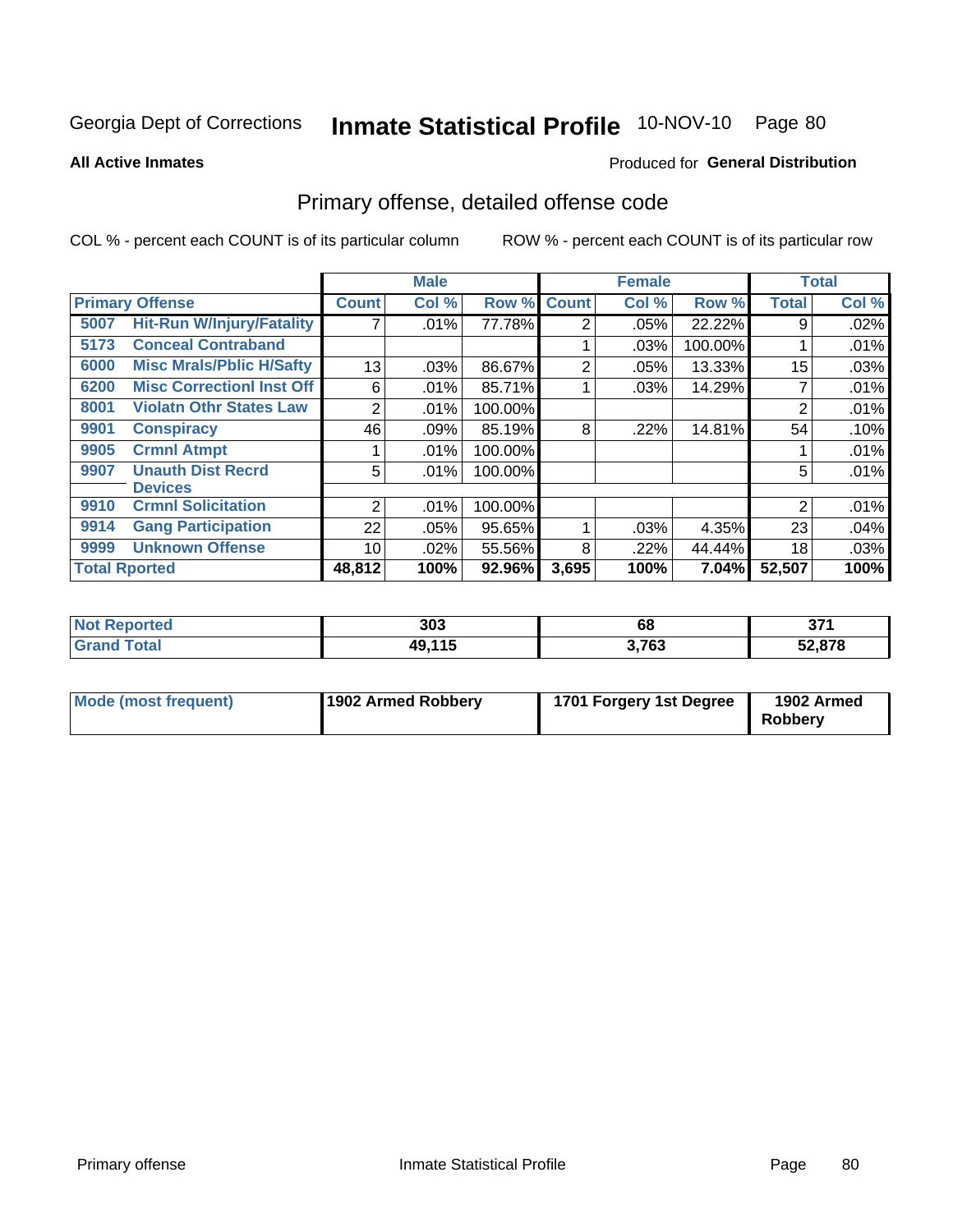Georgia Dept of Corrections **Inmate Statistical Profile** 10-NOV-10 Page 80

**All Active Inmates**

Produced for **General Distribution**

## Primary offense, detailed offense code

COL % - percent each COUNT is of its particular column

ROW % - percent each COUNT is of its particular row

| Primary Offense | | Male | | | Female | | | Total | |
|---|---|---|---|---|---|---|---|---|---|
| | | Count | Col % | Row % | Count | Col % | Row % | Total | Col % |
| 5007 | Hit-Run W/Injury/Fatality | 7 | .01% | 77.78% | 2 | .05% | 22.22% | 9 | .02% |
| 5173 | Conceal Contraband | | | | 1 | .03% | 100.00% | 1 | .01% |
| 6000 | Misc Mrals/Pblic H/Safty | 13 | .03% | 86.67% | 2 | .05% | 13.33% | 15 | .03% |
| 6200 | Misc Correctionl Inst Off | 6 | .01% | 85.71% | 1 | .03% | 14.29% | 7 | .01% |
| 8001 | Violatn Othr States Law | 2 | .01% | 100.00% | | | | 2 | .01% |
| 9901 | Conspiracy | 46 | .09% | 85.19% | 8 | .22% | 14.81% | 54 | .10% |
| 9905 | Crmnl Atmpt | 1 | .01% | 100.00% | | | | 1 | .01% |
| 9907 | Unauth Dist Recrd Devices | 5 | .01% | 100.00% | | | | 5 | .01% |
| 9910 | Crmnl Solicitation | 2 | .01% | 100.00% | | | | 2 | .01% |
| 9914 | Gang Participation | 22 | .05% | 95.65% | 1 | .03% | 4.35% | 23 | .04% |
| 9999 | Unknown Offense | 10 | .02% | 55.56% | 8 | .22% | 44.44% | 18 | .03% |
| **Total Rported** | | **48,812** | **100%** | **92.96%** | **3,695** | **100%** | **7.04%** | **52,507** | **100%** |

| | Male | Female | Total |
|---|---|---|---|
| Not Reported | 303 | 68 | 371 |
| Grand Total | 49,115 | 3,763 | 52,878 |

| | Male | Female | Total |
|---|---|---|---|
| Mode (most frequent) | 1902 Armed Robbery | 1701 Forgery 1st Degree | 1902 Armed Robbery |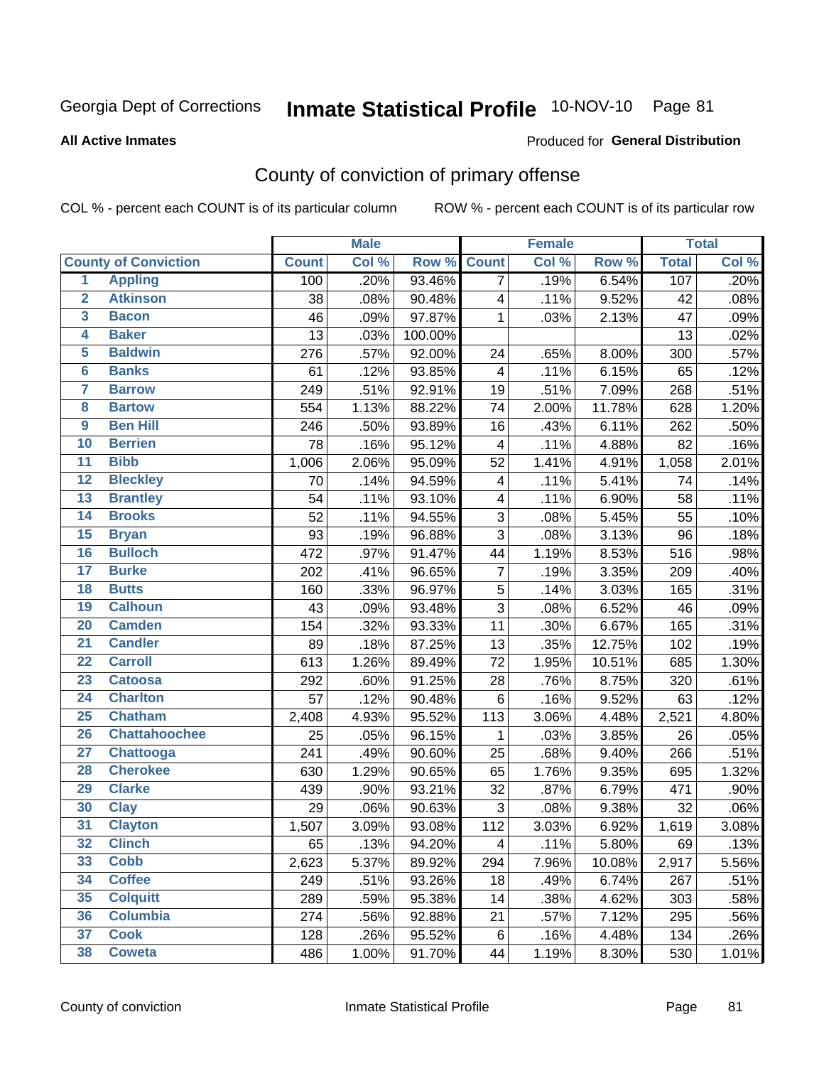Georgia Dept of Corrections **Inmate Statistical Profile** 10-NOV-10

**All Active Inmates**

Produced for **General Distribution**

## County of conviction of primary offense

COL % - percent each COUNT is of its particular column ROW % - percent each COUNT is of its particular row

| County of Conviction | | Male | | | Female | | | Total | |
|---|---|---|---|---|---|---|---|---|---|
| | | Count | Col % | Row % | Count | Col % | Row % | Total | Col % |
| 1 | Appling | 100 | .20% | 93.46% | 7 | .19% | 6.54% | 107 | .20% |
| 2 | Atkinson | 38 | .08% | 90.48% | 4 | .11% | 9.52% | 42 | .08% |
| 3 | Bacon | 46 | .09% | 97.87% | 1 | .03% | 2.13% | 47 | .09% |
| 4 | Baker | 13 | .03% | 100.00% | | | | 13 | .02% |
| 5 | Baldwin | 276 | .57% | 92.00% | 24 | .65% | 8.00% | 300 | .57% |
| 6 | Banks | 61 | .12% | 93.85% | 4 | .11% | 6.15% | 65 | .12% |
| 7 | Barrow | 249 | .51% | 92.91% | 19 | .51% | 7.09% | 268 | .51% |
| 8 | Bartow | 554 | 1.13% | 88.22% | 74 | 2.00% | 11.78% | 628 | 1.20% |
| 9 | Ben Hill | 246 | .50% | 93.89% | 16 | .43% | 6.11% | 262 | .50% |
| 10 | Berrien | 78 | .16% | 95.12% | 4 | .11% | 4.88% | 82 | .16% |
| 11 | Bibb | 1,006 | 2.06% | 95.09% | 52 | 1.41% | 4.91% | 1,058 | 2.01% |
| 12 | Bleckley | 70 | .14% | 94.59% | 4 | .11% | 5.41% | 74 | .14% |
| 13 | Brantley | 54 | .11% | 93.10% | 4 | .11% | 6.90% | 58 | .11% |
| 14 | Brooks | 52 | .11% | 94.55% | 3 | .08% | 5.45% | 55 | .10% |
| 15 | Bryan | 93 | .19% | 96.88% | 3 | .08% | 3.13% | 96 | .18% |
| 16 | Bulloch | 472 | .97% | 91.47% | 44 | 1.19% | 8.53% | 516 | .98% |
| 17 | Burke | 202 | .41% | 96.65% | 7 | .19% | 3.35% | 209 | .40% |
| 18 | Butts | 160 | .33% | 96.97% | 5 | .14% | 3.03% | 165 | .31% |
| 19 | Calhoun | 43 | .09% | 93.48% | 3 | .08% | 6.52% | 46 | .09% |
| 20 | Camden | 154 | .32% | 93.33% | 11 | .30% | 6.67% | 165 | .31% |
| 21 | Candler | 89 | .18% | 87.25% | 13 | .35% | 12.75% | 102 | .19% |
| 22 | Carroll | 613 | 1.26% | 89.49% | 72 | 1.95% | 10.51% | 685 | 1.30% |
| 23 | Catoosa | 292 | .60% | 91.25% | 28 | .76% | 8.75% | 320 | .61% |
| 24 | Charlton | 57 | .12% | 90.48% | 6 | .16% | 9.52% | 63 | .12% |
| 25 | Chatham | 2,408 | 4.93% | 95.52% | 113 | 3.06% | 4.48% | 2,521 | 4.80% |
| 26 | Chattahoochee | 25 | .05% | 96.15% | 1 | .03% | 3.85% | 26 | .05% |
| 27 | Chattooga | 241 | .49% | 90.60% | 25 | .68% | 9.40% | 266 | .51% |
| 28 | Cherokee | 630 | 1.29% | 90.65% | 65 | 1.76% | 9.35% | 695 | 1.32% |
| 29 | Clarke | 439 | .90% | 93.21% | 32 | .87% | 6.79% | 471 | .90% |
| 30 | Clay | 29 | .06% | 90.63% | 3 | .08% | 9.38% | 32 | .06% |
| 31 | Clayton | 1,507 | 3.09% | 93.08% | 112 | 3.03% | 6.92% | 1,619 | 3.08% |
| 32 | Clinch | 65 | .13% | 94.20% | 4 | .11% | 5.80% | 69 | .13% |
| 33 | Cobb | 2,623 | 5.37% | 89.92% | 294 | 7.96% | 10.08% | 2,917 | 5.56% |
| 34 | Coffee | 249 | .51% | 93.26% | 18 | .49% | 6.74% | 267 | .51% |
| 35 | Colquitt | 289 | .59% | 95.38% | 14 | .38% | 4.62% | 303 | .58% |
| 36 | Columbia | 274 | .56% | 92.88% | 21 | .57% | 7.12% | 295 | .56% |
| 37 | Cook | 128 | .26% | 95.52% | 6 | .16% | 4.48% | 134 | .26% |
| 38 | Coweta | 486 | 1.00% | 91.70% | 44 | 1.19% | 8.30% | 530 | 1.01% |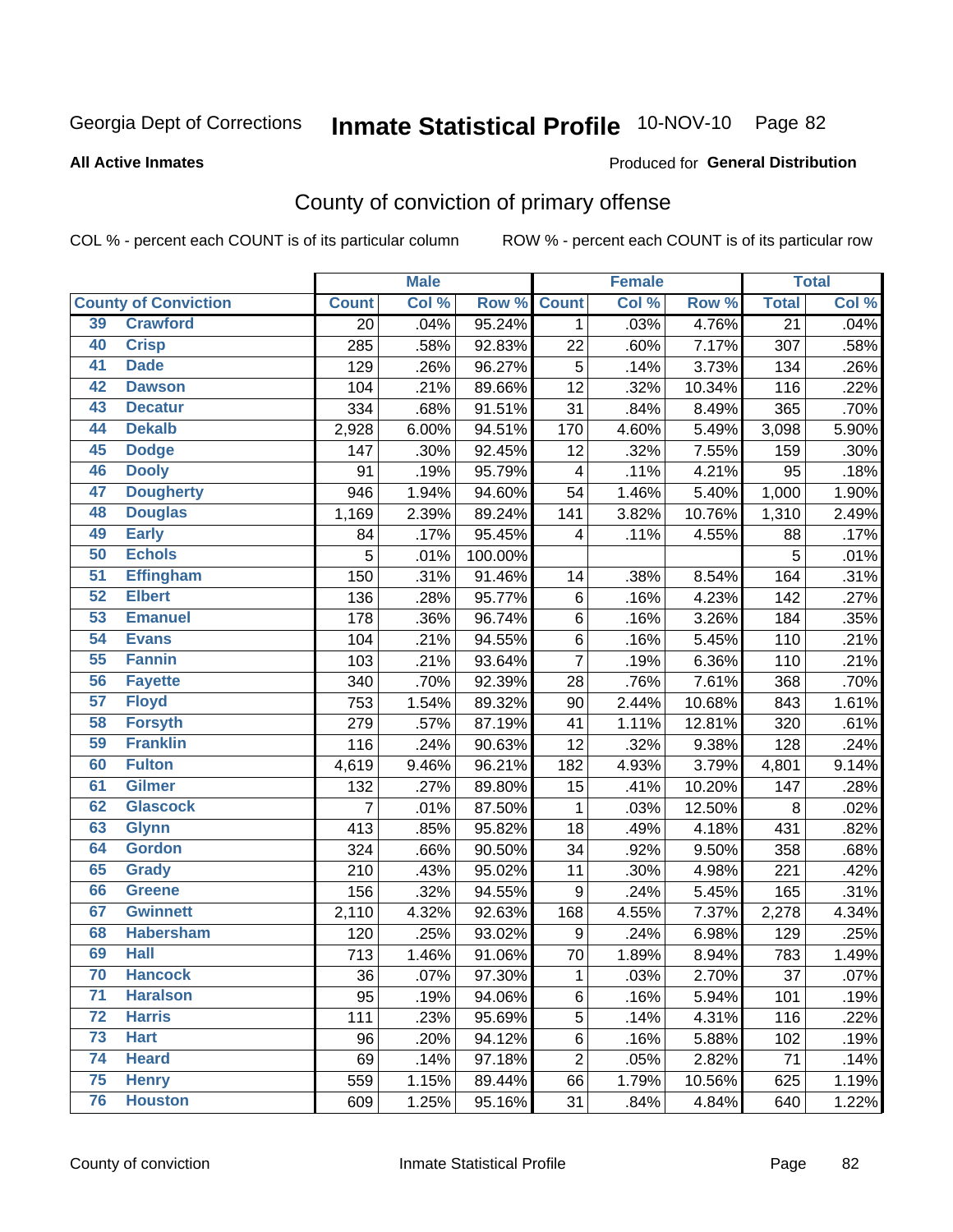Georgia Dept of Corrections **Inmate Statistical Profile** 10-NOV-10 Page 82

**All Active Inmates**

Produced for **General Distribution**

## County of conviction of primary offense

COL % - percent each COUNT is of its particular column ROW % - percent each COUNT is of its particular row

| County of Conviction | | Male | | | Female | | | Total | |
|---|---|---|---|---|---|---|---|---|---|
| | | Count | Col % | Row % | Count | Col % | Row % | Total | Col % |
| 39 | Crawford | 20 | .04% | 95.24% | 1 | .03% | 4.76% | 21 | .04% |
| 40 | Crisp | 285 | .58% | 92.83% | 22 | .60% | 7.17% | 307 | .58% |
| 41 | Dade | 129 | .26% | 96.27% | 5 | .14% | 3.73% | 134 | .26% |
| 42 | Dawson | 104 | .21% | 89.66% | 12 | .32% | 10.34% | 116 | .22% |
| 43 | Decatur | 334 | .68% | 91.51% | 31 | .84% | 8.49% | 365 | .70% |
| 44 | Dekalb | 2,928 | 6.00% | 94.51% | 170 | 4.60% | 5.49% | 3,098 | 5.90% |
| 45 | Dodge | 147 | .30% | 92.45% | 12 | .32% | 7.55% | 159 | .30% |
| 46 | Dooly | 91 | .19% | 95.79% | 4 | .11% | 4.21% | 95 | .18% |
| 47 | Dougherty | 946 | 1.94% | 94.60% | 54 | 1.46% | 5.40% | 1,000 | 1.90% |
| 48 | Douglas | 1,169 | 2.39% | 89.24% | 141 | 3.82% | 10.76% | 1,310 | 2.49% |
| 49 | Early | 84 | .17% | 95.45% | 4 | .11% | 4.55% | 88 | .17% |
| 50 | Echols | 5 | .01% | 100.00% | | | | 5 | .01% |
| 51 | Effingham | 150 | .31% | 91.46% | 14 | .38% | 8.54% | 164 | .31% |
| 52 | Elbert | 136 | .28% | 95.77% | 6 | .16% | 4.23% | 142 | .27% |
| 53 | Emanuel | 178 | .36% | 96.74% | 6 | .16% | 3.26% | 184 | .35% |
| 54 | Evans | 104 | .21% | 94.55% | 6 | .16% | 5.45% | 110 | .21% |
| 55 | Fannin | 103 | .21% | 93.64% | 7 | .19% | 6.36% | 110 | .21% |
| 56 | Fayette | 340 | .70% | 92.39% | 28 | .76% | 7.61% | 368 | .70% |
| 57 | Floyd | 753 | 1.54% | 89.32% | 90 | 2.44% | 10.68% | 843 | 1.61% |
| 58 | Forsyth | 279 | .57% | 87.19% | 41 | 1.11% | 12.81% | 320 | .61% |
| 59 | Franklin | 116 | .24% | 90.63% | 12 | .32% | 9.38% | 128 | .24% |
| 60 | Fulton | 4,619 | 9.46% | 96.21% | 182 | 4.93% | 3.79% | 4,801 | 9.14% |
| 61 | Gilmer | 132 | .27% | 89.80% | 15 | .41% | 10.20% | 147 | .28% |
| 62 | Glascock | 7 | .01% | 87.50% | 1 | .03% | 12.50% | 8 | .02% |
| 63 | Glynn | 413 | .85% | 95.82% | 18 | .49% | 4.18% | 431 | .82% |
| 64 | Gordon | 324 | .66% | 90.50% | 34 | .92% | 9.50% | 358 | .68% |
| 65 | Grady | 210 | .43% | 95.02% | 11 | .30% | 4.98% | 221 | .42% |
| 66 | Greene | 156 | .32% | 94.55% | 9 | .24% | 5.45% | 165 | .31% |
| 67 | Gwinnett | 2,110 | 4.32% | 92.63% | 168 | 4.55% | 7.37% | 2,278 | 4.34% |
| 68 | Habersham | 120 | .25% | 93.02% | 9 | .24% | 6.98% | 129 | .25% |
| 69 | Hall | 713 | 1.46% | 91.06% | 70 | 1.89% | 8.94% | 783 | 1.49% |
| 70 | Hancock | 36 | .07% | 97.30% | 1 | .03% | 2.70% | 37 | .07% |
| 71 | Haralson | 95 | .19% | 94.06% | 6 | .16% | 5.94% | 101 | .19% |
| 72 | Harris | 111 | .23% | 95.69% | 5 | .14% | 4.31% | 116 | .22% |
| 73 | Hart | 96 | .20% | 94.12% | 6 | .16% | 5.88% | 102 | .19% |
| 74 | Heard | 69 | .14% | 97.18% | 2 | .05% | 2.82% | 71 | .14% |
| 75 | Henry | 559 | 1.15% | 89.44% | 66 | 1.79% | 10.56% | 625 | 1.19% |
| 76 | Houston | 609 | 1.25% | 95.16% | 31 | .84% | 4.84% | 640 | 1.22% |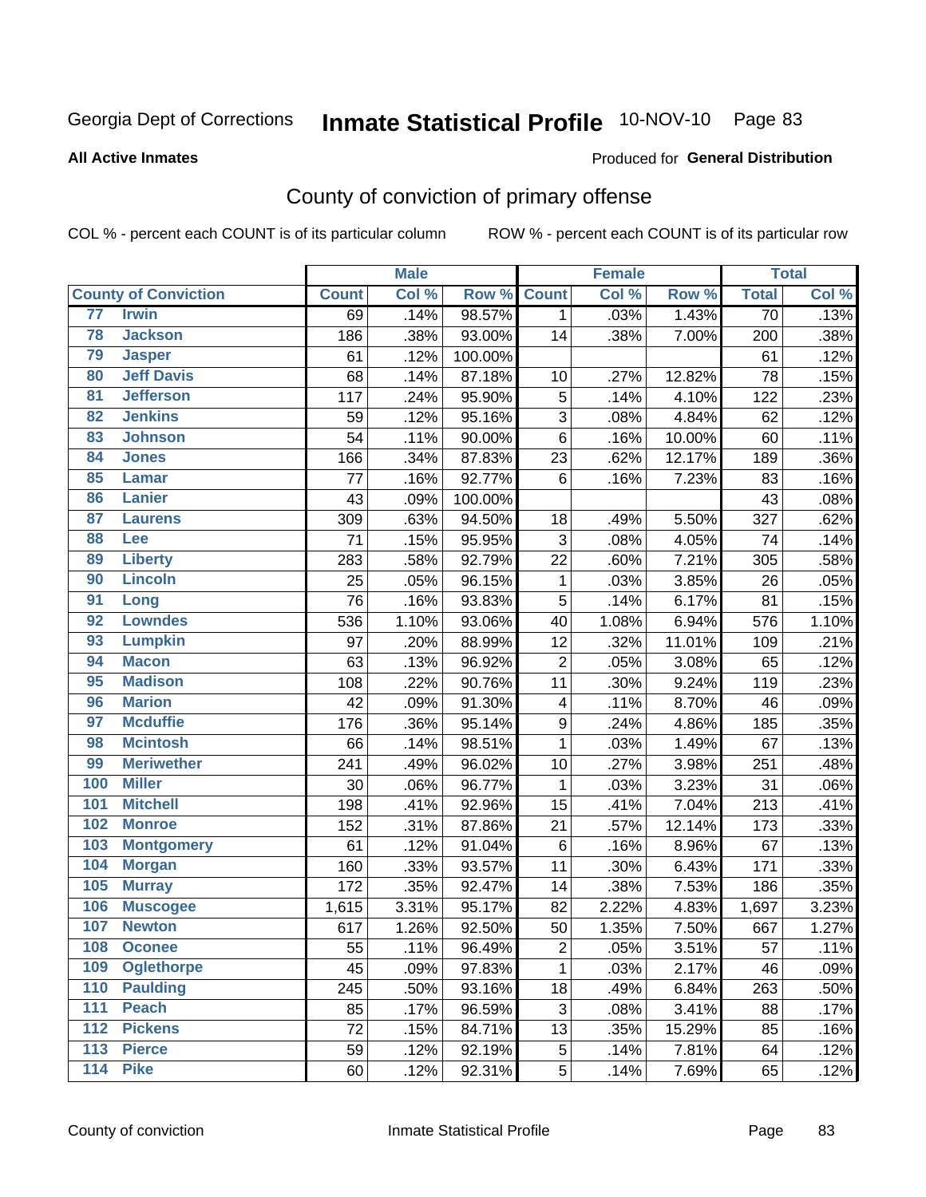Georgia Dept of Corrections **Inmate Statistical Profile** 10-NOV-10

**All Active Inmates**

Produced for **General Distribution**

## County of conviction of primary offense

COL % - percent each COUNT is of its particular column

ROW % - percent each COUNT is of its particular row

| County of Conviction | | Male | | | Female | | | Total | |
|---|---|---|---|---|---|---|---|---|---|
| | | Count | Col % | Row % | Count | Col % | Row % | Total | Col % |
| 77 | Irwin | 69 | .14% | 98.57% | 1 | .03% | 1.43% | 70 | .13% |
| 78 | Jackson | 186 | .38% | 93.00% | 14 | .38% | 7.00% | 200 | .38% |
| 79 | Jasper | 61 | .12% | 100.00% | | | | 61 | .12% |
| 80 | Jeff Davis | 68 | .14% | 87.18% | 10 | .27% | 12.82% | 78 | .15% |
| 81 | Jefferson | 117 | .24% | 95.90% | 5 | .14% | 4.10% | 122 | .23% |
| 82 | Jenkins | 59 | .12% | 95.16% | 3 | .08% | 4.84% | 62 | .12% |
| 83 | Johnson | 54 | .11% | 90.00% | 6 | .16% | 10.00% | 60 | .11% |
| 84 | Jones | 166 | .34% | 87.83% | 23 | .62% | 12.17% | 189 | .36% |
| 85 | Lamar | 77 | .16% | 92.77% | 6 | .16% | 7.23% | 83 | .16% |
| 86 | Lanier | 43 | .09% | 100.00% | | | | 43 | .08% |
| 87 | Laurens | 309 | .63% | 94.50% | 18 | .49% | 5.50% | 327 | .62% |
| 88 | Lee | 71 | .15% | 95.95% | 3 | .08% | 4.05% | 74 | .14% |
| 89 | Liberty | 283 | .58% | 92.79% | 22 | .60% | 7.21% | 305 | .58% |
| 90 | Lincoln | 25 | .05% | 96.15% | 1 | .03% | 3.85% | 26 | .05% |
| 91 | Long | 76 | .16% | 93.83% | 5 | .14% | 6.17% | 81 | .15% |
| 92 | Lowndes | 536 | 1.10% | 93.06% | 40 | 1.08% | 6.94% | 576 | 1.10% |
| 93 | Lumpkin | 97 | .20% | 88.99% | 12 | .32% | 11.01% | 109 | .21% |
| 94 | Macon | 63 | .13% | 96.92% | 2 | .05% | 3.08% | 65 | .12% |
| 95 | Madison | 108 | .22% | 90.76% | 11 | .30% | 9.24% | 119 | .23% |
| 96 | Marion | 42 | .09% | 91.30% | 4 | .11% | 8.70% | 46 | .09% |
| 97 | Mcduffie | 176 | .36% | 95.14% | 9 | .24% | 4.86% | 185 | .35% |
| 98 | Mcintosh | 66 | .14% | 98.51% | 1 | .03% | 1.49% | 67 | .13% |
| 99 | Meriwether | 241 | .49% | 96.02% | 10 | .27% | 3.98% | 251 | .48% |
| 100 | Miller | 30 | .06% | 96.77% | 1 | .03% | 3.23% | 31 | .06% |
| 101 | Mitchell | 198 | .41% | 92.96% | 15 | .41% | 7.04% | 213 | .41% |
| 102 | Monroe | 152 | .31% | 87.86% | 21 | .57% | 12.14% | 173 | .33% |
| 103 | Montgomery | 61 | .12% | 91.04% | 6 | .16% | 8.96% | 67 | .13% |
| 104 | Morgan | 160 | .33% | 93.57% | 11 | .30% | 6.43% | 171 | .33% |
| 105 | Murray | 172 | .35% | 92.47% | 14 | .38% | 7.53% | 186 | .35% |
| 106 | Muscogee | 1,615 | 3.31% | 95.17% | 82 | 2.22% | 4.83% | 1,697 | 3.23% |
| 107 | Newton | 617 | 1.26% | 92.50% | 50 | 1.35% | 7.50% | 667 | 1.27% |
| 108 | Oconee | 55 | .11% | 96.49% | 2 | .05% | 3.51% | 57 | .11% |
| 109 | Oglethorpe | 45 | .09% | 97.83% | 1 | .03% | 2.17% | 46 | .09% |
| 110 | Paulding | 245 | .50% | 93.16% | 18 | .49% | 6.84% | 263 | .50% |
| 111 | Peach | 85 | .17% | 96.59% | 3 | .08% | 3.41% | 88 | .17% |
| 112 | Pickens | 72 | .15% | 84.71% | 13 | .35% | 15.29% | 85 | .16% |
| 113 | Pierce | 59 | .12% | 92.19% | 5 | .14% | 7.81% | 64 | .12% |
| 114 | Pike | 60 | .12% | 92.31% | 5 | .14% | 7.69% | 65 | .12% |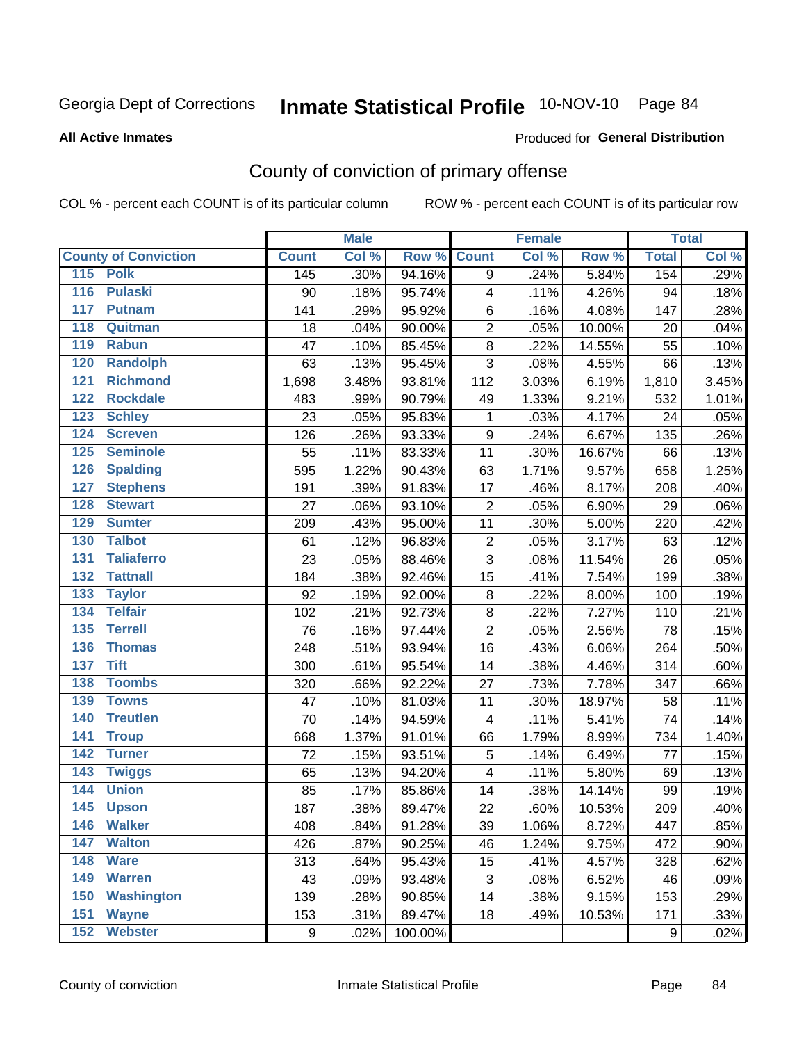Georgia Dept of Corrections **Inmate Statistical Profile** 10-NOV-10

**All Active Inmates** Produced for **General Distribution**

## County of conviction of primary offense

COL % - percent each COUNT is of its particular column ROW % - percent each COUNT is of its particular row

| County of Conviction | | Male | | | Female | | | Total | |
|---|---|---|---|---|---|---|---|---|---|
| | | Count | Col % | Row % | Count | Col % | Row % | Total | Col % |
| 115 | Polk | 145 | .30% | 94.16% | 9 | .24% | 5.84% | 154 | .29% |
| 116 | Pulaski | 90 | .18% | 95.74% | 4 | .11% | 4.26% | 94 | .18% |
| 117 | Putnam | 141 | .29% | 95.92% | 6 | .16% | 4.08% | 147 | .28% |
| 118 | Quitman | 18 | .04% | 90.00% | 2 | .05% | 10.00% | 20 | .04% |
| 119 | Rabun | 47 | .10% | 85.45% | 8 | .22% | 14.55% | 55 | .10% |
| 120 | Randolph | 63 | .13% | 95.45% | 3 | .08% | 4.55% | 66 | .13% |
| 121 | Richmond | 1,698 | 3.48% | 93.81% | 112 | 3.03% | 6.19% | 1,810 | 3.45% |
| 122 | Rockdale | 483 | .99% | 90.79% | 49 | 1.33% | 9.21% | 532 | 1.01% |
| 123 | Schley | 23 | .05% | 95.83% | 1 | .03% | 4.17% | 24 | .05% |
| 124 | Screven | 126 | .26% | 93.33% | 9 | .24% | 6.67% | 135 | .26% |
| 125 | Seminole | 55 | .11% | 83.33% | 11 | .30% | 16.67% | 66 | .13% |
| 126 | Spalding | 595 | 1.22% | 90.43% | 63 | 1.71% | 9.57% | 658 | 1.25% |
| 127 | Stephens | 191 | .39% | 91.83% | 17 | .46% | 8.17% | 208 | .40% |
| 128 | Stewart | 27 | .06% | 93.10% | 2 | .05% | 6.90% | 29 | .06% |
| 129 | Sumter | 209 | .43% | 95.00% | 11 | .30% | 5.00% | 220 | .42% |
| 130 | Talbot | 61 | .12% | 96.83% | 2 | .05% | 3.17% | 63 | .12% |
| 131 | Taliaferro | 23 | .05% | 88.46% | 3 | .08% | 11.54% | 26 | .05% |
| 132 | Tattnall | 184 | .38% | 92.46% | 15 | .41% | 7.54% | 199 | .38% |
| 133 | Taylor | 92 | .19% | 92.00% | 8 | .22% | 8.00% | 100 | .19% |
| 134 | Telfair | 102 | .21% | 92.73% | 8 | .22% | 7.27% | 110 | .21% |
| 135 | Terrell | 76 | .16% | 97.44% | 2 | .05% | 2.56% | 78 | .15% |
| 136 | Thomas | 248 | .51% | 93.94% | 16 | .43% | 6.06% | 264 | .50% |
| 137 | Tift | 300 | .61% | 95.54% | 14 | .38% | 4.46% | 314 | .60% |
| 138 | Toombs | 320 | .66% | 92.22% | 27 | .73% | 7.78% | 347 | .66% |
| 139 | Towns | 47 | .10% | 81.03% | 11 | .30% | 18.97% | 58 | .11% |
| 140 | Treutlen | 70 | .14% | 94.59% | 4 | .11% | 5.41% | 74 | .14% |
| 141 | Troup | 668 | 1.37% | 91.01% | 66 | 1.79% | 8.99% | 734 | 1.40% |
| 142 | Turner | 72 | .15% | 93.51% | 5 | .14% | 6.49% | 77 | .15% |
| 143 | Twiggs | 65 | .13% | 94.20% | 4 | .11% | 5.80% | 69 | .13% |
| 144 | Union | 85 | .17% | 85.86% | 14 | .38% | 14.14% | 99 | .19% |
| 145 | Upson | 187 | .38% | 89.47% | 22 | .60% | 10.53% | 209 | .40% |
| 146 | Walker | 408 | .84% | 91.28% | 39 | 1.06% | 8.72% | 447 | .85% |
| 147 | Walton | 426 | .87% | 90.25% | 46 | 1.24% | 9.75% | 472 | .90% |
| 148 | Ware | 313 | .64% | 95.43% | 15 | .41% | 4.57% | 328 | .62% |
| 149 | Warren | 43 | .09% | 93.48% | 3 | .08% | 6.52% | 46 | .09% |
| 150 | Washington | 139 | .28% | 90.85% | 14 | .38% | 9.15% | 153 | .29% |
| 151 | Wayne | 153 | .31% | 89.47% | 18 | .49% | 10.53% | 171 | .33% |
| 152 | Webster | 9 | .02% | 100.00% | | | | 9 | .02% |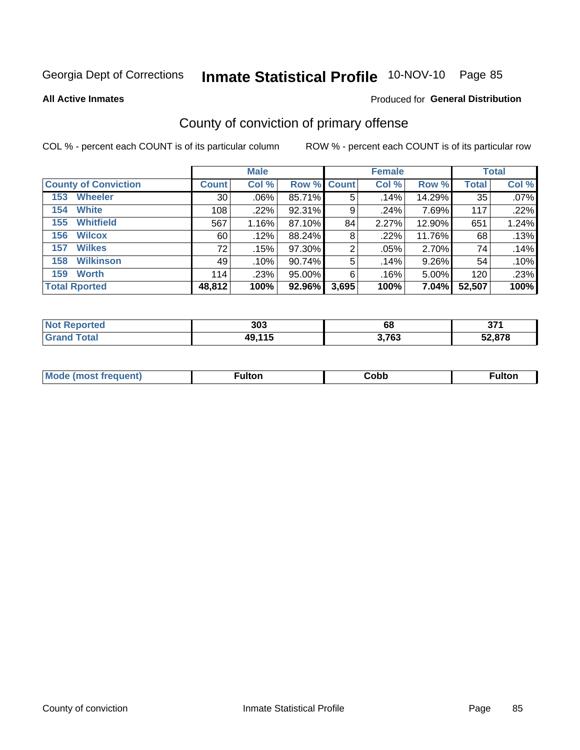Georgia Dept of Corrections **Inmate Statistical Profile** 10-NOV-10

**All Active Inmates**

Produced for **General Distribution**

## County of conviction of primary offense

COL % - percent each COUNT is of its particular column

ROW % - percent each COUNT is of its particular row

| | Male | | | Female | | | Total | |
|---|---|---|---|---|---|---|---|---|
| **County of Conviction** | **Count** | **Col %** | **Row %** | **Count** | **Col %** | **Row %** | **Total** | **Col %** |
| 153 Wheeler | 30 | .06% | 85.71% | 5 | .14% | 14.29% | 35 | .07% |
| 154 White | 108 | .22% | 92.31% | 9 | .24% | 7.69% | 117 | .22% |
| 155 Whitfield | 567 | 1.16% | 87.10% | 84 | 2.27% | 12.90% | 651 | 1.24% |
| 156 Wilcox | 60 | .12% | 88.24% | 8 | .22% | 11.76% | 68 | .13% |
| 157 Wilkes | 72 | .15% | 97.30% | 2 | .05% | 2.70% | 74 | .14% |
| 158 Wilkinson | 49 | .10% | 90.74% | 5 | .14% | 9.26% | 54 | .10% |
| 159 Worth | 114 | .23% | 95.00% | 6 | .16% | 5.00% | 120 | .23% |
| **Total Rported** | **48,812** | **100%** | **92.96%** | **3,695** | **100%** | **7.04%** | **52,507** | **100%** |

| | Male | Female | Total |
|---|---|---|---|
| **Not Reported** | **303** | **68** | **371** |
| **Grand Total** | **49,115** | **3,763** | **52,878** |

| | Male | Female | Total |
|---|---|---|---|
| **Mode (most frequent)** | **Fulton** | **Cobb** | **Fulton** |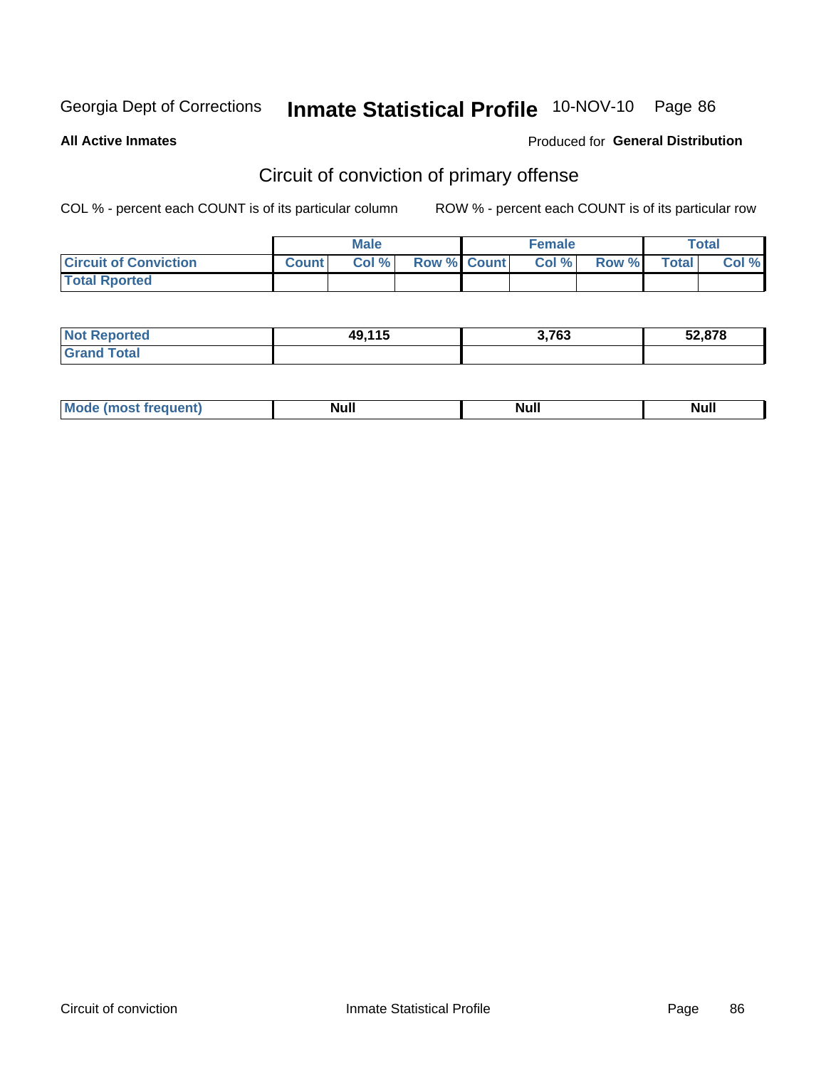Georgia Dept of Corrections **Inmate Statistical Profile** 10-NOV-10

**All Active Inmates**

Produced for **General Distribution**

## Circuit of conviction of primary offense

COL % - percent each COUNT is of its particular column ROW % - percent each COUNT is of its particular row

| | Male | | | Female | | | Total | |
|---|---|---|---|---|---|---|---|---|
| **Circuit of Conviction** | **Count** | **Col %** | **Row %** | **Count** | **Col %** | **Row %** | **Total** | **Col %** |
| **Total Rported** | | | | | | | | |

| | Male | Female | Total |
|---|---|---|---|
| **Not Reported** | 49,115 | 3,763 | 52,878 |
| **Grand Total** | | | |

| | Male | Female | Total |
|---|---|---|---|
| **Mode (most frequent)** | Null | Null | Null |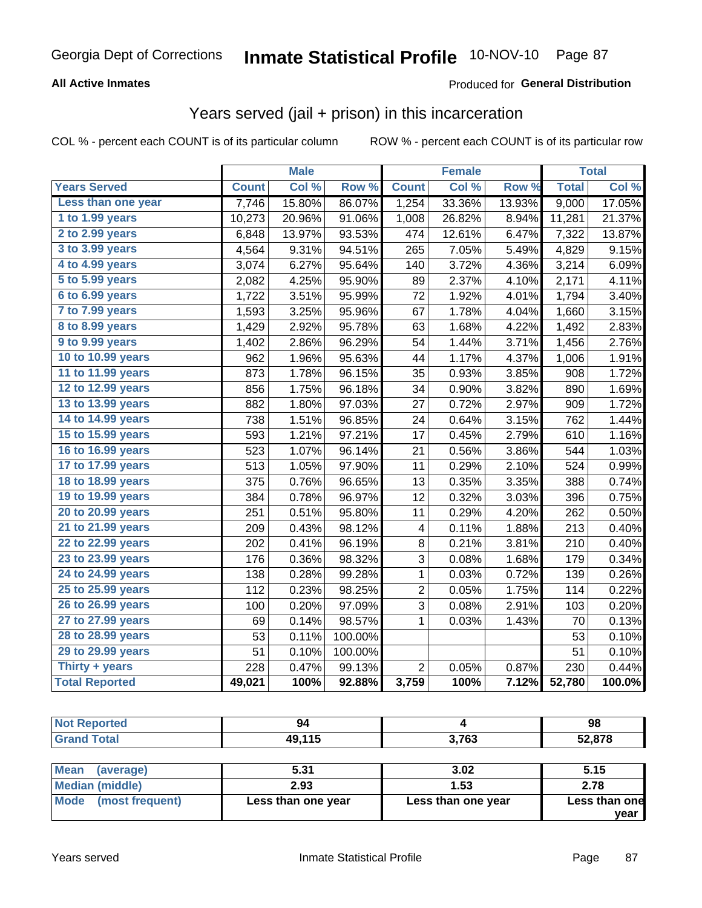Georgia Dept of Corrections **Inmate Statistical Profile** 10-NOV-10

**All Active Inmates**

Produced for **General Distribution**

## Years served (jail + prison) in this incarceration

COL % - percent each COUNT is of its particular column    ROW % - percent each COUNT is of its particular row

| | Male | | | Female | | | Total | |
|---|---|---|---|---|---|---|---|---|
| **Years Served** | **Count** | **Col %** | **Row %** | **Count** | **Col %** | **Row %** | **Total** | **Col %** |
| **Less than one year** | 7,746 | 15.80% | 86.07% | 1,254 | 33.36% | 13.93% | 9,000 | 17.05% |
| **1 to 1.99 years** | 10,273 | 20.96% | 91.06% | 1,008 | 26.82% | 8.94% | 11,281 | 21.37% |
| **2 to 2.99 years** | 6,848 | 13.97% | 93.53% | 474 | 12.61% | 6.47% | 7,322 | 13.87% |
| **3 to 3.99 years** | 4,564 | 9.31% | 94.51% | 265 | 7.05% | 5.49% | 4,829 | 9.15% |
| **4 to 4.99 years** | 3,074 | 6.27% | 95.64% | 140 | 3.72% | 4.36% | 3,214 | 6.09% |
| **5 to 5.99 years** | 2,082 | 4.25% | 95.90% | 89 | 2.37% | 4.10% | 2,171 | 4.11% |
| **6 to 6.99 years** | 1,722 | 3.51% | 95.99% | 72 | 1.92% | 4.01% | 1,794 | 3.40% |
| **7 to 7.99 years** | 1,593 | 3.25% | 95.96% | 67 | 1.78% | 4.04% | 1,660 | 3.15% |
| **8 to 8.99 years** | 1,429 | 2.92% | 95.78% | 63 | 1.68% | 4.22% | 1,492 | 2.83% |
| **9 to 9.99 years** | 1,402 | 2.86% | 96.29% | 54 | 1.44% | 3.71% | 1,456 | 2.76% |
| **10 to 10.99 years** | 962 | 1.96% | 95.63% | 44 | 1.17% | 4.37% | 1,006 | 1.91% |
| **11 to 11.99 years** | 873 | 1.78% | 96.15% | 35 | 0.93% | 3.85% | 908 | 1.72% |
| **12 to 12.99 years** | 856 | 1.75% | 96.18% | 34 | 0.90% | 3.82% | 890 | 1.69% |
| **13 to 13.99 years** | 882 | 1.80% | 97.03% | 27 | 0.72% | 2.97% | 909 | 1.72% |
| **14 to 14.99 years** | 738 | 1.51% | 96.85% | 24 | 0.64% | 3.15% | 762 | 1.44% |
| **15 to 15.99 years** | 593 | 1.21% | 97.21% | 17 | 0.45% | 2.79% | 610 | 1.16% |
| **16 to 16.99 years** | 523 | 1.07% | 96.14% | 21 | 0.56% | 3.86% | 544 | 1.03% |
| **17 to 17.99 years** | 513 | 1.05% | 97.90% | 11 | 0.29% | 2.10% | 524 | 0.99% |
| **18 to 18.99 years** | 375 | 0.76% | 96.65% | 13 | 0.35% | 3.35% | 388 | 0.74% |
| **19 to 19.99 years** | 384 | 0.78% | 96.97% | 12 | 0.32% | 3.03% | 396 | 0.75% |
| **20 to 20.99 years** | 251 | 0.51% | 95.80% | 11 | 0.29% | 4.20% | 262 | 0.50% |
| **21 to 21.99 years** | 209 | 0.43% | 98.12% | 4 | 0.11% | 1.88% | 213 | 0.40% |
| **22 to 22.99 years** | 202 | 0.41% | 96.19% | 8 | 0.21% | 3.81% | 210 | 0.40% |
| **23 to 23.99 years** | 176 | 0.36% | 98.32% | 3 | 0.08% | 1.68% | 179 | 0.34% |
| **24 to 24.99 years** | 138 | 0.28% | 99.28% | 1 | 0.03% | 0.72% | 139 | 0.26% |
| **25 to 25.99 years** | 112 | 0.23% | 98.25% | 2 | 0.05% | 1.75% | 114 | 0.22% |
| **26 to 26.99 years** | 100 | 0.20% | 97.09% | 3 | 0.08% | 2.91% | 103 | 0.20% |
| **27 to 27.99 years** | 69 | 0.14% | 98.57% | 1 | 0.03% | 1.43% | 70 | 0.13% |
| **28 to 28.99 years** | 53 | 0.11% | 100.00% | | | | 53 | 0.10% |
| **29 to 29.99 years** | 51 | 0.10% | 100.00% | | | | 51 | 0.10% |
| **Thirty + years** | 228 | 0.47% | 99.13% | 2 | 0.05% | 0.87% | 230 | 0.44% |
| **Total Reported** | **49,021** | **100%** | **92.88%** | **3,759** | **100%** | **7.12%** | **52,780** | **100.0%** |

| | Male | Female | Total |
|---|---|---|---|
| **Not Reported** | **94** | **4** | **98** |
| **Grand Total** | **49,115** | **3,763** | **52,878** |

| | Male | Female | Total |
|---|---|---|---|
| **Mean (average)** | **5.31** | **3.02** | **5.15** |
| **Median (middle)** | **2.93** | **1.53** | **2.78** |
| **Mode (most frequent)** | **Less than one year** | **Less than one year** | **Less than one year** |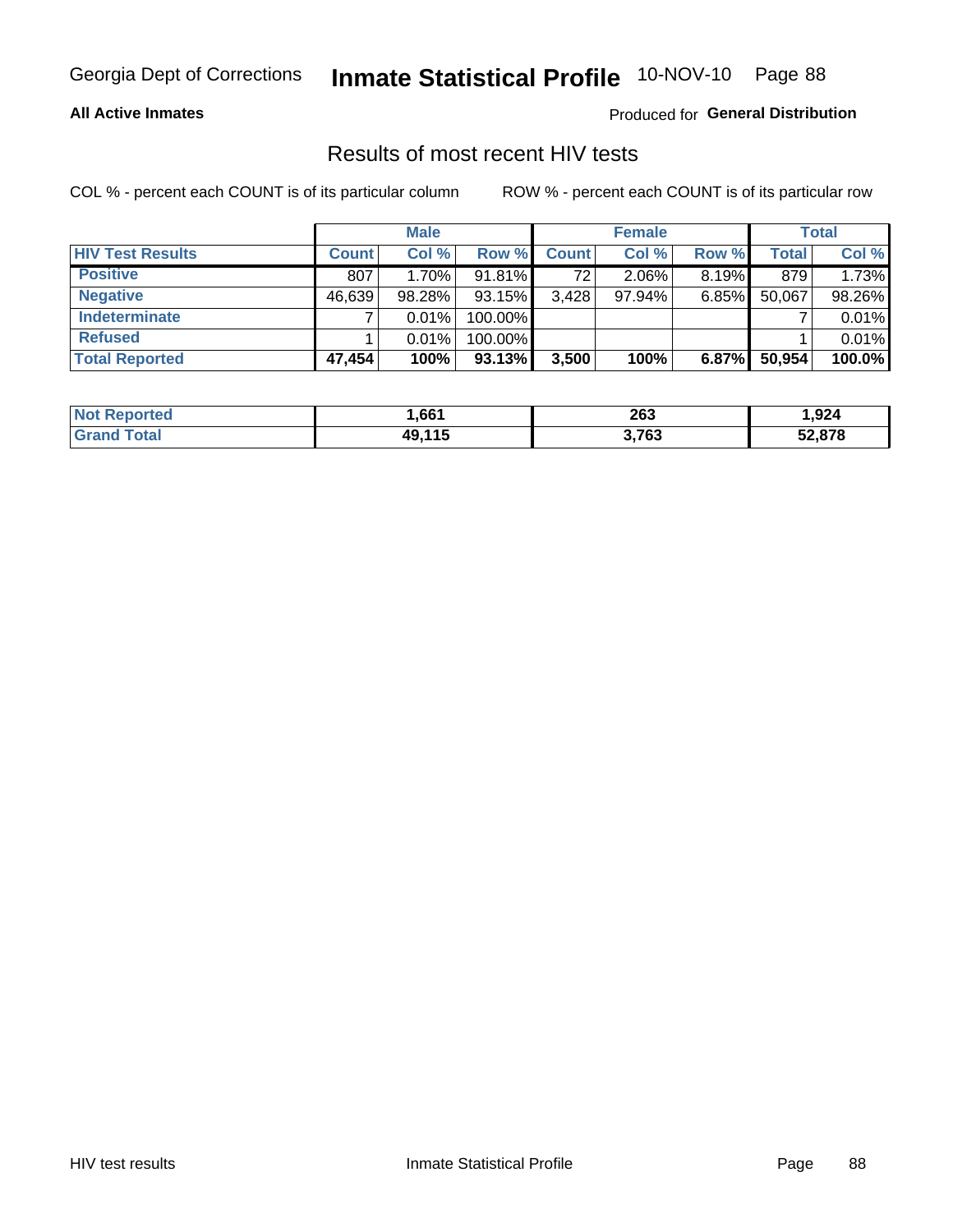Georgia Dept of Corrections **Inmate Statistical Profile** 10-NOV-10

**All Active Inmates**

Produced for **General Distribution**

## Results of most recent HIV tests

COL % - percent each COUNT is of its particular column ROW % - percent each COUNT is of its particular row

| | Male | | | Female | | | Total | |
|---|---|---|---|---|---|---|---|---|
| **HIV Test Results** | **Count** | **Col %** | **Row %** | **Count** | **Col %** | **Row %** | **Total** | **Col %** |
| **Positive** | 807 | 1.70% | 91.81% | 72 | 2.06% | 8.19% | 879 | 1.73% |
| **Negative** | 46,639 | 98.28% | 93.15% | 3,428 | 97.94% | 6.85% | 50,067 | 98.26% |
| **Indeterminate** | 7 | 0.01% | 100.00% | | | | 7 | 0.01% |
| **Refused** | 1 | 0.01% | 100.00% | | | | 1 | 0.01% |
| **Total Reported** | **47,454** | **100%** | **93.13%** | **3,500** | **100%** | **6.87%** | **50,954** | **100.0%** |

| | Male | Female | Total |
|---|---|---|---|
| **Not Reported** | **1,661** | **263** | **1,924** |
| **Grand Total** | **49,115** | **3,763** | **52,878** |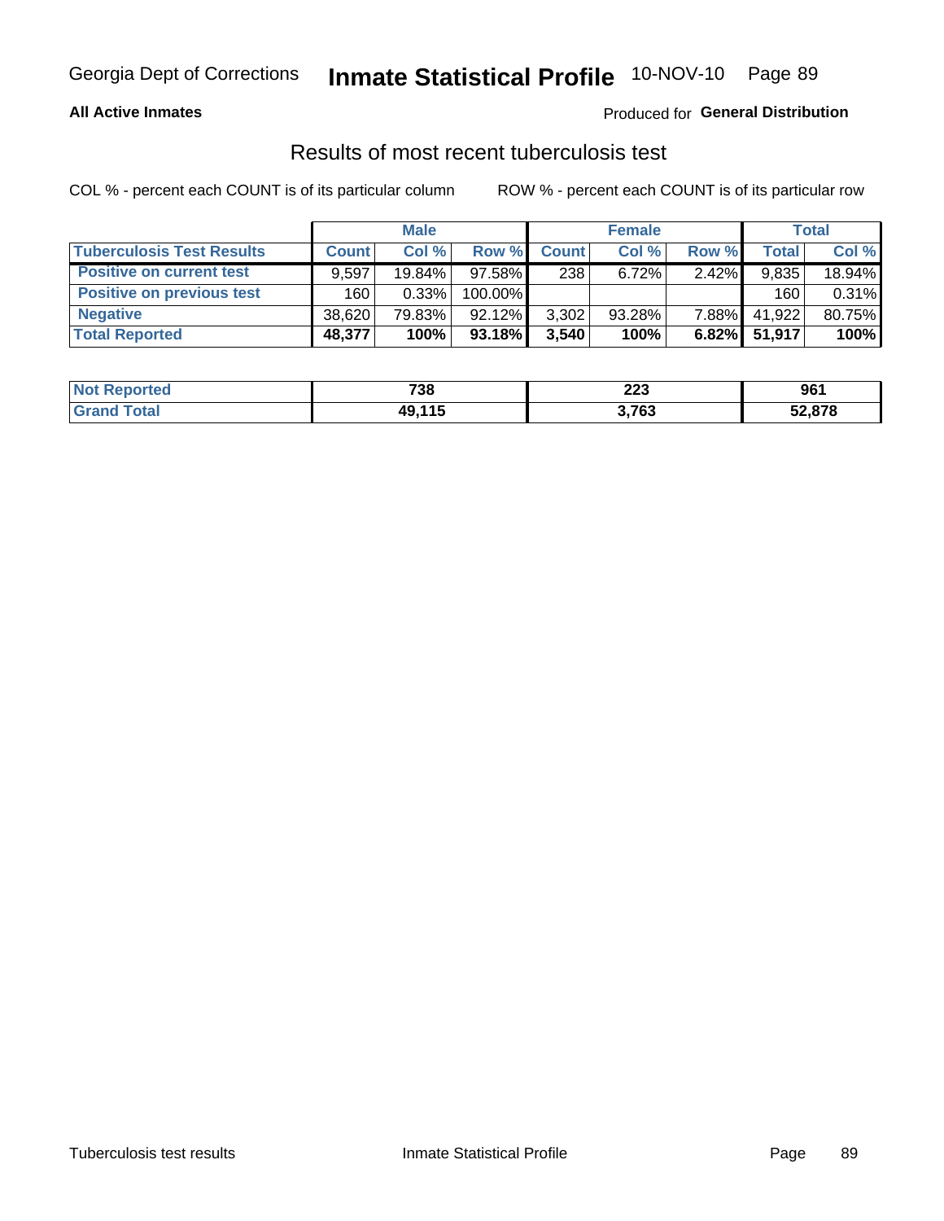Georgia Dept of Corrections **Inmate Statistical Profile** 10-NOV-10

**All Active Inmates**

Produced for **General Distribution**

## Results of most recent tuberculosis test

COL % - percent each COUNT is of its particular column

ROW % - percent each COUNT is of its particular row

| | Male | | | Female | | | Total | |
|---|---|---|---|---|---|---|---|---|
| **Tuberculosis Test Results** | **Count** | **Col %** | **Row %** | **Count** | **Col %** | **Row %** | **Total** | **Col %** |
| **Positive on current test** | 9,597 | 19.84% | 97.58% | 238 | 6.72% | 2.42% | 9,835 | 18.94% |
| **Positive on previous test** | 160 | 0.33% | 100.00% | | | | 160 | 0.31% |
| **Negative** | 38,620 | 79.83% | 92.12% | 3,302 | 93.28% | 7.88% | 41,922 | 80.75% |
| **Total Reported** | **48,377** | **100%** | **93.18%** | **3,540** | **100%** | **6.82%** | **51,917** | **100%** |

| | Male | Female | Total |
|---|---|---|---|
| **Not Reported** | **738** | **223** | **961** |
| **Grand Total** | **49,115** | **3,763** | **52,878** |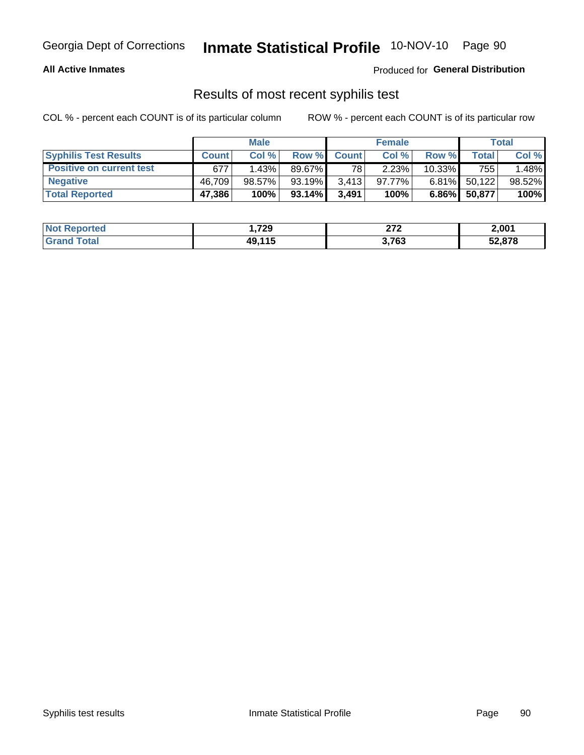**All Active Inmates**

Produced for **General Distribution**

## Results of most recent syphilis test

COL % - percent each COUNT is of its particular column     ROW % - percent each COUNT is of its particular row

| | Male | | | Female | | | Total | |
|---|---|---|---|---|---|---|---|---|
| **Syphilis Test Results** | **Count** | **Col %** | **Row %** | **Count** | **Col %** | **Row %** | **Total** | **Col %** |
| **Positive on current test** | 677 | 1.43% | 89.67% | 78 | 2.23% | 10.33% | 755 | 1.48% |
| **Negative** | 46,709 | 98.57% | 93.19% | 3,413 | 97.77% | 6.81% | 50,122 | 98.52% |
| **Total Reported** | **47,386** | **100%** | **93.14%** | **3,491** | **100%** | **6.86%** | **50,877** | **100%** |

| | Male | Female | Total |
|---|---|---|---|
| **Not Reported** | **1,729** | **272** | **2,001** |
| **Grand Total** | **49,115** | **3,763** | **52,878** |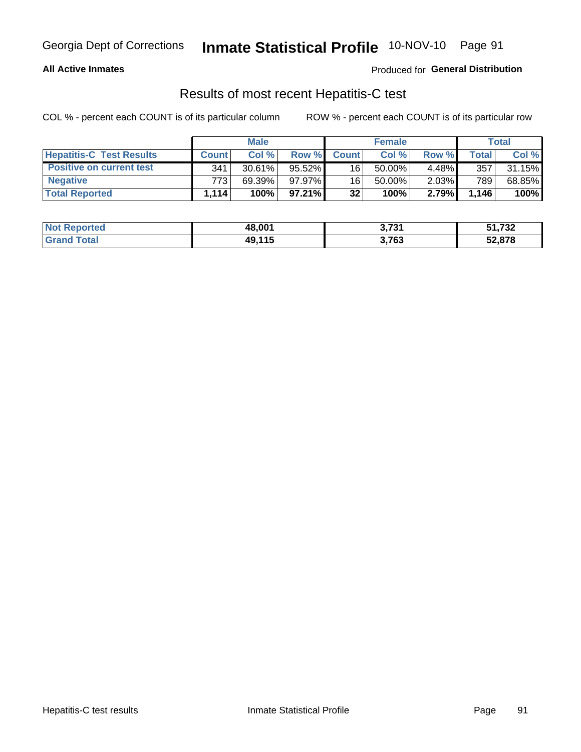**All Active Inmates**

Produced for **General Distribution**

## Results of most recent Hepatitis-C test

COL % - percent each COUNT is of its particular column

ROW % - percent each COUNT is of its particular row

| | Male | | | Female | | | Total | |
|---|---|---|---|---|---|---|---|---|
| **Hepatitis-C Test Results** | **Count** | **Col %** | **Row %** | **Count** | **Col %** | **Row %** | **Total** | **Col %** |
| **Positive on current test** | 341 | 30.61% | 95.52% | 16 | 50.00% | 4.48% | 357 | 31.15% |
| **Negative** | 773 | 69.39% | 97.97% | 16 | 50.00% | 2.03% | 789 | 68.85% |
| **Total Reported** | **1,114** | **100%** | **97.21%** | **32** | **100%** | **2.79%** | **1,146** | **100%** |

| | Male | Female | Total |
|---|---|---|---|
| **Not Reported** | **48,001** | **3,731** | **51,732** |
| **Grand Total** | **49,115** | **3,763** | **52,878** |